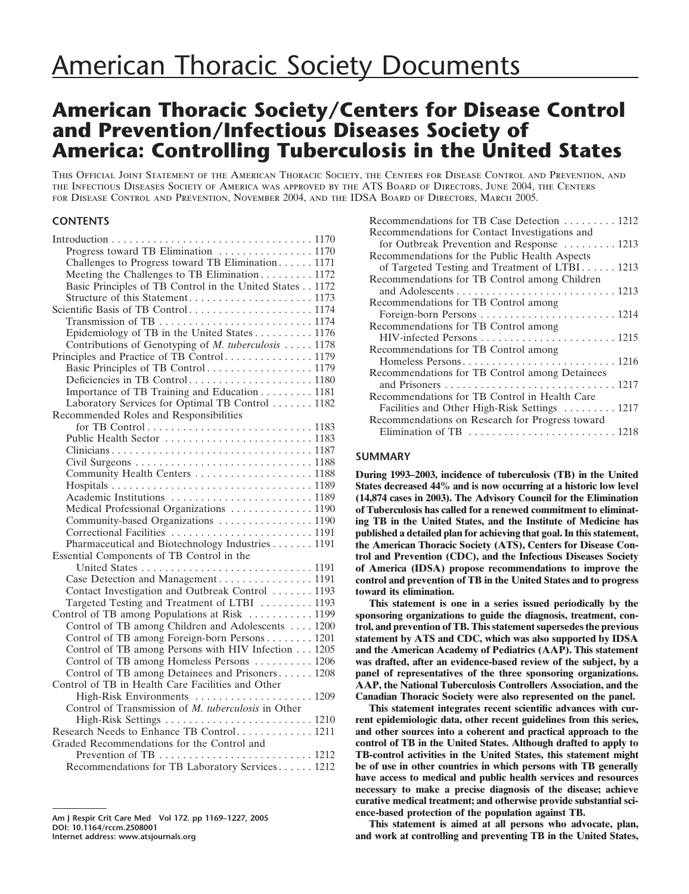# American Thoracic Society Documents

## American Thoracic Society/Centers for Disease Control and Prevention/Infectious Diseases Society of America: Controlling Tuberculosis in the United States

This Official Joint Statement of the American Thoracic Society, the Centers for Disease Control and Prevention, and the Infectious Diseases Society of America was approved by the ATS Board of Directors, June 2004, the Centers for Disease Control and Prevention, November 2004, and the IDSA Board of Directors, March 2005.

### CONTENTS

- Introduction . . . 1170
  - Progress toward TB Elimination . . . 1170
  - Challenges to Progress toward TB Elimination . . . 1171
  - Meeting the Challenges to TB Elimination . . . 1172
  - Basic Principles of TB Control in the United States . . . 1172
  - Structure of this Statement . . . 1173
- Scientific Basis of TB Control . . . 1174
  - Transmission of TB . . . 1174
  - Epidemiology of TB in the United States . . . 1176
  - Contributions of Genotyping of *M. tuberculosis* . . . 1178
- Principles and Practice of TB Control . . . 1179
  - Basic Principles of TB Control . . . 1179
  - Deficiencies in TB Control . . . 1180
  - Importance of TB Training and Education . . . 1181
  - Laboratory Services for Optimal TB Control . . . 1182
- Recommended Roles and Responsibilities for TB Control . . . 1183
  - Public Health Sector . . . 1183
  - Clinicians . . . 1187
  - Civil Surgeons . . . 1188
  - Community Health Centers . . . 1188
  - Hospitals . . . 1189
  - Academic Institutions . . . 1189
  - Medical Professional Organizations . . . 1190
  - Community-based Organizations . . . 1190
  - Correctional Facilities . . . 1191
  - Pharmaceutical and Biotechnology Industries . . . 1191
- Essential Components of TB Control in the United States . . . 1191
  - Case Detection and Management . . . 1191
  - Contact Investigation and Outbreak Control . . . 1193
  - Targeted Testing and Treatment of LTBI . . . 1193
- Control of TB among Populations at Risk . . . 1199
  - Control of TB among Children and Adolescents . . . 1200
  - Control of TB among Foreign-born Persons . . . 1201
  - Control of TB among Persons with HIV Infection . . . 1205
  - Control of TB among Homeless Persons . . . 1206
  - Control of TB among Detainees and Prisoners . . . 1208
- Control of TB in Health Care Facilities and Other High-Risk Environments . . . 1209
  - Control of Transmission of *M. tuberculosis* in Other High-Risk Settings . . . 1210
- Research Needs to Enhance TB Control . . . 1211
- Graded Recommendations for the Control and Prevention of TB . . . 1212
  - Recommendations for TB Laboratory Services . . . 1212
  - Recommendations for TB Case Detection . . . 1212
  - Recommendations for Contact Investigations and for Outbreak Prevention and Response . . . 1213
  - Recommendations for the Public Health Aspects of Targeted Testing and Treatment of LTBI . . . 1213
  - Recommendations for TB Control among Children and Adolescents . . . 1213
  - Recommendations for TB Control among Foreign-born Persons . . . 1214
  - Recommendations for TB Control among HIV-infected Persons . . . 1215
  - Recommendations for TB Control among Homeless Persons . . . 1216
  - Recommendations for TB Control among Detainees and Prisoners . . . 1217
  - Recommendations for TB Control in Health Care Facilities and Other High-Risk Settings . . . 1217
  - Recommendations on Research for Progress toward Elimination of TB . . . 1218

### SUMMARY

**During 1993–2003, incidence of tuberculosis (TB) in the United States decreased 44% and is now occurring at a historic low level (14,874 cases in 2003). The Advisory Council for the Elimination of Tuberculosis has called for a renewed commitment to eliminating TB in the United States, and the Institute of Medicine has published a detailed plan for achieving that goal. In this statement, the American Thoracic Society (ATS), Centers for Disease Control and Prevention (CDC), and the Infectious Diseases Society of America (IDSA) propose recommendations to improve the control and prevention of TB in the United States and to progress toward its elimination.**

**This statement is one in a series issued periodically by the sponsoring organizations to guide the diagnosis, treatment, control, and prevention of TB. This statement supersedes the previous statement by ATS and CDC, which was also supported by IDSA and the American Academy of Pediatrics (AAP). This statement was drafted, after an evidence-based review of the subject, by a panel of representatives of the three sponsoring organizations. AAP, the National Tuberculosis Controllers Association, and the Canadian Thoracic Society were also represented on the panel.**

**This statement integrates recent scientific advances with current epidemiologic data, other recent guidelines from this series, and other sources into a coherent and practical approach to the control of TB in the United States. Although drafted to apply to TB-control activities in the United States, this statement might be of use in other countries in which persons with TB generally have access to medical and public health services and resources necessary to make a precise diagnosis of the disease; achieve curative medical treatment; and otherwise provide substantial science-based protection of the population against TB.**

**This statement is aimed at all persons who advocate, plan, and work at controlling and preventing TB in the United States,**

**Am J Respir Crit Care Med Vol 172. pp 1169–1227, 2005**
**DOI: 10.1164/rccm.2508001**
**Internet address: www.atsjournals.org**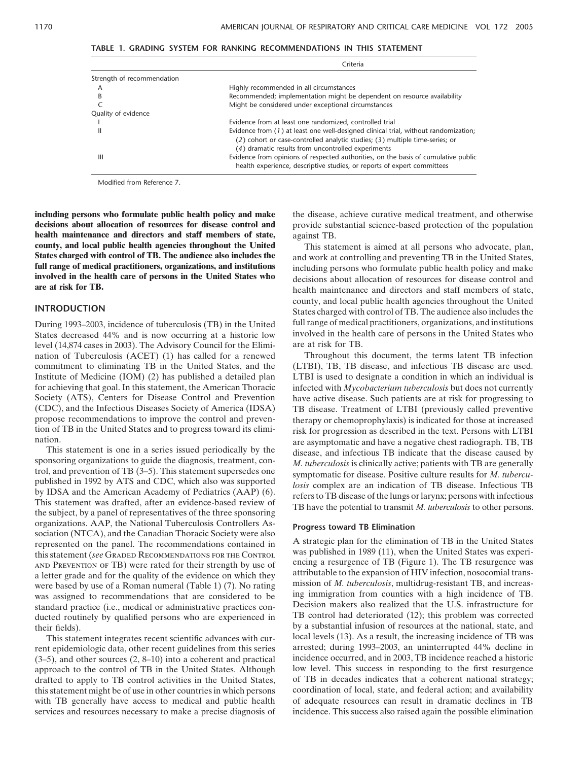**TABLE 1. GRADING SYSTEM FOR RANKING RECOMMENDATIONS IN THIS STATEMENT**

| | Criteria |
|---|---|
| Strength of recommendation | |
| A | Highly recommended in all circumstances |
| B | Recommended; implementation might be dependent on resource availability |
| C | Might be considered under exceptional circumstances |
| Quality of evidence | |
| I | Evidence from at least one randomized, controlled trial |
| II | Evidence from (*1*) at least one well-designed clinical trial, without randomization; (*2*) cohort or case-controlled analytic studies; (*3*) multiple time-series; or (*4*) dramatic results from uncontrolled experiments |
| III | Evidence from opinions of respected authorities, on the basis of cumulative public health experience, descriptive studies, or reports of expert committees |

Modified from Reference 7.

**including persons who formulate public health policy and make decisions about allocation of resources for disease control and health maintenance and directors and staff members of state, county, and local public health agencies throughout the United States charged with control of TB. The audience also includes the full range of medical practitioners, organizations, and institutions involved in the health care of persons in the United States who are at risk for TB.**

## INTRODUCTION

During 1993–2003, incidence of tuberculosis (TB) in the United States decreased 44% and is now occurring at a historic low level (14,874 cases in 2003). The Advisory Council for the Elimination of Tuberculosis (ACET) (1) has called for a renewed commitment to eliminating TB in the United States, and the Institute of Medicine (IOM) (2) has published a detailed plan for achieving that goal. In this statement, the American Thoracic Society (ATS), Centers for Disease Control and Prevention (CDC), and the Infectious Diseases Society of America (IDSA) propose recommendations to improve the control and prevention of TB in the United States and to progress toward its elimination.

This statement is one in a series issued periodically by the sponsoring organizations to guide the diagnosis, treatment, control, and prevention of TB (3–5). This statement supersedes one published in 1992 by ATS and CDC, which also was supported by IDSA and the American Academy of Pediatrics (AAP) (6). This statement was drafted, after an evidence-based review of the subject, by a panel of representatives of the three sponsoring organizations. AAP, the National Tuberculosis Controllers Association (NTCA), and the Canadian Thoracic Society were also represented on the panel. The recommendations contained in this statement (*see* Graded Recommendations for the Control and Prevention of TB) were rated for their strength by use of a letter grade and for the quality of the evidence on which they were based by use of a Roman numeral (Table 1) (7). No rating was assigned to recommendations that are considered to be standard practice (i.e., medical or administrative practices conducted routinely by qualified persons who are experienced in their fields).

This statement integrates recent scientific advances with current epidemiologic data, other recent guidelines from this series (3–5), and other sources (2, 8–10) into a coherent and practical approach to the control of TB in the United States. Although drafted to apply to TB control activities in the United States, this statement might be of use in other countries in which persons with TB generally have access to medical and public health services and resources necessary to make a precise diagnosis of the disease, achieve curative medical treatment, and otherwise provide substantial science-based protection of the population against TB.

This statement is aimed at all persons who advocate, plan, and work at controlling and preventing TB in the United States, including persons who formulate public health policy and make decisions about allocation of resources for disease control and health maintenance and directors and staff members of state, county, and local public health agencies throughout the United States charged with control of TB. The audience also includes the full range of medical practitioners, organizations, and institutions involved in the health care of persons in the United States who are at risk for TB.

Throughout this document, the terms latent TB infection (LTBI), TB, TB disease, and infectious TB disease are used. LTBI is used to designate a condition in which an individual is infected with *Mycobacterium tuberculosis* but does not currently have active disease. Such patients are at risk for progressing to TB disease. Treatment of LTBI (previously called preventive therapy or chemoprophylaxis) is indicated for those at increased risk for progression as described in the text. Persons with LTBI are asymptomatic and have a negative chest radiograph. TB, TB disease, and infectious TB indicate that the disease caused by *M. tuberculosis* is clinically active; patients with TB are generally symptomatic for disease. Positive culture results for *M. tuberculosis* complex are an indication of TB disease. Infectious TB refers to TB disease of the lungs or larynx; persons with infectious TB have the potential to transmit *M. tuberculosis* to other persons.

### Progress toward TB Elimination

A strategic plan for the elimination of TB in the United States was published in 1989 (11), when the United States was experiencing a resurgence of TB (Figure 1). The TB resurgence was attributable to the expansion of HIV infection, nosocomial transmission of *M. tuberculosis*, multidrug-resistant TB, and increasing immigration from counties with a high incidence of TB. Decision makers also realized that the U.S. infrastructure for TB control had deteriorated (12); this problem was corrected by a substantial infusion of resources at the national, state, and local levels (13). As a result, the increasing incidence of TB was arrested; during 1993–2003, an uninterrupted 44% decline in incidence occurred, and in 2003, TB incidence reached a historic low level. This success in responding to the first resurgence of TB in decades indicates that a coherent national strategy; coordination of local, state, and federal action; and availability of adequate resources can result in dramatic declines in TB incidence. This success also raised again the possible elimination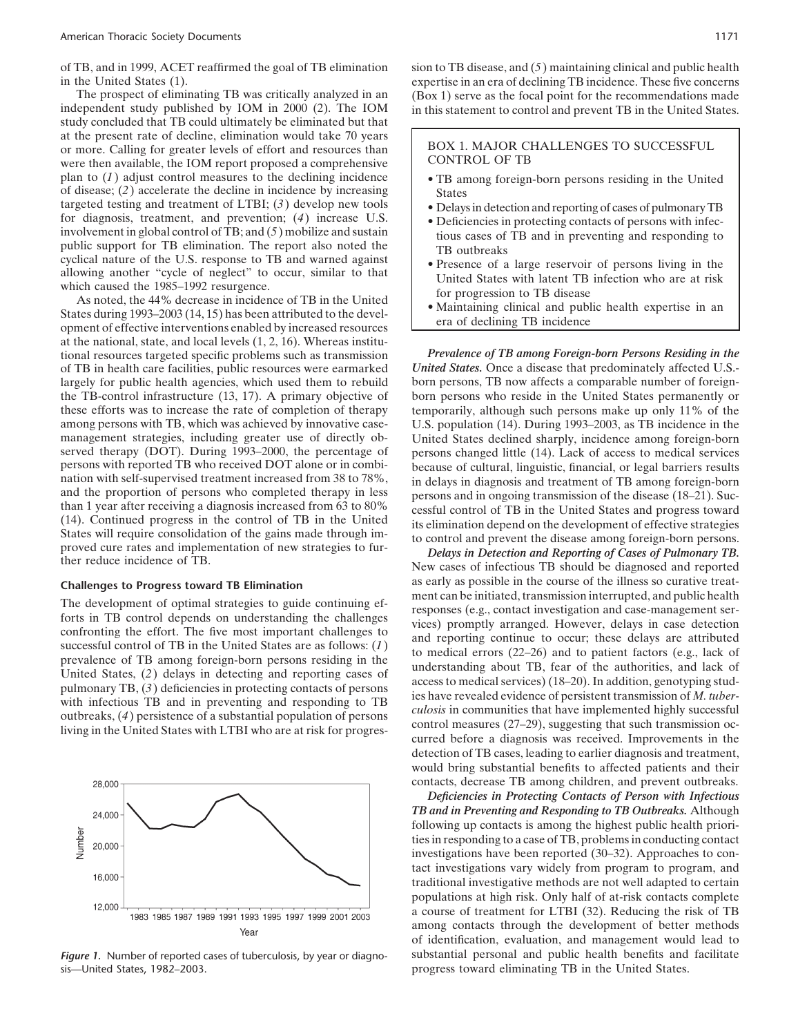of TB, and in 1999, ACET reaffirmed the goal of TB elimination in the United States (1).

The prospect of eliminating TB was critically analyzed in an independent study published by IOM in 2000 (2). The IOM study concluded that TB could ultimately be eliminated but that at the present rate of decline, elimination would take 70 years or more. Calling for greater levels of effort and resources than were then available, the IOM report proposed a comprehensive plan to (*1*) adjust control measures to the declining incidence of disease; (*2*) accelerate the decline in incidence by increasing targeted testing and treatment of LTBI; (*3*) develop new tools for diagnosis, treatment, and prevention; (*4*) increase U.S. involvement in global control of TB; and (*5*) mobilize and sustain public support for TB elimination. The report also noted the cyclical nature of the U.S. response to TB and warned against allowing another "cycle of neglect" to occur, similar to that which caused the 1985–1992 resurgence.

As noted, the 44% decrease in incidence of TB in the United States during 1993–2003 (14, 15) has been attributed to the development of effective interventions enabled by increased resources at the national, state, and local levels (1, 2, 16). Whereas institutional resources targeted specific problems such as transmission of TB in health care facilities, public resources were earmarked largely for public health agencies, which used them to rebuild the TB-control infrastructure (13, 17). A primary objective of these efforts was to increase the rate of completion of therapy among persons with TB, which was achieved by innovative case-management strategies, including greater use of directly observed therapy (DOT). During 1993–2000, the percentage of persons with reported TB who received DOT alone or in combination with self-supervised treatment increased from 38 to 78%, and the proportion of persons who completed therapy in less than 1 year after receiving a diagnosis increased from 63 to 80% (14). Continued progress in the control of TB in the United States will require consolidation of the gains made through improved cure rates and implementation of new strategies to further reduce incidence of TB.

## Challenges to Progress toward TB Elimination

The development of optimal strategies to guide continuing efforts in TB control depends on understanding the challenges confronting the effort. The five most important challenges to successful control of TB in the United States are as follows: (*1*) prevalence of TB among foreign-born persons residing in the United States, (*2*) delays in detecting and reporting cases of pulmonary TB, (*3*) deficiencies in protecting contacts of persons with infectious TB and in preventing and responding to TB outbreaks, (*4*) persistence of a substantial population of persons living in the United States with LTBI who are at risk for progression to TB disease, and (*5*) maintaining clinical and public health expertise in an era of declining TB incidence. These five concerns (Box 1) serve as the focal point for the recommendations made in this statement to control and prevent TB in the United States.

> **BOX 1. MAJOR CHALLENGES TO SUCCESSFUL CONTROL OF TB**
>
> - TB among foreign-born persons residing in the United States
> - Delays in detection and reporting of cases of pulmonary TB
> - Deficiencies in protecting contacts of persons with infectious cases of TB and in preventing and responding to TB outbreaks
> - Presence of a large reservoir of persons living in the United States with latent TB infection who are at risk for progression to TB disease
> - Maintaining clinical and public health expertise in an era of declining TB incidence

*Figure 1.* Number of reported cases of tuberculosis, by year or diagnosis—United States, 1982–2003.

***Prevalence of TB among Foreign-born Persons Residing in the United States.*** Once a disease that predominately affected U.S.-born persons, TB now affects a comparable number of foreign-born persons who reside in the United States permanently or temporarily, although such persons make up only 11% of the U.S. population (14). During 1993–2003, as TB incidence in the United States declined sharply, incidence among foreign-born persons changed little (14). Lack of access to medical services because of cultural, linguistic, financial, or legal barriers results in delays in diagnosis and treatment of TB among foreign-born persons and in ongoing transmission of the disease (18–21). Successful control of TB in the United States and progress toward its elimination depend on the development of effective strategies to control and prevent the disease among foreign-born persons.

***Delays in Detection and Reporting of Cases of Pulmonary TB.*** New cases of infectious TB should be diagnosed and reported as early as possible in the course of the illness so curative treatment can be initiated, transmission interrupted, and public health responses (e.g., contact investigation and case-management services) promptly arranged. However, delays in case detection and reporting continue to occur; these delays are attributed to medical errors (22–26) and to patient factors (e.g., lack of understanding about TB, fear of the authorities, and lack of access to medical services) (18–20). In addition, genotyping studies have revealed evidence of persistent transmission of *M. tuberculosis* in communities that have implemented highly successful control measures (27–29), suggesting that such transmission occurred before a diagnosis was received. Improvements in the detection of TB cases, leading to earlier diagnosis and treatment, would bring substantial benefits to affected patients and their contacts, decrease TB among children, and prevent outbreaks.

***Deficiencies in Protecting Contacts of Person with Infectious TB and in Preventing and Responding to TB Outbreaks.*** Although following up contacts is among the highest public health priorities in responding to a case of TB, problems in conducting contact investigations have been reported (30–32). Approaches to contact investigations vary widely from program to program, and traditional investigative methods are not well adapted to certain populations at high risk. Only half of at-risk contacts complete a course of treatment for LTBI (32). Reducing the risk of TB among contacts through the development of better methods of identification, evaluation, and management would lead to substantial personal and public health benefits and facilitate progress toward eliminating TB in the United States.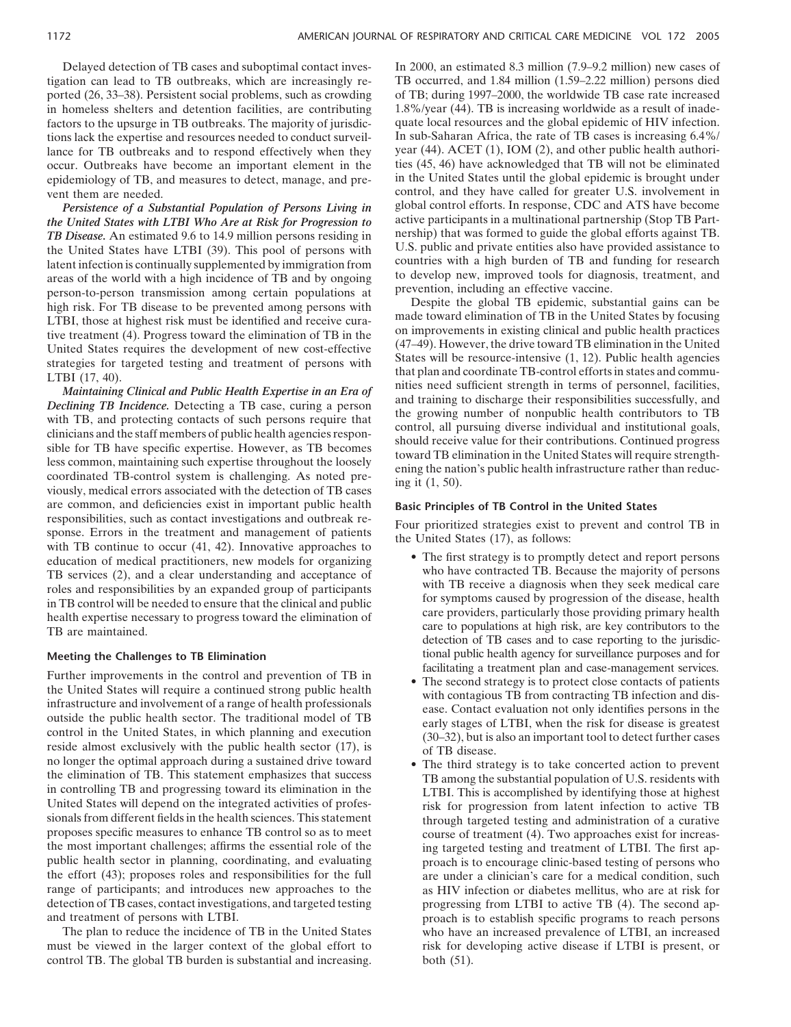Delayed detection of TB cases and suboptimal contact investigation can lead to TB outbreaks, which are increasingly reported (26, 33–38). Persistent social problems, such as crowding in homeless shelters and detention facilities, are contributing factors to the upsurge in TB outbreaks. The majority of jurisdictions lack the expertise and resources needed to conduct surveillance for TB outbreaks and to respond effectively when they occur. Outbreaks have become an important element in the epidemiology of TB, and measures to detect, manage, and prevent them are needed.

***Persistence of a Substantial Population of Persons Living in the United States with LTBI Who Are at Risk for Progression to TB Disease.*** An estimated 9.6 to 14.9 million persons residing in the United States have LTBI (39). This pool of persons with latent infection is continually supplemented by immigration from areas of the world with a high incidence of TB and by ongoing person-to-person transmission among certain populations at high risk. For TB disease to be prevented among persons with LTBI, those at highest risk must be identified and receive curative treatment (4). Progress toward the elimination of TB in the United States requires the development of new cost-effective strategies for targeted testing and treatment of persons with LTBI (17, 40).

***Maintaining Clinical and Public Health Expertise in an Era of Declining TB Incidence.*** Detecting a TB case, curing a person with TB, and protecting contacts of such persons require that clinicians and the staff members of public health agencies responsible for TB have specific expertise. However, as TB becomes less common, maintaining such expertise throughout the loosely coordinated TB-control system is challenging. As noted previously, medical errors associated with the detection of TB cases are common, and deficiencies exist in important public health responsibilities, such as contact investigations and outbreak response. Errors in the treatment and management of patients with TB continue to occur (41, 42). Innovative approaches to education of medical practitioners, new models for organizing TB services (2), and a clear understanding and acceptance of roles and responsibilities by an expanded group of participants in TB control will be needed to ensure that the clinical and public health expertise necessary to progress toward the elimination of TB are maintained.

### Meeting the Challenges to TB Elimination

Further improvements in the control and prevention of TB in the United States will require a continued strong public health infrastructure and involvement of a range of health professionals outside the public health sector. The traditional model of TB control in the United States, in which planning and execution reside almost exclusively with the public health sector (17), is no longer the optimal approach during a sustained drive toward the elimination of TB. This statement emphasizes that success in controlling TB and progressing toward its elimination in the United States will depend on the integrated activities of professionals from different fields in the health sciences. This statement proposes specific measures to enhance TB control so as to meet the most important challenges; affirms the essential role of the public health sector in planning, coordinating, and evaluating the effort (43); proposes roles and responsibilities for the full range of participants; and introduces new approaches to the detection of TB cases, contact investigations, and targeted testing and treatment of persons with LTBI.

The plan to reduce the incidence of TB in the United States must be viewed in the larger context of the global effort to control TB. The global TB burden is substantial and increasing. In 2000, an estimated 8.3 million (7.9–9.2 million) new cases of TB occurred, and 1.84 million (1.59–2.22 million) persons died of TB; during 1997–2000, the worldwide TB case rate increased 1.8%/year (44). TB is increasing worldwide as a result of inadequate local resources and the global epidemic of HIV infection. In sub-Saharan Africa, the rate of TB cases is increasing 6.4%/year (44). ACET (1), IOM (2), and other public health authorities (45, 46) have acknowledged that TB will not be eliminated in the United States until the global epidemic is brought under control, and they have called for greater U.S. involvement in global control efforts. In response, CDC and ATS have become active participants in a multinational partnership (Stop TB Partnership) that was formed to guide the global efforts against TB. U.S. public and private entities also have provided assistance to countries with a high burden of TB and funding for research to develop new, improved tools for diagnosis, treatment, and prevention, including an effective vaccine.

Despite the global TB epidemic, substantial gains can be made toward elimination of TB in the United States by focusing on improvements in existing clinical and public health practices (47–49). However, the drive toward TB elimination in the United States will be resource-intensive (1, 12). Public health agencies that plan and coordinate TB-control efforts in states and communities need sufficient strength in terms of personnel, facilities, and training to discharge their responsibilities successfully, and the growing number of nonpublic health contributors to TB control, all pursuing diverse individual and institutional goals, should receive value for their contributions. Continued progress toward TB elimination in the United States will require strengthening the nation's public health infrastructure rather than reducing it (1, 50).

### Basic Principles of TB Control in the United States

Four prioritized strategies exist to prevent and control TB in the United States (17), as follows:

- The first strategy is to promptly detect and report persons who have contracted TB. Because the majority of persons with TB receive a diagnosis when they seek medical care for symptoms caused by progression of the disease, health care providers, particularly those providing primary health care to populations at high risk, are key contributors to the detection of TB cases and to case reporting to the jurisdictional public health agency for surveillance purposes and for facilitating a treatment plan and case-management services.
- The second strategy is to protect close contacts of patients with contagious TB from contracting TB infection and disease. Contact evaluation not only identifies persons in the early stages of LTBI, when the risk for disease is greatest (30–32), but is also an important tool to detect further cases of TB disease.
- The third strategy is to take concerted action to prevent TB among the substantial population of U.S. residents with LTBI. This is accomplished by identifying those at highest risk for progression from latent infection to active TB through targeted testing and administration of a curative course of treatment (4). Two approaches exist for increasing targeted testing and treatment of LTBI. The first approach is to encourage clinic-based testing of persons who are under a clinician's care for a medical condition, such as HIV infection or diabetes mellitus, who are at risk for progressing from LTBI to active TB (4). The second approach is to establish specific programs to reach persons who have an increased prevalence of LTBI, an increased risk for developing active disease if LTBI is present, or both (51).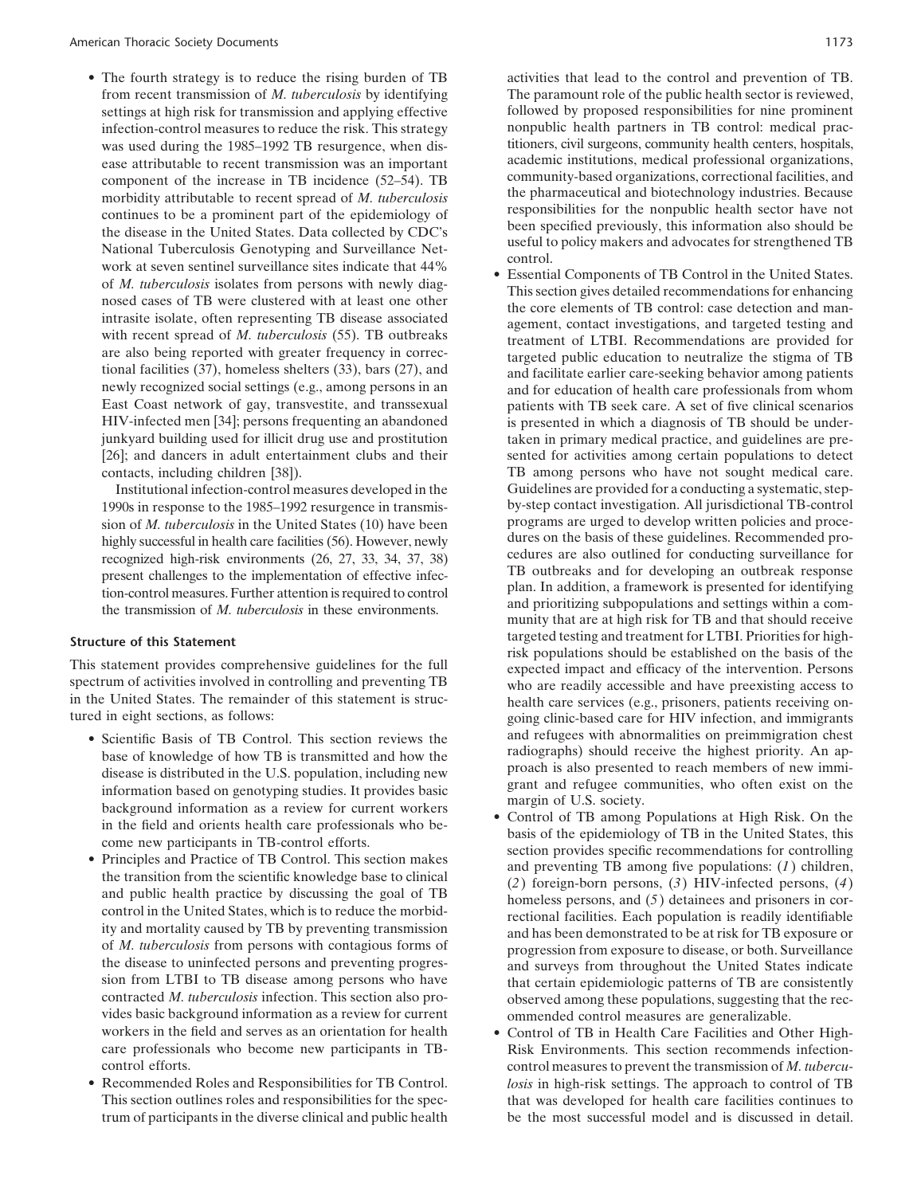- The fourth strategy is to reduce the rising burden of TB from recent transmission of *M. tuberculosis* by identifying settings at high risk for transmission and applying effective infection-control measures to reduce the risk. This strategy was used during the 1985–1992 TB resurgence, when disease attributable to recent transmission was an important component of the increase in TB incidence (52–54). TB morbidity attributable to recent spread of *M. tuberculosis* continues to be a prominent part of the epidemiology of the disease in the United States. Data collected by CDC's National Tuberculosis Genotyping and Surveillance Network at seven sentinel surveillance sites indicate that 44% of *M. tuberculosis* isolates from persons with newly diagnosed cases of TB were clustered with at least one other intrasite isolate, often representing TB disease associated with recent spread of *M. tuberculosis* (55). TB outbreaks are also being reported with greater frequency in correctional facilities (37), homeless shelters (33), bars (27), and newly recognized social settings (e.g., among persons in an East Coast network of gay, transvestite, and transsexual HIV-infected men [34]; persons frequenting an abandoned junkyard building used for illicit drug use and prostitution [26]; and dancers in adult entertainment clubs and their contacts, including children [38]).

  Institutional infection-control measures developed in the 1990s in response to the 1985–1992 resurgence in transmission of *M. tuberculosis* in the United States (10) have been highly successful in health care facilities (56). However, newly recognized high-risk environments (26, 27, 33, 34, 37, 38) present challenges to the implementation of effective infection-control measures. Further attention is required to control the transmission of *M. tuberculosis* in these environments.

## Structure of this Statement

This statement provides comprehensive guidelines for the full spectrum of activities involved in controlling and preventing TB in the United States. The remainder of this statement is structured in eight sections, as follows:

- Scientific Basis of TB Control. This section reviews the base of knowledge of how TB is transmitted and how the disease is distributed in the U.S. population, including new information based on genotyping studies. It provides basic background information as a review for current workers in the field and orients health care professionals who become new participants in TB-control efforts.
- Principles and Practice of TB Control. This section makes the transition from the scientific knowledge base to clinical and public health practice by discussing the goal of TB control in the United States, which is to reduce the morbidity and mortality caused by TB by preventing transmission of *M. tuberculosis* from persons with contagious forms of the disease to uninfected persons and preventing progression from LTBI to TB disease among persons who have contracted *M. tuberculosis* infection. This section also provides basic background information as a review for current workers in the field and serves as an orientation for health care professionals who become new participants in TB-control efforts.
- Recommended Roles and Responsibilities for TB Control. This section outlines roles and responsibilities for the spectrum of participants in the diverse clinical and public health activities that lead to the control and prevention of TB. The paramount role of the public health sector is reviewed, followed by proposed responsibilities for nine prominent nonpublic health partners in TB control: medical practitioners, civil surgeons, community health centers, hospitals, academic institutions, medical professional organizations, community-based organizations, correctional facilities, and the pharmaceutical and biotechnology industries. Because responsibilities for the nonpublic health sector have not been specified previously, this information also should be useful to policy makers and advocates for strengthened TB control.
- Essential Components of TB Control in the United States. This section gives detailed recommendations for enhancing the core elements of TB control: case detection and management, contact investigations, and targeted testing and treatment of LTBI. Recommendations are provided for targeted public education to neutralize the stigma of TB and facilitate earlier care-seeking behavior among patients and for education of health care professionals from whom patients with TB seek care. A set of five clinical scenarios is presented in which a diagnosis of TB should be undertaken in primary medical practice, and guidelines are presented for activities among certain populations to detect TB among persons who have not sought medical care. Guidelines are provided for a conducting a systematic, step-by-step contact investigation. All jurisdictional TB-control programs are urged to develop written policies and procedures on the basis of these guidelines. Recommended procedures are also outlined for conducting surveillance for TB outbreaks and for developing an outbreak response plan. In addition, a framework is presented for identifying and prioritizing subpopulations and settings within a community that are at high risk for TB and that should receive targeted testing and treatment for LTBI. Priorities for high-risk populations should be established on the basis of the expected impact and efficacy of the intervention. Persons who are readily accessible and have preexisting access to health care services (e.g., prisoners, patients receiving ongoing clinic-based care for HIV infection, and immigrants and refugees with abnormalities on preimmigration chest radiographs) should receive the highest priority. An approach is also presented to reach members of new immigrant and refugee communities, who often exist on the margin of U.S. society.
- Control of TB among Populations at High Risk. On the basis of the epidemiology of TB in the United States, this section provides specific recommendations for controlling and preventing TB among five populations: (*1*) children, (*2*) foreign-born persons, (*3*) HIV-infected persons, (*4*) homeless persons, and (*5*) detainees and prisoners in correctional facilities. Each population is readily identifiable and has been demonstrated to be at risk for TB exposure or progression from exposure to disease, or both. Surveillance and surveys from throughout the United States indicate that certain epidemiologic patterns of TB are consistently observed among these populations, suggesting that the recommended control measures are generalizable.
- Control of TB in Health Care Facilities and Other High-Risk Environments. This section recommends infection-control measures to prevent the transmission of *M. tuberculosis* in high-risk settings. The approach to control of TB that was developed for health care facilities continues to be the most successful model and is discussed in detail.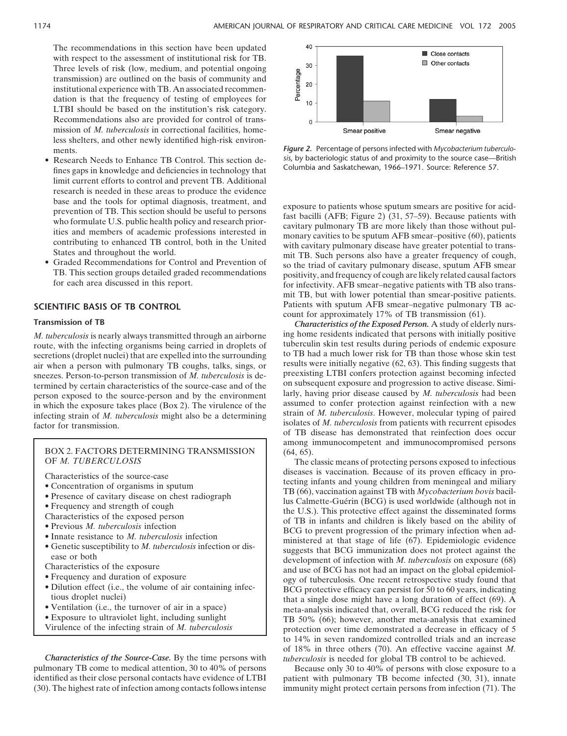The recommendations in this section have been updated with respect to the assessment of institutional risk for TB. Three levels of risk (low, medium, and potential ongoing transmission) are outlined on the basis of community and institutional experience with TB. An associated recommendation is that the frequency of testing of employees for LTBI should be based on the institution's risk category. Recommendations also are provided for control of transmission of *M. tuberculosis* in correctional facilities, homeless shelters, and other newly identified high-risk environments.

- Research Needs to Enhance TB Control. This section defines gaps in knowledge and deficiencies in technology that limit current efforts to control and prevent TB. Additional research is needed in these areas to produce the evidence base and the tools for optimal diagnosis, treatment, and prevention of TB. This section should be useful to persons who formulate U.S. public health policy and research priorities and members of academic professions interested in contributing to enhanced TB control, both in the United States and throughout the world.
- Graded Recommendations for Control and Prevention of TB. This section groups detailed graded recommendations for each area discussed in this report.

## SCIENTIFIC BASIS OF TB CONTROL

### Transmission of TB

*M. tuberculosis* is nearly always transmitted through an airborne route, with the infecting organisms being carried in droplets of secretions (droplet nuclei) that are expelled into the surrounding air when a person with pulmonary TB coughs, talks, sings, or sneezes. Person-to-person transmission of *M. tuberculosis* is determined by certain characteristics of the source-case and of the person exposed to the source-person and by the environment in which the exposure takes place (Box 2). The virulence of the infecting strain of *M. tuberculosis* might also be a determining factor for transmission.

> **BOX 2. FACTORS DETERMINING TRANSMISSION OF *M. TUBERCULOSIS***
>
> Characteristics of the source-case
> - Concentration of organisms in sputum
> - Presence of cavitary disease on chest radiograph
> - Frequency and strength of cough
>
> Characteristics of the exposed person
> - Previous *M. tuberculosis* infection
> - Innate resistance to *M. tuberculosis* infection
> - Genetic susceptibility to *M. tuberculosis* infection or disease or both
>
> Characteristics of the exposure
> - Frequency and duration of exposure
> - Dilution effect (i.e., the volume of air containing infectious droplet nuclei)
> - Ventilation (i.e., the turnover of air in a space)
> - Exposure to ultraviolet light, including sunlight
>
> Virulence of the infecting strain of *M. tuberculosis*

***Characteristics of the Source-Case.*** By the time persons with pulmonary TB come to medical attention, 30 to 40% of persons identified as their close personal contacts have evidence of LTBI (30). The highest rate of infection among contacts follows intense exposure to patients whose sputum smears are positive for acid-fast bacilli (AFB; Figure 2) (31, 57–59). Because patients with cavitary pulmonary TB are more likely than those without pulmonary cavities to be sputum AFB smear–positive (60), patients with cavitary pulmonary disease have greater potential to transmit TB. Such persons also have a greater frequency of cough, so the triad of cavitary pulmonary disease, sputum AFB smear positivity, and frequency of cough are likely related causal factors for infectivity. AFB smear–negative patients with TB also transmit TB, but with lower potential than smear-positive patients. Patients with sputum AFB smear–negative pulmonary TB account for approximately 17% of TB transmission (61).

40
30
20
10
0
Percentage
Close contacts
Other contacts
Smear positive
Smear negative

*Figure 2.* Percentage of persons infected with *Mycobacterium tuberculosis*, by bacteriologic status of and proximity to the source case—British Columbia and Saskatchewan, 1966–1971. Source: Reference 57.

***Characteristics of the Exposed Person.*** A study of elderly nursing home residents indicated that persons with initially positive tuberculin skin test results during periods of endemic exposure to TB had a much lower risk for TB than those whose skin test results were initially negative (62, 63). This finding suggests that preexisting LTBI confers protection against becoming infected on subsequent exposure and progression to active disease. Similarly, having prior disease caused by *M. tuberculosis* had been assumed to confer protection against reinfection with a new strain of *M. tuberculosis*. However, molecular typing of paired isolates of *M. tuberculosis* from patients with recurrent episodes of TB disease has demonstrated that reinfection does occur among immunocompetent and immunocompromised persons (64, 65).

The classic means of protecting persons exposed to infectious diseases is vaccination. Because of its proven efficacy in protecting infants and young children from meningeal and miliary TB (66), vaccination against TB with *Mycobacterium bovis* bacillus Calmette-Guérin (BCG) is used worldwide (although not in the U.S.). This protective effect against the disseminated forms of TB in infants and children is likely based on the ability of BCG to prevent progression of the primary infection when administered at that stage of life (67). Epidemiologic evidence suggests that BCG immunization does not protect against the development of infection with *M. tuberculosis* on exposure (68) and use of BCG has not had an impact on the global epidemiology of tuberculosis. One recent retrospective study found that BCG protective efficacy can persist for 50 to 60 years, indicating that a single dose might have a long duration of effect (69). A meta-analysis indicated that, overall, BCG reduced the risk for TB 50% (66); however, another meta-analysis that examined protection over time demonstrated a decrease in efficacy of 5 to 14% in seven randomized controlled trials and an increase of 18% in three others (70). An effective vaccine against *M. tuberculosis* is needed for global TB control to be achieved.

Because only 30 to 40% of persons with close exposure to a patient with pulmonary TB become infected (30, 31), innate immunity might protect certain persons from infection (71). The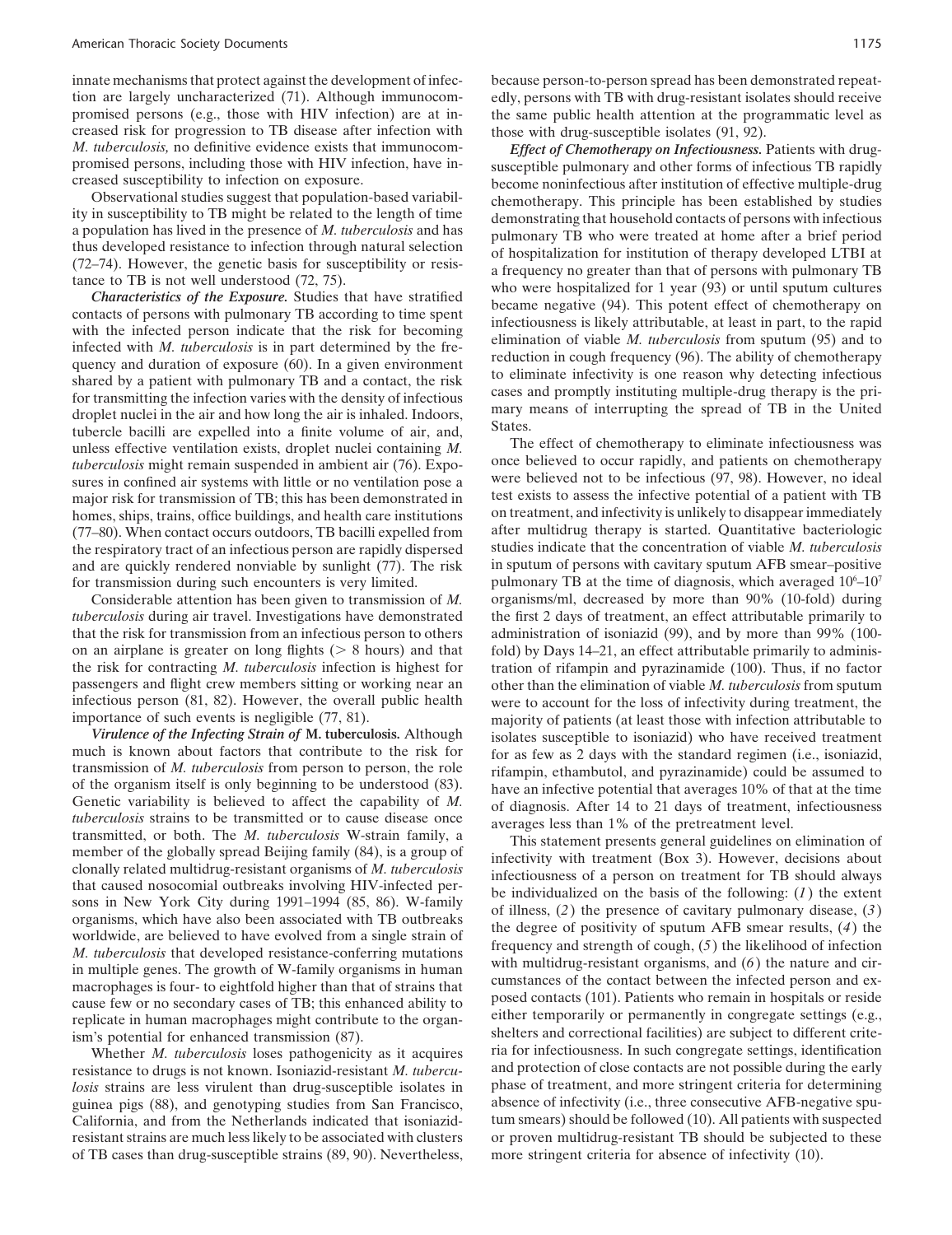innate mechanisms that protect against the development of infection are largely uncharacterized (71). Although immunocompromised persons (e.g., those with HIV infection) are at increased risk for progression to TB disease after infection with *M. tuberculosis,* no definitive evidence exists that immunocompromised persons, including those with HIV infection, have increased susceptibility to infection on exposure.

Observational studies suggest that population-based variability in susceptibility to TB might be related to the length of time a population has lived in the presence of *M. tuberculosis* and has thus developed resistance to infection through natural selection (72–74). However, the genetic basis for susceptibility or resistance to TB is not well understood (72, 75).

***Characteristics of the Exposure.*** Studies that have stratified contacts of persons with pulmonary TB according to time spent with the infected person indicate that the risk for becoming infected with *M. tuberculosis* is in part determined by the frequency and duration of exposure (60). In a given environment shared by a patient with pulmonary TB and a contact, the risk for transmitting the infection varies with the density of infectious droplet nuclei in the air and how long the air is inhaled. Indoors, tubercle bacilli are expelled into a finite volume of air, and, unless effective ventilation exists, droplet nuclei containing *M. tuberculosis* might remain suspended in ambient air (76). Exposures in confined air systems with little or no ventilation pose a major risk for transmission of TB; this has been demonstrated in homes, ships, trains, office buildings, and health care institutions (77–80). When contact occurs outdoors, TB bacilli expelled from the respiratory tract of an infectious person are rapidly dispersed and are quickly rendered nonviable by sunlight (77). The risk for transmission during such encounters is very limited.

Considerable attention has been given to transmission of *M. tuberculosis* during air travel. Investigations have demonstrated that the risk for transmission from an infectious person to others on an airplane is greater on long flights (> 8 hours) and that the risk for contracting *M. tuberculosis* infection is highest for passengers and flight crew members sitting or working near an infectious person (81, 82). However, the overall public health importance of such events is negligible (77, 81).

***Virulence of the Infecting Strain of* M. tuberculosis.** Although much is known about factors that contribute to the risk for transmission of *M. tuberculosis* from person to person, the role of the organism itself is only beginning to be understood (83). Genetic variability is believed to affect the capability of *M. tuberculosis* strains to be transmitted or to cause disease once transmitted, or both. The *M. tuberculosis* W-strain family, a member of the globally spread Beijing family (84), is a group of clonally related multidrug-resistant organisms of *M. tuberculosis* that caused nosocomial outbreaks involving HIV-infected persons in New York City during 1991–1994 (85, 86). W-family organisms, which have also been associated with TB outbreaks worldwide, are believed to have evolved from a single strain of *M. tuberculosis* that developed resistance-conferring mutations in multiple genes. The growth of W-family organisms in human macrophages is four- to eightfold higher than that of strains that cause few or no secondary cases of TB; this enhanced ability to replicate in human macrophages might contribute to the organism's potential for enhanced transmission (87).

Whether *M. tuberculosis* loses pathogenicity as it acquires resistance to drugs is not known. Isoniazid-resistant *M. tuberculosis* strains are less virulent than drug-susceptible isolates in guinea pigs (88), and genotyping studies from San Francisco, California, and from the Netherlands indicated that isoniazid-resistant strains are much less likely to be associated with clusters of TB cases than drug-susceptible strains (89, 90). Nevertheless, because person-to-person spread has been demonstrated repeatedly, persons with TB with drug-resistant isolates should receive the same public health attention at the programmatic level as those with drug-susceptible isolates (91, 92).

***Effect of Chemotherapy on Infectiousness.*** Patients with drug-susceptible pulmonary and other forms of infectious TB rapidly become noninfectious after institution of effective multiple-drug chemotherapy. This principle has been established by studies demonstrating that household contacts of persons with infectious pulmonary TB who were treated at home after a brief period of hospitalization for institution of therapy developed LTBI at a frequency no greater than that of persons with pulmonary TB who were hospitalized for 1 year (93) or until sputum cultures became negative (94). This potent effect of chemotherapy on infectiousness is likely attributable, at least in part, to the rapid elimination of viable *M. tuberculosis* from sputum (95) and to reduction in cough frequency (96). The ability of chemotherapy to eliminate infectivity is one reason why detecting infectious cases and promptly instituting multiple-drug therapy is the primary means of interrupting the spread of TB in the United States.

The effect of chemotherapy to eliminate infectiousness was once believed to occur rapidly, and patients on chemotherapy were believed not to be infectious (97, 98). However, no ideal test exists to assess the infective potential of a patient with TB on treatment, and infectivity is unlikely to disappear immediately after multidrug therapy is started. Quantitative bacteriologic studies indicate that the concentration of viable *M. tuberculosis* in sputum of persons with cavitary sputum AFB smear–positive pulmonary TB at the time of diagnosis, which averaged $10^6$–$10^7$ organisms/ml, decreased by more than 90% (10-fold) during the first 2 days of treatment, an effect attributable primarily to administration of isoniazid (99), and by more than 99% (100-fold) by Days 14–21, an effect attributable primarily to administration of rifampin and pyrazinamide (100). Thus, if no factor other than the elimination of viable *M. tuberculosis* from sputum were to account for the loss of infectivity during treatment, the majority of patients (at least those with infection attributable to isolates susceptible to isoniazid) who have received treatment for as few as 2 days with the standard regimen (i.e., isoniazid, rifampin, ethambutol, and pyrazinamide) could be assumed to have an infective potential that averages 10% of that at the time of diagnosis. After 14 to 21 days of treatment, infectiousness averages less than 1% of the pretreatment level.

This statement presents general guidelines on elimination of infectivity with treatment (Box 3). However, decisions about infectiousness of a person on treatment for TB should always be individualized on the basis of the following: (*1*) the extent of illness, (*2*) the presence of cavitary pulmonary disease, (*3*) the degree of positivity of sputum AFB smear results, (*4*) the frequency and strength of cough, (*5*) the likelihood of infection with multidrug-resistant organisms, and (*6*) the nature and circumstances of the contact between the infected person and exposed contacts (101). Patients who remain in hospitals or reside either temporarily or permanently in congregate settings (e.g., shelters and correctional facilities) are subject to different criteria for infectiousness. In such congregate settings, identification and protection of close contacts are not possible during the early phase of treatment, and more stringent criteria for determining absence of infectivity (i.e., three consecutive AFB-negative sputum smears) should be followed (10). All patients with suspected or proven multidrug-resistant TB should be subjected to these more stringent criteria for absence of infectivity (10).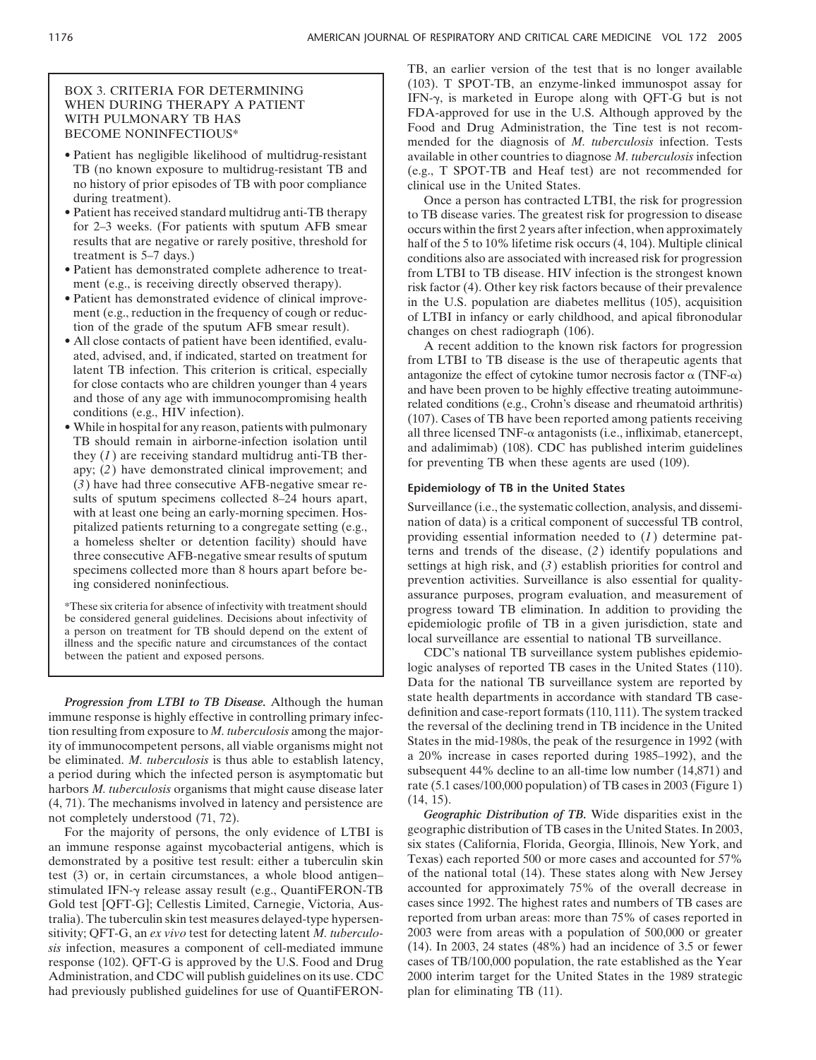BOX 3. CRITERIA FOR DETERMINING WHEN DURING THERAPY A PATIENT WITH PULMONARY TB HAS BECOME NONINFECTIOUS*

- Patient has negligible likelihood of multidrug-resistant TB (no known exposure to multidrug-resistant TB and no history of prior episodes of TB with poor compliance during treatment).
- Patient has received standard multidrug anti-TB therapy for 2–3 weeks. (For patients with sputum AFB smear results that are negative or rarely positive, threshold for treatment is 5–7 days.)
- Patient has demonstrated complete adherence to treatment (e.g., is receiving directly observed therapy).
- Patient has demonstrated evidence of clinical improvement (e.g., reduction in the frequency of cough or reduction of the grade of the sputum AFB smear result).
- All close contacts of patient have been identified, evaluated, advised, and, if indicated, started on treatment for latent TB infection. This criterion is critical, especially for close contacts who are children younger than 4 years and those of any age with immunocompromising health conditions (e.g., HIV infection).
- While in hospital for any reason, patients with pulmonary TB should remain in airborne-infection isolation until they (*1*) are receiving standard multidrug anti-TB therapy; (*2*) have demonstrated clinical improvement; and (*3*) have had three consecutive AFB-negative smear results of sputum specimens collected 8–24 hours apart, with at least one being an early-morning specimen. Hospitalized patients returning to a congregate setting (e.g., a homeless shelter or detention facility) should have three consecutive AFB-negative smear results of sputum specimens collected more than 8 hours apart before being considered noninfectious.

*These six criteria for absence of infectivity with treatment should be considered general guidelines. Decisions about infectivity of a person on treatment for TB should depend on the extent of illness and the specific nature and circumstances of the contact between the patient and exposed persons.

***Progression from LTBI to TB Disease.*** Although the human immune response is highly effective in controlling primary infection resulting from exposure to *M. tuberculosis* among the majority of immunocompetent persons, all viable organisms might not be eliminated. *M. tuberculosis* is thus able to establish latency, a period during which the infected person is asymptomatic but harbors *M. tuberculosis* organisms that might cause disease later (4, 71). The mechanisms involved in latency and persistence are not completely understood (71, 72).

For the majority of persons, the only evidence of LTBI is an immune response against mycobacterial antigens, which is demonstrated by a positive test result: either a tuberculin skin test (3) or, in certain circumstances, a whole blood antigen–stimulated IFN-$\gamma$ release assay result (e.g., QuantiFERON-TB Gold test [QFT-G]; Cellestis Limited, Carnegie, Victoria, Australia). The tuberculin skin test measures delayed-type hypersensitivity; QFT-G, an *ex vivo* test for detecting latent *M. tuberculosis* infection, measures a component of cell-mediated immune response (102). QFT-G is approved by the U.S. Food and Drug Administration, and CDC will publish guidelines on its use. CDC had previously published guidelines for use of QuantiFERON-TB, an earlier version of the test that is no longer available (103). T SPOT-TB, an enzyme-linked immunospot assay for IFN-$\gamma$, is marketed in Europe along with QFT-G but is not FDA-approved for use in the U.S. Although approved by the Food and Drug Administration, the Tine test is not recommended for the diagnosis of *M. tuberculosis* infection. Tests available in other countries to diagnose *M. tuberculosis* infection (e.g., T SPOT-TB and Heaf test) are not recommended for clinical use in the United States.

Once a person has contracted LTBI, the risk for progression to TB disease varies. The greatest risk for progression to disease occurs within the first 2 years after infection, when approximately half of the 5 to 10% lifetime risk occurs (4, 104). Multiple clinical conditions also are associated with increased risk for progression from LTBI to TB disease. HIV infection is the strongest known risk factor (4). Other key risk factors because of their prevalence in the U.S. population are diabetes mellitus (105), acquisition of LTBI in infancy or early childhood, and apical fibronodular changes on chest radiograph (106).

A recent addition to the known risk factors for progression from LTBI to TB disease is the use of therapeutic agents that antagonize the effect of cytokine tumor necrosis factor $\alpha$ (TNF-$\alpha$) and have been proven to be highly effective treating autoimmune-related conditions (e.g., Crohn's disease and rheumatoid arthritis) (107). Cases of TB have been reported among patients receiving all three licensed TNF-$\alpha$ antagonists (i.e., infliximab, etanercept, and adalimimab) (108). CDC has published interim guidelines for preventing TB when these agents are used (109).

### Epidemiology of TB in the United States

Surveillance (i.e., the systematic collection, analysis, and dissemination of data) is a critical component of successful TB control, providing essential information needed to (*1*) determine patterns and trends of the disease, (*2*) identify populations and settings at high risk, and (*3*) establish priorities for control and prevention activities. Surveillance is also essential for quality-assurance purposes, program evaluation, and measurement of progress toward TB elimination. In addition to providing the epidemiologic profile of TB in a given jurisdiction, state and local surveillance are essential to national TB surveillance.

CDC's national TB surveillance system publishes epidemiologic analyses of reported TB cases in the United States (110). Data for the national TB surveillance system are reported by state health departments in accordance with standard TB case-definition and case-report formats (110, 111). The system tracked the reversal of the declining trend in TB incidence in the United States in the mid-1980s, the peak of the resurgence in 1992 (with a 20% increase in cases reported during 1985–1992), and the subsequent 44% decline to an all-time low number (14,871) and rate (5.1 cases/100,000 population) of TB cases in 2003 (Figure 1) (14, 15).

***Geographic Distribution of TB.*** Wide disparities exist in the geographic distribution of TB cases in the United States. In 2003, six states (California, Florida, Georgia, Illinois, New York, and Texas) each reported 500 or more cases and accounted for 57% of the national total (14). These states along with New Jersey accounted for approximately 75% of the overall decrease in cases since 1992. The highest rates and numbers of TB cases are reported from urban areas: more than 75% of cases reported in 2003 were from areas with a population of 500,000 or greater (14). In 2003, 24 states (48%) had an incidence of 3.5 or fewer cases of TB/100,000 population, the rate established as the Year 2000 interim target for the United States in the 1989 strategic plan for eliminating TB (11).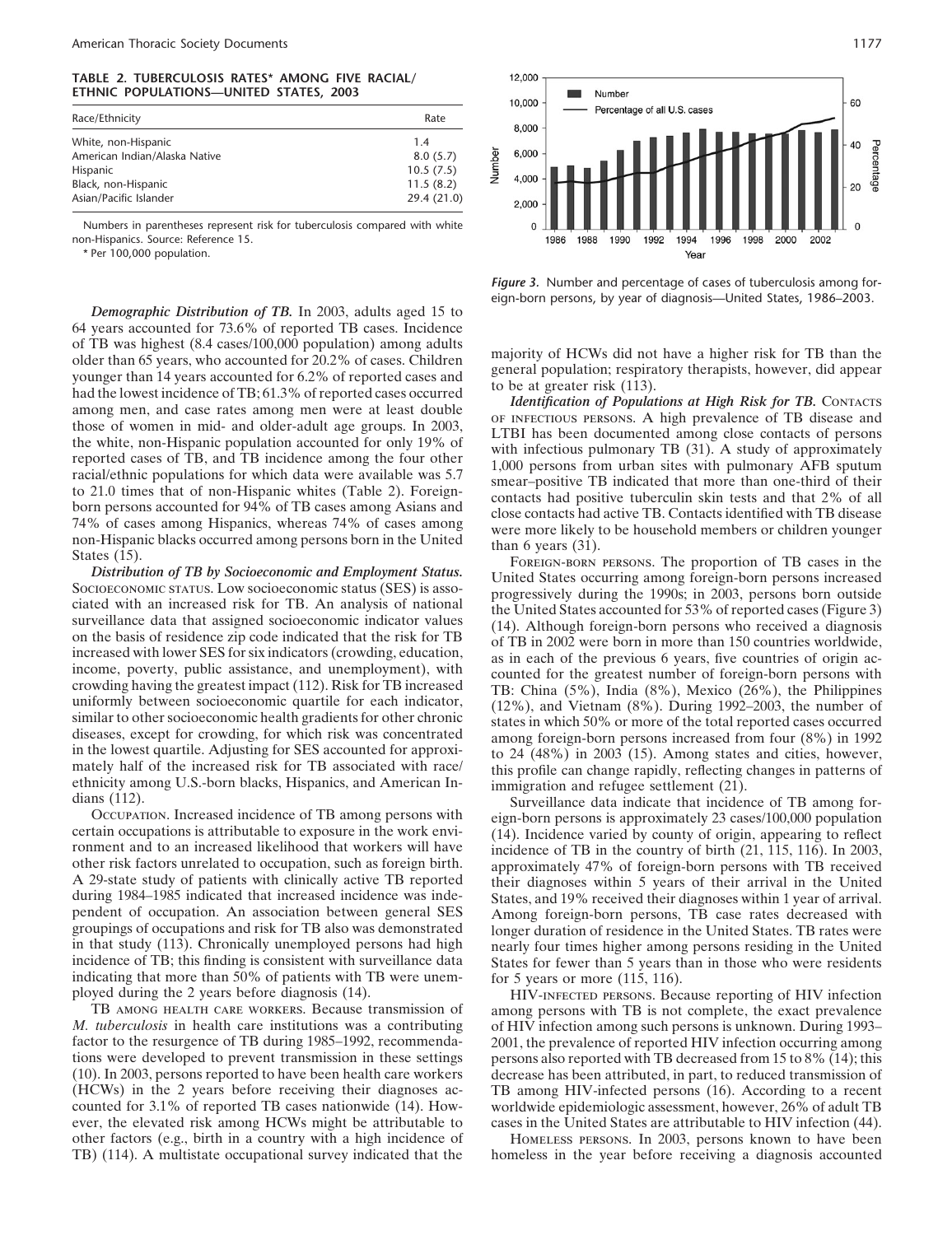**TABLE 2. TUBERCULOSIS RATES* AMONG FIVE RACIAL/ETHNIC POPULATIONS—UNITED STATES, 2003**

| Race/Ethnicity | Rate |
|---|---|
| White, non-Hispanic | 1.4 |
| American Indian/Alaska Native | 8.0 (5.7) |
| Hispanic | 10.5 (7.5) |
| Black, non-Hispanic | 11.5 (8.2) |
| Asian/Pacific Islander | 29.4 (21.0) |

Numbers in parentheses represent risk for tuberculosis compared with white non-Hispanics. Source: Reference 15.

* Per 100,000 population.

***Demographic Distribution of TB.*** In 2003, adults aged 15 to 64 years accounted for 73.6% of reported TB cases. Incidence of TB was highest (8.4 cases/100,000 population) among adults older than 65 years, who accounted for 20.2% of cases. Children younger than 14 years accounted for 6.2% of reported cases and had the lowest incidence of TB; 61.3% of reported cases occurred among men, and case rates among men were at least double those of women in mid- and older-adult age groups. In 2003, the white, non-Hispanic population accounted for only 19% of reported cases of TB, and TB incidence among the four other racial/ethnic populations for which data were available was 5.7 to 21.0 times that of non-Hispanic whites (Table 2). Foreign-born persons accounted for 94% of TB cases among Asians and 74% of cases among Hispanics, whereas 74% of cases among non-Hispanic blacks occurred among persons born in the United States (15).

***Distribution of TB by Socioeconomic and Employment Status.*** SOCIOECONOMIC STATUS. Low socioeconomic status (SES) is associated with an increased risk for TB. An analysis of national surveillance data that assigned socioeconomic indicator values on the basis of residence zip code indicated that the risk for TB increased with lower SES for six indicators (crowding, education, income, poverty, public assistance, and unemployment), with crowding having the greatest impact (112). Risk for TB increased uniformly between socioeconomic quartile for each indicator, similar to other socioeconomic health gradients for other chronic diseases, except for crowding, for which risk was concentrated in the lowest quartile. Adjusting for SES accounted for approximately half of the increased risk for TB associated with race/ethnicity among U.S.-born blacks, Hispanics, and American Indians (112).

OCCUPATION. Increased incidence of TB among persons with certain occupations is attributable to exposure in the work environment and to an increased likelihood that workers will have other risk factors unrelated to occupation, such as foreign birth. A 29-state study of patients with clinically active TB reported during 1984–1985 indicated that increased incidence was independent of occupation. An association between general SES groupings of occupations and risk for TB also was demonstrated in that study (113). Chronically unemployed persons had high incidence of TB; this finding is consistent with surveillance data indicating that more than 50% of patients with TB were unemployed during the 2 years before diagnosis (14).

TB AMONG HEALTH CARE WORKERS. Because transmission of *M. tuberculosis* in health care institutions was a contributing factor to the resurgence of TB during 1985–1992, recommendations were developed to prevent transmission in these settings (10). In 2003, persons reported to have been health care workers (HCWs) in the 2 years before receiving their diagnoses accounted for 3.1% of reported TB cases nationwide (14). However, the elevated risk among HCWs might be attributable to other factors (e.g., birth in a country with a high incidence of TB) (114). A multistate occupational survey indicated that the majority of HCWs did not have a higher risk for TB than the general population; respiratory therapists, however, did appear to be at greater risk (113).

*Figure 3.* Number and percentage of cases of tuberculosis among foreign-born persons, by year of diagnosis—United States, 1986–2003.

***Identification of Populations at High Risk for TB.*** CONTACTS OF INFECTIOUS PERSONS. A high prevalence of TB disease and LTBI has been documented among close contacts of persons with infectious pulmonary TB (31). A study of approximately 1,000 persons from urban sites with pulmonary AFB sputum smear–positive TB indicated that more than one-third of their contacts had positive tuberculin skin tests and that 2% of all close contacts had active TB. Contacts identified with TB disease were more likely to be household members or children younger than 6 years (31).

FOREIGN-BORN PERSONS. The proportion of TB cases in the United States occurring among foreign-born persons increased progressively during the 1990s; in 2003, persons born outside the United States accounted for 53% of reported cases (Figure 3) (14). Although foreign-born persons who received a diagnosis of TB in 2002 were born in more than 150 countries worldwide, as in each of the previous 6 years, five countries of origin accounted for the greatest number of foreign-born persons with TB: China (5%), India (8%), Mexico (26%), the Philippines (12%), and Vietnam (8%). During 1992–2003, the number of states in which 50% or more of the total reported cases occurred among foreign-born persons increased from four (8%) in 1992 to 24 (48%) in 2003 (15). Among states and cities, however, this profile can change rapidly, reflecting changes in patterns of immigration and refugee settlement (21).

Surveillance data indicate that incidence of TB among foreign-born persons is approximately 23 cases/100,000 population (14). Incidence varied by county of origin, appearing to reflect incidence of TB in the country of birth (21, 115, 116). In 2003, approximately 47% of foreign-born persons with TB received their diagnoses within 5 years of their arrival in the United States, and 19% received their diagnoses within 1 year of arrival. Among foreign-born persons, TB case rates decreased with longer duration of residence in the United States. TB rates were nearly four times higher among persons residing in the United States for fewer than 5 years than in those who were residents for 5 years or more (115, 116).

HIV-INFECTED PERSONS. Because reporting of HIV infection among persons with TB is not complete, the exact prevalence of HIV infection among such persons is unknown. During 1993–2001, the prevalence of reported HIV infection occurring among persons also reported with TB decreased from 15 to 8% (14); this decrease has been attributed, in part, to reduced transmission of TB among HIV-infected persons (16). According to a recent worldwide epidemiologic assessment, however, 26% of adult TB cases in the United States are attributable to HIV infection (44).

HOMELESS PERSONS. In 2003, persons known to have been homeless in the year before receiving a diagnosis accounted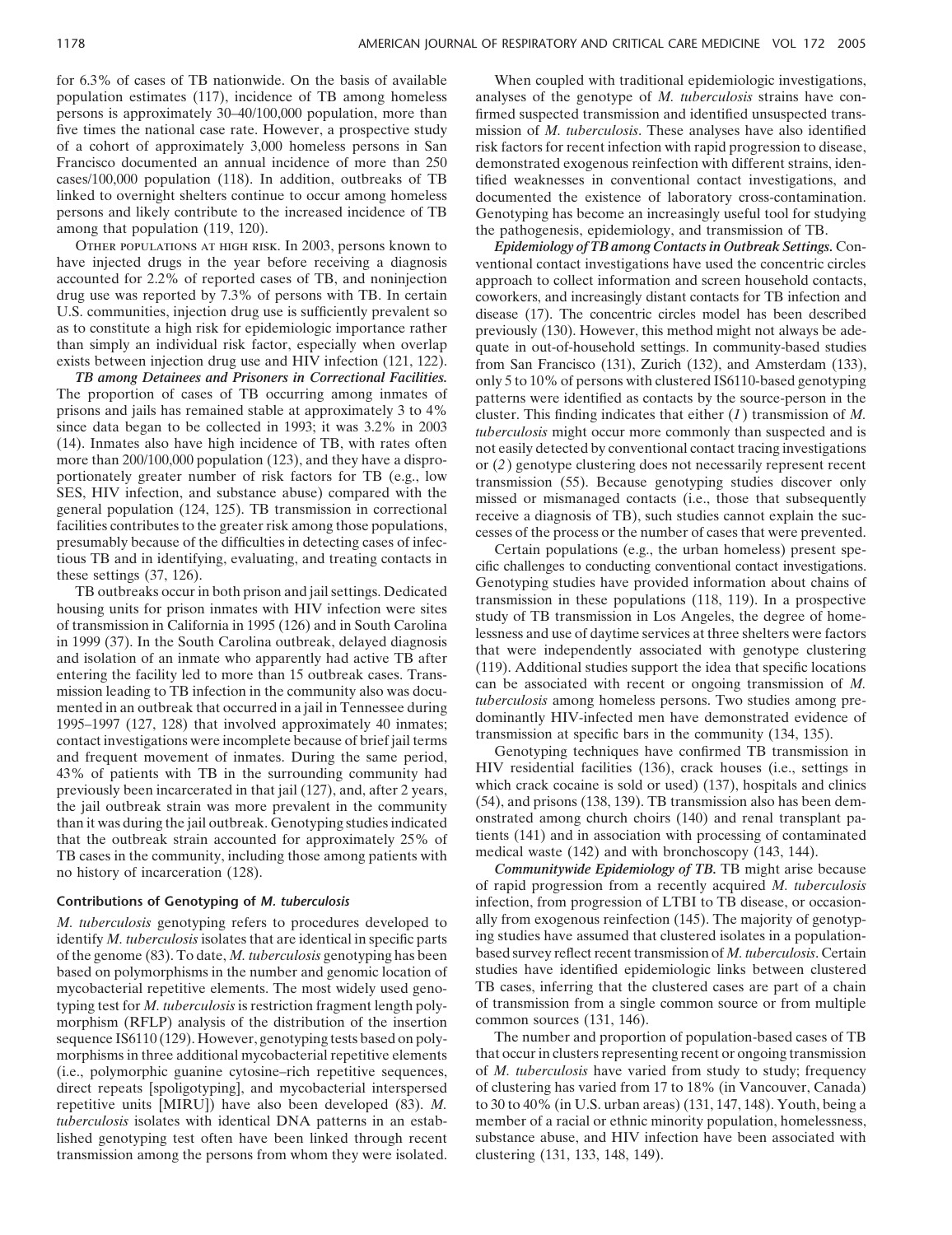for 6.3% of cases of TB nationwide. On the basis of available population estimates (117), incidence of TB among homeless persons is approximately 30–40/100,000 population, more than five times the national case rate. However, a prospective study of a cohort of approximately 3,000 homeless persons in San Francisco documented an annual incidence of more than 250 cases/100,000 population (118). In addition, outbreaks of TB linked to overnight shelters continue to occur among homeless persons and likely contribute to the increased incidence of TB among that population (119, 120).

OTHER POPULATIONS AT HIGH RISK. In 2003, persons known to have injected drugs in the year before receiving a diagnosis accounted for 2.2% of reported cases of TB, and noninjection drug use was reported by 7.3% of persons with TB. In certain U.S. communities, injection drug use is sufficiently prevalent so as to constitute a high risk for epidemiologic importance rather than simply an individual risk factor, especially when overlap exists between injection drug use and HIV infection (121, 122).

***TB among Detainees and Prisoners in Correctional Facilities.*** The proportion of cases of TB occurring among inmates of prisons and jails has remained stable at approximately 3 to 4% since data began to be collected in 1993; it was 3.2% in 2003 (14). Inmates also have high incidence of TB, with rates often more than 200/100,000 population (123), and they have a disproportionately greater number of risk factors for TB (e.g., low SES, HIV infection, and substance abuse) compared with the general population (124, 125). TB transmission in correctional facilities contributes to the greater risk among those populations, presumably because of the difficulties in detecting cases of infectious TB and in identifying, evaluating, and treating contacts in these settings (37, 126).

TB outbreaks occur in both prison and jail settings. Dedicated housing units for prison inmates with HIV infection were sites of transmission in California in 1995 (126) and in South Carolina in 1999 (37). In the South Carolina outbreak, delayed diagnosis and isolation of an inmate who apparently had active TB after entering the facility led to more than 15 outbreak cases. Transmission leading to TB infection in the community also was documented in an outbreak that occurred in a jail in Tennessee during 1995–1997 (127, 128) that involved approximately 40 inmates; contact investigations were incomplete because of brief jail terms and frequent movement of inmates. During the same period, 43% of patients with TB in the surrounding community had previously been incarcerated in that jail (127), and, after 2 years, the jail outbreak strain was more prevalent in the community than it was during the jail outbreak. Genotyping studies indicated that the outbreak strain accounted for approximately 25% of TB cases in the community, including those among patients with no history of incarceration (128).

## Contributions of Genotyping of *M. tuberculosis*

*M. tuberculosis* genotyping refers to procedures developed to identify *M. tuberculosis* isolates that are identical in specific parts of the genome (83). To date, *M. tuberculosis* genotyping has been based on polymorphisms in the number and genomic location of mycobacterial repetitive elements. The most widely used genotyping test for *M. tuberculosis* is restriction fragment length polymorphism (RFLP) analysis of the distribution of the insertion sequence IS6110 (129). However, genotyping tests based on polymorphisms in three additional mycobacterial repetitive elements (i.e., polymorphic guanine cytosine–rich repetitive sequences, direct repeats [spoligotyping], and mycobacterial interspersed repetitive units [MIRU]) have also been developed (83). *M. tuberculosis* isolates with identical DNA patterns in an established genotyping test often have been linked through recent transmission among the persons from whom they were isolated.

When coupled with traditional epidemiologic investigations, analyses of the genotype of *M. tuberculosis* strains have confirmed suspected transmission and identified unsuspected transmission of *M. tuberculosis*. These analyses have also identified risk factors for recent infection with rapid progression to disease, demonstrated exogenous reinfection with different strains, identified weaknesses in conventional contact investigations, and documented the existence of laboratory cross-contamination. Genotyping has become an increasingly useful tool for studying the pathogenesis, epidemiology, and transmission of TB.

***Epidemiology of TB among Contacts in Outbreak Settings.*** Conventional contact investigations have used the concentric circles approach to collect information and screen household contacts, coworkers, and increasingly distant contacts for TB infection and disease (17). The concentric circles model has been described previously (130). However, this method might not always be adequate in out-of-household settings. In community-based studies from San Francisco (131), Zurich (132), and Amsterdam (133), only 5 to 10% of persons with clustered IS6110-based genotyping patterns were identified as contacts by the source-person in the cluster. This finding indicates that either (*1*) transmission of *M. tuberculosis* might occur more commonly than suspected and is not easily detected by conventional contact tracing investigations or (*2*) genotype clustering does not necessarily represent recent transmission (55). Because genotyping studies discover only missed or mismanaged contacts (i.e., those that subsequently receive a diagnosis of TB), such studies cannot explain the successes of the process or the number of cases that were prevented.

Certain populations (e.g., the urban homeless) present specific challenges to conducting conventional contact investigations. Genotyping studies have provided information about chains of transmission in these populations (118, 119). In a prospective study of TB transmission in Los Angeles, the degree of homelessness and use of daytime services at three shelters were factors that were independently associated with genotype clustering (119). Additional studies support the idea that specific locations can be associated with recent or ongoing transmission of *M. tuberculosis* among homeless persons. Two studies among predominantly HIV-infected men have demonstrated evidence of transmission at specific bars in the community (134, 135).

Genotyping techniques have confirmed TB transmission in HIV residential facilities (136), crack houses (i.e., settings in which crack cocaine is sold or used) (137), hospitals and clinics (54), and prisons (138, 139). TB transmission also has been demonstrated among church choirs (140) and renal transplant patients (141) and in association with processing of contaminated medical waste (142) and with bronchoscopy (143, 144).

***Communitywide Epidemiology of TB.*** TB might arise because of rapid progression from a recently acquired *M. tuberculosis* infection, from progression of LTBI to TB disease, or occasionally from exogenous reinfection (145). The majority of genotyping studies have assumed that clustered isolates in a population-based survey reflect recent transmission of *M. tuberculosis*. Certain studies have identified epidemiologic links between clustered TB cases, inferring that the clustered cases are part of a chain of transmission from a single common source or from multiple common sources (131, 146).

The number and proportion of population-based cases of TB that occur in clusters representing recent or ongoing transmission of *M. tuberculosis* have varied from study to study; frequency of clustering has varied from 17 to 18% (in Vancouver, Canada) to 30 to 40% (in U.S. urban areas) (131, 147, 148). Youth, being a member of a racial or ethnic minority population, homelessness, substance abuse, and HIV infection have been associated with clustering (131, 133, 148, 149).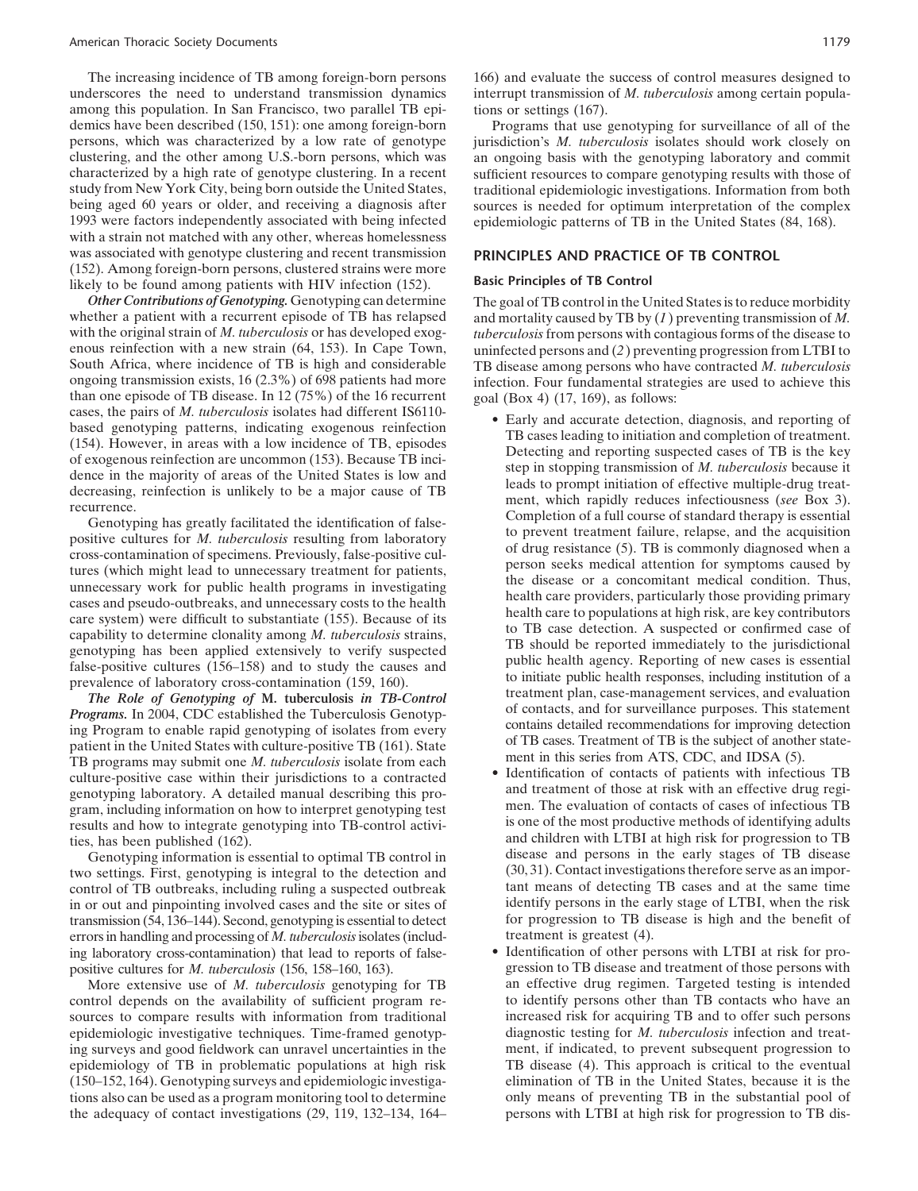The increasing incidence of TB among foreign-born persons underscores the need to understand transmission dynamics among this population. In San Francisco, two parallel TB epidemics have been described (150, 151): one among foreign-born persons, which was characterized by a low rate of genotype clustering, and the other among U.S.-born persons, which was characterized by a high rate of genotype clustering. In a recent study from New York City, being born outside the United States, being aged 60 years or older, and receiving a diagnosis after 1993 were factors independently associated with being infected with a strain not matched with any other, whereas homelessness was associated with genotype clustering and recent transmission (152). Among foreign-born persons, clustered strains were more likely to be found among patients with HIV infection (152).

***Other Contributions of Genotyping.*** Genotyping can determine whether a patient with a recurrent episode of TB has relapsed with the original strain of *M. tuberculosis* or has developed exogenous reinfection with a new strain (64, 153). In Cape Town, South Africa, where incidence of TB is high and considerable ongoing transmission exists, 16 (2.3%) of 698 patients had more than one episode of TB disease. In 12 (75%) of the 16 recurrent cases, the pairs of *M. tuberculosis* isolates had different IS6110-based genotyping patterns, indicating exogenous reinfection (154). However, in areas with a low incidence of TB, episodes of exogenous reinfection are uncommon (153). Because TB incidence in the majority of areas of the United States is low and decreasing, reinfection is unlikely to be a major cause of TB recurrence.

Genotyping has greatly facilitated the identification of false-positive cultures for *M. tuberculosis* resulting from laboratory cross-contamination of specimens. Previously, false-positive cultures (which might lead to unnecessary treatment for patients, unnecessary work for public health programs in investigating cases and pseudo-outbreaks, and unnecessary costs to the health care system) were difficult to substantiate (155). Because of its capability to determine clonality among *M. tuberculosis* strains, genotyping has been applied extensively to verify suspected false-positive cultures (156–158) and to study the causes and prevalence of laboratory cross-contamination (159, 160).

***The Role of Genotyping of* M. tuberculosis *in TB-Control Programs.*** In 2004, CDC established the Tuberculosis Genotyping Program to enable rapid genotyping of isolates from every patient in the United States with culture-positive TB (161). State TB programs may submit one *M. tuberculosis* isolate from each culture-positive case within their jurisdictions to a contracted genotyping laboratory. A detailed manual describing this program, including information on how to interpret genotyping test results and how to integrate genotyping into TB-control activities, has been published (162).

Genotyping information is essential to optimal TB control in two settings. First, genotyping is integral to the detection and control of TB outbreaks, including ruling a suspected outbreak in or out and pinpointing involved cases and the site or sites of transmission (54, 136–144). Second, genotyping is essential to detect errors in handling and processing of *M. tuberculosis* isolates (including laboratory cross-contamination) that lead to reports of false-positive cultures for *M. tuberculosis* (156, 158–160, 163).

More extensive use of *M. tuberculosis* genotyping for TB control depends on the availability of sufficient program resources to compare results with information from traditional epidemiologic investigative techniques. Time-framed genotyping surveys and good fieldwork can unravel uncertainties in the epidemiology of TB in problematic populations at high risk (150–152, 164). Genotyping surveys and epidemiologic investigations also can be used as a program monitoring tool to determine the adequacy of contact investigations (29, 119, 132–134, 164–166) and evaluate the success of control measures designed to interrupt transmission of *M. tuberculosis* among certain populations or settings (167).

Programs that use genotyping for surveillance of all of the jurisdiction's *M. tuberculosis* isolates should work closely on an ongoing basis with the genotyping laboratory and commit sufficient resources to compare genotyping results with those of traditional epidemiologic investigations. Information from both sources is needed for optimum interpretation of the complex epidemiologic patterns of TB in the United States (84, 168).

## PRINCIPLES AND PRACTICE OF TB CONTROL

### Basic Principles of TB Control

The goal of TB control in the United States is to reduce morbidity and mortality caused by TB by (*1*) preventing transmission of *M. tuberculosis* from persons with contagious forms of the disease to uninfected persons and (*2*) preventing progression from LTBI to TB disease among persons who have contracted *M. tuberculosis* infection. Four fundamental strategies are used to achieve this goal (Box 4) (17, 169), as follows:

- Early and accurate detection, diagnosis, and reporting of TB cases leading to initiation and completion of treatment. Detecting and reporting suspected cases of TB is the key step in stopping transmission of *M. tuberculosis* because it leads to prompt initiation of effective multiple-drug treatment, which rapidly reduces infectiousness (*see* Box 3). Completion of a full course of standard therapy is essential to prevent treatment failure, relapse, and the acquisition of drug resistance (5). TB is commonly diagnosed when a person seeks medical attention for symptoms caused by the disease or a concomitant medical condition. Thus, health care providers, particularly those providing primary health care to populations at high risk, are key contributors to TB case detection. A suspected or confirmed case of TB should be reported immediately to the jurisdictional public health agency. Reporting of new cases is essential to initiate public health responses, including institution of a treatment plan, case-management services, and evaluation of contacts, and for surveillance purposes. This statement contains detailed recommendations for improving detection of TB cases. Treatment of TB is the subject of another statement in this series from ATS, CDC, and IDSA (5).
- Identification of contacts of patients with infectious TB and treatment of those at risk with an effective drug regimen. The evaluation of contacts of cases of infectious TB is one of the most productive methods of identifying adults and children with LTBI at high risk for progression to TB disease and persons in the early stages of TB disease (30, 31). Contact investigations therefore serve as an important means of detecting TB cases and at the same time identify persons in the early stage of LTBI, when the risk for progression to TB disease is high and the benefit of treatment is greatest (4).
- Identification of other persons with LTBI at risk for progression to TB disease and treatment of those persons with an effective drug regimen. Targeted testing is intended to identify persons other than TB contacts who have an increased risk for acquiring TB and to offer such persons diagnostic testing for *M. tuberculosis* infection and treatment, if indicated, to prevent subsequent progression to TB disease (4). This approach is critical to the eventual elimination of TB in the United States, because it is the only means of preventing TB in the substantial pool of persons with LTBI at high risk for progression to TB dis-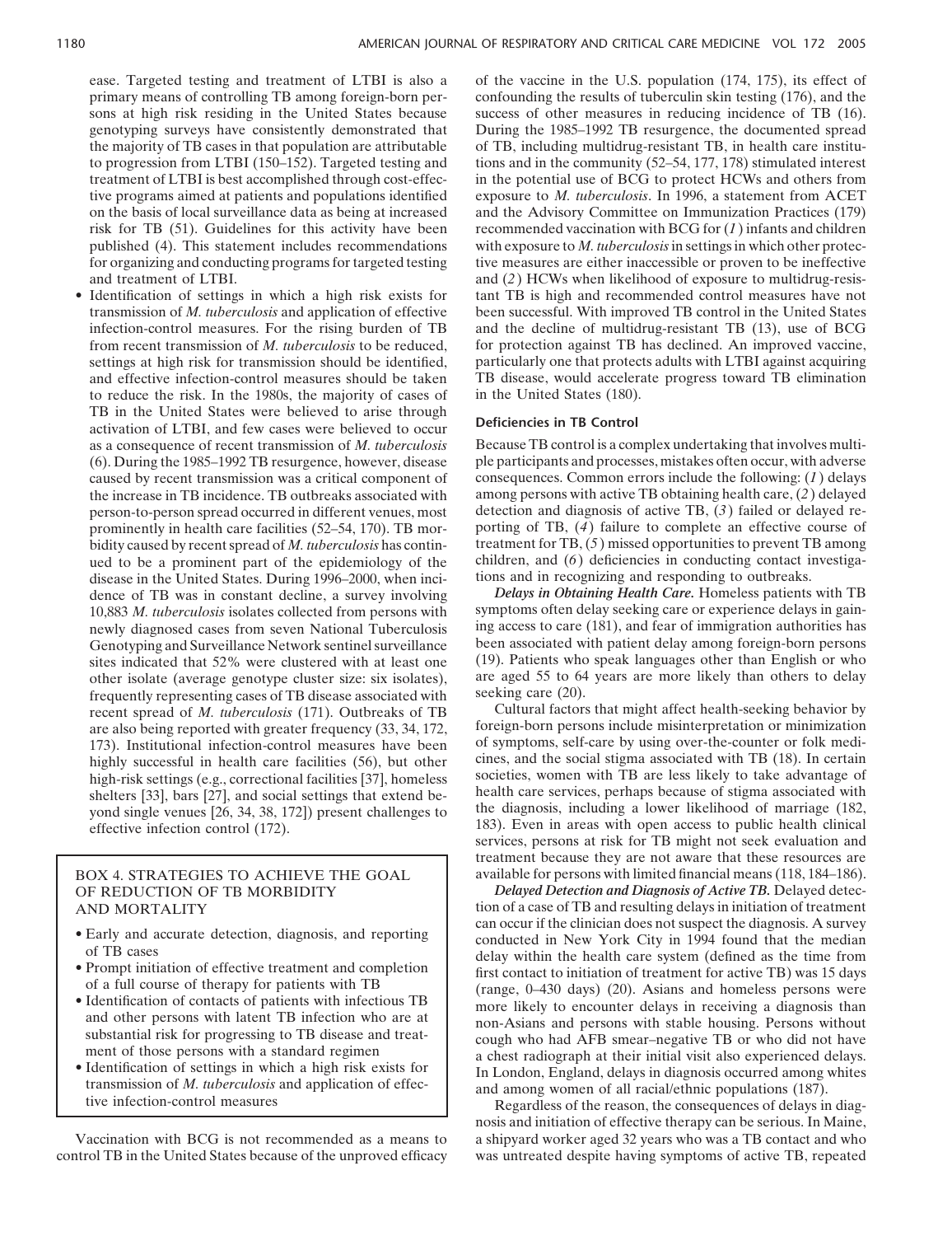ease. Targeted testing and treatment of LTBI is also a primary means of controlling TB among foreign-born persons at high risk residing in the United States because genotyping surveys have consistently demonstrated that the majority of TB cases in that population are attributable to progression from LTBI (150–152). Targeted testing and treatment of LTBI is best accomplished through cost-effective programs aimed at patients and populations identified on the basis of local surveillance data as being at increased risk for TB (51). Guidelines for this activity have been published (4). This statement includes recommendations for organizing and conducting programs for targeted testing and treatment of LTBI.

- Identification of settings in which a high risk exists for transmission of *M. tuberculosis* and application of effective infection-control measures. For the rising burden of TB from recent transmission of *M. tuberculosis* to be reduced, settings at high risk for transmission should be identified, and effective infection-control measures should be taken to reduce the risk. In the 1980s, the majority of cases of TB in the United States were believed to arise through activation of LTBI, and few cases were believed to occur as a consequence of recent transmission of *M. tuberculosis* (6). During the 1985–1992 TB resurgence, however, disease caused by recent transmission was a critical component of the increase in TB incidence. TB outbreaks associated with person-to-person spread occurred in different venues, most prominently in health care facilities (52–54, 170). TB morbidity caused by recent spread of *M. tuberculosis* has continued to be a prominent part of the epidemiology of the disease in the United States. During 1996–2000, when incidence of TB was in constant decline, a survey involving 10,883 *M. tuberculosis* isolates collected from persons with newly diagnosed cases from seven National Tuberculosis Genotyping and Surveillance Network sentinel surveillance sites indicated that 52% were clustered with at least one other isolate (average genotype cluster size: six isolates), frequently representing cases of TB disease associated with recent spread of *M. tuberculosis* (171). Outbreaks of TB are also being reported with greater frequency (33, 34, 172, 173). Institutional infection-control measures have been highly successful in health care facilities (56), but other high-risk settings (e.g., correctional facilities [37], homeless shelters [33], bars [27], and social settings that extend beyond single venues [26, 34, 38, 172]) present challenges to effective infection control (172).

> **BOX 4. STRATEGIES TO ACHIEVE THE GOAL OF REDUCTION OF TB MORBIDITY AND MORTALITY**
>
> - Early and accurate detection, diagnosis, and reporting of TB cases
> - Prompt initiation of effective treatment and completion of a full course of therapy for patients with TB
> - Identification of contacts of patients with infectious TB and other persons with latent TB infection who are at substantial risk for progressing to TB disease and treatment of those persons with a standard regimen
> - Identification of settings in which a high risk exists for transmission of *M. tuberculosis* and application of effective infection-control measures

Vaccination with BCG is not recommended as a means to control TB in the United States because of the unproved efficacy of the vaccine in the U.S. population (174, 175), its effect of confounding the results of tuberculin skin testing (176), and the success of other measures in reducing incidence of TB (16). During the 1985–1992 TB resurgence, the documented spread of TB, including multidrug-resistant TB, in health care institutions and in the community (52–54, 177, 178) stimulated interest in the potential use of BCG to protect HCWs and others from exposure to *M. tuberculosis*. In 1996, a statement from ACET and the Advisory Committee on Immunization Practices (179) recommended vaccination with BCG for (*1*) infants and children with exposure to *M. tuberculosis* in settings in which other protective measures are either inaccessible or proven to be ineffective and (*2*) HCWs when likelihood of exposure to multidrug-resistant TB is high and recommended control measures have not been successful. With improved TB control in the United States and the decline of multidrug-resistant TB (13), use of BCG for protection against TB has declined. An improved vaccine, particularly one that protects adults with LTBI against acquiring TB disease, would accelerate progress toward TB elimination in the United States (180).

### Deficiencies in TB Control

Because TB control is a complex undertaking that involves multiple participants and processes, mistakes often occur, with adverse consequences. Common errors include the following: (*1*) delays among persons with active TB obtaining health care, (*2*) delayed detection and diagnosis of active TB, (*3*) failed or delayed reporting of TB, (*4*) failure to complete an effective course of treatment for TB, (*5*) missed opportunities to prevent TB among children, and (*6*) deficiencies in conducting contact investigations and in recognizing and responding to outbreaks.

***Delays in Obtaining Health Care.*** Homeless patients with TB symptoms often delay seeking care or experience delays in gaining access to care (181), and fear of immigration authorities has been associated with patient delay among foreign-born persons (19). Patients who speak languages other than English or who are aged 55 to 64 years are more likely than others to delay seeking care (20).

Cultural factors that might affect health-seeking behavior by foreign-born persons include misinterpretation or minimization of symptoms, self-care by using over-the-counter or folk medicines, and the social stigma associated with TB (18). In certain societies, women with TB are less likely to take advantage of health care services, perhaps because of stigma associated with the diagnosis, including a lower likelihood of marriage (182, 183). Even in areas with open access to public health clinical services, persons at risk for TB might not seek evaluation and treatment because they are not aware that these resources are available for persons with limited financial means (118, 184–186).

***Delayed Detection and Diagnosis of Active TB.*** Delayed detection of a case of TB and resulting delays in initiation of treatment can occur if the clinician does not suspect the diagnosis. A survey conducted in New York City in 1994 found that the median delay within the health care system (defined as the time from first contact to initiation of treatment for active TB) was 15 days (range, 0–430 days) (20). Asians and homeless persons were more likely to encounter delays in receiving a diagnosis than non-Asians and persons with stable housing. Persons without cough who had AFB smear–negative TB or who did not have a chest radiograph at their initial visit also experienced delays. In London, England, delays in diagnosis occurred among whites and among women of all racial/ethnic populations (187).

Regardless of the reason, the consequences of delays in diagnosis and initiation of effective therapy can be serious. In Maine, a shipyard worker aged 32 years who was a TB contact and who was untreated despite having symptoms of active TB, repeated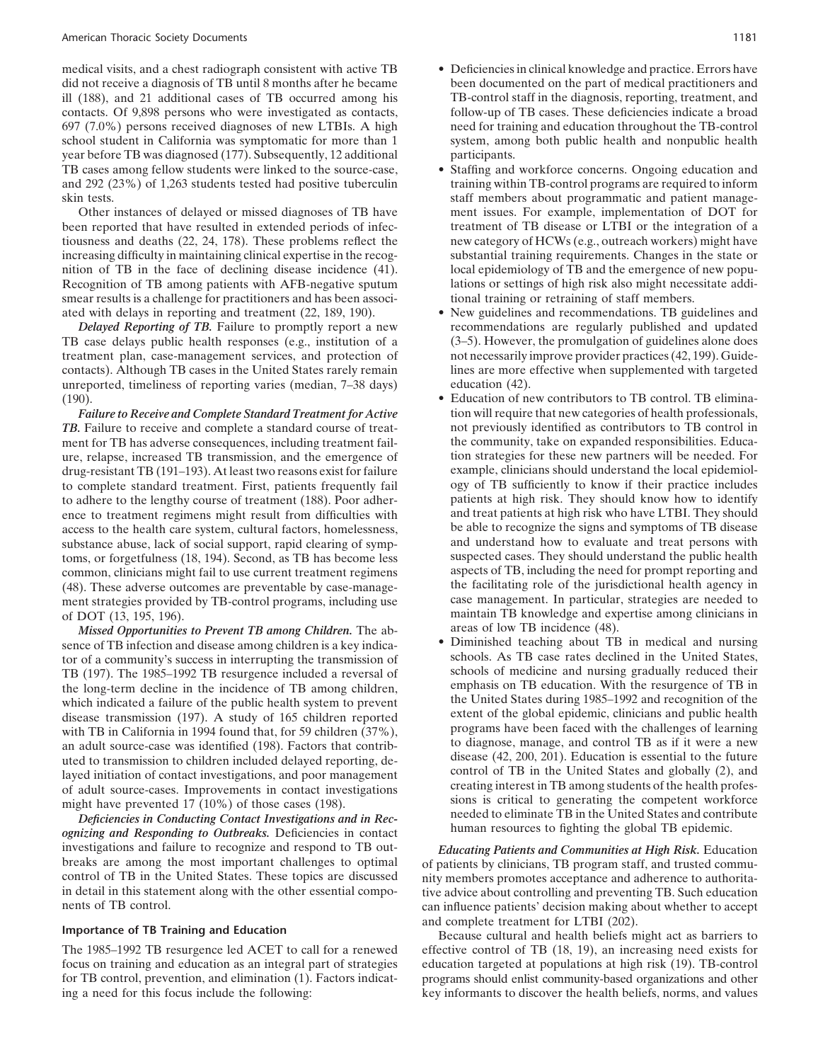medical visits, and a chest radiograph consistent with active TB did not receive a diagnosis of TB until 8 months after he became ill (188), and 21 additional cases of TB occurred among his contacts. Of 9,898 persons who were investigated as contacts, 697 (7.0%) persons received diagnoses of new LTBIs. A high school student in California was symptomatic for more than 1 year before TB was diagnosed (177). Subsequently, 12 additional TB cases among fellow students were linked to the source-case, and 292 (23%) of 1,263 students tested had positive tuberculin skin tests.

Other instances of delayed or missed diagnoses of TB have been reported that have resulted in extended periods of infectiousness and deaths (22, 24, 178). These problems reflect the increasing difficulty in maintaining clinical expertise in the recognition of TB in the face of declining disease incidence (41). Recognition of TB among patients with AFB-negative sputum smear results is a challenge for practitioners and has been associated with delays in reporting and treatment (22, 189, 190).

***Delayed Reporting of TB.*** Failure to promptly report a new TB case delays public health responses (e.g., institution of a treatment plan, case-management services, and protection of contacts). Although TB cases in the United States rarely remain unreported, timeliness of reporting varies (median, 7–38 days) (190).

***Failure to Receive and Complete Standard Treatment for Active TB.*** Failure to receive and complete a standard course of treatment for TB has adverse consequences, including treatment failure, relapse, increased TB transmission, and the emergence of drug-resistant TB (191–193). At least two reasons exist for failure to complete standard treatment. First, patients frequently fail to adhere to the lengthy course of treatment (188). Poor adherence to treatment regimens might result from difficulties with access to the health care system, cultural factors, homelessness, substance abuse, lack of social support, rapid clearing of symptoms, or forgetfulness (18, 194). Second, as TB has become less common, clinicians might fail to use current treatment regimens (48). These adverse outcomes are preventable by case-management strategies provided by TB-control programs, including use of DOT (13, 195, 196).

***Missed Opportunities to Prevent TB among Children.*** The absence of TB infection and disease among children is a key indicator of a community's success in interrupting the transmission of TB (197). The 1985–1992 TB resurgence included a reversal of the long-term decline in the incidence of TB among children, which indicated a failure of the public health system to prevent disease transmission (197). A study of 165 children reported with TB in California in 1994 found that, for 59 children (37%), an adult source-case was identified (198). Factors that contributed to transmission to children included delayed reporting, delayed initiation of contact investigations, and poor management of adult source-cases. Improvements in contact investigations might have prevented 17 (10%) of those cases (198).

***Deficiencies in Conducting Contact Investigations and in Recognizing and Responding to Outbreaks.*** Deficiencies in contact investigations and failure to recognize and respond to TB outbreaks are among the most important challenges to optimal control of TB in the United States. These topics are discussed in detail in this statement along with the other essential components of TB control.

### Importance of TB Training and Education

The 1985–1992 TB resurgence led ACET to call for a renewed focus on training and education as an integral part of strategies for TB control, prevention, and elimination (1). Factors indicating a need for this focus include the following:

- Deficiencies in clinical knowledge and practice. Errors have been documented on the part of medical practitioners and TB-control staff in the diagnosis, reporting, treatment, and follow-up of TB cases. These deficiencies indicate a broad need for training and education throughout the TB-control system, among both public health and nonpublic health participants.
- Staffing and workforce concerns. Ongoing education and training within TB-control programs are required to inform staff members about programmatic and patient management issues. For example, implementation of DOT for treatment of TB disease or LTBI or the integration of a new category of HCWs (e.g., outreach workers) might have substantial training requirements. Changes in the state or local epidemiology of TB and the emergence of new populations or settings of high risk also might necessitate additional training or retraining of staff members.
- New guidelines and recommendations. TB guidelines and recommendations are regularly published and updated (3–5). However, the promulgation of guidelines alone does not necessarily improve provider practices (42, 199). Guidelines are more effective when supplemented with targeted education (42).
- Education of new contributors to TB control. TB elimination will require that new categories of health professionals, not previously identified as contributors to TB control in the community, take on expanded responsibilities. Education strategies for these new partners will be needed. For example, clinicians should understand the local epidemiology of TB sufficiently to know if their practice includes patients at high risk. They should know how to identify and treat patients at high risk who have LTBI. They should be able to recognize the signs and symptoms of TB disease and understand how to evaluate and treat persons with suspected cases. They should understand the public health aspects of TB, including the need for prompt reporting and the facilitating role of the jurisdictional health agency in case management. In particular, strategies are needed to maintain TB knowledge and expertise among clinicians in areas of low TB incidence (48).
- Diminished teaching about TB in medical and nursing schools. As TB case rates declined in the United States, schools of medicine and nursing gradually reduced their emphasis on TB education. With the resurgence of TB in the United States during 1985–1992 and recognition of the extent of the global epidemic, clinicians and public health programs have been faced with the challenges of learning to diagnose, manage, and control TB as if it were a new disease (42, 200, 201). Education is essential to the future control of TB in the United States and globally (2), and creating interest in TB among students of the health professions is critical to generating the competent workforce needed to eliminate TB in the United States and contribute human resources to fighting the global TB epidemic.

***Educating Patients and Communities at High Risk.*** Education of patients by clinicians, TB program staff, and trusted community members promotes acceptance and adherence to authoritative advice about controlling and preventing TB. Such education can influence patients' decision making about whether to accept and complete treatment for LTBI (202).

Because cultural and health beliefs might act as barriers to effective control of TB (18, 19), an increasing need exists for education targeted at populations at high risk (19). TB-control programs should enlist community-based organizations and other key informants to discover the health beliefs, norms, and values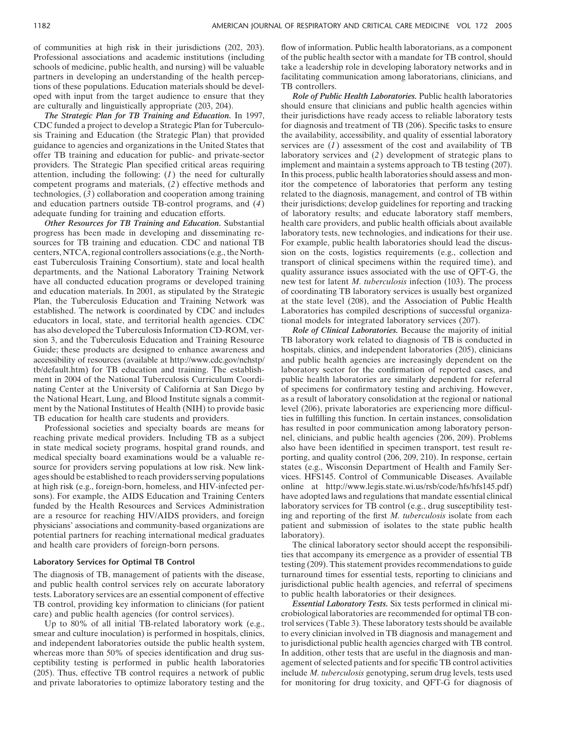of communities at high risk in their jurisdictions (202, 203). Professional associations and academic institutions (including schools of medicine, public health, and nursing) will be valuable partners in developing an understanding of the health perceptions of these populations. Education materials should be developed with input from the target audience to ensure that they are culturally and linguistically appropriate (203, 204).

***The Strategic Plan for TB Training and Education.*** In 1997, CDC funded a project to develop a Strategic Plan for Tuberculosis Training and Education (the Strategic Plan) that provided guidance to agencies and organizations in the United States that offer TB training and education for public- and private-sector providers. The Strategic Plan specified critical areas requiring attention, including the following: (*1*) the need for culturally competent programs and materials, (*2*) effective methods and technologies, (*3*) collaboration and cooperation among training and education partners outside TB-control programs, and (*4*) adequate funding for training and education efforts.

***Other Resources for TB Training and Education.*** Substantial progress has been made in developing and disseminating resources for TB training and education. CDC and national TB centers, NTCA, regional controllers associations (e.g., the Northeast Tuberculosis Training Consortium), state and local health departments, and the National Laboratory Training Network have all conducted education programs or developed training and education materials. In 2001, as stipulated by the Strategic Plan, the Tuberculosis Education and Training Network was established. The network is coordinated by CDC and includes educators in local, state, and territorial health agencies. CDC has also developed the Tuberculosis Information CD-ROM, version 3, and the Tuberculosis Education and Training Resource Guide; these products are designed to enhance awareness and accessibility of resources (available at http://www.cdc.gov/nchstp/tb/default.htm) for TB education and training. The establishment in 2004 of the National Tuberculosis Curriculum Coordinating Center at the University of California at San Diego by the National Heart, Lung, and Blood Institute signals a commitment by the National Institutes of Health (NIH) to provide basic TB education for health care students and providers.

Professional societies and specialty boards are means for reaching private medical providers. Including TB as a subject in state medical society programs, hospital grand rounds, and medical specialty board examinations would be a valuable resource for providers serving populations at low risk. New linkages should be established to reach providers serving populations at high risk (e.g., foreign-born, homeless, and HIV-infected persons). For example, the AIDS Education and Training Centers funded by the Health Resources and Services Administration are a resource for reaching HIV/AIDS providers, and foreign physicians' associations and community-based organizations are potential partners for reaching international medical graduates and health care providers of foreign-born persons.

## Laboratory Services for Optimal TB Control

The diagnosis of TB, management of patients with the disease, and public health control services rely on accurate laboratory tests. Laboratory services are an essential component of effective TB control, providing key information to clinicians (for patient care) and public health agencies (for control services).

Up to 80% of all initial TB-related laboratory work (e.g., smear and culture inoculation) is performed in hospitals, clinics, and independent laboratories outside the public health system, whereas more than 50% of species identification and drug susceptibility testing is performed in public health laboratories (205). Thus, effective TB control requires a network of public and private laboratories to optimize laboratory testing and the flow of information. Public health laboratorians, as a component of the public health sector with a mandate for TB control, should take a leadership role in developing laboratory networks and in facilitating communication among laboratorians, clinicians, and TB controllers.

***Role of Public Health Laboratories.*** Public health laboratories should ensure that clinicians and public health agencies within their jurisdictions have ready access to reliable laboratory tests for diagnosis and treatment of TB (206). Specific tasks to ensure the availability, accessibility, and quality of essential laboratory services are (*1*) assessment of the cost and availability of TB laboratory services and (*2*) development of strategic plans to implement and maintain a systems approach to TB testing (207). In this process, public health laboratories should assess and monitor the competence of laboratories that perform any testing related to the diagnosis, management, and control of TB within their jurisdictions; develop guidelines for reporting and tracking of laboratory results; and educate laboratory staff members, health care providers, and public health officials about available laboratory tests, new technologies, and indications for their use. For example, public health laboratories should lead the discussion on the costs, logistics requirements (e.g., collection and transport of clinical specimens within the required time), and quality assurance issues associated with the use of QFT-G, the new test for latent *M. tuberculosis* infection (103). The process of coordinating TB laboratory services is usually best organized at the state level (208), and the Association of Public Health Laboratories has compiled descriptions of successful organizational models for integrated laboratory services (207).

***Role of Clinical Laboratories.*** Because the majority of initial TB laboratory work related to diagnosis of TB is conducted in hospitals, clinics, and independent laboratories (205), clinicians and public health agencies are increasingly dependent on the laboratory sector for the confirmation of reported cases, and public health laboratories are similarly dependent for referral of specimens for confirmatory testing and archiving. However, as a result of laboratory consolidation at the regional or national level (206), private laboratories are experiencing more difficulties in fulfilling this function. In certain instances, consolidation has resulted in poor communication among laboratory personnel, clinicians, and public health agencies (206, 209). Problems also have been identified in specimen transport, test result reporting, and quality control (206, 209, 210). In response, certain states (e.g., Wisconsin Department of Health and Family Services. HFS145. Control of Communicable Diseases. Available online at http://www.legis.state.wi.us/rsb/code/hfs/hfs145.pdf) have adopted laws and regulations that mandate essential clinical laboratory services for TB control (e.g., drug susceptibility testing and reporting of the first *M. tuberculosis* isolate from each patient and submission of isolates to the state public health laboratory).

The clinical laboratory sector should accept the responsibilities that accompany its emergence as a provider of essential TB testing (209). This statement provides recommendations to guide turnaround times for essential tests, reporting to clinicians and jurisdictional public health agencies, and referral of specimens to public health laboratories or their designees.

***Essential Laboratory Tests.*** Six tests performed in clinical microbiological laboratories are recommended for optimal TB control services (Table 3). These laboratory tests should be available to every clinician involved in TB diagnosis and management and to jurisdictional public health agencies charged with TB control. In addition, other tests that are useful in the diagnosis and management of selected patients and for specific TB control activities include *M. tuberculosis* genotyping, serum drug levels, tests used for monitoring for drug toxicity, and QFT-G for diagnosis of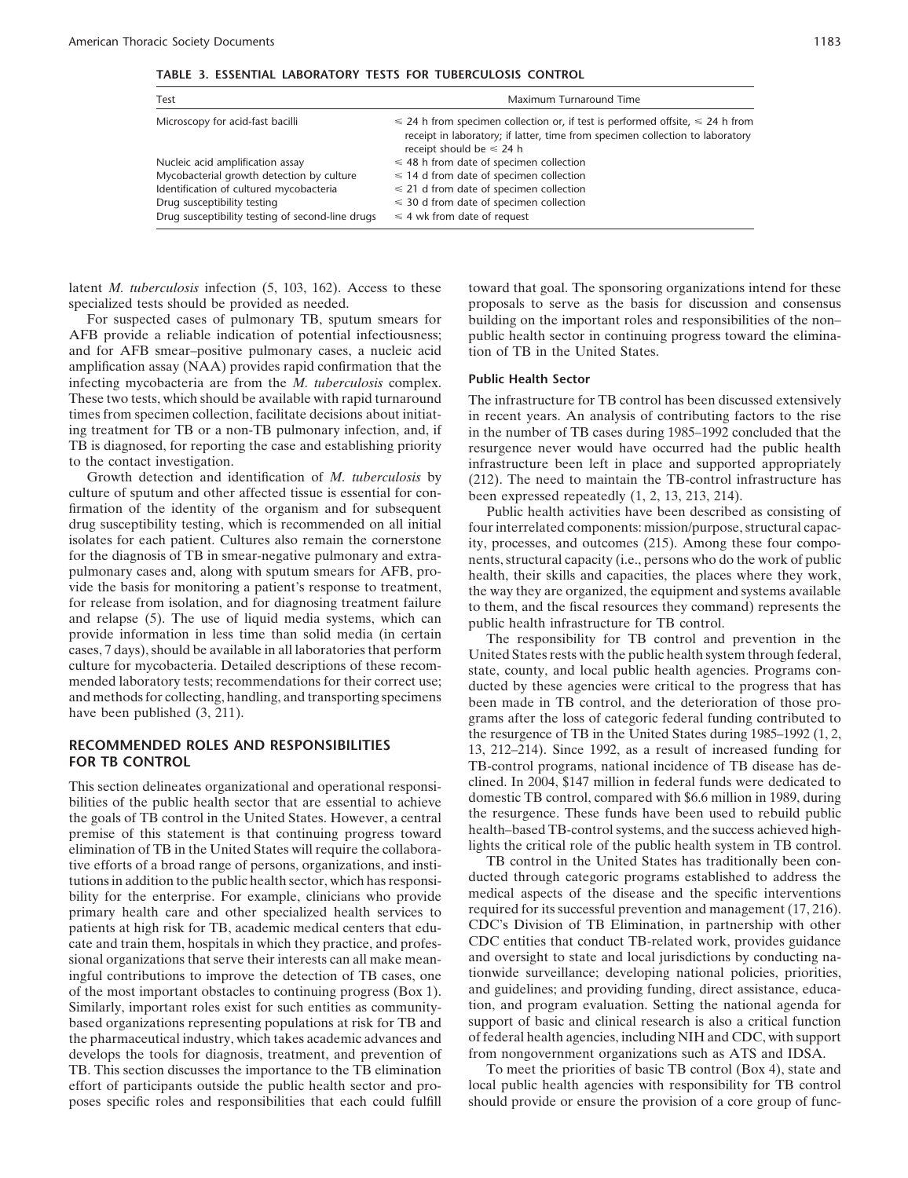**TABLE 3. ESSENTIAL LABORATORY TESTS FOR TUBERCULOSIS CONTROL**

| Test | Maximum Turnaround Time |
|---|---|
| Microscopy for acid-fast bacilli | ≤ 24 h from specimen collection or, if test is performed offsite, ≤ 24 h from receipt in laboratory; if latter, time from specimen collection to laboratory receipt should be ≤ 24 h |
| Nucleic acid amplification assay | ≤ 48 h from date of specimen collection |
| Mycobacterial growth detection by culture | ≤ 14 d from date of specimen collection |
| Identification of cultured mycobacteria | ≤ 21 d from date of specimen collection |
| Drug susceptibility testing | ≤ 30 d from date of specimen collection |
| Drug susceptibility testing of second-line drugs | ≤ 4 wk from date of request |

latent *M. tuberculosis* infection (5, 103, 162). Access to these specialized tests should be provided as needed.

For suspected cases of pulmonary TB, sputum smears for AFB provide a reliable indication of potential infectiousness; and for AFB smear–positive pulmonary cases, a nucleic acid amplification assay (NAA) provides rapid confirmation that the infecting mycobacteria are from the *M. tuberculosis* complex. These two tests, which should be available with rapid turnaround times from specimen collection, facilitate decisions about initiating treatment for TB or a non-TB pulmonary infection, and, if TB is diagnosed, for reporting the case and establishing priority to the contact investigation.

Growth detection and identification of *M. tuberculosis* by culture of sputum and other affected tissue is essential for confirmation of the identity of the organism and for subsequent drug susceptibility testing, which is recommended on all initial isolates for each patient. Cultures also remain the cornerstone for the diagnosis of TB in smear-negative pulmonary and extrapulmonary cases and, along with sputum smears for AFB, provide the basis for monitoring a patient's response to treatment, for release from isolation, and for diagnosing treatment failure and relapse (5). The use of liquid media systems, which can provide information in less time than solid media (in certain cases, 7 days), should be available in all laboratories that perform culture for mycobacteria. Detailed descriptions of these recommended laboratory tests; recommendations for their correct use; and methods for collecting, handling, and transporting specimens have been published (3, 211).

## RECOMMENDED ROLES AND RESPONSIBILITIES FOR TB CONTROL

This section delineates organizational and operational responsibilities of the public health sector that are essential to achieve the goals of TB control in the United States. However, a central premise of this statement is that continuing progress toward elimination of TB in the United States will require the collaborative efforts of a broad range of persons, organizations, and institutions in addition to the public health sector, which has responsibility for the enterprise. For example, clinicians who provide primary health care and other specialized health services to patients at high risk for TB, academic medical centers that educate and train them, hospitals in which they practice, and professional organizations that serve their interests can all make meaningful contributions to improve the detection of TB cases, one of the most important obstacles to continuing progress (Box 1). Similarly, important roles exist for such entities as community-based organizations representing populations at risk for TB and the pharmaceutical industry, which takes academic advances and develops the tools for diagnosis, treatment, and prevention of TB. This section discusses the importance to the TB elimination effort of participants outside the public health sector and proposes specific roles and responsibilities that each could fulfill toward that goal. The sponsoring organizations intend for these proposals to serve as the basis for discussion and consensus building on the important roles and responsibilities of the non–public health sector in continuing progress toward the elimination of TB in the United States.

### Public Health Sector

The infrastructure for TB control has been discussed extensively in recent years. An analysis of contributing factors to the rise in the number of TB cases during 1985–1992 concluded that the resurgence never would have occurred had the public health infrastructure been left in place and supported appropriately (212). The need to maintain the TB-control infrastructure has been expressed repeatedly (1, 2, 13, 213, 214).

Public health activities have been described as consisting of four interrelated components: mission/purpose, structural capacity, processes, and outcomes (215). Among these four components, structural capacity (i.e., persons who do the work of public health, their skills and capacities, the places where they work, the way they are organized, the equipment and systems available to them, and the fiscal resources they command) represents the public health infrastructure for TB control.

The responsibility for TB control and prevention in the United States rests with the public health system through federal, state, county, and local public health agencies. Programs conducted by these agencies were critical to the progress that has been made in TB control, and the deterioration of those programs after the loss of categoric federal funding contributed to the resurgence of TB in the United States during 1985–1992 (1, 2, 13, 212–214). Since 1992, as a result of increased funding for TB-control programs, national incidence of TB disease has declined. In 2004, $147 million in federal funds were dedicated to domestic TB control, compared with $6.6 million in 1989, during the resurgence. These funds have been used to rebuild public health–based TB-control systems, and the success achieved highlights the critical role of the public health system in TB control.

TB control in the United States has traditionally been conducted through categoric programs established to address the medical aspects of the disease and the specific interventions required for its successful prevention and management (17, 216). CDC's Division of TB Elimination, in partnership with other CDC entities that conduct TB-related work, provides guidance and oversight to state and local jurisdictions by conducting nationwide surveillance; developing national policies, priorities, and guidelines; and providing funding, direct assistance, education, and program evaluation. Setting the national agenda for support of basic and clinical research is also a critical function of federal health agencies, including NIH and CDC, with support from nongovernment organizations such as ATS and IDSA.

To meet the priorities of basic TB control (Box 4), state and local public health agencies with responsibility for TB control should provide or ensure the provision of a core group of func-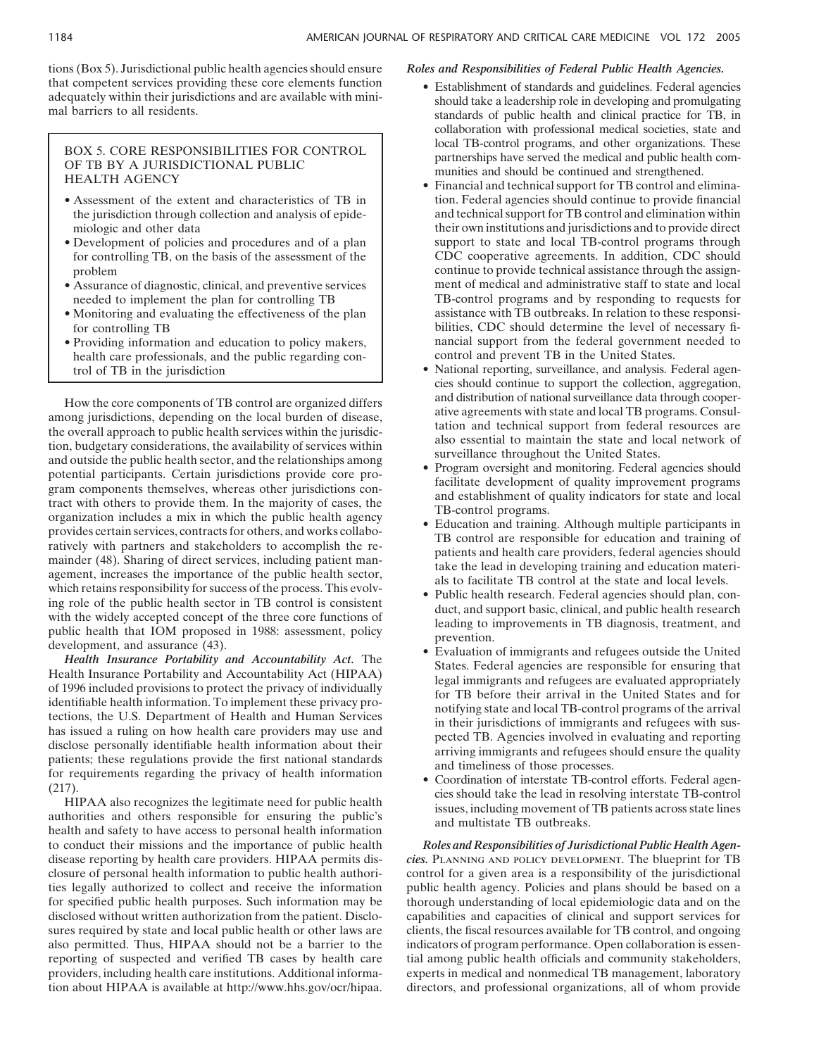tions (Box 5). Jurisdictional public health agencies should ensure that competent services providing these core elements function adequately within their jurisdictions and are available with minimal barriers to all residents.

> **BOX 5. CORE RESPONSIBILITIES FOR CONTROL OF TB BY A JURISDICTIONAL PUBLIC HEALTH AGENCY**
>
> - Assessment of the extent and characteristics of TB in the jurisdiction through collection and analysis of epidemiologic and other data
> - Development of policies and procedures and of a plan for controlling TB, on the basis of the assessment of the problem
> - Assurance of diagnostic, clinical, and preventive services needed to implement the plan for controlling TB
> - Monitoring and evaluating the effectiveness of the plan for controlling TB
> - Providing information and education to policy makers, health care professionals, and the public regarding control of TB in the jurisdiction

How the core components of TB control are organized differs among jurisdictions, depending on the local burden of disease, the overall approach to public health services within the jurisdiction, budgetary considerations, the availability of services within and outside the public health sector, and the relationships among potential participants. Certain jurisdictions provide core program components themselves, whereas other jurisdictions contract with others to provide them. In the majority of cases, the organization includes a mix in which the public health agency provides certain services, contracts for others, and works collaboratively with partners and stakeholders to accomplish the remainder (48). Sharing of direct services, including patient management, increases the importance of the public health sector, which retains responsibility for success of the process. This evolving role of the public health sector in TB control is consistent with the widely accepted concept of the three core functions of public health that IOM proposed in 1988: assessment, policy development, and assurance (43).

***Health Insurance Portability and Accountability Act.*** The Health Insurance Portability and Accountability Act (HIPAA) of 1996 included provisions to protect the privacy of individually identifiable health information. To implement these privacy protections, the U.S. Department of Health and Human Services has issued a ruling on how health care providers may use and disclose personally identifiable health information about their patients; these regulations provide the first national standards for requirements regarding the privacy of health information (217).

HIPAA also recognizes the legitimate need for public health authorities and others responsible for ensuring the public's health and safety to have access to personal health information to conduct their missions and the importance of public health disease reporting by health care providers. HIPAA permits disclosure of personal health information to public health authorities legally authorized to collect and receive the information for specified public health purposes. Such information may be disclosed without written authorization from the patient. Disclosures required by state and local public health or other laws are also permitted. Thus, HIPAA should not be a barrier to the reporting of suspected and verified TB cases by health care providers, including health care institutions. Additional information about HIPAA is available at http://www.hhs.gov/ocr/hipaa.

***Roles and Responsibilities of Federal Public Health Agencies.***

- Establishment of standards and guidelines. Federal agencies should take a leadership role in developing and promulgating standards of public health and clinical practice for TB, in collaboration with professional medical societies, state and local TB-control programs, and other organizations. These partnerships have served the medical and public health communities and should be continued and strengthened.
- Financial and technical support for TB control and elimination. Federal agencies should continue to provide financial and technical support for TB control and elimination within their own institutions and jurisdictions and to provide direct support to state and local TB-control programs through CDC cooperative agreements. In addition, CDC should continue to provide technical assistance through the assignment of medical and administrative staff to state and local TB-control programs and by responding to requests for assistance with TB outbreaks. In relation to these responsibilities, CDC should determine the level of necessary financial support from the federal government needed to control and prevent TB in the United States.
- National reporting, surveillance, and analysis. Federal agencies should continue to support the collection, aggregation, and distribution of national surveillance data through cooperative agreements with state and local TB programs. Consultation and technical support from federal resources are also essential to maintain the state and local network of surveillance throughout the United States.
- Program oversight and monitoring. Federal agencies should facilitate development of quality improvement programs and establishment of quality indicators for state and local TB-control programs.
- Education and training. Although multiple participants in TB control are responsible for education and training of patients and health care providers, federal agencies should take the lead in developing training and education materials to facilitate TB control at the state and local levels.
- Public health research. Federal agencies should plan, conduct, and support basic, clinical, and public health research leading to improvements in TB diagnosis, treatment, and prevention.
- Evaluation of immigrants and refugees outside the United States. Federal agencies are responsible for ensuring that legal immigrants and refugees are evaluated appropriately for TB before their arrival in the United States and for notifying state and local TB-control programs of the arrival in their jurisdictions of immigrants and refugees with suspected TB. Agencies involved in evaluating and reporting arriving immigrants and refugees should ensure the quality and timeliness of those processes.
- Coordination of interstate TB-control efforts. Federal agencies should take the lead in resolving interstate TB-control issues, including movement of TB patients across state lines and multistate TB outbreaks.

***Roles and Responsibilities of Jurisdictional Public Health Agencies.*** PLANNING AND POLICY DEVELOPMENT. The blueprint for TB control for a given area is a responsibility of the jurisdictional public health agency. Policies and plans should be based on a thorough understanding of local epidemiologic data and on the capabilities and capacities of clinical and support services for clients, the fiscal resources available for TB control, and ongoing indicators of program performance. Open collaboration is essential among public health officials and community stakeholders, experts in medical and nonmedical TB management, laboratory directors, and professional organizations, all of whom provide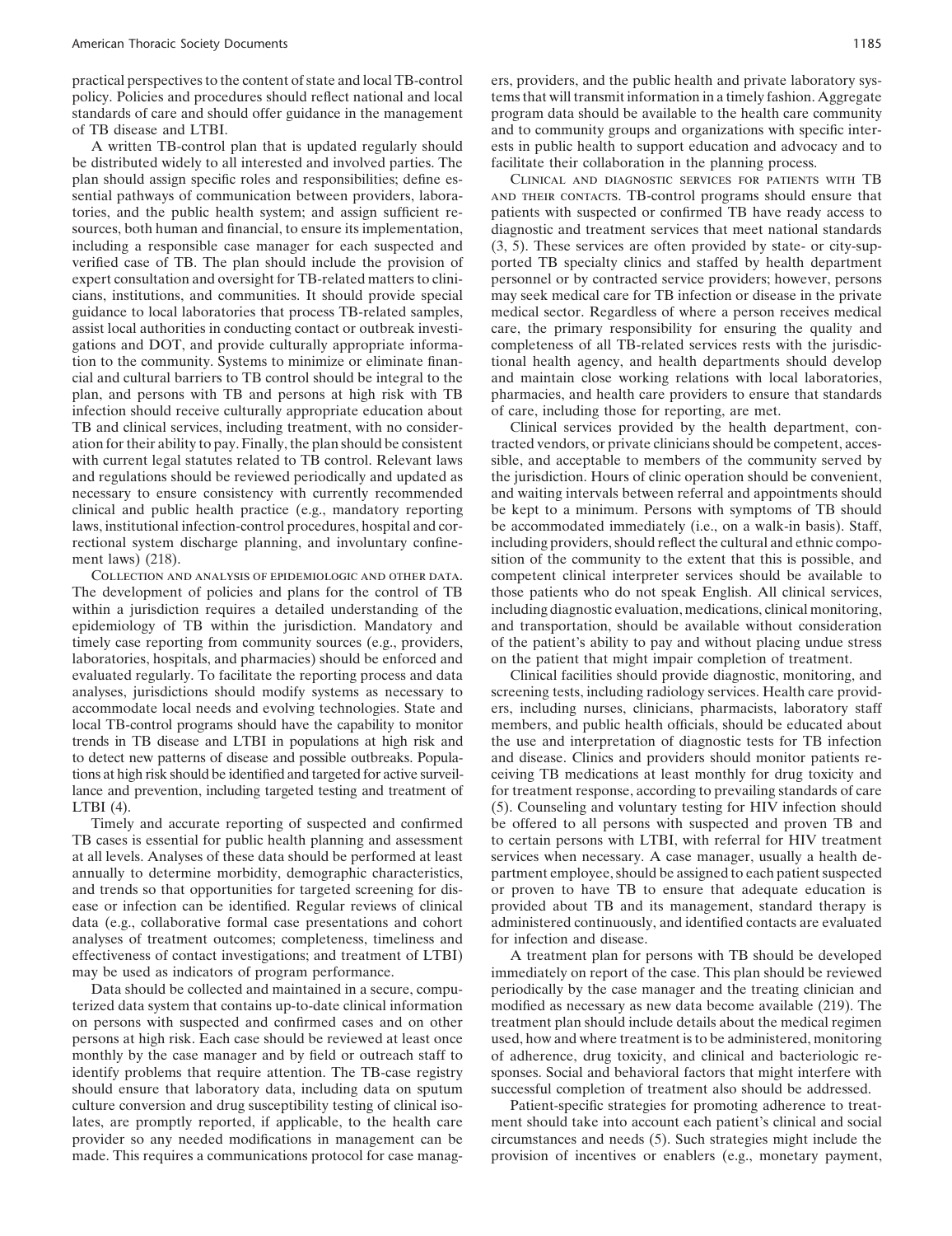practical perspectives to the content of state and local TB-control policy. Policies and procedures should reflect national and local standards of care and should offer guidance in the management of TB disease and LTBI.

A written TB-control plan that is updated regularly should be distributed widely to all interested and involved parties. The plan should assign specific roles and responsibilities; define essential pathways of communication between providers, laboratories, and the public health system; and assign sufficient resources, both human and financial, to ensure its implementation, including a responsible case manager for each suspected and verified case of TB. The plan should include the provision of expert consultation and oversight for TB-related matters to clinicians, institutions, and communities. It should provide special guidance to local laboratories that process TB-related samples, assist local authorities in conducting contact or outbreak investigations and DOT, and provide culturally appropriate information to the community. Systems to minimize or eliminate financial and cultural barriers to TB control should be integral to the plan, and persons with TB and persons at high risk with TB infection should receive culturally appropriate education about TB and clinical services, including treatment, with no consideration for their ability to pay. Finally, the plan should be consistent with current legal statutes related to TB control. Relevant laws and regulations should be reviewed periodically and updated as necessary to ensure consistency with currently recommended clinical and public health practice (e.g., mandatory reporting laws, institutional infection-control procedures, hospital and correctional system discharge planning, and involuntary confinement laws) (218).

Collection and analysis of epidemiologic and other data. The development of policies and plans for the control of TB within a jurisdiction requires a detailed understanding of the epidemiology of TB within the jurisdiction. Mandatory and timely case reporting from community sources (e.g., providers, laboratories, hospitals, and pharmacies) should be enforced and evaluated regularly. To facilitate the reporting process and data analyses, jurisdictions should modify systems as necessary to accommodate local needs and evolving technologies. State and local TB-control programs should have the capability to monitor trends in TB disease and LTBI in populations at high risk and to detect new patterns of disease and possible outbreaks. Populations at high risk should be identified and targeted for active surveillance and prevention, including targeted testing and treatment of LTBI (4).

Timely and accurate reporting of suspected and confirmed TB cases is essential for public health planning and assessment at all levels. Analyses of these data should be performed at least annually to determine morbidity, demographic characteristics, and trends so that opportunities for targeted screening for disease or infection can be identified. Regular reviews of clinical data (e.g., collaborative formal case presentations and cohort analyses of treatment outcomes; completeness, timeliness and effectiveness of contact investigations; and treatment of LTBI) may be used as indicators of program performance.

Data should be collected and maintained in a secure, computerized data system that contains up-to-date clinical information on persons with suspected and confirmed cases and on other persons at high risk. Each case should be reviewed at least once monthly by the case manager and by field or outreach staff to identify problems that require attention. The TB-case registry should ensure that laboratory data, including data on sputum culture conversion and drug susceptibility testing of clinical isolates, are promptly reported, if applicable, to the health care provider so any needed modifications in management can be made. This requires a communications protocol for case managers, providers, and the public health and private laboratory systems that will transmit information in a timely fashion. Aggregate program data should be available to the health care community and to community groups and organizations with specific interests in public health to support education and advocacy and to facilitate their collaboration in the planning process.

Clinical and diagnostic services for patients with TB and their contacts. TB-control programs should ensure that patients with suspected or confirmed TB have ready access to diagnostic and treatment services that meet national standards (3, 5). These services are often provided by state- or city-supported TB specialty clinics and staffed by health department personnel or by contracted service providers; however, persons may seek medical care for TB infection or disease in the private medical sector. Regardless of where a person receives medical care, the primary responsibility for ensuring the quality and completeness of all TB-related services rests with the jurisdictional health agency, and health departments should develop and maintain close working relations with local laboratories, pharmacies, and health care providers to ensure that standards of care, including those for reporting, are met.

Clinical services provided by the health department, contracted vendors, or private clinicians should be competent, accessible, and acceptable to members of the community served by the jurisdiction. Hours of clinic operation should be convenient, and waiting intervals between referral and appointments should be kept to a minimum. Persons with symptoms of TB should be accommodated immediately (i.e., on a walk-in basis). Staff, including providers, should reflect the cultural and ethnic composition of the community to the extent that this is possible, and competent clinical interpreter services should be available to those patients who do not speak English. All clinical services, including diagnostic evaluation, medications, clinical monitoring, and transportation, should be available without consideration of the patient's ability to pay and without placing undue stress on the patient that might impair completion of treatment.

Clinical facilities should provide diagnostic, monitoring, and screening tests, including radiology services. Health care providers, including nurses, clinicians, pharmacists, laboratory staff members, and public health officials, should be educated about the use and interpretation of diagnostic tests for TB infection and disease. Clinics and providers should monitor patients receiving TB medications at least monthly for drug toxicity and for treatment response, according to prevailing standards of care (5). Counseling and voluntary testing for HIV infection should be offered to all persons with suspected and proven TB and to certain persons with LTBI, with referral for HIV treatment services when necessary. A case manager, usually a health department employee, should be assigned to each patient suspected or proven to have TB to ensure that adequate education is provided about TB and its management, standard therapy is administered continuously, and identified contacts are evaluated for infection and disease.

A treatment plan for persons with TB should be developed immediately on report of the case. This plan should be reviewed periodically by the case manager and the treating clinician and modified as necessary as new data become available (219). The treatment plan should include details about the medical regimen used, how and where treatment is to be administered, monitoring of adherence, drug toxicity, and clinical and bacteriologic responses. Social and behavioral factors that might interfere with successful completion of treatment also should be addressed.

Patient-specific strategies for promoting adherence to treatment should take into account each patient's clinical and social circumstances and needs (5). Such strategies might include the provision of incentives or enablers (e.g., monetary payment,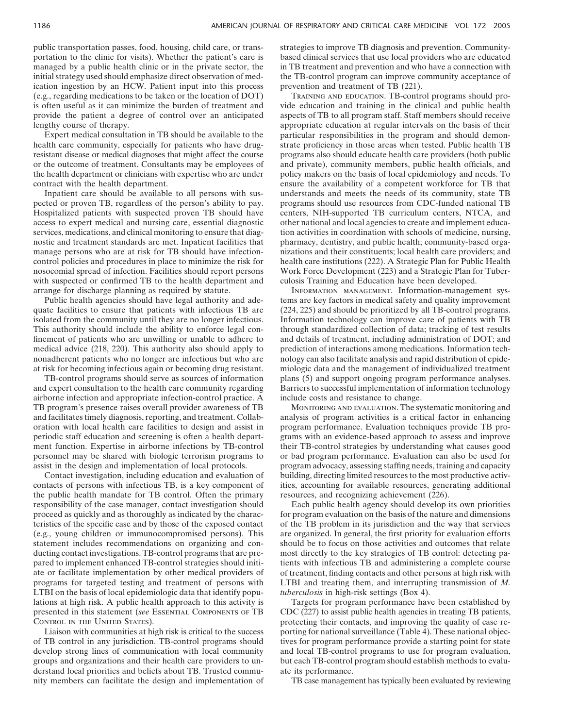public transportation passes, food, housing, child care, or transportation to the clinic for visits). Whether the patient's care is managed by a public health clinic or in the private sector, the initial strategy used should emphasize direct observation of medication ingestion by an HCW. Patient input into this process (e.g., regarding medications to be taken or the location of DOT) is often useful as it can minimize the burden of treatment and provide the patient a degree of control over an anticipated lengthy course of therapy.

Expert medical consultation in TB should be available to the health care community, especially for patients who have drug-resistant disease or medical diagnoses that might affect the course or the outcome of treatment. Consultants may be employees of the health department or clinicians with expertise who are under contract with the health department.

Inpatient care should be available to all persons with suspected or proven TB, regardless of the person's ability to pay. Hospitalized patients with suspected proven TB should have access to expert medical and nursing care, essential diagnostic services, medications, and clinical monitoring to ensure that diagnostic and treatment standards are met. Inpatient facilities that manage persons who are at risk for TB should have infection-control policies and procedures in place to minimize the risk for nosocomial spread of infection. Facilities should report persons with suspected or confirmed TB to the health department and arrange for discharge planning as required by statute.

Public health agencies should have legal authority and adequate facilities to ensure that patients with infectious TB are isolated from the community until they are no longer infectious. This authority should include the ability to enforce legal confinement of patients who are unwilling or unable to adhere to medical advice (218, 220). This authority also should apply to nonadherent patients who no longer are infectious but who are at risk for becoming infectious again or becoming drug resistant.

TB-control programs should serve as sources of information and expert consultation to the health care community regarding airborne infection and appropriate infection-control practice. A TB program's presence raises overall provider awareness of TB and facilitates timely diagnosis, reporting, and treatment. Collaboration with local health care facilities to design and assist in periodic staff education and screening is often a health department function. Expertise in airborne infections by TB-control personnel may be shared with biologic terrorism programs to assist in the design and implementation of local protocols.

Contact investigation, including education and evaluation of contacts of persons with infectious TB, is a key component of the public health mandate for TB control. Often the primary responsibility of the case manager, contact investigation should proceed as quickly and as thoroughly as indicated by the characteristics of the specific case and by those of the exposed contact (e.g., young children or immunocompromised persons). This statement includes recommendations on organizing and conducting contact investigations. TB-control programs that are prepared to implement enhanced TB-control strategies should initiate or facilitate implementation by other medical providers of programs for targeted testing and treatment of persons with LTBI on the basis of local epidemiologic data that identify populations at high risk. A public health approach to this activity is presented in this statement (*see* ESSENTIAL COMPONENTS OF TB CONTROL IN THE UNITED STATES).

Liaison with communities at high risk is critical to the success of TB control in any jurisdiction. TB-control programs should develop strong lines of communication with local community groups and organizations and their health care providers to understand local priorities and beliefs about TB. Trusted community members can facilitate the design and implementation of strategies to improve TB diagnosis and prevention. Community-based clinical services that use local providers who are educated in TB treatment and prevention and who have a connection with the TB-control program can improve community acceptance of prevention and treatment of TB (221).

TRAINING AND EDUCATION. TB-control programs should provide education and training in the clinical and public health aspects of TB to all program staff. Staff members should receive appropriate education at regular intervals on the basis of their particular responsibilities in the program and should demonstrate proficiency in those areas when tested. Public health TB programs also should educate health care providers (both public and private), community members, public health officials, and policy makers on the basis of local epidemiology and needs. To ensure the availability of a competent workforce for TB that understands and meets the needs of its community, state TB programs should use resources from CDC-funded national TB centers, NIH-supported TB curriculum centers, NTCA, and other national and local agencies to create and implement education activities in coordination with schools of medicine, nursing, pharmacy, dentistry, and public health; community-based organizations and their constituents; local health care providers; and health care institutions (222). A Strategic Plan for Public Health Work Force Development (223) and a Strategic Plan for Tuberculosis Training and Education have been developed.

INFORMATION MANAGEMENT. Information-management systems are key factors in medical safety and quality improvement (224, 225) and should be prioritized by all TB-control programs. Information technology can improve care of patients with TB through standardized collection of data; tracking of test results and details of treatment, including administration of DOT; and prediction of interactions among medications. Information technology can also facilitate analysis and rapid distribution of epidemiologic data and the management of individualized treatment plans (5) and support ongoing program performance analyses. Barriers to successful implementation of information technology include costs and resistance to change.

MONITORING AND EVALUATION. The systematic monitoring and analysis of program activities is a critical factor in enhancing program performance. Evaluation techniques provide TB programs with an evidence-based approach to assess and improve their TB-control strategies by understanding what causes good or bad program performance. Evaluation can also be used for program advocacy, assessing staffing needs, training and capacity building, directing limited resources to the most productive activities, accounting for available resources, generating additional resources, and recognizing achievement (226).

Each public health agency should develop its own priorities for program evaluation on the basis of the nature and dimensions of the TB problem in its jurisdiction and the way that services are organized. In general, the first priority for evaluation efforts should be to focus on those activities and outcomes that relate most directly to the key strategies of TB control: detecting patients with infectious TB and administering a complete course of treatment, finding contacts and other persons at high risk with LTBI and treating them, and interrupting transmission of *M. tuberculosis* in high-risk settings (Box 4).

Targets for program performance have been established by CDC (227) to assist public health agencies in treating TB patients, protecting their contacts, and improving the quality of case reporting for national surveillance (Table 4). These national objectives for program performance provide a starting point for state and local TB-control programs to use for program evaluation, but each TB-control program should establish methods to evaluate its performance.

TB case management has typically been evaluated by reviewing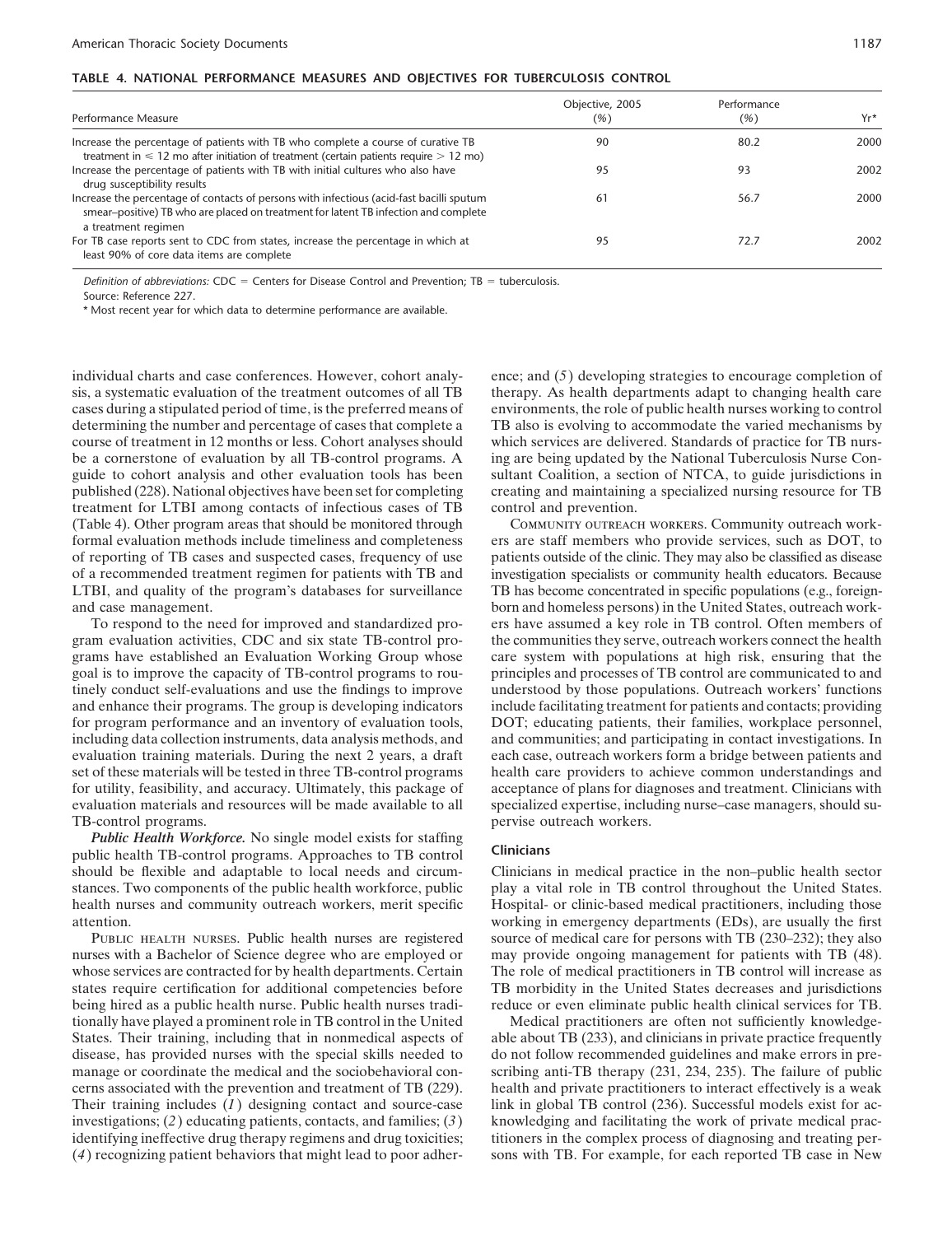**TABLE 4. NATIONAL PERFORMANCE MEASURES AND OBJECTIVES FOR TUBERCULOSIS CONTROL**

| Performance Measure | Objective, 2005 (%) | Performance (%) | Yr* |
|---|---|---|---|
| Increase the percentage of patients with TB who complete a course of curative TB treatment in ≤ 12 mo after initiation of treatment (certain patients require > 12 mo) | 90 | 80.2 | 2000 |
| Increase the percentage of patients with TB with initial cultures who also have drug susceptibility results | 95 | 93 | 2002 |
| Increase the percentage of contacts of persons with infectious (acid-fast bacilli sputum smear–positive) TB who are placed on treatment for latent TB infection and complete a treatment regimen | 61 | 56.7 | 2000 |
| For TB case reports sent to CDC from states, increase the percentage in which at least 90% of core data items are complete | 95 | 72.7 | 2002 |

*Definition of abbreviations:* CDC = Centers for Disease Control and Prevention; TB = tuberculosis.

Source: Reference 227.

\* Most recent year for which data to determine performance are available.

individual charts and case conferences. However, cohort analysis, a systematic evaluation of the treatment outcomes of all TB cases during a stipulated period of time, is the preferred means of determining the number and percentage of cases that complete a course of treatment in 12 months or less. Cohort analyses should be a cornerstone of evaluation by all TB-control programs. A guide to cohort analysis and other evaluation tools has been published (228). National objectives have been set for completing treatment for LTBI among contacts of infectious cases of TB (Table 4). Other program areas that should be monitored through formal evaluation methods include timeliness and completeness of reporting of TB cases and suspected cases, frequency of use of a recommended treatment regimen for patients with TB and LTBI, and quality of the program's databases for surveillance and case management.

To respond to the need for improved and standardized program evaluation activities, CDC and six state TB-control programs have established an Evaluation Working Group whose goal is to improve the capacity of TB-control programs to routinely conduct self-evaluations and use the findings to improve and enhance their programs. The group is developing indicators for program performance and an inventory of evaluation tools, including data collection instruments, data analysis methods, and evaluation training materials. During the next 2 years, a draft set of these materials will be tested in three TB-control programs for utility, feasibility, and accuracy. Ultimately, this package of evaluation materials and resources will be made available to all TB-control programs.

***Public Health Workforce.*** No single model exists for staffing public health TB-control programs. Approaches to TB control should be flexible and adaptable to local needs and circumstances. Two components of the public health workforce, public health nurses and community outreach workers, merit specific attention.

PUBLIC HEALTH NURSES. Public health nurses are registered nurses with a Bachelor of Science degree who are employed or whose services are contracted for by health departments. Certain states require certification for additional competencies before being hired as a public health nurse. Public health nurses traditionally have played a prominent role in TB control in the United States. Their training, including that in nonmedical aspects of disease, has provided nurses with the special skills needed to manage or coordinate the medical and the sociobehavioral concerns associated with the prevention and treatment of TB (229). Their training includes (*1*) designing contact and source-case investigations; (*2*) educating patients, contacts, and families; (*3*) identifying ineffective drug therapy regimens and drug toxicities; (*4*) recognizing patient behaviors that might lead to poor adherence; and (*5*) developing strategies to encourage completion of therapy. As health departments adapt to changing health care environments, the role of public health nurses working to control TB also is evolving to accommodate the varied mechanisms by which services are delivered. Standards of practice for TB nursing are being updated by the National Tuberculosis Nurse Consultant Coalition, a section of NTCA, to guide jurisdictions in creating and maintaining a specialized nursing resource for TB control and prevention.

COMMUNITY OUTREACH WORKERS. Community outreach workers are staff members who provide services, such as DOT, to patients outside of the clinic. They may also be classified as disease investigation specialists or community health educators. Because TB has become concentrated in specific populations (e.g., foreign-born and homeless persons) in the United States, outreach workers have assumed a key role in TB control. Often members of the communities they serve, outreach workers connect the health care system with populations at high risk, ensuring that the principles and processes of TB control are communicated to and understood by those populations. Outreach workers' functions include facilitating treatment for patients and contacts; providing DOT; educating patients, their families, workplace personnel, and communities; and participating in contact investigations. In each case, outreach workers form a bridge between patients and health care providers to achieve common understandings and acceptance of plans for diagnoses and treatment. Clinicians with specialized expertise, including nurse–case managers, should supervise outreach workers.

### Clinicians

Clinicians in medical practice in the non–public health sector play a vital role in TB control throughout the United States. Hospital- or clinic-based medical practitioners, including those working in emergency departments (EDs), are usually the first source of medical care for persons with TB (230–232); they also may provide ongoing management for patients with TB (48). The role of medical practitioners in TB control will increase as TB morbidity in the United States decreases and jurisdictions reduce or even eliminate public health clinical services for TB.

Medical practitioners are often not sufficiently knowledgeable about TB (233), and clinicians in private practice frequently do not follow recommended guidelines and make errors in prescribing anti-TB therapy (231, 234, 235). The failure of public health and private practitioners to interact effectively is a weak link in global TB control (236). Successful models exist for acknowledging and facilitating the work of private medical practitioners in the complex process of diagnosing and treating persons with TB. For example, for each reported TB case in New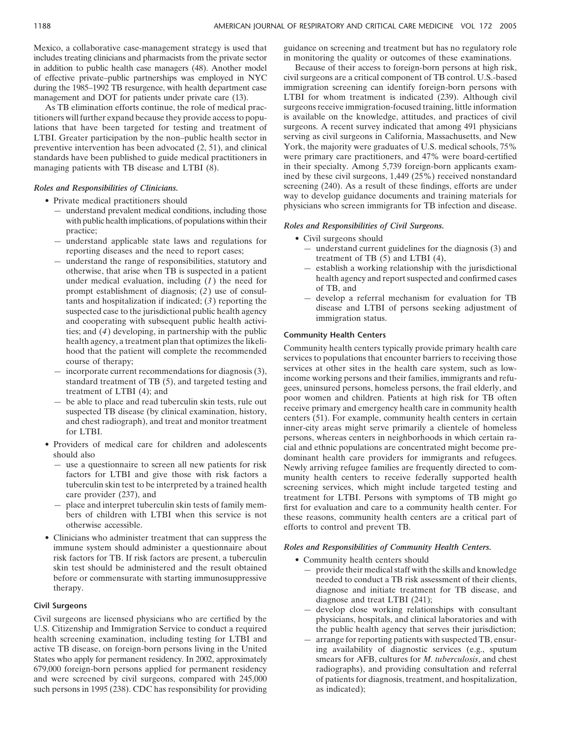Mexico, a collaborative case-management strategy is used that includes treating clinicians and pharmacists from the private sector in addition to public health case managers (48). Another model of effective private–public partnerships was employed in NYC during the 1985–1992 TB resurgence, with health department case management and DOT for patients under private care (13).

As TB elimination efforts continue, the role of medical practitioners will further expand because they provide access to populations that have been targeted for testing and treatment of LTBI. Greater participation by the non–public health sector in preventive intervention has been advocated (2, 51), and clinical standards have been published to guide medical practitioners in managing patients with TB disease and LTBI (8).

***Roles and Responsibilities of Clinicians.***

- Private medical practitioners should
  - understand prevalent medical conditions, including those with public health implications, of populations within their practice;
  - understand applicable state laws and regulations for reporting diseases and the need to report cases;
  - understand the range of responsibilities, statutory and otherwise, that arise when TB is suspected in a patient under medical evaluation, including (*1*) the need for prompt establishment of diagnosis; (*2*) use of consultants and hospitalization if indicated; (*3*) reporting the suspected case to the jurisdictional public health agency and cooperating with subsequent public health activities; and (*4*) developing, in partnership with the public health agency, a treatment plan that optimizes the likelihood that the patient will complete the recommended course of therapy;
  - incorporate current recommendations for diagnosis (3), standard treatment of TB (5), and targeted testing and treatment of LTBI (4); and
  - be able to place and read tuberculin skin tests, rule out suspected TB disease (by clinical examination, history, and chest radiograph), and treat and monitor treatment for LTBI.
- Providers of medical care for children and adolescents should also
  - use a questionnaire to screen all new patients for risk factors for LTBI and give those with risk factors a tuberculin skin test to be interpreted by a trained health care provider (237), and
  - place and interpret tuberculin skin tests of family members of children with LTBI when this service is not otherwise accessible.
- Clinicians who administer treatment that can suppress the immune system should administer a questionnaire about risk factors for TB. If risk factors are present, a tuberculin skin test should be administered and the result obtained before or commensurate with starting immunosuppressive therapy.

### Civil Surgeons

Civil surgeons are licensed physicians who are certified by the U.S. Citizenship and Immigration Service to conduct a required health screening examination, including testing for LTBI and active TB disease, on foreign-born persons living in the United States who apply for permanent residency. In 2002, approximately 679,000 foreign-born persons applied for permanent residency and were screened by civil surgeons, compared with 245,000 such persons in 1995 (238). CDC has responsibility for providing guidance on screening and treatment but has no regulatory role in monitoring the quality or outcomes of these examinations.

Because of their access to foreign-born persons at high risk, civil surgeons are a critical component of TB control. U.S.-based immigration screening can identify foreign-born persons with LTBI for whom treatment is indicated (239). Although civil surgeons receive immigration-focused training, little information is available on the knowledge, attitudes, and practices of civil surgeons. A recent survey indicated that among 491 physicians serving as civil surgeons in California, Massachusetts, and New York, the majority were graduates of U.S. medical schools, 75% were primary care practitioners, and 47% were board-certified in their specialty. Among 5,739 foreign-born applicants examined by these civil surgeons, 1,449 (25%) received nonstandard screening (240). As a result of these findings, efforts are under way to develop guidance documents and training materials for physicians who screen immigrants for TB infection and disease.

***Roles and Responsibilities of Civil Surgeons.***

- Civil surgeons should
  - understand current guidelines for the diagnosis (3) and treatment of TB (5) and LTBI (4),
  - establish a working relationship with the jurisdictional health agency and report suspected and confirmed cases of TB, and
  - develop a referral mechanism for evaluation for TB disease and LTBI of persons seeking adjustment of immigration status.

### Community Health Centers

Community health centers typically provide primary health care services to populations that encounter barriers to receiving those services at other sites in the health care system, such as low-income working persons and their families, immigrants and refugees, uninsured persons, homeless persons, the frail elderly, and poor women and children. Patients at high risk for TB often receive primary and emergency health care in community health centers (51). For example, community health centers in certain inner-city areas might serve primarily a clientele of homeless persons, whereas centers in neighborhoods in which certain racial and ethnic populations are concentrated might become predominant health care providers for immigrants and refugees. Newly arriving refugee families are frequently directed to community health centers to receive federally supported health screening services, which might include targeted testing and treatment for LTBI. Persons with symptoms of TB might go first for evaluation and care to a community health center. For these reasons, community health centers are a critical part of efforts to control and prevent TB.

***Roles and Responsibilities of Community Health Centers.***

- Community health centers should
  - provide their medical staff with the skills and knowledge needed to conduct a TB risk assessment of their clients, diagnose and initiate treatment for TB disease, and diagnose and treat LTBI (241);
  - develop close working relationships with consultant physicians, hospitals, and clinical laboratories and with the public health agency that serves their jurisdiction;
  - arrange for reporting patients with suspected TB, ensuring availability of diagnostic services (e.g., sputum smears for AFB, cultures for *M. tuberculosis*, and chest radiographs), and providing consultation and referral of patients for diagnosis, treatment, and hospitalization, as indicated);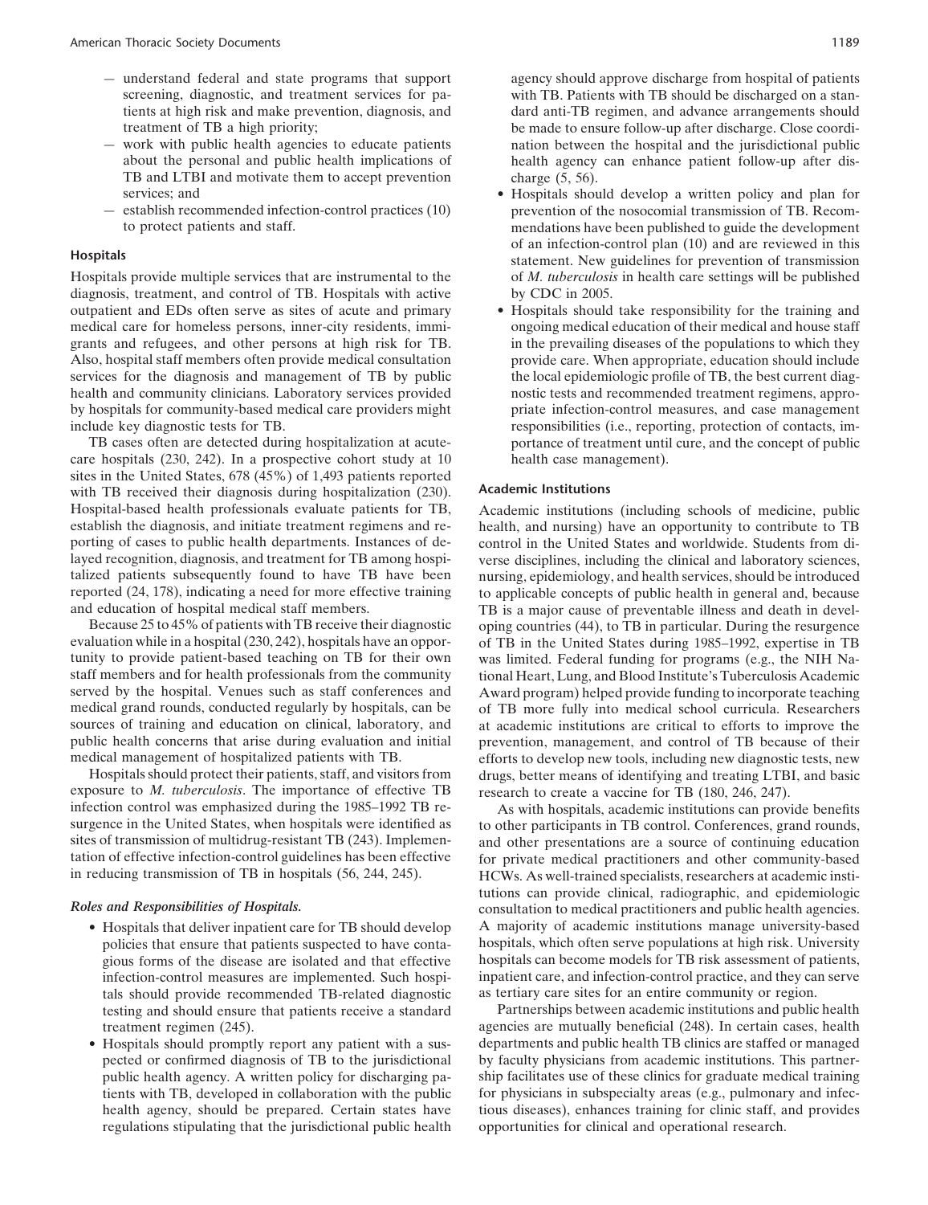— understand federal and state programs that support screening, diagnostic, and treatment services for patients at high risk and make prevention, diagnosis, and treatment of TB a high priority;

— work with public health agencies to educate patients about the personal and public health implications of TB and LTBI and motivate them to accept prevention services; and

— establish recommended infection-control practices (10) to protect patients and staff.

### Hospitals

Hospitals provide multiple services that are instrumental to the diagnosis, treatment, and control of TB. Hospitals with active outpatient and EDs often serve as sites of acute and primary medical care for homeless persons, inner-city residents, immigrants and refugees, and other persons at high risk for TB. Also, hospital staff members often provide medical consultation services for the diagnosis and management of TB by public health and community clinicians. Laboratory services provided by hospitals for community-based medical care providers might include key diagnostic tests for TB.

TB cases often are detected during hospitalization at acute-care hospitals (230, 242). In a prospective cohort study at 10 sites in the United States, 678 (45%) of 1,493 patients reported with TB received their diagnosis during hospitalization (230). Hospital-based health professionals evaluate patients for TB, establish the diagnosis, and initiate treatment regimens and reporting of cases to public health departments. Instances of delayed recognition, diagnosis, and treatment for TB among hospitalized patients subsequently found to have TB have been reported (24, 178), indicating a need for more effective training and education of hospital medical staff members.

Because 25 to 45% of patients with TB receive their diagnostic evaluation while in a hospital (230, 242), hospitals have an opportunity to provide patient-based teaching on TB for their own staff members and for health professionals from the community served by the hospital. Venues such as staff conferences and medical grand rounds, conducted regularly by hospitals, can be sources of training and education on clinical, laboratory, and public health concerns that arise during evaluation and initial medical management of hospitalized patients with TB.

Hospitals should protect their patients, staff, and visitors from exposure to *M. tuberculosis*. The importance of effective TB infection control was emphasized during the 1985–1992 TB resurgence in the United States, when hospitals were identified as sites of transmission of multidrug-resistant TB (243). Implementation of effective infection-control guidelines has been effective in reducing transmission of TB in hospitals (56, 244, 245).

#### *Roles and Responsibilities of Hospitals.*

- Hospitals that deliver inpatient care for TB should develop policies that ensure that patients suspected to have contagious forms of the disease are isolated and that effective infection-control measures are implemented. Such hospitals should provide recommended TB-related diagnostic testing and should ensure that patients receive a standard treatment regimen (245).
- Hospitals should promptly report any patient with a suspected or confirmed diagnosis of TB to the jurisdictional public health agency. A written policy for discharging patients with TB, developed in collaboration with the public health agency, should be prepared. Certain states have regulations stipulating that the jurisdictional public health agency should approve discharge from hospital of patients with TB. Patients with TB should be discharged on a standard anti-TB regimen, and advance arrangements should be made to ensure follow-up after discharge. Close coordination between the hospital and the jurisdictional public health agency can enhance patient follow-up after discharge (5, 56).
- Hospitals should develop a written policy and plan for prevention of the nosocomial transmission of TB. Recommendations have been published to guide the development of an infection-control plan (10) and are reviewed in this statement. New guidelines for prevention of transmission of *M. tuberculosis* in health care settings will be published by CDC in 2005.
- Hospitals should take responsibility for the training and ongoing medical education of their medical and house staff in the prevailing diseases of the populations to which they provide care. When appropriate, education should include the local epidemiologic profile of TB, the best current diagnostic tests and recommended treatment regimens, appropriate infection-control measures, and case management responsibilities (i.e., reporting, protection of contacts, importance of treatment until cure, and the concept of public health case management).

### Academic Institutions

Academic institutions (including schools of medicine, public health, and nursing) have an opportunity to contribute to TB control in the United States and worldwide. Students from diverse disciplines, including the clinical and laboratory sciences, nursing, epidemiology, and health services, should be introduced to applicable concepts of public health in general and, because TB is a major cause of preventable illness and death in developing countries (44), to TB in particular. During the resurgence of TB in the United States during 1985–1992, expertise in TB was limited. Federal funding for programs (e.g., the NIH National Heart, Lung, and Blood Institute's Tuberculosis Academic Award program) helped provide funding to incorporate teaching of TB more fully into medical school curricula. Researchers at academic institutions are critical to efforts to improve the prevention, management, and control of TB because of their efforts to develop new tools, including new diagnostic tests, new drugs, better means of identifying and treating LTBI, and basic research to create a vaccine for TB (180, 246, 247).

As with hospitals, academic institutions can provide benefits to other participants in TB control. Conferences, grand rounds, and other presentations are a source of continuing education for private medical practitioners and other community-based HCWs. As well-trained specialists, researchers at academic institutions can provide clinical, radiographic, and epidemiologic consultation to medical practitioners and public health agencies. A majority of academic institutions manage university-based hospitals, which often serve populations at high risk. University hospitals can become models for TB risk assessment of patients, inpatient care, and infection-control practice, and they can serve as tertiary care sites for an entire community or region.

Partnerships between academic institutions and public health agencies are mutually beneficial (248). In certain cases, health departments and public health TB clinics are staffed or managed by faculty physicians from academic institutions. This partnership facilitates use of these clinics for graduate medical training for physicians in subspecialty areas (e.g., pulmonary and infectious diseases), enhances training for clinic staff, and provides opportunities for clinical and operational research.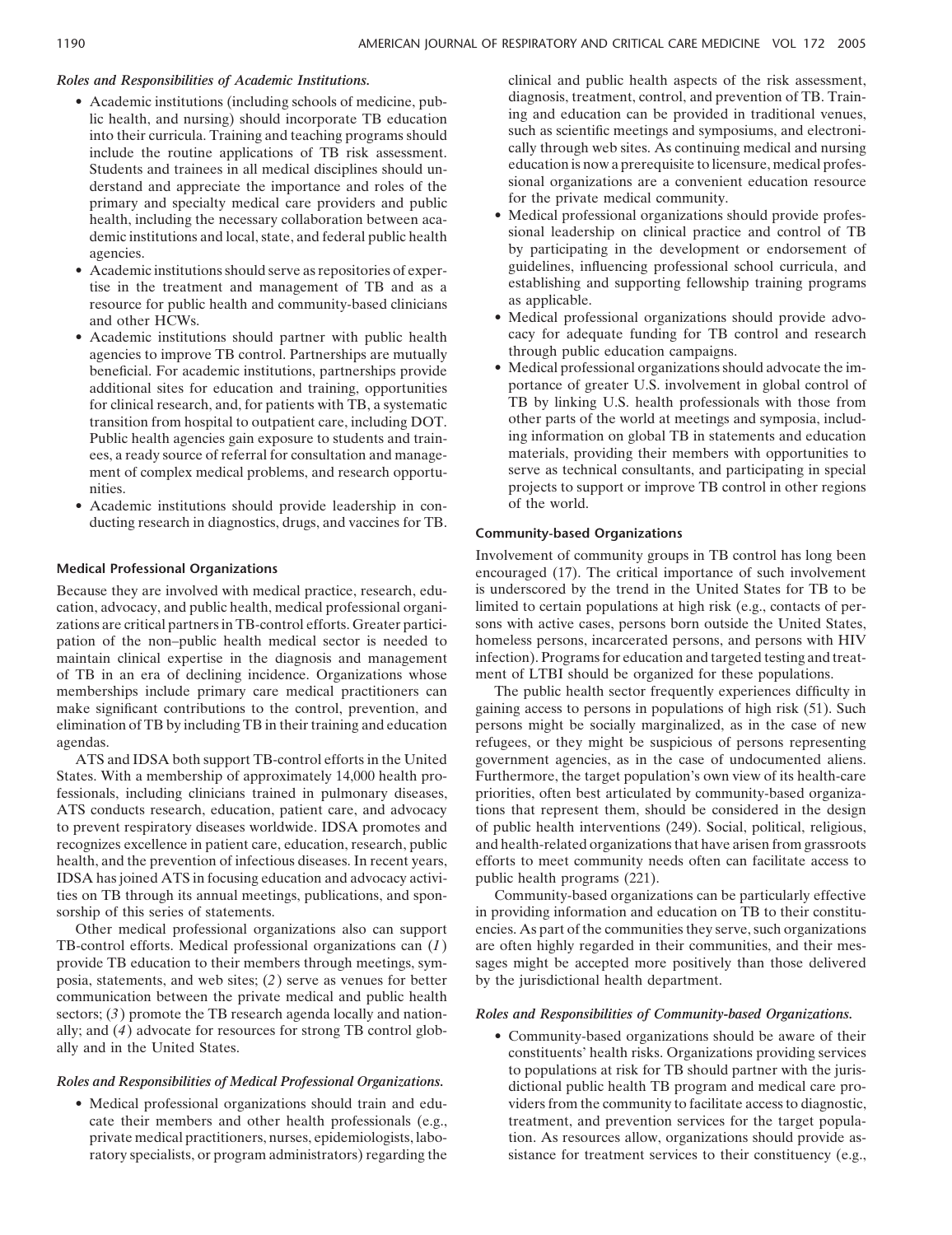*Roles and Responsibilities of Academic Institutions.*

- Academic institutions (including schools of medicine, public health, and nursing) should incorporate TB education into their curricula. Training and teaching programs should include the routine applications of TB risk assessment. Students and trainees in all medical disciplines should understand and appreciate the importance and roles of the primary and specialty medical care providers and public health, including the necessary collaboration between academic institutions and local, state, and federal public health agencies.
- Academic institutions should serve as repositories of expertise in the treatment and management of TB and as a resource for public health and community-based clinicians and other HCWs.
- Academic institutions should partner with public health agencies to improve TB control. Partnerships are mutually beneficial. For academic institutions, partnerships provide additional sites for education and training, opportunities for clinical research, and, for patients with TB, a systematic transition from hospital to outpatient care, including DOT. Public health agencies gain exposure to students and trainees, a ready source of referral for consultation and management of complex medical problems, and research opportunities.
- Academic institutions should provide leadership in conducting research in diagnostics, drugs, and vaccines for TB.

## Medical Professional Organizations

Because they are involved with medical practice, research, education, advocacy, and public health, medical professional organizations are critical partners in TB-control efforts. Greater participation of the non–public health medical sector is needed to maintain clinical expertise in the diagnosis and management of TB in an era of declining incidence. Organizations whose memberships include primary care medical practitioners can make significant contributions to the control, prevention, and elimination of TB by including TB in their training and education agendas.

ATS and IDSA both support TB-control efforts in the United States. With a membership of approximately 14,000 health professionals, including clinicians trained in pulmonary diseases, ATS conducts research, education, patient care, and advocacy to prevent respiratory diseases worldwide. IDSA promotes and recognizes excellence in patient care, education, research, public health, and the prevention of infectious diseases. In recent years, IDSA has joined ATS in focusing education and advocacy activities on TB through its annual meetings, publications, and sponsorship of this series of statements.

Other medical professional organizations also can support TB-control efforts. Medical professional organizations can (*1*) provide TB education to their members through meetings, symposia, statements, and web sites; (*2*) serve as venues for better communication between the private medical and public health sectors; (*3*) promote the TB research agenda locally and nationally; and (*4*) advocate for resources for strong TB control globally and in the United States.

*Roles and Responsibilities of Medical Professional Organizations.*

- Medical professional organizations should train and educate their members and other health professionals (e.g., private medical practitioners, nurses, epidemiologists, laboratory specialists, or program administrators) regarding the clinical and public health aspects of the risk assessment, diagnosis, treatment, control, and prevention of TB. Training and education can be provided in traditional venues, such as scientific meetings and symposiums, and electronically through web sites. As continuing medical and nursing education is now a prerequisite to licensure, medical professional organizations are a convenient education resource for the private medical community.
- Medical professional organizations should provide professional leadership on clinical practice and control of TB by participating in the development or endorsement of guidelines, influencing professional school curricula, and establishing and supporting fellowship training programs as applicable.
- Medical professional organizations should provide advocacy for adequate funding for TB control and research through public education campaigns.
- Medical professional organizations should advocate the importance of greater U.S. involvement in global control of TB by linking U.S. health professionals with those from other parts of the world at meetings and symposia, including information on global TB in statements and education materials, providing their members with opportunities to serve as technical consultants, and participating in special projects to support or improve TB control in other regions of the world.

## Community-based Organizations

Involvement of community groups in TB control has long been encouraged (17). The critical importance of such involvement is underscored by the trend in the United States for TB to be limited to certain populations at high risk (e.g., contacts of persons with active cases, persons born outside the United States, homeless persons, incarcerated persons, and persons with HIV infection). Programs for education and targeted testing and treatment of LTBI should be organized for these populations.

The public health sector frequently experiences difficulty in gaining access to persons in populations of high risk (51). Such persons might be socially marginalized, as in the case of new refugees, or they might be suspicious of persons representing government agencies, as in the case of undocumented aliens. Furthermore, the target population's own view of its health-care priorities, often best articulated by community-based organizations that represent them, should be considered in the design of public health interventions (249). Social, political, religious, and health-related organizations that have arisen from grassroots efforts to meet community needs often can facilitate access to public health programs (221).

Community-based organizations can be particularly effective in providing information and education on TB to their constituencies. As part of the communities they serve, such organizations are often highly regarded in their communities, and their messages might be accepted more positively than those delivered by the jurisdictional health department.

*Roles and Responsibilities of Community-based Organizations.*

- Community-based organizations should be aware of their constituents' health risks. Organizations providing services to populations at risk for TB should partner with the jurisdictional public health TB program and medical care providers from the community to facilitate access to diagnostic, treatment, and prevention services for the target population. As resources allow, organizations should provide assistance for treatment services to their constituency (e.g.,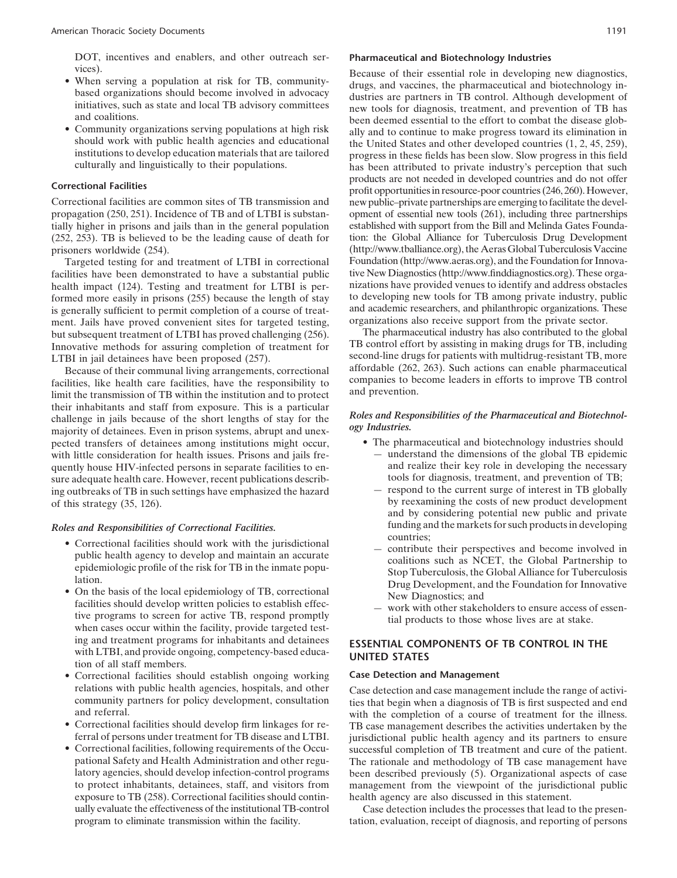DOT, incentives and enablers, and other outreach services).

- When serving a population at risk for TB, community-based organizations should become involved in advocacy initiatives, such as state and local TB advisory committees and coalitions.
- Community organizations serving populations at high risk should work with public health agencies and educational institutions to develop education materials that are tailored culturally and linguistically to their populations.

### Correctional Facilities

Correctional facilities are common sites of TB transmission and propagation (250, 251). Incidence of TB and of LTBI is substantially higher in prisons and jails than in the general population (252, 253). TB is believed to be the leading cause of death for prisoners worldwide (254).

Targeted testing for and treatment of LTBI in correctional facilities have been demonstrated to have a substantial public health impact (124). Testing and treatment for LTBI is performed more easily in prisons (255) because the length of stay is generally sufficient to permit completion of a course of treatment. Jails have proved convenient sites for targeted testing, but subsequent treatment of LTBI has proved challenging (256). Innovative methods for assuring completion of treatment for LTBI in jail detainees have been proposed (257).

Because of their communal living arrangements, correctional facilities, like health care facilities, have the responsibility to limit the transmission of TB within the institution and to protect their inhabitants and staff from exposure. This is a particular challenge in jails because of the short lengths of stay for the majority of detainees. Even in prison systems, abrupt and unexpected transfers of detainees among institutions might occur, with little consideration for health issues. Prisons and jails frequently house HIV-infected persons in separate facilities to ensure adequate health care. However, recent publications describing outbreaks of TB in such settings have emphasized the hazard of this strategy (35, 126).

#### *Roles and Responsibilities of Correctional Facilities.*

- Correctional facilities should work with the jurisdictional public health agency to develop and maintain an accurate epidemiologic profile of the risk for TB in the inmate population.
- On the basis of the local epidemiology of TB, correctional facilities should develop written policies to establish effective programs to screen for active TB, respond promptly when cases occur within the facility, provide targeted testing and treatment programs for inhabitants and detainees with LTBI, and provide ongoing, competency-based education of all staff members.
- Correctional facilities should establish ongoing working relations with public health agencies, hospitals, and other community partners for policy development, consultation and referral.
- Correctional facilities should develop firm linkages for referral of persons under treatment for TB disease and LTBI.
- Correctional facilities, following requirements of the Occupational Safety and Health Administration and other regulatory agencies, should develop infection-control programs to protect inhabitants, detainees, staff, and visitors from exposure to TB (258). Correctional facilities should continually evaluate the effectiveness of the institutional TB-control program to eliminate transmission within the facility.

### Pharmaceutical and Biotechnology Industries

Because of their essential role in developing new diagnostics, drugs, and vaccines, the pharmaceutical and biotechnology industries are partners in TB control. Although development of new tools for diagnosis, treatment, and prevention of TB has been deemed essential to the effort to combat the disease globally and to continue to make progress toward its elimination in the United States and other developed countries (1, 2, 45, 259), progress in these fields has been slow. Slow progress in this field has been attributed to private industry's perception that such products are not needed in developed countries and do not offer profit opportunities in resource-poor countries (246, 260). However, new public–private partnerships are emerging to facilitate the development of essential new tools (261), including three partnerships established with support from the Bill and Melinda Gates Foundation: the Global Alliance for Tuberculosis Drug Development (http://www.tballiance.org), the Aeras Global Tuberculosis Vaccine Foundation (http://www.aeras.org), and the Foundation for Innovative New Diagnostics (http://www.finddiagnostics.org). These organizations have provided venues to identify and address obstacles to developing new tools for TB among private industry, public and academic researchers, and philanthropic organizations. These organizations also receive support from the private sector.

The pharmaceutical industry has also contributed to the global TB control effort by assisting in making drugs for TB, including second-line drugs for patients with multidrug-resistant TB, more affordable (262, 263). Such actions can enable pharmaceutical companies to become leaders in efforts to improve TB control and prevention.

#### *Roles and Responsibilities of the Pharmaceutical and Biotechnology Industries.*

- The pharmaceutical and biotechnology industries should
  - understand the dimensions of the global TB epidemic and realize their key role in developing the necessary tools for diagnosis, treatment, and prevention of TB;
  - respond to the current surge of interest in TB globally by reexamining the costs of new product development and by considering potential new public and private funding and the markets for such products in developing countries;
  - contribute their perspectives and become involved in coalitions such as NCET, the Global Partnership to Stop Tuberculosis, the Global Alliance for Tuberculosis Drug Development, and the Foundation for Innovative New Diagnostics; and
  - work with other stakeholders to ensure access of essential products to those whose lives are at stake.

## ESSENTIAL COMPONENTS OF TB CONTROL IN THE UNITED STATES

### Case Detection and Management

Case detection and case management include the range of activities that begin when a diagnosis of TB is first suspected and end with the completion of a course of treatment for the illness. TB case management describes the activities undertaken by the jurisdictional public health agency and its partners to ensure successful completion of TB treatment and cure of the patient. The rationale and methodology of TB case management have been described previously (5). Organizational aspects of case management from the viewpoint of the jurisdictional public health agency are also discussed in this statement.

Case detection includes the processes that lead to the presentation, evaluation, receipt of diagnosis, and reporting of persons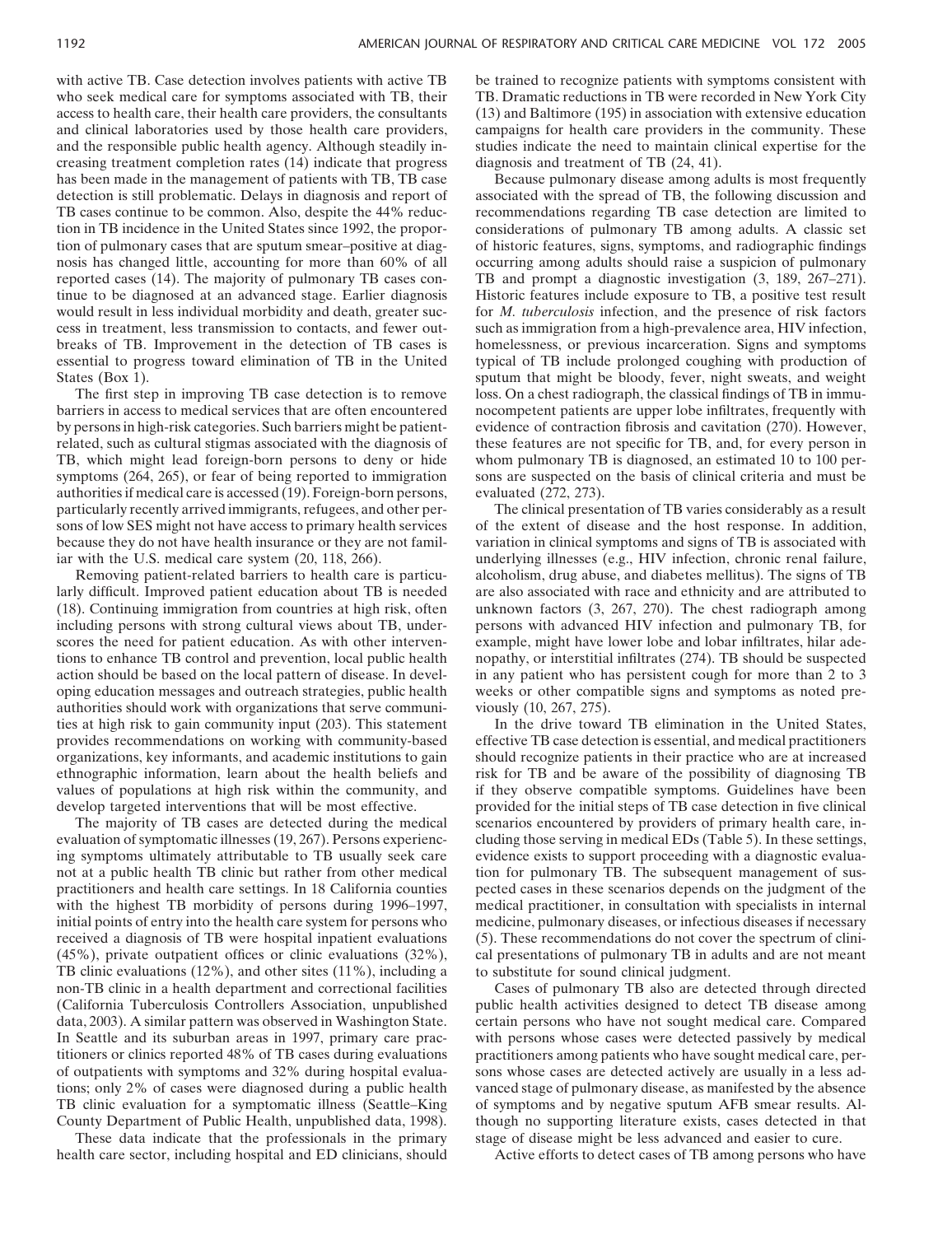with active TB. Case detection involves patients with active TB who seek medical care for symptoms associated with TB, their access to health care, their health care providers, the consultants and clinical laboratories used by those health care providers, and the responsible public health agency. Although steadily increasing treatment completion rates (14) indicate that progress has been made in the management of patients with TB, TB case detection is still problematic. Delays in diagnosis and report of TB cases continue to be common. Also, despite the 44% reduction in TB incidence in the United States since 1992, the proportion of pulmonary cases that are sputum smear–positive at diagnosis has changed little, accounting for more than 60% of all reported cases (14). The majority of pulmonary TB cases continue to be diagnosed at an advanced stage. Earlier diagnosis would result in less individual morbidity and death, greater success in treatment, less transmission to contacts, and fewer outbreaks of TB. Improvement in the detection of TB cases is essential to progress toward elimination of TB in the United States (Box 1).

The first step in improving TB case detection is to remove barriers in access to medical services that are often encountered by persons in high-risk categories. Such barriers might be patient-related, such as cultural stigmas associated with the diagnosis of TB, which might lead foreign-born persons to deny or hide symptoms (264, 265), or fear of being reported to immigration authorities if medical care is accessed (19). Foreign-born persons, particularly recently arrived immigrants, refugees, and other persons of low SES might not have access to primary health services because they do not have health insurance or they are not familiar with the U.S. medical care system (20, 118, 266).

Removing patient-related barriers to health care is particularly difficult. Improved patient education about TB is needed (18). Continuing immigration from countries at high risk, often including persons with strong cultural views about TB, underscores the need for patient education. As with other interventions to enhance TB control and prevention, local public health action should be based on the local pattern of disease. In developing education messages and outreach strategies, public health authorities should work with organizations that serve communities at high risk to gain community input (203). This statement provides recommendations on working with community-based organizations, key informants, and academic institutions to gain ethnographic information, learn about the health beliefs and values of populations at high risk within the community, and develop targeted interventions that will be most effective.

The majority of TB cases are detected during the medical evaluation of symptomatic illnesses (19, 267). Persons experiencing symptoms ultimately attributable to TB usually seek care not at a public health TB clinic but rather from other medical practitioners and health care settings. In 18 California counties with the highest TB morbidity of persons during 1996–1997, initial points of entry into the health care system for persons who received a diagnosis of TB were hospital inpatient evaluations (45%), private outpatient offices or clinic evaluations (32%), TB clinic evaluations (12%), and other sites (11%), including a non-TB clinic in a health department and correctional facilities (California Tuberculosis Controllers Association, unpublished data, 2003). A similar pattern was observed in Washington State. In Seattle and its suburban areas in 1997, primary care practitioners or clinics reported 48% of TB cases during evaluations of outpatients with symptoms and 32% during hospital evaluations; only 2% of cases were diagnosed during a public health TB clinic evaluation for a symptomatic illness (Seattle–King County Department of Public Health, unpublished data, 1998).

These data indicate that the professionals in the primary health care sector, including hospital and ED clinicians, should be trained to recognize patients with symptoms consistent with TB. Dramatic reductions in TB were recorded in New York City (13) and Baltimore (195) in association with extensive education campaigns for health care providers in the community. These studies indicate the need to maintain clinical expertise for the diagnosis and treatment of TB (24, 41).

Because pulmonary disease among adults is most frequently associated with the spread of TB, the following discussion and recommendations regarding TB case detection are limited to considerations of pulmonary TB among adults. A classic set of historic features, signs, symptoms, and radiographic findings occurring among adults should raise a suspicion of pulmonary TB and prompt a diagnostic investigation (3, 189, 267–271). Historic features include exposure to TB, a positive test result for *M. tuberculosis* infection, and the presence of risk factors such as immigration from a high-prevalence area, HIV infection, homelessness, or previous incarceration. Signs and symptoms typical of TB include prolonged coughing with production of sputum that might be bloody, fever, night sweats, and weight loss. On a chest radiograph, the classical findings of TB in immunocompetent patients are upper lobe infiltrates, frequently with evidence of contraction fibrosis and cavitation (270). However, these features are not specific for TB, and, for every person in whom pulmonary TB is diagnosed, an estimated 10 to 100 persons are suspected on the basis of clinical criteria and must be evaluated (272, 273).

The clinical presentation of TB varies considerably as a result of the extent of disease and the host response. In addition, variation in clinical symptoms and signs of TB is associated with underlying illnesses (e.g., HIV infection, chronic renal failure, alcoholism, drug abuse, and diabetes mellitus). The signs of TB are also associated with race and ethnicity and are attributed to unknown factors (3, 267, 270). The chest radiograph among persons with advanced HIV infection and pulmonary TB, for example, might have lower lobe and lobar infiltrates, hilar adenopathy, or interstitial infiltrates (274). TB should be suspected in any patient who has persistent cough for more than 2 to 3 weeks or other compatible signs and symptoms as noted previously (10, 267, 275).

In the drive toward TB elimination in the United States, effective TB case detection is essential, and medical practitioners should recognize patients in their practice who are at increased risk for TB and be aware of the possibility of diagnosing TB if they observe compatible symptoms. Guidelines have been provided for the initial steps of TB case detection in five clinical scenarios encountered by providers of primary health care, including those serving in medical EDs (Table 5). In these settings, evidence exists to support proceeding with a diagnostic evaluation for pulmonary TB. The subsequent management of suspected cases in these scenarios depends on the judgment of the medical practitioner, in consultation with specialists in internal medicine, pulmonary diseases, or infectious diseases if necessary (5). These recommendations do not cover the spectrum of clinical presentations of pulmonary TB in adults and are not meant to substitute for sound clinical judgment.

Cases of pulmonary TB also are detected through directed public health activities designed to detect TB disease among certain persons who have not sought medical care. Compared with persons whose cases were detected passively by medical practitioners among patients who have sought medical care, persons whose cases are detected actively are usually in a less advanced stage of pulmonary disease, as manifested by the absence of symptoms and by negative sputum AFB smear results. Although no supporting literature exists, cases detected in that stage of disease might be less advanced and easier to cure.

Active efforts to detect cases of TB among persons who have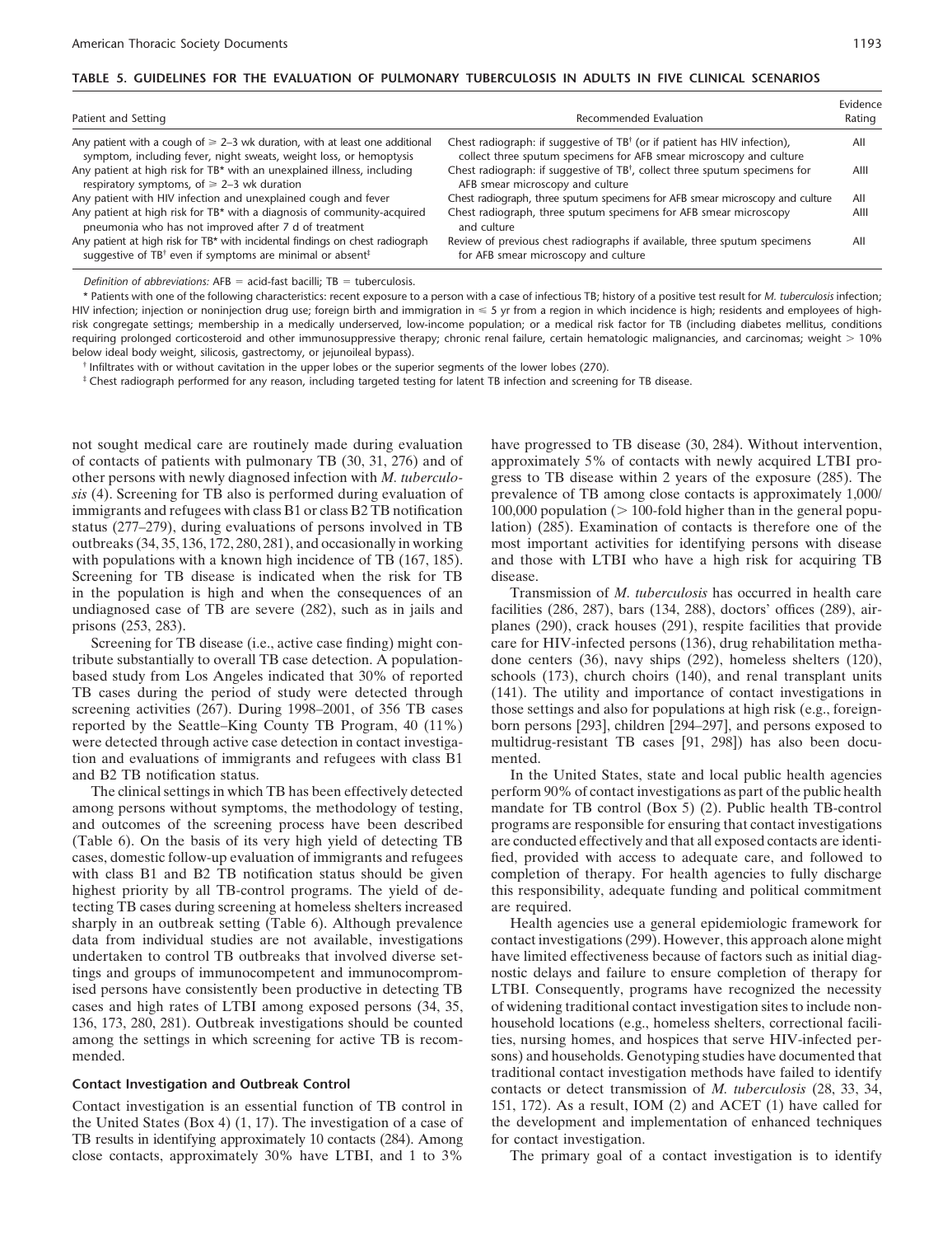**TABLE 5. GUIDELINES FOR THE EVALUATION OF PULMONARY TUBERCULOSIS IN ADULTS IN FIVE CLINICAL SCENARIOS**

| Patient and Setting | Recommended Evaluation | Evidence Rating |
|---|---|---|
| Any patient with a cough of $\geq$ 2–3 wk duration, with at least one additional symptom, including fever, night sweats, weight loss, or hemoptysis | Chest radiograph: if suggestive of TB[†] (or if patient has HIV infection), collect three sputum specimens for AFB smear microscopy and culture | AII |
| Any patient at high risk for TB* with an unexplained illness, including respiratory symptoms, of $\geq$ 2–3 wk duration | Chest radiograph: if suggestive of TB[†], collect three sputum specimens for AFB smear microscopy and culture | AIII |
| Any patient with HIV infection and unexplained cough and fever | Chest radiograph, three sputum specimens for AFB smear microscopy and culture | AII |
| Any patient at high risk for TB* with a diagnosis of community-acquired pneumonia who has not improved after 7 d of treatment | Chest radiograph, three sputum specimens for AFB smear microscopy and culture | AIII |
| Any patient at high risk for TB* with incidental findings on chest radiograph suggestive of TB[†] even if symptoms are minimal or absent[‡] | Review of previous chest radiographs if available, three sputum specimens for AFB smear microscopy and culture | AII |

*Definition of abbreviations*: AFB = acid-fast bacilli; TB = tuberculosis.

\* Patients with one of the following characteristics: recent exposure to a person with a case of infectious TB; history of a positive test result for *M. tuberculosis* infection; HIV infection; injection or noninjection drug use; foreign birth and immigration in $\leq$ 5 yr from a region in which incidence is high; residents and employees of high-risk congregate settings; membership in a medically underserved, low-income population; or a medical risk factor for TB (including diabetes mellitus, conditions requiring prolonged corticosteroid and other immunosuppressive therapy; chronic renal failure, certain hematologic malignancies, and carcinomas; weight > 10% below ideal body weight, silicosis, gastrectomy, or jejunoileal bypass).

[†] Infiltrates with or without cavitation in the upper lobes or the superior segments of the lower lobes (270).

[‡] Chest radiograph performed for any reason, including targeted testing for latent TB infection and screening for TB disease.

not sought medical care are routinely made during evaluation of contacts of patients with pulmonary TB (30, 31, 276) and of other persons with newly diagnosed infection with *M. tuberculosis* (4). Screening for TB also is performed during evaluation of immigrants and refugees with class B1 or class B2 TB notification status (277–279), during evaluations of persons involved in TB outbreaks (34, 35, 136, 172, 280, 281), and occasionally in working with populations with a known high incidence of TB (167, 185). Screening for TB disease is indicated when the risk for TB in the population is high and when the consequences of an undiagnosed case of TB are severe (282), such as in jails and prisons (253, 283).

Screening for TB disease (i.e., active case finding) might contribute substantially to overall TB case detection. A population-based study from Los Angeles indicated that 30% of reported TB cases during the period of study were detected through screening activities (267). During 1998–2001, of 356 TB cases reported by the Seattle–King County TB Program, 40 (11%) were detected through active case detection in contact investigation and evaluations of immigrants and refugees with class B1 and B2 TB notification status.

The clinical settings in which TB has been effectively detected among persons without symptoms, the methodology of testing, and outcomes of the screening process have been described (Table 6). On the basis of its very high yield of detecting TB cases, domestic follow-up evaluation of immigrants and refugees with class B1 and B2 TB notification status should be given highest priority by all TB-control programs. The yield of detecting TB cases during screening at homeless shelters increased sharply in an outbreak setting (Table 6). Although prevalence data from individual studies are not available, investigations undertaken to control TB outbreaks that involved diverse settings and groups of immunocompetent and immunocompromised persons have consistently been productive in detecting TB cases and high rates of LTBI among exposed persons (34, 35, 136, 173, 280, 281). Outbreak investigations should be counted among the settings in which screening for active TB is recommended.

### Contact Investigation and Outbreak Control

Contact investigation is an essential function of TB control in the United States (Box 4) (1, 17). The investigation of a case of TB results in identifying approximately 10 contacts (284). Among close contacts, approximately 30% have LTBI, and 1 to 3% have progressed to TB disease (30, 284). Without intervention, approximately 5% of contacts with newly acquired LTBI progress to TB disease within 2 years of the exposure (285). The prevalence of TB among close contacts is approximately 1,000/100,000 population (> 100-fold higher than in the general population) (285). Examination of contacts is therefore one of the most important activities for identifying persons with disease and those with LTBI who have a high risk for acquiring TB disease.

Transmission of *M. tuberculosis* has occurred in health care facilities (286, 287), bars (134, 288), doctors' offices (289), airplanes (290), crack houses (291), respite facilities that provide care for HIV-infected persons (136), drug rehabilitation methadone centers (36), navy ships (292), homeless shelters (120), schools (173), church choirs (140), and renal transplant units (141). The utility and importance of contact investigations in those settings and also for populations at high risk (e.g., foreign-born persons [293], children [294–297], and persons exposed to multidrug-resistant TB cases [91, 298]) has also been documented.

In the United States, state and local public health agencies perform 90% of contact investigations as part of the public health mandate for TB control (Box 5) (2). Public health TB-control programs are responsible for ensuring that contact investigations are conducted effectively and that all exposed contacts are identified, provided with access to adequate care, and followed to completion of therapy. For health agencies to fully discharge this responsibility, adequate funding and political commitment are required.

Health agencies use a general epidemiologic framework for contact investigations (299). However, this approach alone might have limited effectiveness because of factors such as initial diagnostic delays and failure to ensure completion of therapy for LTBI. Consequently, programs have recognized the necessity of widening traditional contact investigation sites to include nonhousehold locations (e.g., homeless shelters, correctional facilities, nursing homes, and hospices that serve HIV-infected persons) and households. Genotyping studies have documented that traditional contact investigation methods have failed to identify contacts or detect transmission of *M. tuberculosis* (28, 33, 34, 151, 172). As a result, IOM (2) and ACET (1) have called for the development and implementation of enhanced techniques for contact investigation.

The primary goal of a contact investigation is to identify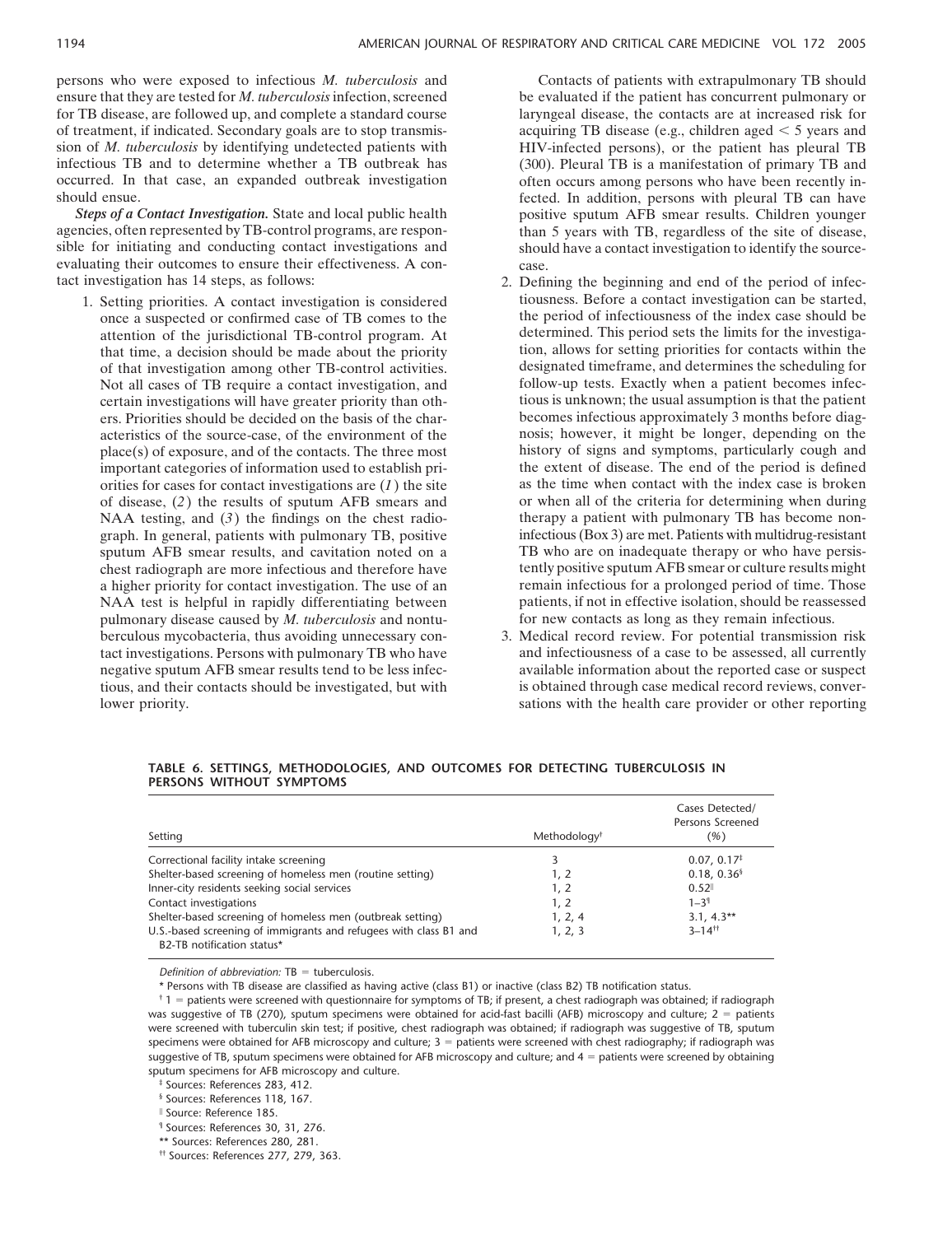persons who were exposed to infectious *M. tuberculosis* and ensure that they are tested for *M. tuberculosis* infection, screened for TB disease, are followed up, and complete a standard course of treatment, if indicated. Secondary goals are to stop transmission of *M. tuberculosis* by identifying undetected patients with infectious TB and to determine whether a TB outbreak has occurred. In that case, an expanded outbreak investigation should ensue.

***Steps of a Contact Investigation.*** State and local public health agencies, often represented by TB-control programs, are responsible for initiating and conducting contact investigations and evaluating their outcomes to ensure their effectiveness. A contact investigation has 14 steps, as follows:

1. Setting priorities. A contact investigation is considered once a suspected or confirmed case of TB comes to the attention of the jurisdictional TB-control program. At that time, a decision should be made about the priority of that investigation among other TB-control activities. Not all cases of TB require a contact investigation, and certain investigations will have greater priority than others. Priorities should be decided on the basis of the characteristics of the source-case, of the environment of the place(s) of exposure, and of the contacts. The three most important categories of information used to establish priorities for cases for contact investigations are (*1*) the site of disease, (*2*) the results of sputum AFB smears and NAA testing, and (*3*) the findings on the chest radiograph. In general, patients with pulmonary TB, positive sputum AFB smear results, and cavitation noted on a chest radiograph are more infectious and therefore have a higher priority for contact investigation. The use of an NAA test is helpful in rapidly differentiating between pulmonary disease caused by *M. tuberculosis* and nontuberculous mycobacteria, thus avoiding unnecessary contact investigations. Persons with pulmonary TB who have negative sputum AFB smear results tend to be less infectious, and their contacts should be investigated, but with lower priority.

   Contacts of patients with extrapulmonary TB should be evaluated if the patient has concurrent pulmonary or laryngeal disease, the contacts are at increased risk for acquiring TB disease (e.g., children aged < 5 years and HIV-infected persons), or the patient has pleural TB (300). Pleural TB is a manifestation of primary TB and often occurs among persons who have been recently infected. In addition, persons with pleural TB can have positive sputum AFB smear results. Children younger than 5 years with TB, regardless of the site of disease, should have a contact investigation to identify the source-case.
2. Defining the beginning and end of the period of infectiousness. Before a contact investigation can be started, the period of infectiousness of the index case should be determined. This period sets the limits for the investigation, allows for setting priorities for contacts within the designated timeframe, and determines the scheduling for follow-up tests. Exactly when a patient becomes infectious is unknown; the usual assumption is that the patient becomes infectious approximately 3 months before diagnosis; however, it might be longer, depending on the history of signs and symptoms, particularly cough and the extent of disease. The end of the period is defined as the time when contact with the index case is broken or when all of the criteria for determining when during therapy a patient with pulmonary TB has become noninfectious (Box 3) are met. Patients with multidrug-resistant TB who are on inadequate therapy or who have persistently positive sputum AFB smear or culture results might remain infectious for a prolonged period of time. Those patients, if not in effective isolation, should be reassessed for new contacts as long as they remain infectious.
3. Medical record review. For potential transmission risk and infectiousness of a case to be assessed, all currently available information about the reported case or suspect is obtained through case medical record reviews, conversations with the health care provider or other reporting

**TABLE 6. SETTINGS, METHODOLOGIES, AND OUTCOMES FOR DETECTING TUBERCULOSIS IN PERSONS WITHOUT SYMPTOMS**

| Setting | Methodology† | Cases Detected/ Persons Screened (%) |
|---|---|---|
| Correctional facility intake screening | 3 | 0.07, 0.17‡ |
| Shelter-based screening of homeless men (routine setting) | 1, 2 | 0.18, 0.36§ |
| Inner-city residents seeking social services | 1, 2 | 0.52‖ |
| Contact investigations | 1, 2 | 1–3¶ |
| Shelter-based screening of homeless men (outbreak setting) | 1, 2, 4 | 3.1, 4.3** |
| U.S.-based screening of immigrants and refugees with class B1 and B2-TB notification status* | 1, 2, 3 | 3–14†† |

*Definition of abbreviation:* TB = tuberculosis.

\* Persons with TB disease are classified as having active (class B1) or inactive (class B2) TB notification status.

† 1 = patients were screened with questionnaire for symptoms of TB; if present, a chest radiograph was obtained; if radiograph was suggestive of TB (270), sputum specimens were obtained for acid-fast bacilli (AFB) microscopy and culture; 2 = patients were screened with tuberculin skin test; if positive, chest radiograph was obtained; if radiograph was suggestive of TB, sputum specimens were obtained for AFB microscopy and culture; 3 = patients were screened with chest radiography; if radiograph was suggestive of TB, sputum specimens were obtained for AFB microscopy and culture; and 4 = patients were screened by obtaining sputum specimens for AFB microscopy and culture.

‡ Sources: References 283, 412.

§ Sources: References 118, 167.

‖ Source: Reference 185.

¶ Sources: References 30, 31, 276.

** Sources: References 280, 281.

†† Sources: References 277, 279, 363.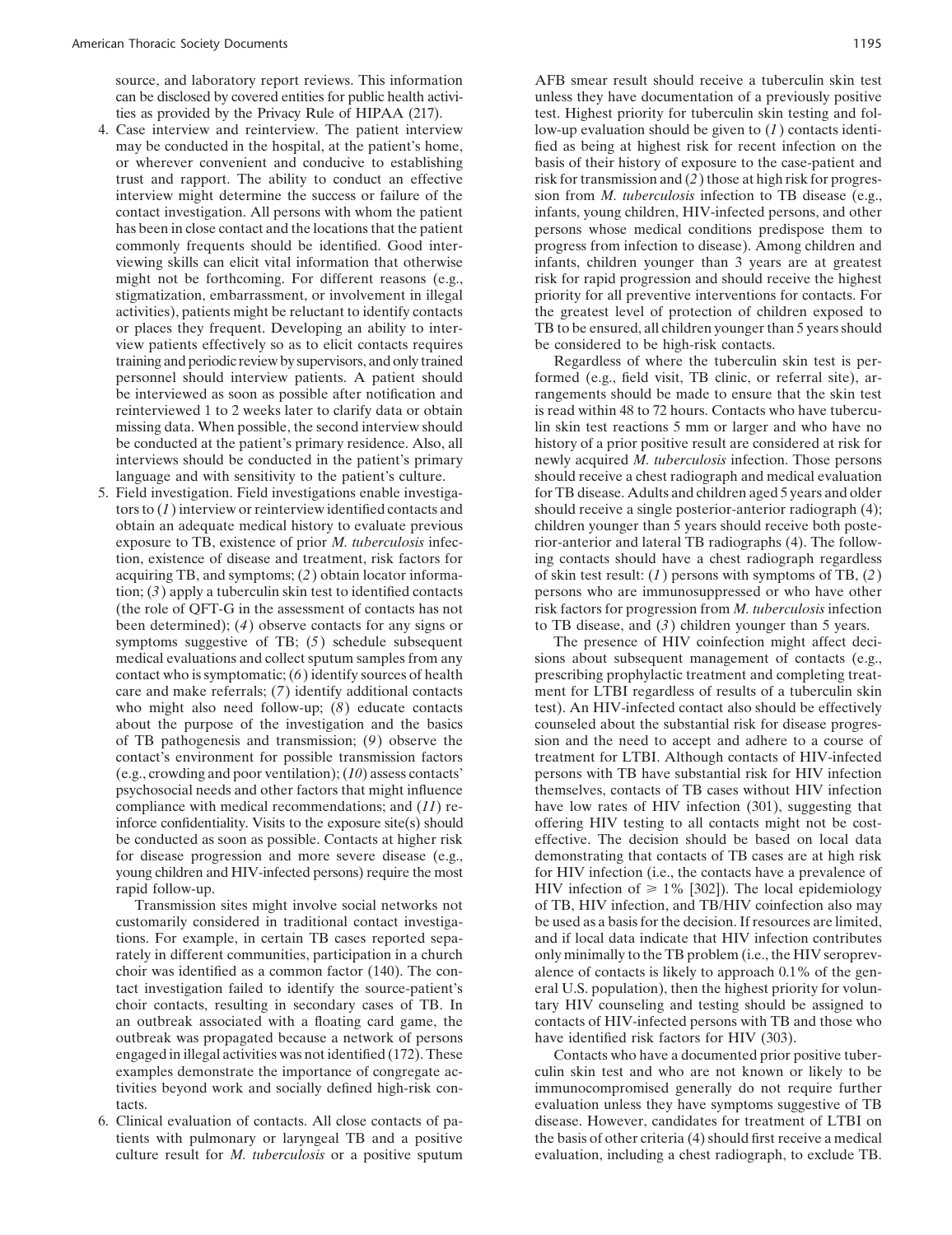source, and laboratory report reviews. This information can be disclosed by covered entities for public health activities as provided by the Privacy Rule of HIPAA (217).

4. Case interview and reinterview. The patient interview may be conducted in the hospital, at the patient's home, or wherever convenient and conducive to establishing trust and rapport. The ability to conduct an effective interview might determine the success or failure of the contact investigation. All persons with whom the patient has been in close contact and the locations that the patient commonly frequents should be identified. Good interviewing skills can elicit vital information that otherwise might not be forthcoming. For different reasons (e.g., stigmatization, embarrassment, or involvement in illegal activities), patients might be reluctant to identify contacts or places they frequent. Developing an ability to interview patients effectively so as to elicit contacts requires training and periodic review by supervisors, and only trained personnel should interview patients. A patient should be interviewed as soon as possible after notification and reinterviewed 1 to 2 weeks later to clarify data or obtain missing data. When possible, the second interview should be conducted at the patient's primary residence. Also, all interviews should be conducted in the patient's primary language and with sensitivity to the patient's culture.

5. Field investigation. Field investigations enable investigators to (*1*) interview or reinterview identified contacts and obtain an adequate medical history to evaluate previous exposure to TB, existence of prior *M. tuberculosis* infection, existence of disease and treatment, risk factors for acquiring TB, and symptoms; (*2*) obtain locator information; (*3*) apply a tuberculin skin test to identified contacts (the role of QFT-G in the assessment of contacts has not been determined); (*4*) observe contacts for any signs or symptoms suggestive of TB; (*5*) schedule subsequent medical evaluations and collect sputum samples from any contact who is symptomatic; (*6*) identify sources of health care and make referrals; (*7*) identify additional contacts who might also need follow-up; (*8*) educate contacts about the purpose of the investigation and the basics of TB pathogenesis and transmission; (*9*) observe the contact's environment for possible transmission factors (e.g., crowding and poor ventilation); (*10*) assess contacts' psychosocial needs and other factors that might influence compliance with medical recommendations; and (*11*) reinforce confidentiality. Visits to the exposure site(s) should be conducted as soon as possible. Contacts at higher risk for disease progression and more severe disease (e.g., young children and HIV-infected persons) require the most rapid follow-up.

   Transmission sites might involve social networks not customarily considered in traditional contact investigations. For example, in certain TB cases reported separately in different communities, participation in a church choir was identified as a common factor (140). The contact investigation failed to identify the source-patient's choir contacts, resulting in secondary cases of TB. In an outbreak associated with a floating card game, the outbreak was propagated because a network of persons engaged in illegal activities was not identified (172). These examples demonstrate the importance of congregate activities beyond work and socially defined high-risk contacts.

6. Clinical evaluation of contacts. All close contacts of patients with pulmonary or laryngeal TB and a positive culture result for *M. tuberculosis* or a positive sputum AFB smear result should receive a tuberculin skin test unless they have documentation of a previously positive test. Highest priority for tuberculin skin testing and follow-up evaluation should be given to (*1*) contacts identified as being at highest risk for recent infection on the basis of their history of exposure to the case-patient and risk for transmission and (*2*) those at high risk for progression from *M. tuberculosis* infection to TB disease (e.g., infants, young children, HIV-infected persons, and other persons whose medical conditions predispose them to progress from infection to disease). Among children and infants, children younger than 3 years are at greatest risk for rapid progression and should receive the highest priority for all preventive interventions for contacts. For the greatest level of protection of children exposed to TB to be ensured, all children younger than 5 years should be considered to be high-risk contacts.

   Regardless of where the tuberculin skin test is performed (e.g., field visit, TB clinic, or referral site), arrangements should be made to ensure that the skin test is read within 48 to 72 hours. Contacts who have tuberculin skin test reactions 5 mm or larger and who have no history of a prior positive result are considered at risk for newly acquired *M. tuberculosis* infection. Those persons should receive a chest radiograph and medical evaluation for TB disease. Adults and children aged 5 years and older should receive a single posterior-anterior radiograph (4); children younger than 5 years should receive both posterior-anterior and lateral TB radiographs (4). The following contacts should have a chest radiograph regardless of skin test result: (*1*) persons with symptoms of TB, (*2*) persons who are immunosuppressed or who have other risk factors for progression from *M. tuberculosis* infection to TB disease, and (*3*) children younger than 5 years.

   The presence of HIV coinfection might affect decisions about subsequent management of contacts (e.g., prescribing prophylactic treatment and completing treatment for LTBI regardless of results of a tuberculin skin test). An HIV-infected contact also should be effectively counseled about the substantial risk for disease progression and the need to accept and adhere to a course of treatment for LTBI. Although contacts of HIV-infected persons with TB have substantial risk for HIV infection themselves, contacts of TB cases without HIV infection have low rates of HIV infection (301), suggesting that offering HIV testing to all contacts might not be cost-effective. The decision should be based on local data demonstrating that contacts of TB cases are at high risk for HIV infection (i.e., the contacts have a prevalence of HIV infection of $\geqslant$ 1% [302]). The local epidemiology of TB, HIV infection, and TB/HIV coinfection also may be used as a basis for the decision. If resources are limited, and if local data indicate that HIV infection contributes only minimally to the TB problem (i.e., the HIV seroprevalence of contacts is likely to approach 0.1% of the general U.S. population), then the highest priority for voluntary HIV counseling and testing should be assigned to contacts of HIV-infected persons with TB and those who have identified risk factors for HIV (303).

   Contacts who have a documented prior positive tuberculin skin test and who are not known or likely to be immunocompromised generally do not require further evaluation unless they have symptoms suggestive of TB disease. However, candidates for treatment of LTBI on the basis of other criteria (4) should first receive a medical evaluation, including a chest radiograph, to exclude TB.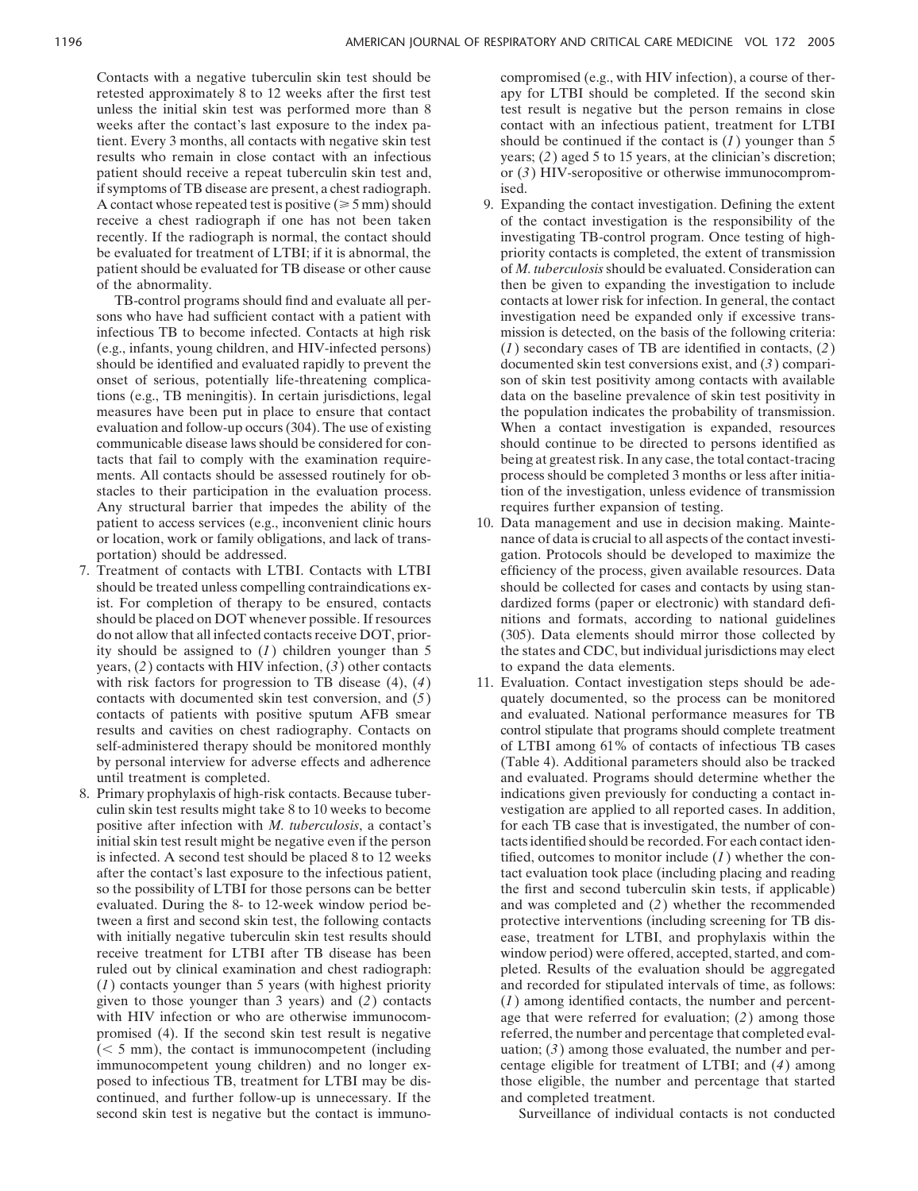Contacts with a negative tuberculin skin test should be retested approximately 8 to 12 weeks after the first test unless the initial skin test was performed more than 8 weeks after the contact's last exposure to the index patient. Every 3 months, all contacts with negative skin test results who remain in close contact with an infectious patient should receive a repeat tuberculin skin test and, if symptoms of TB disease are present, a chest radiograph. A contact whose repeated test is positive ($\geq 5$ mm) should receive a chest radiograph if one has not been taken recently. If the radiograph is normal, the contact should be evaluated for treatment of LTBI; if it is abnormal, the patient should be evaluated for TB disease or other cause of the abnormality.

TB-control programs should find and evaluate all persons who have had sufficient contact with a patient with infectious TB to become infected. Contacts at high risk (e.g., infants, young children, and HIV-infected persons) should be identified and evaluated rapidly to prevent the onset of serious, potentially life-threatening complications (e.g., TB meningitis). In certain jurisdictions, legal measures have been put in place to ensure that contact evaluation and follow-up occurs (304). The use of existing communicable disease laws should be considered for contacts that fail to comply with the examination requirements. All contacts should be assessed routinely for obstacles to their participation in the evaluation process. Any structural barrier that impedes the ability of the patient to access services (e.g., inconvenient clinic hours or location, work or family obligations, and lack of transportation) should be addressed.

7. Treatment of contacts with LTBI. Contacts with LTBI should be treated unless compelling contraindications exist. For completion of therapy to be ensured, contacts should be placed on DOT whenever possible. If resources do not allow that all infected contacts receive DOT, priority should be assigned to (*1*) children younger than 5 years, (*2*) contacts with HIV infection, (*3*) other contacts with risk factors for progression to TB disease (4), (*4*) contacts with documented skin test conversion, and (*5*) contacts of patients with positive sputum AFB smear results and cavities on chest radiography. Contacts on self-administered therapy should be monitored monthly by personal interview for adverse effects and adherence until treatment is completed.
8. Primary prophylaxis of high-risk contacts. Because tuberculin skin test results might take 8 to 10 weeks to become positive after infection with *M. tuberculosis*, a contact's initial skin test result might be negative even if the person is infected. A second test should be placed 8 to 12 weeks after the contact's last exposure to the infectious patient, so the possibility of LTBI for those persons can be better evaluated. During the 8- to 12-week window period between a first and second skin test, the following contacts with initially negative tuberculin skin test results should receive treatment for LTBI after TB disease has been ruled out by clinical examination and chest radiograph: (*1*) contacts younger than 5 years (with highest priority given to those younger than 3 years) and (*2*) contacts with HIV infection or who are otherwise immunocompromised (4). If the second skin test result is negative ($< 5$ mm), the contact is immunocompetent (including immunocompetent young children) and no longer exposed to infectious TB, treatment for LTBI may be discontinued, and further follow-up is unnecessary. If the second skin test is negative but the contact is immunocompromised (e.g., with HIV infection), a course of therapy for LTBI should be completed. If the second skin test result is negative but the person remains in close contact with an infectious patient, treatment for LTBI should be continued if the contact is (*1*) younger than 5 years; (*2*) aged 5 to 15 years, at the clinician's discretion; or (*3*) HIV-seropositive or otherwise immunocompromised.
9. Expanding the contact investigation. Defining the extent of the contact investigation is the responsibility of the investigating TB-control program. Once testing of high-priority contacts is completed, the extent of transmission of *M. tuberculosis* should be evaluated. Consideration can then be given to expanding the investigation to include contacts at lower risk for infection. In general, the contact investigation need be expanded only if excessive transmission is detected, on the basis of the following criteria: (*1*) secondary cases of TB are identified in contacts, (*2*) documented skin test conversions exist, and (*3*) comparison of skin test positivity among contacts with available data on the baseline prevalence of skin test positivity in the population indicates the probability of transmission. When a contact investigation is expanded, resources should continue to be directed to persons identified as being at greatest risk. In any case, the total contact-tracing process should be completed 3 months or less after initiation of the investigation, unless evidence of transmission requires further expansion of testing.
10. Data management and use in decision making. Maintenance of data is crucial to all aspects of the contact investigation. Protocols should be developed to maximize the efficiency of the process, given available resources. Data should be collected for cases and contacts by using standardized forms (paper or electronic) with standard definitions and formats, according to national guidelines (305). Data elements should mirror those collected by the states and CDC, but individual jurisdictions may elect to expand the data elements.
11. Evaluation. Contact investigation steps should be adequately documented, so the process can be monitored and evaluated. National performance measures for TB control stipulate that programs should complete treatment of LTBI among 61% of contacts of infectious TB cases (Table 4). Additional parameters should also be tracked and evaluated. Programs should determine whether the indications given previously for conducting a contact investigation are applied to all reported cases. In addition, for each TB case that is investigated, the number of contacts identified should be recorded. For each contact identified, outcomes to monitor include (*1*) whether the contact evaluation took place (including placing and reading the first and second tuberculin skin tests, if applicable) and was completed and (*2*) whether the recommended protective interventions (including screening for TB disease, treatment for LTBI, and prophylaxis within the window period) were offered, accepted, started, and completed. Results of the evaluation should be aggregated and recorded for stipulated intervals of time, as follows: (*1*) among identified contacts, the number and percentage that were referred for evaluation; (*2*) among those referred, the number and percentage that completed evaluation; (*3*) among those evaluated, the number and percentage eligible for treatment of LTBI; and (*4*) among those eligible, the number and percentage that started and completed treatment.

Surveillance of individual contacts is not conducted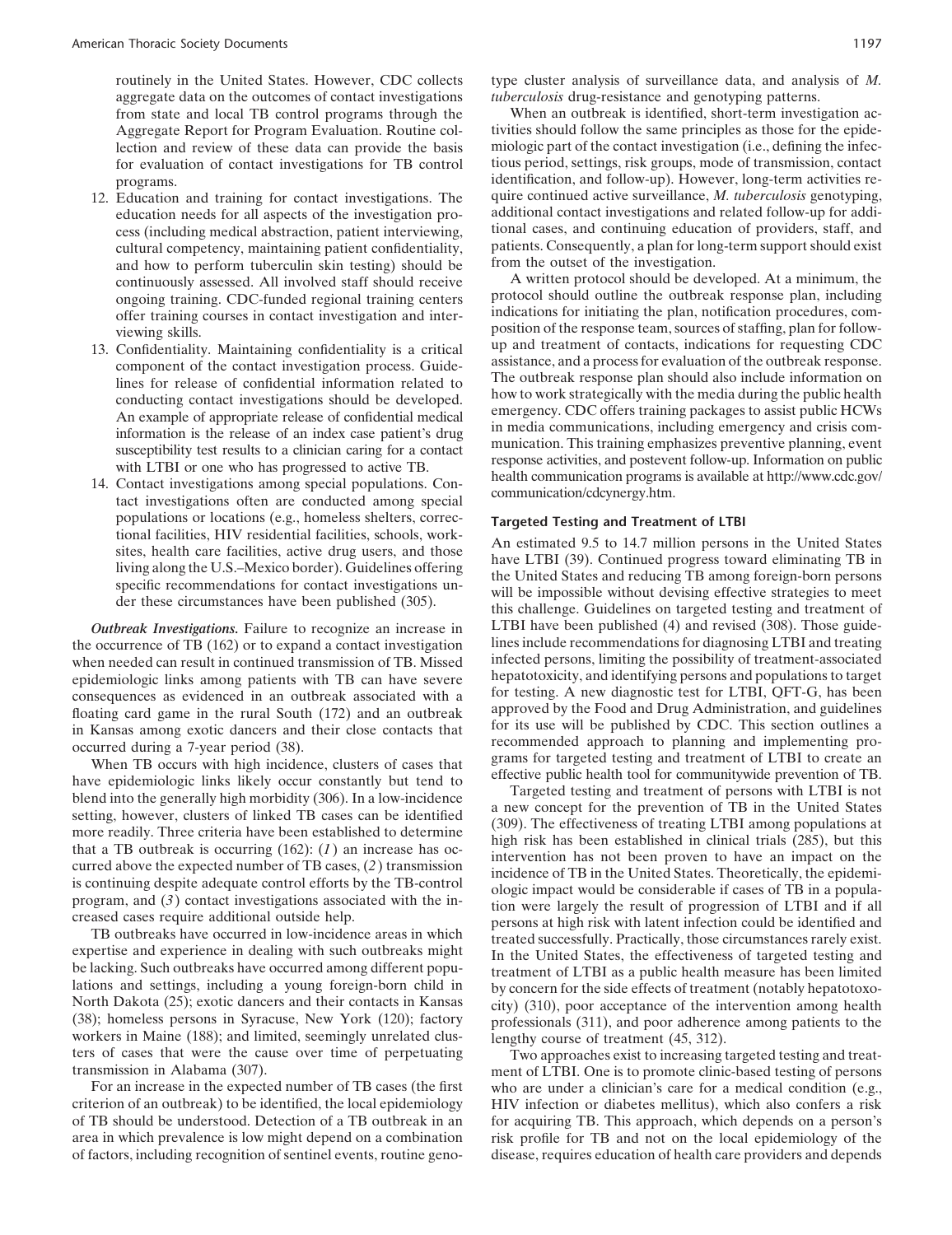routinely in the United States. However, CDC collects aggregate data on the outcomes of contact investigations from state and local TB control programs through the Aggregate Report for Program Evaluation. Routine collection and review of these data can provide the basis for evaluation of contact investigations for TB control programs.

12. Education and training for contact investigations. The education needs for all aspects of the investigation process (including medical abstraction, patient interviewing, cultural competency, maintaining patient confidentiality, and how to perform tuberculin skin testing) should be continuously assessed. All involved staff should receive ongoing training. CDC-funded regional training centers offer training courses in contact investigation and interviewing skills.
13. Confidentiality. Maintaining confidentiality is a critical component of the contact investigation process. Guidelines for release of confidential information related to conducting contact investigations should be developed. An example of appropriate release of confidential medical information is the release of an index case patient's drug susceptibility test results to a clinician caring for a contact with LTBI or one who has progressed to active TB.
14. Contact investigations among special populations. Contact investigations often are conducted among special populations or locations (e.g., homeless shelters, correctional facilities, HIV residential facilities, schools, worksites, health care facilities, active drug users, and those living along the U.S.–Mexico border). Guidelines offering specific recommendations for contact investigations under these circumstances have been published (305).

***Outbreak Investigations.*** Failure to recognize an increase in the occurrence of TB (162) or to expand a contact investigation when needed can result in continued transmission of TB. Missed epidemiologic links among patients with TB can have severe consequences as evidenced in an outbreak associated with a floating card game in the rural South (172) and an outbreak in Kansas among exotic dancers and their close contacts that occurred during a 7-year period (38).

When TB occurs with high incidence, clusters of cases that have epidemiologic links likely occur constantly but tend to blend into the generally high morbidity (306). In a low-incidence setting, however, clusters of linked TB cases can be identified more readily. Three criteria have been established to determine that a TB outbreak is occurring (162): (*1*) an increase has occurred above the expected number of TB cases, (*2*) transmission is continuing despite adequate control efforts by the TB-control program, and (*3*) contact investigations associated with the increased cases require additional outside help.

TB outbreaks have occurred in low-incidence areas in which expertise and experience in dealing with such outbreaks might be lacking. Such outbreaks have occurred among different populations and settings, including a young foreign-born child in North Dakota (25); exotic dancers and their contacts in Kansas (38); homeless persons in Syracuse, New York (120); factory workers in Maine (188); and limited, seemingly unrelated clusters of cases that were the cause over time of perpetuating transmission in Alabama (307).

For an increase in the expected number of TB cases (the first criterion of an outbreak) to be identified, the local epidemiology of TB should be understood. Detection of a TB outbreak in an area in which prevalence is low might depend on a combination of factors, including recognition of sentinel events, routine genotype cluster analysis of surveillance data, and analysis of *M. tuberculosis* drug-resistance and genotyping patterns.

When an outbreak is identified, short-term investigation activities should follow the same principles as those for the epidemiologic part of the contact investigation (i.e., defining the infectious period, settings, risk groups, mode of transmission, contact identification, and follow-up). However, long-term activities require continued active surveillance, *M. tuberculosis* genotyping, additional contact investigations and related follow-up for additional cases, and continuing education of providers, staff, and patients. Consequently, a plan for long-term support should exist from the outset of the investigation.

A written protocol should be developed. At a minimum, the protocol should outline the outbreak response plan, including indications for initiating the plan, notification procedures, composition of the response team, sources of staffing, plan for follow-up and treatment of contacts, indications for requesting CDC assistance, and a process for evaluation of the outbreak response. The outbreak response plan should also include information on how to work strategically with the media during the public health emergency. CDC offers training packages to assist public HCWs in media communications, including emergency and crisis communication. This training emphasizes preventive planning, event response activities, and postevent follow-up. Information on public health communication programs is available at http://www.cdc.gov/communication/cdcynergy.htm.

### Targeted Testing and Treatment of LTBI

An estimated 9.5 to 14.7 million persons in the United States have LTBI (39). Continued progress toward eliminating TB in the United States and reducing TB among foreign-born persons will be impossible without devising effective strategies to meet this challenge. Guidelines on targeted testing and treatment of LTBI have been published (4) and revised (308). Those guidelines include recommendations for diagnosing LTBI and treating infected persons, limiting the possibility of treatment-associated hepatotoxicity, and identifying persons and populations to target for testing. A new diagnostic test for LTBI, QFT-G, has been approved by the Food and Drug Administration, and guidelines for its use will be published by CDC. This section outlines a recommended approach to planning and implementing programs for targeted testing and treatment of LTBI to create an effective public health tool for communitywide prevention of TB.

Targeted testing and treatment of persons with LTBI is not a new concept for the prevention of TB in the United States (309). The effectiveness of treating LTBI among populations at high risk has been established in clinical trials (285), but this intervention has not been proven to have an impact on the incidence of TB in the United States. Theoretically, the epidemiologic impact would be considerable if cases of TB in a population were largely the result of progression of LTBI and if all persons at high risk with latent infection could be identified and treated successfully. Practically, those circumstances rarely exist. In the United States, the effectiveness of targeted testing and treatment of LTBI as a public health measure has been limited by concern for the side effects of treatment (notably hepatotoxicity) (310), poor acceptance of the intervention among health professionals (311), and poor adherence among patients to the lengthy course of treatment (45, 312).

Two approaches exist to increasing targeted testing and treatment of LTBI. One is to promote clinic-based testing of persons who are under a clinician's care for a medical condition (e.g., HIV infection or diabetes mellitus), which also confers a risk for acquiring TB. This approach, which depends on a person's risk profile for TB and not on the local epidemiology of the disease, requires education of health care providers and depends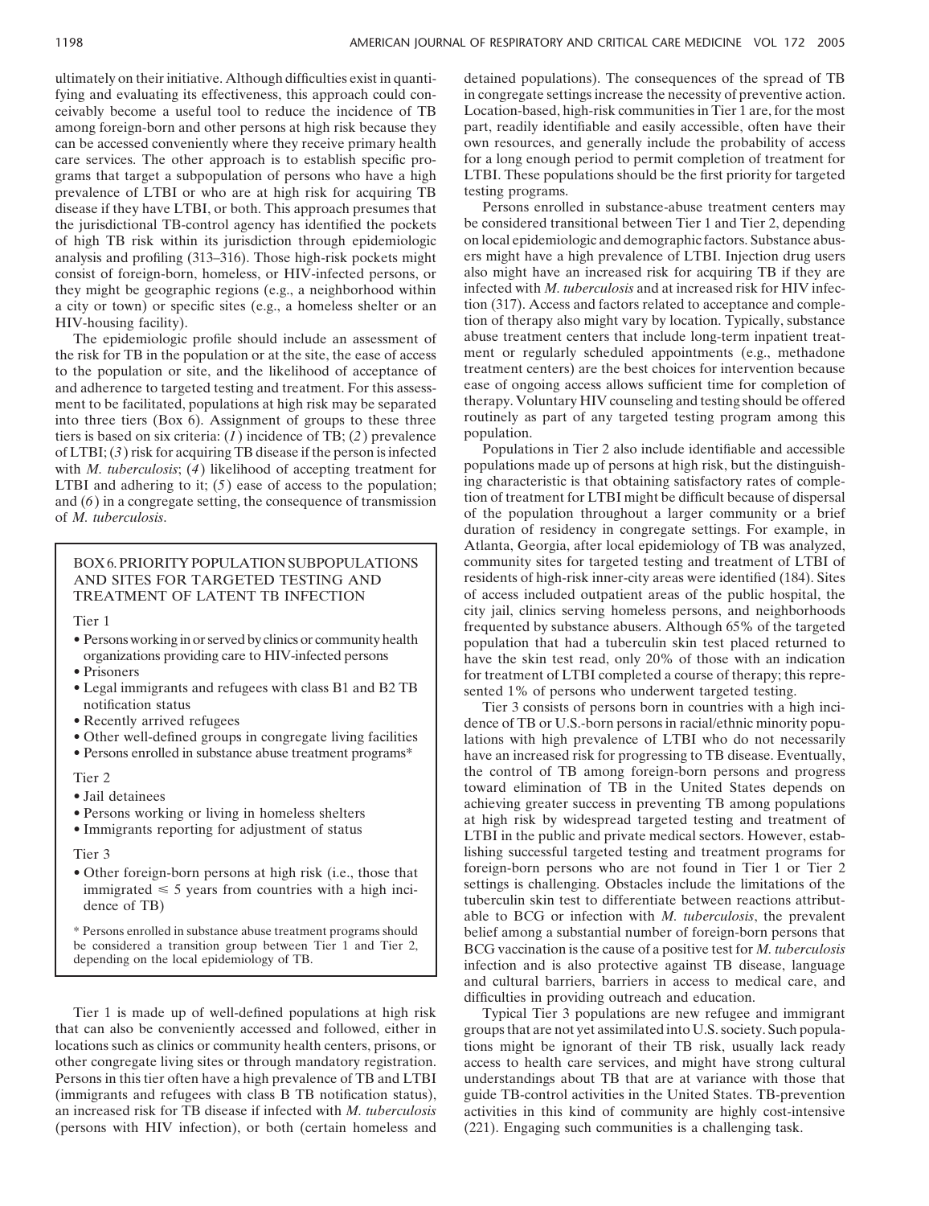ultimately on their initiative. Although difficulties exist in quantifying and evaluating its effectiveness, this approach could conceivably become a useful tool to reduce the incidence of TB among foreign-born and other persons at high risk because they can be accessed conveniently where they receive primary health care services. The other approach is to establish specific programs that target a subpopulation of persons who have a high prevalence of LTBI or who are at high risk for acquiring TB disease if they have LTBI, or both. This approach presumes that the jurisdictional TB-control agency has identified the pockets of high TB risk within its jurisdiction through epidemiologic analysis and profiling (313–316). Those high-risk pockets might consist of foreign-born, homeless, or HIV-infected persons, or they might be geographic regions (e.g., a neighborhood within a city or town) or specific sites (e.g., a homeless shelter or an HIV-housing facility).

The epidemiologic profile should include an assessment of the risk for TB in the population or at the site, the ease of access to the population or site, and the likelihood of acceptance of and adherence to targeted testing and treatment. For this assessment to be facilitated, populations at high risk may be separated into three tiers (Box 6). Assignment of groups to these three tiers is based on six criteria: (*1*) incidence of TB; (*2*) prevalence of LTBI; (*3*) risk for acquiring TB disease if the person is infected with *M. tuberculosis*; (*4*) likelihood of accepting treatment for LTBI and adhering to it; (*5*) ease of access to the population; and (*6*) in a congregate setting, the consequence of transmission of *M. tuberculosis*.

> **BOX 6. PRIORITY POPULATION SUBPOPULATIONS AND SITES FOR TARGETED TESTING AND TREATMENT OF LATENT TB INFECTION**
>
> Tier 1
>
> - Persons working in or served by clinics or community health organizations providing care to HIV-infected persons
> - Prisoners
> - Legal immigrants and refugees with class B1 and B2 TB notification status
> - Recently arrived refugees
> - Other well-defined groups in congregate living facilities
> - Persons enrolled in substance abuse treatment programs*
>
> Tier 2
>
> - Jail detainees
> - Persons working or living in homeless shelters
> - Immigrants reporting for adjustment of status
>
> Tier 3
>
> - Other foreign-born persons at high risk (i.e., those that immigrated ≤ 5 years from countries with a high incidence of TB)
>
> \* Persons enrolled in substance abuse treatment programs should be considered a transition group between Tier 1 and Tier 2, depending on the local epidemiology of TB.

Tier 1 is made up of well-defined populations at high risk that can also be conveniently accessed and followed, either in locations such as clinics or community health centers, prisons, or other congregate living sites or through mandatory registration. Persons in this tier often have a high prevalence of TB and LTBI (immigrants and refugees with class B TB notification status), an increased risk for TB disease if infected with *M. tuberculosis* (persons with HIV infection), or both (certain homeless and detained populations). The consequences of the spread of TB in congregate settings increase the necessity of preventive action. Location-based, high-risk communities in Tier 1 are, for the most part, readily identifiable and easily accessible, often have their own resources, and generally include the probability of access for a long enough period to permit completion of treatment for LTBI. These populations should be the first priority for targeted testing programs.

Persons enrolled in substance-abuse treatment centers may be considered transitional between Tier 1 and Tier 2, depending on local epidemiologic and demographic factors. Substance abusers might have a high prevalence of LTBI. Injection drug users also might have an increased risk for acquiring TB if they are infected with *M. tuberculosis* and at increased risk for HIV infection (317). Access and factors related to acceptance and completion of therapy also might vary by location. Typically, substance abuse treatment centers that include long-term inpatient treatment or regularly scheduled appointments (e.g., methadone treatment centers) are the best choices for intervention because ease of ongoing access allows sufficient time for completion of therapy. Voluntary HIV counseling and testing should be offered routinely as part of any targeted testing program among this population.

Populations in Tier 2 also include identifiable and accessible populations made up of persons at high risk, but the distinguishing characteristic is that obtaining satisfactory rates of completion of treatment for LTBI might be difficult because of dispersal of the population throughout a larger community or a brief duration of residency in congregate settings. For example, in Atlanta, Georgia, after local epidemiology of TB was analyzed, community sites for targeted testing and treatment of LTBI of residents of high-risk inner-city areas were identified (184). Sites of access included outpatient areas of the public hospital, the city jail, clinics serving homeless persons, and neighborhoods frequented by substance abusers. Although 65% of the targeted population that had a tuberculin skin test placed returned to have the skin test read, only 20% of those with an indication for treatment of LTBI completed a course of therapy; this represented 1% of persons who underwent targeted testing.

Tier 3 consists of persons born in countries with a high incidence of TB or U.S.-born persons in racial/ethnic minority populations with high prevalence of LTBI who do not necessarily have an increased risk for progressing to TB disease. Eventually, the control of TB among foreign-born persons and progress toward elimination of TB in the United States depends on achieving greater success in preventing TB among populations at high risk by widespread targeted testing and treatment of LTBI in the public and private medical sectors. However, establishing successful targeted testing and treatment programs for foreign-born persons who are not found in Tier 1 or Tier 2 settings is challenging. Obstacles include the limitations of the tuberculin skin test to differentiate between reactions attributable to BCG or infection with *M. tuberculosis*, the prevalent belief among a substantial number of foreign-born persons that BCG vaccination is the cause of a positive test for *M. tuberculosis* infection and is also protective against TB disease, language and cultural barriers, barriers in access to medical care, and difficulties in providing outreach and education.

Typical Tier 3 populations are new refugee and immigrant groups that are not yet assimilated into U.S. society. Such populations might be ignorant of their TB risk, usually lack ready access to health care services, and might have strong cultural understandings about TB that are at variance with those that guide TB-control activities in the United States. TB-prevention activities in this kind of community are highly cost-intensive (221). Engaging such communities is a challenging task.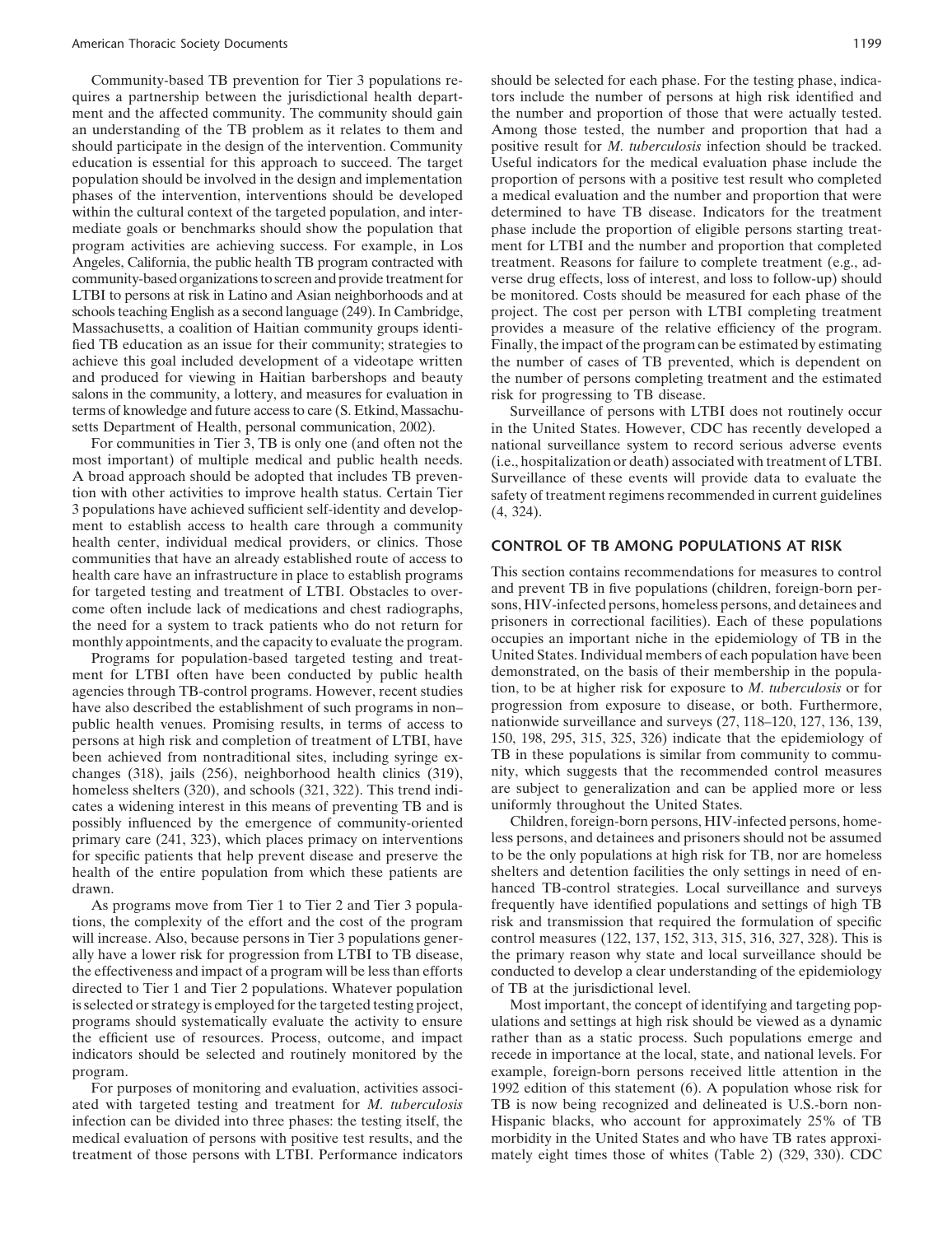Community-based TB prevention for Tier 3 populations requires a partnership between the jurisdictional health department and the affected community. The community should gain an understanding of the TB problem as it relates to them and should participate in the design of the intervention. Community education is essential for this approach to succeed. The target population should be involved in the design and implementation phases of the intervention, interventions should be developed within the cultural context of the targeted population, and intermediate goals or benchmarks should show the population that program activities are achieving success. For example, in Los Angeles, California, the public health TB program contracted with community-based organizations to screen and provide treatment for LTBI to persons at risk in Latino and Asian neighborhoods and at schools teaching English as a second language (249). In Cambridge, Massachusetts, a coalition of Haitian community groups identified TB education as an issue for their community; strategies to achieve this goal included development of a videotape written and produced for viewing in Haitian barbershops and beauty salons in the community, a lottery, and measures for evaluation in terms of knowledge and future access to care (S. Etkind, Massachusetts Department of Health, personal communication, 2002).

For communities in Tier 3, TB is only one (and often not the most important) of multiple medical and public health needs. A broad approach should be adopted that includes TB prevention with other activities to improve health status. Certain Tier 3 populations have achieved sufficient self-identity and development to establish access to health care through a community health center, individual medical providers, or clinics. Those communities that have an already established route of access to health care have an infrastructure in place to establish programs for targeted testing and treatment of LTBI. Obstacles to overcome often include lack of medications and chest radiographs, the need for a system to track patients who do not return for monthly appointments, and the capacity to evaluate the program.

Programs for population-based targeted testing and treatment for LTBI often have been conducted by public health agencies through TB-control programs. However, recent studies have also described the establishment of such programs in non–public health venues. Promising results, in terms of access to persons at high risk and completion of treatment of LTBI, have been achieved from nontraditional sites, including syringe exchanges (318), jails (256), neighborhood health clinics (319), homeless shelters (320), and schools (321, 322). This trend indicates a widening interest in this means of preventing TB and is possibly influenced by the emergence of community-oriented primary care (241, 323), which places primacy on interventions for specific patients that help prevent disease and preserve the health of the entire population from which these patients are drawn.

As programs move from Tier 1 to Tier 2 and Tier 3 populations, the complexity of the effort and the cost of the program will increase. Also, because persons in Tier 3 populations generally have a lower risk for progression from LTBI to TB disease, the effectiveness and impact of a program will be less than efforts directed to Tier 1 and Tier 2 populations. Whatever population is selected or strategy is employed for the targeted testing project, programs should systematically evaluate the activity to ensure the efficient use of resources. Process, outcome, and impact indicators should be selected and routinely monitored by the program.

For purposes of monitoring and evaluation, activities associated with targeted testing and treatment for *M. tuberculosis* infection can be divided into three phases: the testing itself, the medical evaluation of persons with positive test results, and the treatment of those persons with LTBI. Performance indicators should be selected for each phase. For the testing phase, indicators include the number of persons at high risk identified and the number and proportion of those that were actually tested. Among those tested, the number and proportion that had a positive result for *M. tuberculosis* infection should be tracked. Useful indicators for the medical evaluation phase include the proportion of persons with a positive test result who completed a medical evaluation and the number and proportion that were determined to have TB disease. Indicators for the treatment phase include the proportion of eligible persons starting treatment for LTBI and the number and proportion that completed treatment. Reasons for failure to complete treatment (e.g., adverse drug effects, loss of interest, and loss to follow-up) should be monitored. Costs should be measured for each phase of the project. The cost per person with LTBI completing treatment provides a measure of the relative efficiency of the program. Finally, the impact of the program can be estimated by estimating the number of cases of TB prevented, which is dependent on the number of persons completing treatment and the estimated risk for progressing to TB disease.

Surveillance of persons with LTBI does not routinely occur in the United States. However, CDC has recently developed a national surveillance system to record serious adverse events (i.e., hospitalization or death) associated with treatment of LTBI. Surveillance of these events will provide data to evaluate the safety of treatment regimens recommended in current guidelines (4, 324).

## CONTROL OF TB AMONG POPULATIONS AT RISK

This section contains recommendations for measures to control and prevent TB in five populations (children, foreign-born persons, HIV-infected persons, homeless persons, and detainees and prisoners in correctional facilities). Each of these populations occupies an important niche in the epidemiology of TB in the United States. Individual members of each population have been demonstrated, on the basis of their membership in the population, to be at higher risk for exposure to *M. tuberculosis* or for progression from exposure to disease, or both. Furthermore, nationwide surveillance and surveys (27, 118–120, 127, 136, 139, 150, 198, 295, 315, 325, 326) indicate that the epidemiology of TB in these populations is similar from community to community, which suggests that the recommended control measures are subject to generalization and can be applied more or less uniformly throughout the United States.

Children, foreign-born persons, HIV-infected persons, homeless persons, and detainees and prisoners should not be assumed to be the only populations at high risk for TB, nor are homeless shelters and detention facilities the only settings in need of enhanced TB-control strategies. Local surveillance and surveys frequently have identified populations and settings of high TB risk and transmission that required the formulation of specific control measures (122, 137, 152, 313, 315, 316, 327, 328). This is the primary reason why state and local surveillance should be conducted to develop a clear understanding of the epidemiology of TB at the jurisdictional level.

Most important, the concept of identifying and targeting populations and settings at high risk should be viewed as a dynamic rather than as a static process. Such populations emerge and recede in importance at the local, state, and national levels. For example, foreign-born persons received little attention in the 1992 edition of this statement (6). A population whose risk for TB is now being recognized and delineated is U.S.-born non-Hispanic blacks, who account for approximately 25% of TB morbidity in the United States and who have TB rates approximately eight times those of whites (Table 2) (329, 330). CDC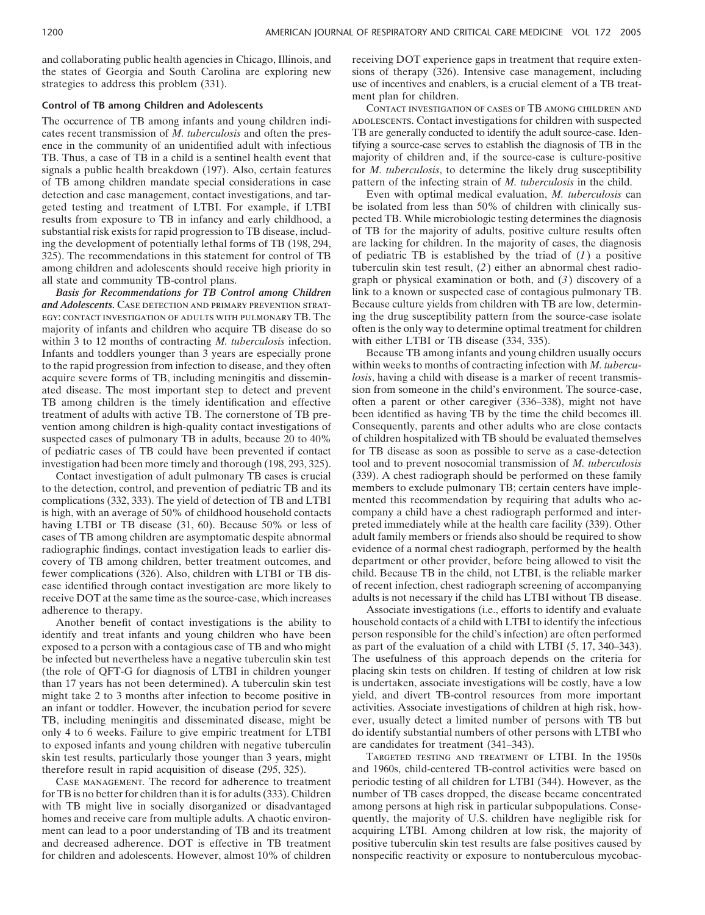and collaborating public health agencies in Chicago, Illinois, and the states of Georgia and South Carolina are exploring new strategies to address this problem (331).

### Control of TB among Children and Adolescents

The occurrence of TB among infants and young children indicates recent transmission of *M. tuberculosis* and often the presence in the community of an unidentified adult with infectious TB. Thus, a case of TB in a child is a sentinel health event that signals a public health breakdown (197). Also, certain features of TB among children mandate special considerations in case detection and case management, contact investigations, and targeted testing and treatment of LTBI. For example, if LTBI results from exposure to TB in infancy and early childhood, a substantial risk exists for rapid progression to TB disease, including the development of potentially lethal forms of TB (198, 294, 325). The recommendations in this statement for control of TB among children and adolescents should receive high priority in all state and community TB-control plans.

***Basis for Recommendations for TB Control among Children and Adolescents.*** CASE DETECTION AND PRIMARY PREVENTION STRATEGY: CONTACT INVESTIGATION OF ADULTS WITH PULMONARY TB. The majority of infants and children who acquire TB disease do so within 3 to 12 months of contracting *M. tuberculosis* infection. Infants and toddlers younger than 3 years are especially prone to the rapid progression from infection to disease, and they often acquire severe forms of TB, including meningitis and disseminated disease. The most important step to detect and prevent TB among children is the timely identification and effective treatment of adults with active TB. The cornerstone of TB prevention among children is high-quality contact investigations of suspected cases of pulmonary TB in adults, because 20 to 40% of pediatric cases of TB could have been prevented if contact investigation had been more timely and thorough (198, 293, 325).

Contact investigation of adult pulmonary TB cases is crucial to the detection, control, and prevention of pediatric TB and its complications (332, 333). The yield of detection of TB and LTBI is high, with an average of 50% of childhood household contacts having LTBI or TB disease (31, 60). Because 50% or less of cases of TB among children are asymptomatic despite abnormal radiographic findings, contact investigation leads to earlier discovery of TB among children, better treatment outcomes, and fewer complications (326). Also, children with LTBI or TB disease identified through contact investigation are more likely to receive DOT at the same time as the source-case, which increases adherence to therapy.

Another benefit of contact investigations is the ability to identify and treat infants and young children who have been exposed to a person with a contagious case of TB and who might be infected but nevertheless have a negative tuberculin skin test (the role of QFT-G for diagnosis of LTBI in children younger than 17 years has not been determined). A tuberculin skin test might take 2 to 3 months after infection to become positive in an infant or toddler. However, the incubation period for severe TB, including meningitis and disseminated disease, might be only 4 to 6 weeks. Failure to give empiric treatment for LTBI to exposed infants and young children with negative tuberculin skin test results, particularly those younger than 3 years, might therefore result in rapid acquisition of disease (295, 325).

CASE MANAGEMENT. The record for adherence to treatment for TB is no better for children than it is for adults (333). Children with TB might live in socially disorganized or disadvantaged homes and receive care from multiple adults. A chaotic environment can lead to a poor understanding of TB and its treatment and decreased adherence. DOT is effective in TB treatment for children and adolescents. However, almost 10% of children receiving DOT experience gaps in treatment that require extensions of therapy (326). Intensive case management, including use of incentives and enablers, is a crucial element of a TB treatment plan for children.

CONTACT INVESTIGATION OF CASES OF TB AMONG CHILDREN AND ADOLESCENTS. Contact investigations for children with suspected TB are generally conducted to identify the adult source-case. Identifying a source-case serves to establish the diagnosis of TB in the majority of children and, if the source-case is culture-positive for *M. tuberculosis*, to determine the likely drug susceptibility pattern of the infecting strain of *M. tuberculosis* in the child.

Even with optimal medical evaluation, *M. tuberculosis* can be isolated from less than 50% of children with clinically suspected TB. While microbiologic testing determines the diagnosis of TB for the majority of adults, positive culture results often are lacking for children. In the majority of cases, the diagnosis of pediatric TB is established by the triad of (*1*) a positive tuberculin skin test result, (*2*) either an abnormal chest radiograph or physical examination or both, and (*3*) discovery of a link to a known or suspected case of contagious pulmonary TB. Because culture yields from children with TB are low, determining the drug susceptibility pattern from the source-case isolate often is the only way to determine optimal treatment for children with either LTBI or TB disease (334, 335).

Because TB among infants and young children usually occurs within weeks to months of contracting infection with *M. tuberculosis*, having a child with disease is a marker of recent transmission from someone in the child's environment. The source-case, often a parent or other caregiver (336–338), might not have been identified as having TB by the time the child becomes ill. Consequently, parents and other adults who are close contacts of children hospitalized with TB should be evaluated themselves for TB disease as soon as possible to serve as a case-detection tool and to prevent nosocomial transmission of *M. tuberculosis* (339). A chest radiograph should be performed on these family members to exclude pulmonary TB; certain centers have implemented this recommendation by requiring that adults who accompany a child have a chest radiograph performed and interpreted immediately while at the health care facility (339). Other adult family members or friends also should be required to show evidence of a normal chest radiograph, performed by the health department or other provider, before being allowed to visit the child. Because TB in the child, not LTBI, is the reliable marker of recent infection, chest radiograph screening of accompanying adults is not necessary if the child has LTBI without TB disease.

Associate investigations (i.e., efforts to identify and evaluate household contacts of a child with LTBI to identify the infectious person responsible for the child's infection) are often performed as part of the evaluation of a child with LTBI (5, 17, 340–343). The usefulness of this approach depends on the criteria for placing skin tests on children. If testing of children at low risk is undertaken, associate investigations will be costly, have a low yield, and divert TB-control resources from more important activities. Associate investigations of children at high risk, however, usually detect a limited number of persons with TB but do identify substantial numbers of other persons with LTBI who are candidates for treatment (341–343).

TARGETED TESTING AND TREATMENT OF LTBI. In the 1950s and 1960s, child-centered TB-control activities were based on periodic testing of all children for LTBI (344). However, as the number of TB cases dropped, the disease became concentrated among persons at high risk in particular subpopulations. Consequently, the majority of U.S. children have negligible risk for acquiring LTBI. Among children at low risk, the majority of positive tuberculin skin test results are false positives caused by nonspecific reactivity or exposure to nontuberculous mycobac-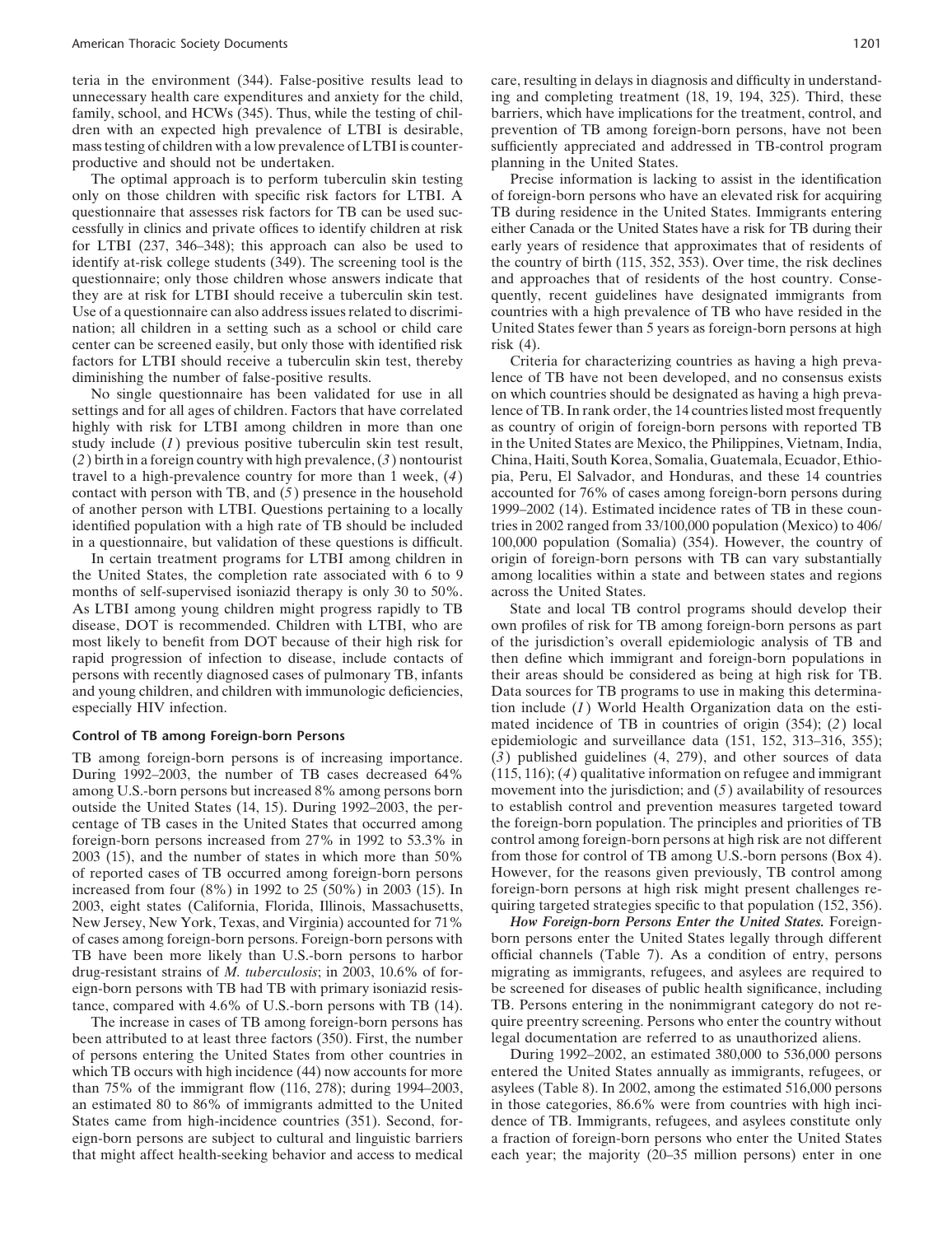teria in the environment (344). False-positive results lead to unnecessary health care expenditures and anxiety for the child, family, school, and HCWs (345). Thus, while the testing of children with an expected high prevalence of LTBI is desirable, mass testing of children with a low prevalence of LTBI is counterproductive and should not be undertaken.

The optimal approach is to perform tuberculin skin testing only on those children with specific risk factors for LTBI. A questionnaire that assesses risk factors for TB can be used successfully in clinics and private offices to identify children at risk for LTBI (237, 346–348); this approach can also be used to identify at-risk college students (349). The screening tool is the questionnaire; only those children whose answers indicate that they are at risk for LTBI should receive a tuberculin skin test. Use of a questionnaire can also address issues related to discrimination; all children in a setting such as a school or child care center can be screened easily, but only those with identified risk factors for LTBI should receive a tuberculin skin test, thereby diminishing the number of false-positive results.

No single questionnaire has been validated for use in all settings and for all ages of children. Factors that have correlated highly with risk for LTBI among children in more than one study include (*1*) previous positive tuberculin skin test result, (*2*) birth in a foreign country with high prevalence, (*3*) nontourist travel to a high-prevalence country for more than 1 week, (*4*) contact with person with TB, and (*5*) presence in the household of another person with LTBI. Questions pertaining to a locally identified population with a high rate of TB should be included in a questionnaire, but validation of these questions is difficult.

In certain treatment programs for LTBI among children in the United States, the completion rate associated with 6 to 9 months of self-supervised isoniazid therapy is only 30 to 50%. As LTBI among young children might progress rapidly to TB disease, DOT is recommended. Children with LTBI, who are most likely to benefit from DOT because of their high risk for rapid progression of infection to disease, include contacts of persons with recently diagnosed cases of pulmonary TB, infants and young children, and children with immunologic deficiencies, especially HIV infection.

### Control of TB among Foreign-born Persons

TB among foreign-born persons is of increasing importance. During 1992–2003, the number of TB cases decreased 64% among U.S.-born persons but increased 8% among persons born outside the United States (14, 15). During 1992–2003, the percentage of TB cases in the United States that occurred among foreign-born persons increased from 27% in 1992 to 53.3% in 2003 (15), and the number of states in which more than 50% of reported cases of TB occurred among foreign-born persons increased from four (8%) in 1992 to 25 (50%) in 2003 (15). In 2003, eight states (California, Florida, Illinois, Massachusetts, New Jersey, New York, Texas, and Virginia) accounted for 71% of cases among foreign-born persons. Foreign-born persons with TB have been more likely than U.S.-born persons to harbor drug-resistant strains of *M. tuberculosis*; in 2003, 10.6% of foreign-born persons with TB had TB with primary isoniazid resistance, compared with 4.6% of U.S.-born persons with TB (14).

The increase in cases of TB among foreign-born persons has been attributed to at least three factors (350). First, the number of persons entering the United States from other countries in which TB occurs with high incidence (44) now accounts for more than 75% of the immigrant flow (116, 278); during 1994–2003, an estimated 80 to 86% of immigrants admitted to the United States came from high-incidence countries (351). Second, foreign-born persons are subject to cultural and linguistic barriers that might affect health-seeking behavior and access to medical care, resulting in delays in diagnosis and difficulty in understanding and completing treatment (18, 19, 194, 325). Third, these barriers, which have implications for the treatment, control, and prevention of TB among foreign-born persons, have not been sufficiently appreciated and addressed in TB-control program planning in the United States.

Precise information is lacking to assist in the identification of foreign-born persons who have an elevated risk for acquiring TB during residence in the United States. Immigrants entering either Canada or the United States have a risk for TB during their early years of residence that approximates that of residents of the country of birth (115, 352, 353). Over time, the risk declines and approaches that of residents of the host country. Consequently, recent guidelines have designated immigrants from countries with a high prevalence of TB who have resided in the United States fewer than 5 years as foreign-born persons at high risk (4).

Criteria for characterizing countries as having a high prevalence of TB have not been developed, and no consensus exists on which countries should be designated as having a high prevalence of TB. In rank order, the 14 countries listed most frequently as country of origin of foreign-born persons with reported TB in the United States are Mexico, the Philippines, Vietnam, India, China, Haiti, South Korea, Somalia, Guatemala, Ecuador, Ethiopia, Peru, El Salvador, and Honduras, and these 14 countries accounted for 76% of cases among foreign-born persons during 1999–2002 (14). Estimated incidence rates of TB in these countries in 2002 ranged from 33/100,000 population (Mexico) to 406/100,000 population (Somalia) (354). However, the country of origin of foreign-born persons with TB can vary substantially among localities within a state and between states and regions across the United States.

State and local TB control programs should develop their own profiles of risk for TB among foreign-born persons as part of the jurisdiction's overall epidemiologic analysis of TB and then define which immigrant and foreign-born populations in their areas should be considered as being at high risk for TB. Data sources for TB programs to use in making this determination include (*1*) World Health Organization data on the estimated incidence of TB in countries of origin (354); (*2*) local epidemiologic and surveillance data (151, 152, 313–316, 355); (*3*) published guidelines (4, 279), and other sources of data (115, 116); (*4*) qualitative information on refugee and immigrant movement into the jurisdiction; and (*5*) availability of resources to establish control and prevention measures targeted toward the foreign-born population. The principles and priorities of TB control among foreign-born persons at high risk are not different from those for control of TB among U.S.-born persons (Box 4). However, for the reasons given previously, TB control among foreign-born persons at high risk might present challenges requiring targeted strategies specific to that population (152, 356).

***How Foreign-born Persons Enter the United States.*** Foreign-born persons enter the United States legally through different official channels (Table 7). As a condition of entry, persons migrating as immigrants, refugees, and asylees are required to be screened for diseases of public health significance, including TB. Persons entering in the nonimmigrant category do not require preentry screening. Persons who enter the country without legal documentation are referred to as unauthorized aliens.

During 1992–2002, an estimated 380,000 to 536,000 persons entered the United States annually as immigrants, refugees, or asylees (Table 8). In 2002, among the estimated 516,000 persons in those categories, 86.6% were from countries with high incidence of TB. Immigrants, refugees, and asylees constitute only a fraction of foreign-born persons who enter the United States each year; the majority (20–35 million persons) enter in one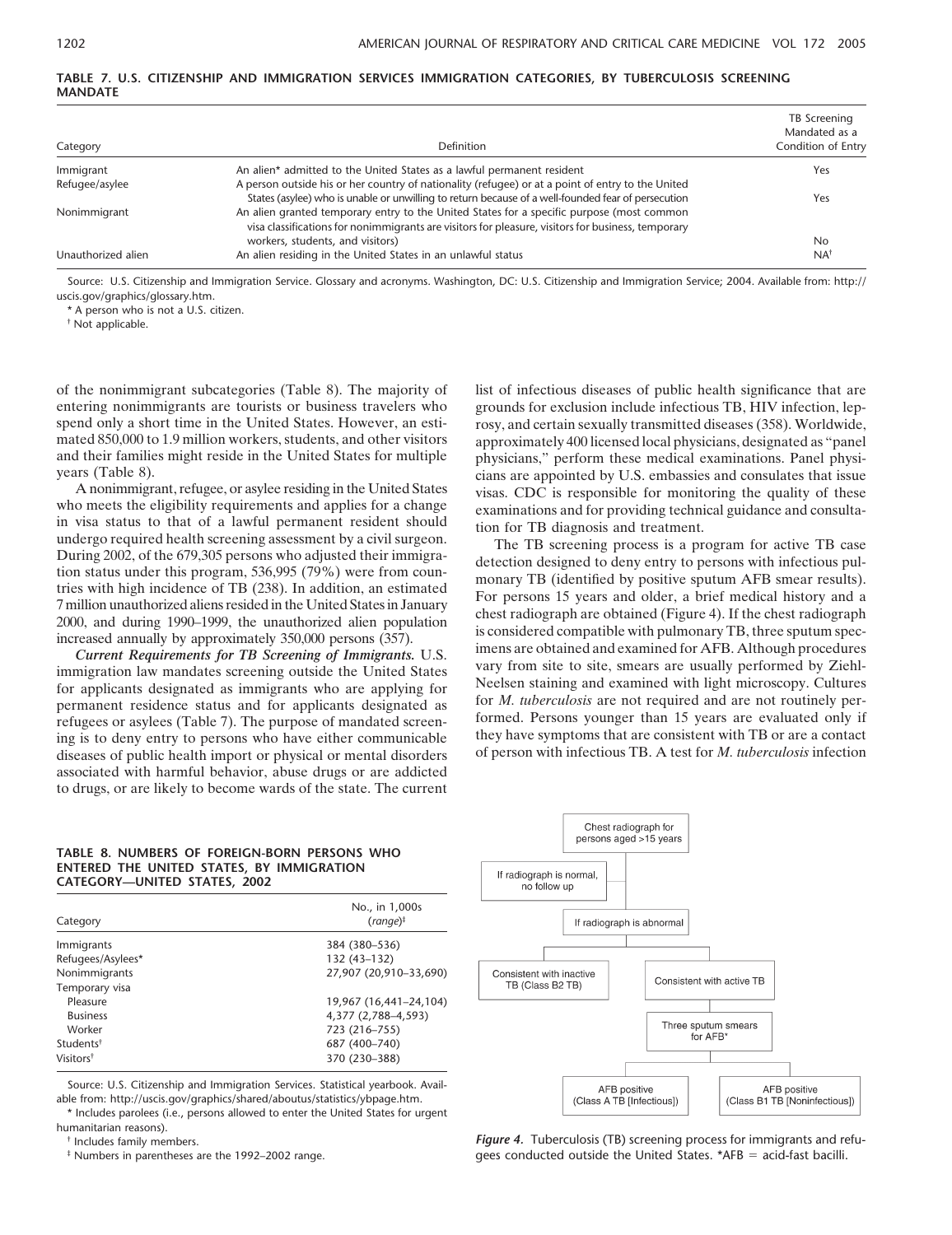**TABLE 7. U.S. CITIZENSHIP AND IMMIGRATION SERVICES IMMIGRATION CATEGORIES, BY TUBERCULOSIS SCREENING MANDATE**

| Category | Definition | TB Screening Mandated as a Condition of Entry |
|---|---|---|
| Immigrant | An alien* admitted to the United States as a lawful permanent resident | Yes |
| Refugee/asylee | A person outside his or her country of nationality (refugee) or at a point of entry to the United States (asylee) who is unable or unwilling to return because of a well-founded fear of persecution | Yes |
| Nonimmigrant | An alien granted temporary entry to the United States for a specific purpose (most common visa classifications for nonimmigrants are visitors for pleasure, visitors for business, temporary workers, students, and visitors) | No |
| Unauthorized alien | An alien residing in the United States in an unlawful status | NA[†] |

Source: U.S. Citizenship and Immigration Service. Glossary and acronyms. Washington, DC: U.S. Citizenship and Immigration Service; 2004. Available from: http://uscis.gov/graphics/glossary.htm.

\* A person who is not a U.S. citizen.

[†] Not applicable.

of the nonimmigrant subcategories (Table 8). The majority of entering nonimmigrants are tourists or business travelers who spend only a short time in the United States. However, an estimated 850,000 to 1.9 million workers, students, and other visitors and their families might reside in the United States for multiple years (Table 8).

A nonimmigrant, refugee, or asylee residing in the United States who meets the eligibility requirements and applies for a change in visa status to that of a lawful permanent resident should undergo required health screening assessment by a civil surgeon. During 2002, of the 679,305 persons who adjusted their immigration status under this program, 536,995 (79%) were from countries with high incidence of TB (238). In addition, an estimated 7 million unauthorized aliens resided in the United States in January 2000, and during 1990–1999, the unauthorized alien population increased annually by approximately 350,000 persons (357).

***Current Requirements for TB Screening of Immigrants.*** U.S. immigration law mandates screening outside the United States for applicants designated as immigrants who are applying for permanent residence status and for applicants designated as refugees or asylees (Table 7). The purpose of mandated screening is to deny entry to persons who have either communicable diseases of public health import or physical or mental disorders associated with harmful behavior, abuse drugs or are addicted to drugs, or are likely to become wards of the state. The current list of infectious diseases of public health significance that are grounds for exclusion include infectious TB, HIV infection, leprosy, and certain sexually transmitted diseases (358). Worldwide, approximately 400 licensed local physicians, designated as "panel physicians," perform these medical examinations. Panel physicians are appointed by U.S. embassies and consulates that issue visas. CDC is responsible for monitoring the quality of these examinations and for providing technical guidance and consultation for TB diagnosis and treatment.

The TB screening process is a program for active TB case detection designed to deny entry to persons with infectious pulmonary TB (identified by positive sputum AFB smear results). For persons 15 years and older, a brief medical history and a chest radiograph are obtained (Figure 4). If the chest radiograph is considered compatible with pulmonary TB, three sputum specimens are obtained and examined for AFB. Although procedures vary from site to site, smears are usually performed by Ziehl-Neelsen staining and examined with light microscopy. Cultures for *M. tuberculosis* are not required and are not routinely performed. Persons younger than 15 years are evaluated only if they have symptoms that are consistent with TB or are a contact of person with infectious TB. A test for *M. tuberculosis* infection

**TABLE 8. NUMBERS OF FOREIGN-BORN PERSONS WHO ENTERED THE UNITED STATES, BY IMMIGRATION CATEGORY—UNITED STATES, 2002**

| Category | No., in 1,000s (*range*)[‡] |
|---|---|
| Immigrants | 384 (380–536) |
| Refugees/Asylees* | 132 (43–132) |
| Nonimmigrants | 27,907 (20,910–33,690) |
| Temporary visa | |
| Pleasure | 19,967 (16,441–24,104) |
| Business | 4,377 (2,788–4,593) |
| Worker | 723 (216–755) |
| Students[†] | 687 (400–740) |
| Visitors[†] | 370 (230–388) |

Source: U.S. Citizenship and Immigration Services. Statistical yearbook. Available from: http://uscis.gov/graphics/shared/aboutus/statistics/ybpage.htm.

\* Includes parolees (i.e., persons allowed to enter the United States for urgent humanitarian reasons).

[†] Includes family members.

[‡] Numbers in parentheses are the 1992–2002 range.

Chest radiograph for persons aged >15 years

- If radiograph is normal, no follow up
- If radiograph is abnormal
  - Consistent with inactive TB (Class B2 TB)
  - Consistent with active TB
    - Three sputum smears for AFB*
      - AFB positive (Class A TB [Infectious])
      - AFB positive (Class B1 TB [Noninfectious])

*Figure 4.* Tuberculosis (TB) screening process for immigrants and refugees conducted outside the United States. *AFB = acid-fast bacilli.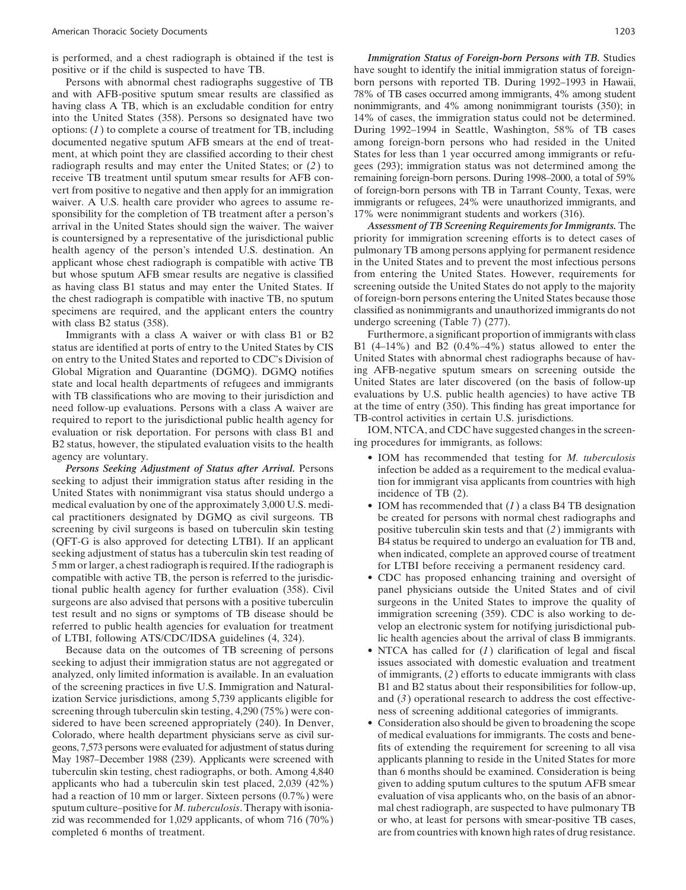is performed, and a chest radiograph is obtained if the test is positive or if the child is suspected to have TB.

Persons with abnormal chest radiographs suggestive of TB and with AFB-positive sputum smear results are classified as having class A TB, which is an excludable condition for entry into the United States (358). Persons so designated have two options: (*1*) to complete a course of treatment for TB, including documented negative sputum AFB smears at the end of treatment, at which point they are classified according to their chest radiograph results and may enter the United States; or (*2*) to receive TB treatment until sputum smear results for AFB convert from positive to negative and then apply for an immigration waiver. A U.S. health care provider who agrees to assume responsibility for the completion of TB treatment after a person's arrival in the United States should sign the waiver. The waiver is countersigned by a representative of the jurisdictional public health agency of the person's intended U.S. destination. An applicant whose chest radiograph is compatible with active TB but whose sputum AFB smear results are negative is classified as having class B1 status and may enter the United States. If the chest radiograph is compatible with inactive TB, no sputum specimens are required, and the applicant enters the country with class B2 status (358).

Immigrants with a class A waiver or with class B1 or B2 status are identified at ports of entry to the United States by CIS on entry to the United States and reported to CDC's Division of Global Migration and Quarantine (DGMQ). DGMQ notifies state and local health departments of refugees and immigrants with TB classifications who are moving to their jurisdiction and need follow-up evaluations. Persons with a class A waiver are required to report to the jurisdictional public health agency for evaluation or risk deportation. For persons with class B1 and B2 status, however, the stipulated evaluation visits to the health agency are voluntary.

***Persons Seeking Adjustment of Status after Arrival.*** Persons seeking to adjust their immigration status after residing in the United States with nonimmigrant visa status should undergo a medical evaluation by one of the approximately 3,000 U.S. medical practitioners designated by DGMQ as civil surgeons. TB screening by civil surgeons is based on tuberculin skin testing (QFT-G is also approved for detecting LTBI). If an applicant seeking adjustment of status has a tuberculin skin test reading of 5 mm or larger, a chest radiograph is required. If the radiograph is compatible with active TB, the person is referred to the jurisdictional public health agency for further evaluation (358). Civil surgeons are also advised that persons with a positive tuberculin test result and no signs or symptoms of TB disease should be referred to public health agencies for evaluation for treatment of LTBI, following ATS/CDC/IDSA guidelines (4, 324).

Because data on the outcomes of TB screening of persons seeking to adjust their immigration status are not aggregated or analyzed, only limited information is available. In an evaluation of the screening practices in five U.S. Immigration and Naturalization Service jurisdictions, among 5,739 applicants eligible for screening through tuberculin skin testing, 4,290 (75%) were considered to have been screened appropriately (240). In Denver, Colorado, where health department physicians serve as civil surgeons, 7,573 persons were evaluated for adjustment of status during May 1987–December 1988 (239). Applicants were screened with tuberculin skin testing, chest radiographs, or both. Among 4,840 applicants who had a tuberculin skin test placed, 2,039 (42%) had a reaction of 10 mm or larger. Sixteen persons (0.7%) were sputum culture–positive for *M. tuberculosis*. Therapy with isoniazid was recommended for 1,029 applicants, of whom 716 (70%) completed 6 months of treatment.

***Immigration Status of Foreign-born Persons with TB.*** Studies have sought to identify the initial immigration status of foreign-born persons with reported TB. During 1992–1993 in Hawaii, 78% of TB cases occurred among immigrants, 4% among student nonimmigrants, and 4% among nonimmigrant tourists (350); in 14% of cases, the immigration status could not be determined. During 1992–1994 in Seattle, Washington, 58% of TB cases among foreign-born persons who had resided in the United States for less than 1 year occurred among immigrants or refugees (293); immigration status was not determined among the remaining foreign-born persons. During 1998–2000, a total of 59% of foreign-born persons with TB in Tarrant County, Texas, were immigrants or refugees, 24% were unauthorized immigrants, and 17% were nonimmigrant students and workers (316).

***Assessment of TB Screening Requirements for Immigrants.*** The priority for immigration screening efforts is to detect cases of pulmonary TB among persons applying for permanent residence in the United States and to prevent the most infectious persons from entering the United States. However, requirements for screening outside the United States do not apply to the majority of foreign-born persons entering the United States because those classified as nonimmigrants and unauthorized immigrants do not undergo screening (Table 7) (277).

Furthermore, a significant proportion of immigrants with class B1 (4–14%) and B2 (0.4%–4%) status allowed to enter the United States with abnormal chest radiographs because of having AFB-negative sputum smears on screening outside the United States are later discovered (on the basis of follow-up evaluations by U.S. public health agencies) to have active TB at the time of entry (350). This finding has great importance for TB-control activities in certain U.S. jurisdictions.

IOM, NTCA, and CDC have suggested changes in the screening procedures for immigrants, as follows:

- IOM has recommended that testing for *M. tuberculosis* infection be added as a requirement to the medical evaluation for immigrant visa applicants from countries with high incidence of TB (2).
- IOM has recommended that (*1*) a class B4 TB designation be created for persons with normal chest radiographs and positive tuberculin skin tests and that (*2*) immigrants with B4 status be required to undergo an evaluation for TB and, when indicated, complete an approved course of treatment for LTBI before receiving a permanent residency card.
- CDC has proposed enhancing training and oversight of panel physicians outside the United States and of civil surgeons in the United States to improve the quality of immigration screening (359). CDC is also working to develop an electronic system for notifying jurisdictional public health agencies about the arrival of class B immigrants.
- NTCA has called for (*1*) clarification of legal and fiscal issues associated with domestic evaluation and treatment of immigrants, (*2*) efforts to educate immigrants with class B1 and B2 status about their responsibilities for follow-up, and (*3*) operational research to address the cost effectiveness of screening additional categories of immigrants.
- Consideration also should be given to broadening the scope of medical evaluations for immigrants. The costs and benefits of extending the requirement for screening to all visa applicants planning to reside in the United States for more than 6 months should be examined. Consideration is being given to adding sputum cultures to the sputum AFB smear evaluation of visa applicants who, on the basis of an abnormal chest radiograph, are suspected to have pulmonary TB or who, at least for persons with smear-positive TB cases, are from countries with known high rates of drug resistance.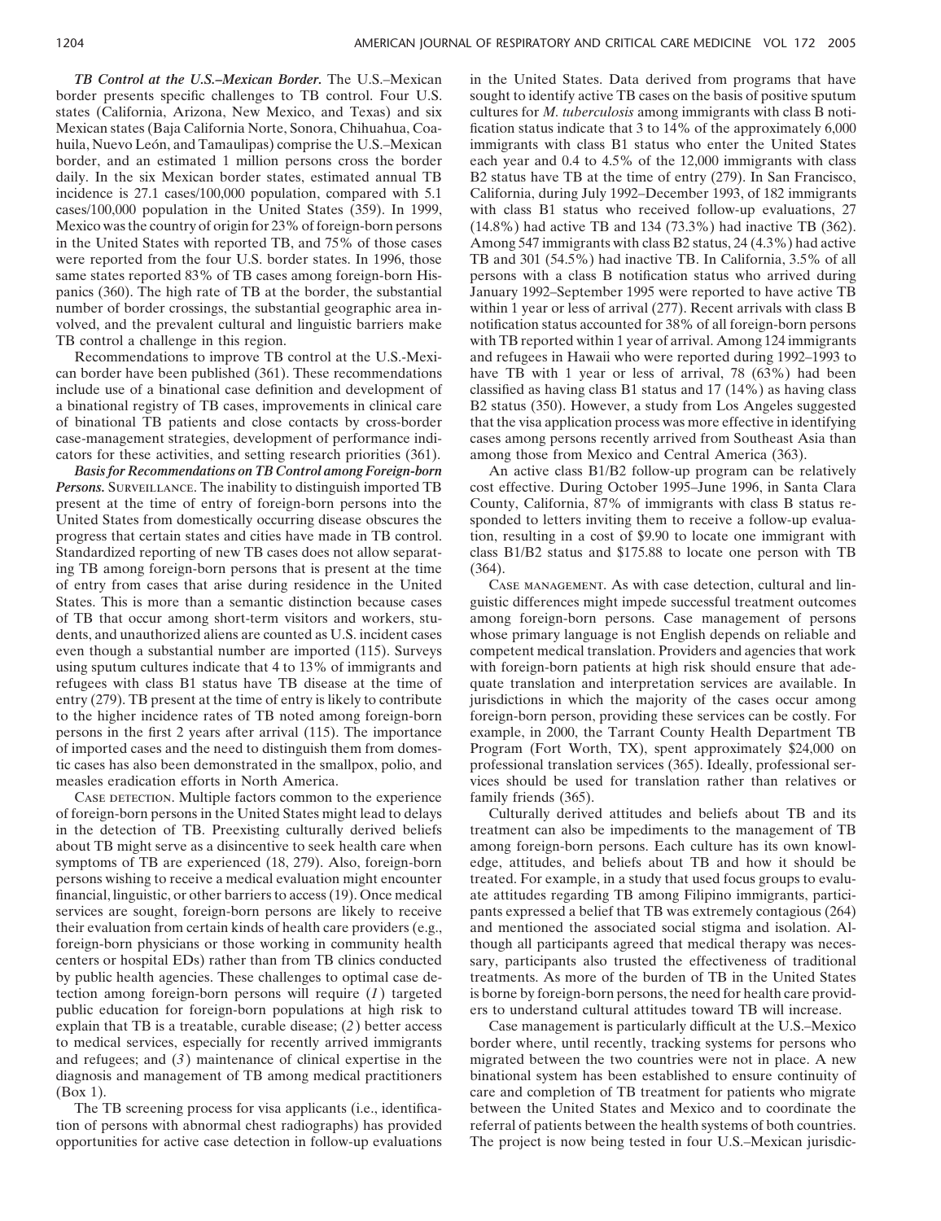***TB Control at the U.S.–Mexican Border.*** The U.S.–Mexican border presents specific challenges to TB control. Four U.S. states (California, Arizona, New Mexico, and Texas) and six Mexican states (Baja California Norte, Sonora, Chihuahua, Coahuila, Nuevo León, and Tamaulipas) comprise the U.S.–Mexican border, and an estimated 1 million persons cross the border daily. In the six Mexican border states, estimated annual TB incidence is 27.1 cases/100,000 population, compared with 5.1 cases/100,000 population in the United States (359). In 1999, Mexico was the country of origin for 23% of foreign-born persons in the United States with reported TB, and 75% of those cases were reported from the four U.S. border states. In 1996, those same states reported 83% of TB cases among foreign-born Hispanics (360). The high rate of TB at the border, the substantial number of border crossings, the substantial geographic area involved, and the prevalent cultural and linguistic barriers make TB control a challenge in this region.

Recommendations to improve TB control at the U.S.-Mexican border have been published (361). These recommendations include use of a binational case definition and development of a binational registry of TB cases, improvements in clinical care of binational TB patients and close contacts by cross-border case-management strategies, development of performance indicators for these activities, and setting research priorities (361).

***Basis for Recommendations on TB Control among Foreign-born Persons.*** SURVEILLANCE. The inability to distinguish imported TB present at the time of entry of foreign-born persons into the United States from domestically occurring disease obscures the progress that certain states and cities have made in TB control. Standardized reporting of new TB cases does not allow separating TB among foreign-born persons that is present at the time of entry from cases that arise during residence in the United States. This is more than a semantic distinction because cases of TB that occur among short-term visitors and workers, students, and unauthorized aliens are counted as U.S. incident cases even though a substantial number are imported (115). Surveys using sputum cultures indicate that 4 to 13% of immigrants and refugees with class B1 status have TB disease at the time of entry (279). TB present at the time of entry is likely to contribute to the higher incidence rates of TB noted among foreign-born persons in the first 2 years after arrival (115). The importance of imported cases and the need to distinguish them from domestic cases has also been demonstrated in the smallpox, polio, and measles eradication efforts in North America.

CASE DETECTION. Multiple factors common to the experience of foreign-born persons in the United States might lead to delays in the detection of TB. Preexisting culturally derived beliefs about TB might serve as a disincentive to seek health care when symptoms of TB are experienced (18, 279). Also, foreign-born persons wishing to receive a medical evaluation might encounter financial, linguistic, or other barriers to access (19). Once medical services are sought, foreign-born persons are likely to receive their evaluation from certain kinds of health care providers (e.g., foreign-born physicians or those working in community health centers or hospital EDs) rather than from TB clinics conducted by public health agencies. These challenges to optimal case detection among foreign-born persons will require (*1*) targeted public education for foreign-born populations at high risk to explain that TB is a treatable, curable disease; (*2*) better access to medical services, especially for recently arrived immigrants and refugees; and (*3*) maintenance of clinical expertise in the diagnosis and management of TB among medical practitioners (Box 1).

The TB screening process for visa applicants (i.e., identification of persons with abnormal chest radiographs) has provided opportunities for active case detection in follow-up evaluations in the United States. Data derived from programs that have sought to identify active TB cases on the basis of positive sputum cultures for *M. tuberculosis* among immigrants with class B notification status indicate that 3 to 14% of the approximately 6,000 immigrants with class B1 status who enter the United States each year and 0.4 to 4.5% of the 12,000 immigrants with class B2 status have TB at the time of entry (279). In San Francisco, California, during July 1992–December 1993, of 182 immigrants with class B1 status who received follow-up evaluations, 27 (14.8%) had active TB and 134 (73.3%) had inactive TB (362). Among 547 immigrants with class B2 status, 24 (4.3%) had active TB and 301 (54.5%) had inactive TB. In California, 3.5% of all persons with a class B notification status who arrived during January 1992–September 1995 were reported to have active TB within 1 year or less of arrival (277). Recent arrivals with class B notification status accounted for 38% of all foreign-born persons with TB reported within 1 year of arrival. Among 124 immigrants and refugees in Hawaii who were reported during 1992–1993 to have TB with 1 year or less of arrival, 78 (63%) had been classified as having class B1 status and 17 (14%) as having class B2 status (350). However, a study from Los Angeles suggested that the visa application process was more effective in identifying cases among persons recently arrived from Southeast Asia than among those from Mexico and Central America (363).

An active class B1/B2 follow-up program can be relatively cost effective. During October 1995–June 1996, in Santa Clara County, California, 87% of immigrants with class B status responded to letters inviting them to receive a follow-up evaluation, resulting in a cost of $9.90 to locate one immigrant with class B1/B2 status and $175.88 to locate one person with TB (364).

CASE MANAGEMENT. As with case detection, cultural and linguistic differences might impede successful treatment outcomes among foreign-born persons. Case management of persons whose primary language is not English depends on reliable and competent medical translation. Providers and agencies that work with foreign-born patients at high risk should ensure that adequate translation and interpretation services are available. In jurisdictions in which the majority of the cases occur among foreign-born person, providing these services can be costly. For example, in 2000, the Tarrant County Health Department TB Program (Fort Worth, TX), spent approximately $24,000 on professional translation services (365). Ideally, professional services should be used for translation rather than relatives or family friends (365).

Culturally derived attitudes and beliefs about TB and its treatment can also be impediments to the management of TB among foreign-born persons. Each culture has its own knowledge, attitudes, and beliefs about TB and how it should be treated. For example, in a study that used focus groups to evaluate attitudes regarding TB among Filipino immigrants, participants expressed a belief that TB was extremely contagious (264) and mentioned the associated social stigma and isolation. Although all participants agreed that medical therapy was necessary, participants also trusted the effectiveness of traditional treatments. As more of the burden of TB in the United States is borne by foreign-born persons, the need for health care providers to understand cultural attitudes toward TB will increase.

Case management is particularly difficult at the U.S.–Mexico border where, until recently, tracking systems for persons who migrated between the two countries were not in place. A new binational system has been established to ensure continuity of care and completion of TB treatment for patients who migrate between the United States and Mexico and to coordinate the referral of patients between the health systems of both countries. The project is now being tested in four U.S.–Mexican jurisdic-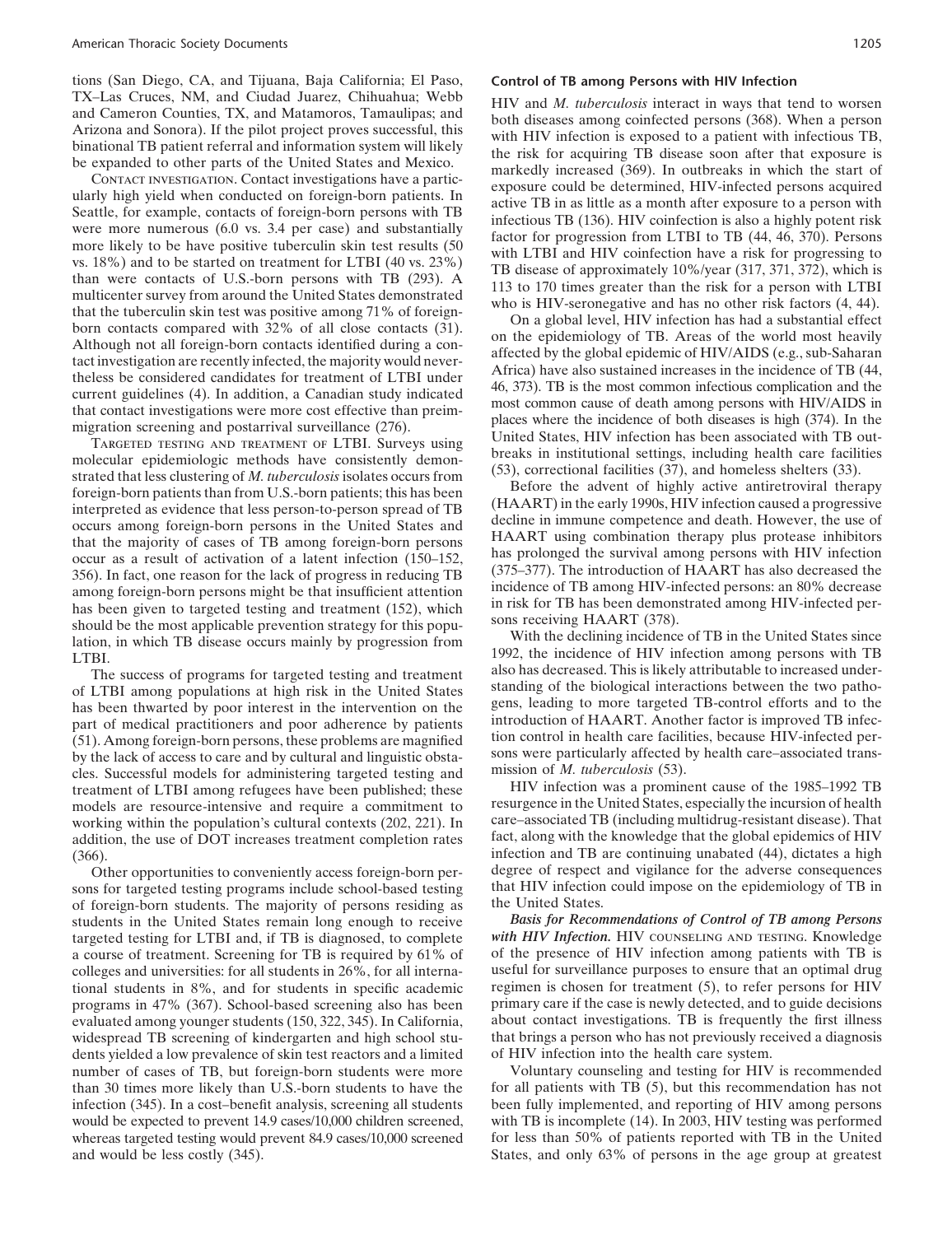tions (San Diego, CA, and Tijuana, Baja California; El Paso, TX–Las Cruces, NM, and Ciudad Juarez, Chihuahua; Webb and Cameron Counties, TX, and Matamoros, Tamaulipas; and Arizona and Sonora). If the pilot project proves successful, this binational TB patient referral and information system will likely be expanded to other parts of the United States and Mexico.

CONTACT INVESTIGATION. Contact investigations have a particularly high yield when conducted on foreign-born patients. In Seattle, for example, contacts of foreign-born persons with TB were more numerous (6.0 vs. 3.4 per case) and substantially more likely to be have positive tuberculin skin test results (50 vs. 18%) and to be started on treatment for LTBI (40 vs. 23%) than were contacts of U.S.-born persons with TB (293). A multicenter survey from around the United States demonstrated that the tuberculin skin test was positive among 71% of foreign-born contacts compared with 32% of all close contacts (31). Although not all foreign-born contacts identified during a contact investigation are recently infected, the majority would nevertheless be considered candidates for treatment of LTBI under current guidelines (4). In addition, a Canadian study indicated that contact investigations were more cost effective than preimmigration screening and postarrival surveillance (276).

TARGETED TESTING AND TREATMENT OF LTBI. Surveys using molecular epidemiologic methods have consistently demonstrated that less clustering of *M. tuberculosis* isolates occurs from foreign-born patients than from U.S.-born patients; this has been interpreted as evidence that less person-to-person spread of TB occurs among foreign-born persons in the United States and that the majority of cases of TB among foreign-born persons occur as a result of activation of a latent infection (150–152, 356). In fact, one reason for the lack of progress in reducing TB among foreign-born persons might be that insufficient attention has been given to targeted testing and treatment (152), which should be the most applicable prevention strategy for this population, in which TB disease occurs mainly by progression from LTBI.

The success of programs for targeted testing and treatment of LTBI among populations at high risk in the United States has been thwarted by poor interest in the intervention on the part of medical practitioners and poor adherence by patients (51). Among foreign-born persons, these problems are magnified by the lack of access to care and by cultural and linguistic obstacles. Successful models for administering targeted testing and treatment of LTBI among refugees have been published; these models are resource-intensive and require a commitment to working within the population's cultural contexts (202, 221). In addition, the use of DOT increases treatment completion rates (366).

Other opportunities to conveniently access foreign-born persons for targeted testing programs include school-based testing of foreign-born students. The majority of persons residing as students in the United States remain long enough to receive targeted testing for LTBI and, if TB is diagnosed, to complete a course of treatment. Screening for TB is required by 61% of colleges and universities: for all students in 26%, for all international students in 8%, and for students in specific academic programs in 47% (367). School-based screening also has been evaluated among younger students (150, 322, 345). In California, widespread TB screening of kindergarten and high school students yielded a low prevalence of skin test reactors and a limited number of cases of TB, but foreign-born students were more than 30 times more likely than U.S.-born students to have the infection (345). In a cost–benefit analysis, screening all students would be expected to prevent 14.9 cases/10,000 children screened, whereas targeted testing would prevent 84.9 cases/10,000 screened and would be less costly (345).

### Control of TB among Persons with HIV Infection

HIV and *M. tuberculosis* interact in ways that tend to worsen both diseases among coinfected persons (368). When a person with HIV infection is exposed to a patient with infectious TB, the risk for acquiring TB disease soon after that exposure is markedly increased (369). In outbreaks in which the start of exposure could be determined, HIV-infected persons acquired active TB in as little as a month after exposure to a person with infectious TB (136). HIV coinfection is also a highly potent risk factor for progression from LTBI to TB (44, 46, 370). Persons with LTBI and HIV coinfection have a risk for progressing to TB disease of approximately 10%/year (317, 371, 372), which is 113 to 170 times greater than the risk for a person with LTBI who is HIV-seronegative and has no other risk factors (4, 44).

On a global level, HIV infection has had a substantial effect on the epidemiology of TB. Areas of the world most heavily affected by the global epidemic of HIV/AIDS (e.g., sub-Saharan Africa) have also sustained increases in the incidence of TB (44, 46, 373). TB is the most common infectious complication and the most common cause of death among persons with HIV/AIDS in places where the incidence of both diseases is high (374). In the United States, HIV infection has been associated with TB outbreaks in institutional settings, including health care facilities (53), correctional facilities (37), and homeless shelters (33).

Before the advent of highly active antiretroviral therapy (HAART) in the early 1990s, HIV infection caused a progressive decline in immune competence and death. However, the use of HAART using combination therapy plus protease inhibitors has prolonged the survival among persons with HIV infection (375–377). The introduction of HAART has also decreased the incidence of TB among HIV-infected persons: an 80% decrease in risk for TB has been demonstrated among HIV-infected persons receiving HAART (378).

With the declining incidence of TB in the United States since 1992, the incidence of HIV infection among persons with TB also has decreased. This is likely attributable to increased understanding of the biological interactions between the two pathogens, leading to more targeted TB-control efforts and to the introduction of HAART. Another factor is improved TB infection control in health care facilities, because HIV-infected persons were particularly affected by health care–associated transmission of *M. tuberculosis* (53).

HIV infection was a prominent cause of the 1985–1992 TB resurgence in the United States, especially the incursion of health care–associated TB (including multidrug-resistant disease). That fact, along with the knowledge that the global epidemics of HIV infection and TB are continuing unabated (44), dictates a high degree of respect and vigilance for the adverse consequences that HIV infection could impose on the epidemiology of TB in the United States.

***Basis for Recommendations of Control of TB among Persons with HIV Infection.*** HIV COUNSELING AND TESTING. Knowledge of the presence of HIV infection among patients with TB is useful for surveillance purposes to ensure that an optimal drug regimen is chosen for treatment (5), to refer persons for HIV primary care if the case is newly detected, and to guide decisions about contact investigations. TB is frequently the first illness that brings a person who has not previously received a diagnosis of HIV infection into the health care system.

Voluntary counseling and testing for HIV is recommended for all patients with TB (5), but this recommendation has not been fully implemented, and reporting of HIV among persons with TB is incomplete (14). In 2003, HIV testing was performed for less than 50% of patients reported with TB in the United States, and only 63% of persons in the age group at greatest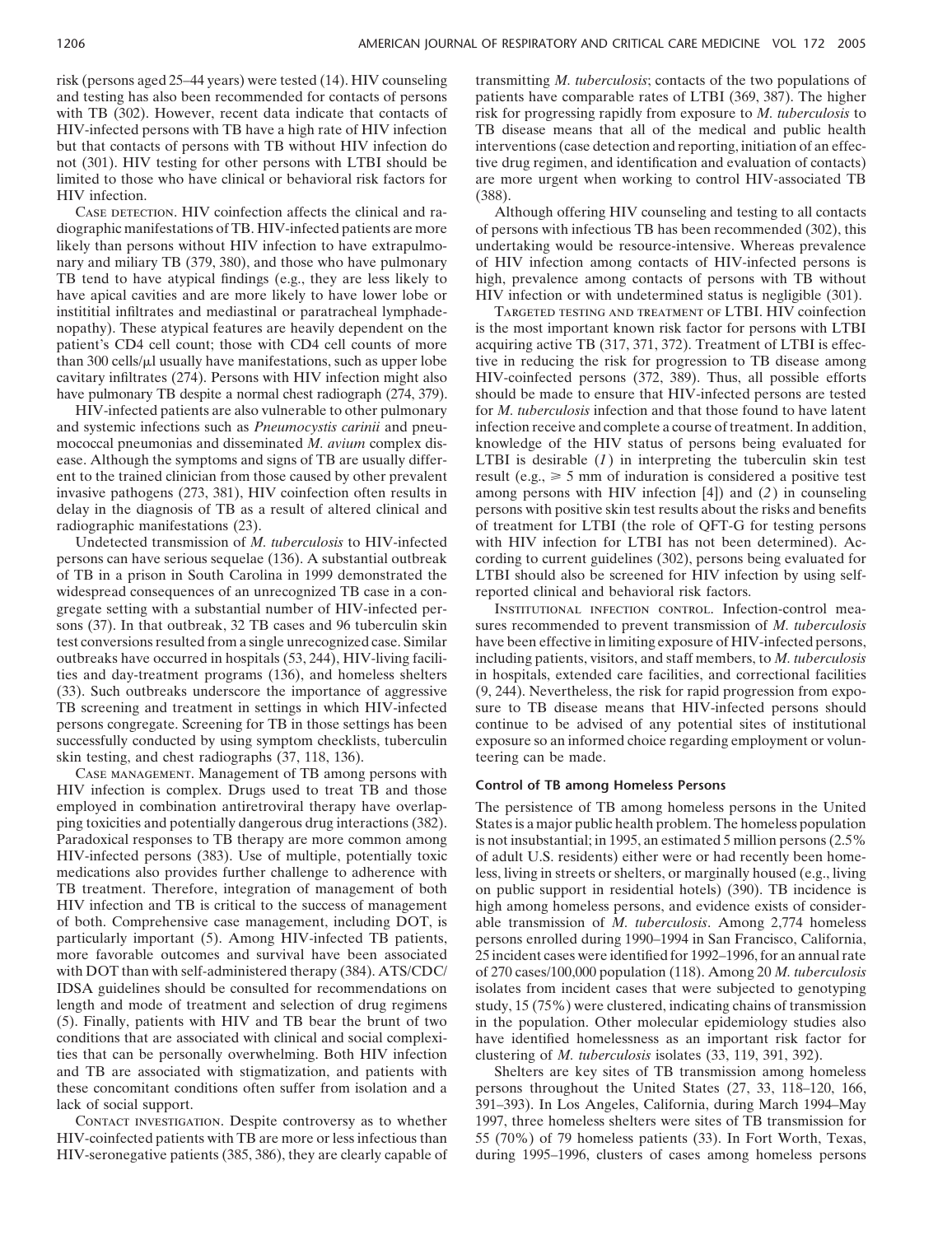risk (persons aged 25–44 years) were tested (14). HIV counseling and testing has also been recommended for contacts of persons with TB (302). However, recent data indicate that contacts of HIV-infected persons with TB have a high rate of HIV infection but that contacts of persons with TB without HIV infection do not (301). HIV testing for other persons with LTBI should be limited to those who have clinical or behavioral risk factors for HIV infection.

Case detection. HIV coinfection affects the clinical and radiographic manifestations of TB. HIV-infected patients are more likely than persons without HIV infection to have extrapulmonary and miliary TB (379, 380), and those who have pulmonary TB tend to have atypical findings (e.g., they are less likely to have apical cavities and are more likely to have lower lobe or instititial infiltrates and mediastinal or paratracheal lymphadenopathy). These atypical features are heavily dependent on the patient's CD4 cell count; those with CD4 cell counts of more than 300 cells/μl usually have manifestations, such as upper lobe cavitary infiltrates (274). Persons with HIV infection might also have pulmonary TB despite a normal chest radiograph (274, 379).

HIV-infected patients are also vulnerable to other pulmonary and systemic infections such as *Pneumocystis carinii* and pneumococcal pneumonias and disseminated *M. avium* complex disease. Although the symptoms and signs of TB are usually different to the trained clinician from those caused by other prevalent invasive pathogens (273, 381), HIV coinfection often results in delay in the diagnosis of TB as a result of altered clinical and radiographic manifestations (23).

Undetected transmission of *M. tuberculosis* to HIV-infected persons can have serious sequelae (136). A substantial outbreak of TB in a prison in South Carolina in 1999 demonstrated the widespread consequences of an unrecognized TB case in a congregate setting with a substantial number of HIV-infected persons (37). In that outbreak, 32 TB cases and 96 tuberculin skin test conversions resulted from a single unrecognized case. Similar outbreaks have occurred in hospitals (53, 244), HIV-living facilities and day-treatment programs (136), and homeless shelters (33). Such outbreaks underscore the importance of aggressive TB screening and treatment in settings in which HIV-infected persons congregate. Screening for TB in those settings has been successfully conducted by using symptom checklists, tuberculin skin testing, and chest radiographs (37, 118, 136).

Case management. Management of TB among persons with HIV infection is complex. Drugs used to treat TB and those employed in combination antiretroviral therapy have overlapping toxicities and potentially dangerous drug interactions (382). Paradoxical responses to TB therapy are more common among HIV-infected persons (383). Use of multiple, potentially toxic medications also provides further challenge to adherence with TB treatment. Therefore, integration of management of both HIV infection and TB is critical to the success of management of both. Comprehensive case management, including DOT, is particularly important (5). Among HIV-infected TB patients, more favorable outcomes and survival have been associated with DOT than with self-administered therapy (384). ATS/CDC/IDSA guidelines should be consulted for recommendations on length and mode of treatment and selection of drug regimens (5). Finally, patients with HIV and TB bear the brunt of two conditions that are associated with clinical and social complexities that can be personally overwhelming. Both HIV infection and TB are associated with stigmatization, and patients with these concomitant conditions often suffer from isolation and a lack of social support.

Contact investigation. Despite controversy as to whether HIV-coinfected patients with TB are more or less infectious than HIV-seronegative patients (385, 386), they are clearly capable of transmitting *M. tuberculosis*; contacts of the two populations of patients have comparable rates of LTBI (369, 387). The higher risk for progressing rapidly from exposure to *M. tuberculosis* to TB disease means that all of the medical and public health interventions (case detection and reporting, initiation of an effective drug regimen, and identification and evaluation of contacts) are more urgent when working to control HIV-associated TB (388).

Although offering HIV counseling and testing to all contacts of persons with infectious TB has been recommended (302), this undertaking would be resource-intensive. Whereas prevalence of HIV infection among contacts of HIV-infected persons is high, prevalence among contacts of persons with TB without HIV infection or with undetermined status is negligible (301).

Targeted testing and treatment of LTBI. HIV coinfection is the most important known risk factor for persons with LTBI acquiring active TB (317, 371, 372). Treatment of LTBI is effective in reducing the risk for progression to TB disease among HIV-coinfected persons (372, 389). Thus, all possible efforts should be made to ensure that HIV-infected persons are tested for *M. tuberculosis* infection and that those found to have latent infection receive and complete a course of treatment. In addition, knowledge of the HIV status of persons being evaluated for LTBI is desirable (*1*) in interpreting the tuberculin skin test result (e.g., $\geq$ 5 mm of induration is considered a positive test among persons with HIV infection [4]) and (*2*) in counseling persons with positive skin test results about the risks and benefits of treatment for LTBI (the role of QFT-G for testing persons with HIV infection for LTBI has not been determined). According to current guidelines (302), persons being evaluated for LTBI should also be screened for HIV infection by using self-reported clinical and behavioral risk factors.

Institutional infection control. Infection-control measures recommended to prevent transmission of *M. tuberculosis* have been effective in limiting exposure of HIV-infected persons, including patients, visitors, and staff members, to *M. tuberculosis* in hospitals, extended care facilities, and correctional facilities (9, 244). Nevertheless, the risk for rapid progression from exposure to TB disease means that HIV-infected persons should continue to be advised of any potential sites of institutional exposure so an informed choice regarding employment or volunteering can be made.

### Control of TB among Homeless Persons

The persistence of TB among homeless persons in the United States is a major public health problem. The homeless population is not insubstantial; in 1995, an estimated 5 million persons (2.5% of adult U.S. residents) either were or had recently been homeless, living in streets or shelters, or marginally housed (e.g., living on public support in residential hotels) (390). TB incidence is high among homeless persons, and evidence exists of considerable transmission of *M. tuberculosis*. Among 2,774 homeless persons enrolled during 1990–1994 in San Francisco, California, 25 incident cases were identified for 1992–1996, for an annual rate of 270 cases/100,000 population (118). Among 20 *M. tuberculosis* isolates from incident cases that were subjected to genotyping study, 15 (75%) were clustered, indicating chains of transmission in the population. Other molecular epidemiology studies also have identified homelessness as an important risk factor for clustering of *M. tuberculosis* isolates (33, 119, 391, 392).

Shelters are key sites of TB transmission among homeless persons throughout the United States (27, 33, 118–120, 166, 391–393). In Los Angeles, California, during March 1994–May 1997, three homeless shelters were sites of TB transmission for 55 (70%) of 79 homeless patients (33). In Fort Worth, Texas, during 1995–1996, clusters of cases among homeless persons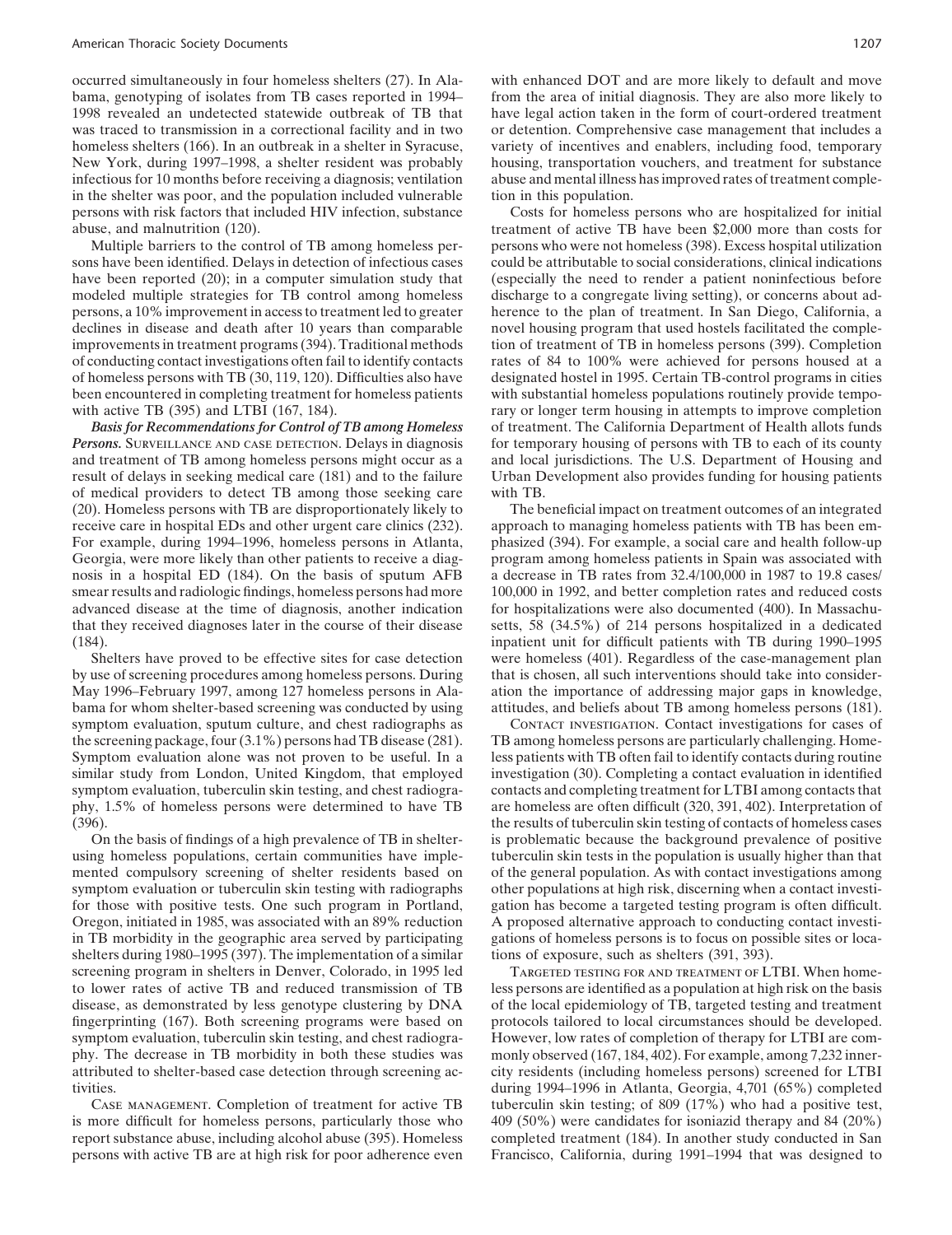occurred simultaneously in four homeless shelters (27). In Alabama, genotyping of isolates from TB cases reported in 1994–1998 revealed an undetected statewide outbreak of TB that was traced to transmission in a correctional facility and in two homeless shelters (166). In an outbreak in a shelter in Syracuse, New York, during 1997–1998, a shelter resident was probably infectious for 10 months before receiving a diagnosis; ventilation in the shelter was poor, and the population included vulnerable persons with risk factors that included HIV infection, substance abuse, and malnutrition (120).

Multiple barriers to the control of TB among homeless persons have been identified. Delays in detection of infectious cases have been reported (20); in a computer simulation study that modeled multiple strategies for TB control among homeless persons, a 10% improvement in access to treatment led to greater declines in disease and death after 10 years than comparable improvements in treatment programs (394). Traditional methods of conducting contact investigations often fail to identify contacts of homeless persons with TB (30, 119, 120). Difficulties also have been encountered in completing treatment for homeless patients with active TB (395) and LTBI (167, 184).

***Basis for Recommendations for Control of TB among Homeless Persons.*** SURVEILLANCE AND CASE DETECTION. Delays in diagnosis and treatment of TB among homeless persons might occur as a result of delays in seeking medical care (181) and to the failure of medical providers to detect TB among those seeking care (20). Homeless persons with TB are disproportionately likely to receive care in hospital EDs and other urgent care clinics (232). For example, during 1994–1996, homeless persons in Atlanta, Georgia, were more likely than other patients to receive a diagnosis in a hospital ED (184). On the basis of sputum AFB smear results and radiologic findings, homeless persons had more advanced disease at the time of diagnosis, another indication that they received diagnoses later in the course of their disease (184).

Shelters have proved to be effective sites for case detection by use of screening procedures among homeless persons. During May 1996–February 1997, among 127 homeless persons in Alabama for whom shelter-based screening was conducted by using symptom evaluation, sputum culture, and chest radiographs as the screening package, four (3.1%) persons had TB disease (281). Symptom evaluation alone was not proven to be useful. In a similar study from London, United Kingdom, that employed symptom evaluation, tuberculin skin testing, and chest radiography, 1.5% of homeless persons were determined to have TB (396).

On the basis of findings of a high prevalence of TB in shelter-using homeless populations, certain communities have implemented compulsory screening of shelter residents based on symptom evaluation or tuberculin skin testing with radiographs for those with positive tests. One such program in Portland, Oregon, initiated in 1985, was associated with an 89% reduction in TB morbidity in the geographic area served by participating shelters during 1980–1995 (397). The implementation of a similar screening program in shelters in Denver, Colorado, in 1995 led to lower rates of active TB and reduced transmission of TB disease, as demonstrated by less genotype clustering by DNA fingerprinting (167). Both screening programs were based on symptom evaluation, tuberculin skin testing, and chest radiography. The decrease in TB morbidity in both these studies was attributed to shelter-based case detection through screening activities.

CASE MANAGEMENT. Completion of treatment for active TB is more difficult for homeless persons, particularly those who report substance abuse, including alcohol abuse (395). Homeless persons with active TB are at high risk for poor adherence even with enhanced DOT and are more likely to default and move from the area of initial diagnosis. They are also more likely to have legal action taken in the form of court-ordered treatment or detention. Comprehensive case management that includes a variety of incentives and enablers, including food, temporary housing, transportation vouchers, and treatment for substance abuse and mental illness has improved rates of treatment completion in this population.

Costs for homeless persons who are hospitalized for initial treatment of active TB have been $2,000 more than costs for persons who were not homeless (398). Excess hospital utilization could be attributable to social considerations, clinical indications (especially the need to render a patient noninfectious before discharge to a congregate living setting), or concerns about adherence to the plan of treatment. In San Diego, California, a novel housing program that used hostels facilitated the completion of treatment of TB in homeless persons (399). Completion rates of 84 to 100% were achieved for persons housed at a designated hostel in 1995. Certain TB-control programs in cities with substantial homeless populations routinely provide temporary or longer term housing in attempts to improve completion of treatment. The California Department of Health allots funds for temporary housing of persons with TB to each of its county and local jurisdictions. The U.S. Department of Housing and Urban Development also provides funding for housing patients with TB.

The beneficial impact on treatment outcomes of an integrated approach to managing homeless patients with TB has been emphasized (394). For example, a social care and health follow-up program among homeless patients in Spain was associated with a decrease in TB rates from 32.4/100,000 in 1987 to 19.8 cases/100,000 in 1992, and better completion rates and reduced costs for hospitalizations were also documented (400). In Massachusetts, 58 (34.5%) of 214 persons hospitalized in a dedicated inpatient unit for difficult patients with TB during 1990–1995 were homeless (401). Regardless of the case-management plan that is chosen, all such interventions should take into consideration the importance of addressing major gaps in knowledge, attitudes, and beliefs about TB among homeless persons (181).

CONTACT INVESTIGATION. Contact investigations for cases of TB among homeless persons are particularly challenging. Homeless patients with TB often fail to identify contacts during routine investigation (30). Completing a contact evaluation in identified contacts and completing treatment for LTBI among contacts that are homeless are often difficult (320, 391, 402). Interpretation of the results of tuberculin skin testing of contacts of homeless cases is problematic because the background prevalence of positive tuberculin skin tests in the population is usually higher than that of the general population. As with contact investigations among other populations at high risk, discerning when a contact investigation has become a targeted testing program is often difficult. A proposed alternative approach to conducting contact investigations of homeless persons is to focus on possible sites or locations of exposure, such as shelters (391, 393).

TARGETED TESTING FOR AND TREATMENT OF LTBI. When homeless persons are identified as a population at high risk on the basis of the local epidemiology of TB, targeted testing and treatment protocols tailored to local circumstances should be developed. However, low rates of completion of therapy for LTBI are commonly observed (167, 184, 402). For example, among 7,232 inner-city residents (including homeless persons) screened for LTBI during 1994–1996 in Atlanta, Georgia, 4,701 (65%) completed tuberculin skin testing; of 809 (17%) who had a positive test, 409 (50%) were candidates for isoniazid therapy and 84 (20%) completed treatment (184). In another study conducted in San Francisco, California, during 1991–1994 that was designed to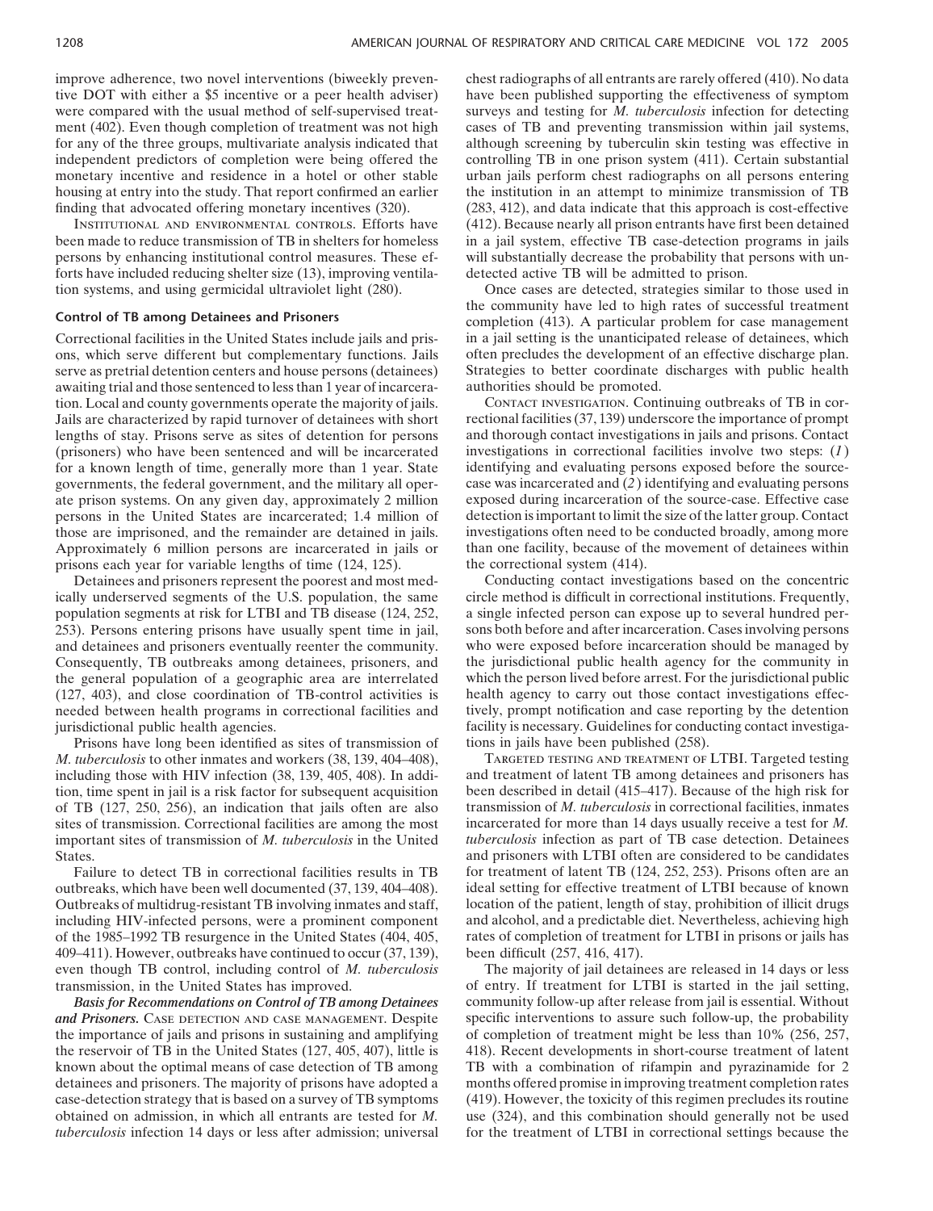improve adherence, two novel interventions (biweekly preventive DOT with either a $5 incentive or a peer health adviser) were compared with the usual method of self-supervised treatment (402). Even though completion of treatment was not high for any of the three groups, multivariate analysis indicated that independent predictors of completion were being offered the monetary incentive and residence in a hotel or other stable housing at entry into the study. That report confirmed an earlier finding that advocated offering monetary incentives (320).

INSTITUTIONAL AND ENVIRONMENTAL CONTROLS. Efforts have been made to reduce transmission of TB in shelters for homeless persons by enhancing institutional control measures. These efforts have included reducing shelter size (13), improving ventilation systems, and using germicidal ultraviolet light (280).

### Control of TB among Detainees and Prisoners

Correctional facilities in the United States include jails and prisons, which serve different but complementary functions. Jails serve as pretrial detention centers and house persons (detainees) awaiting trial and those sentenced to less than 1 year of incarceration. Local and county governments operate the majority of jails. Jails are characterized by rapid turnover of detainees with short lengths of stay. Prisons serve as sites of detention for persons (prisoners) who have been sentenced and will be incarcerated for a known length of time, generally more than 1 year. State governments, the federal government, and the military all operate prison systems. On any given day, approximately 2 million persons in the United States are incarcerated; 1.4 million of those are imprisoned, and the remainder are detained in jails. Approximately 6 million persons are incarcerated in jails or prisons each year for variable lengths of time (124, 125).

Detainees and prisoners represent the poorest and most medically underserved segments of the U.S. population, the same population segments at risk for LTBI and TB disease (124, 252, 253). Persons entering prisons have usually spent time in jail, and detainees and prisoners eventually reenter the community. Consequently, TB outbreaks among detainees, prisoners, and the general population of a geographic area are interrelated (127, 403), and close coordination of TB-control activities is needed between health programs in correctional facilities and jurisdictional public health agencies.

Prisons have long been identified as sites of transmission of *M. tuberculosis* to other inmates and workers (38, 139, 404–408), including those with HIV infection (38, 139, 405, 408). In addition, time spent in jail is a risk factor for subsequent acquisition of TB (127, 250, 256), an indication that jails often are also sites of transmission. Correctional facilities are among the most important sites of transmission of *M. tuberculosis* in the United States.

Failure to detect TB in correctional facilities results in TB outbreaks, which have been well documented (37, 139, 404–408). Outbreaks of multidrug-resistant TB involving inmates and staff, including HIV-infected persons, were a prominent component of the 1985–1992 TB resurgence in the United States (404, 405, 409–411). However, outbreaks have continued to occur (37, 139), even though TB control, including control of *M. tuberculosis* transmission, in the United States has improved.

***Basis for Recommendations on Control of TB among Detainees and Prisoners.*** CASE DETECTION AND CASE MANAGEMENT. Despite the importance of jails and prisons in sustaining and amplifying the reservoir of TB in the United States (127, 405, 407), little is known about the optimal means of case detection of TB among detainees and prisoners. The majority of prisons have adopted a case-detection strategy that is based on a survey of TB symptoms obtained on admission, in which all entrants are tested for *M. tuberculosis* infection 14 days or less after admission; universal chest radiographs of all entrants are rarely offered (410). No data have been published supporting the effectiveness of symptom surveys and testing for *M. tuberculosis* infection for detecting cases of TB and preventing transmission within jail systems, although screening by tuberculin skin testing was effective in controlling TB in one prison system (411). Certain substantial urban jails perform chest radiographs on all persons entering the institution in an attempt to minimize transmission of TB (283, 412), and data indicate that this approach is cost-effective (412). Because nearly all prison entrants have first been detained in a jail system, effective TB case-detection programs in jails will substantially decrease the probability that persons with undetected active TB will be admitted to prison.

Once cases are detected, strategies similar to those used in the community have led to high rates of successful treatment completion (413). A particular problem for case management in a jail setting is the unanticipated release of detainees, which often precludes the development of an effective discharge plan. Strategies to better coordinate discharges with public health authorities should be promoted.

CONTACT INVESTIGATION. Continuing outbreaks of TB in correctional facilities (37, 139) underscore the importance of prompt and thorough contact investigations in jails and prisons. Contact investigations in correctional facilities involve two steps: (*1*) identifying and evaluating persons exposed before the source-case was incarcerated and (*2*) identifying and evaluating persons exposed during incarceration of the source-case. Effective case detection is important to limit the size of the latter group. Contact investigations often need to be conducted broadly, among more than one facility, because of the movement of detainees within the correctional system (414).

Conducting contact investigations based on the concentric circle method is difficult in correctional institutions. Frequently, a single infected person can expose up to several hundred persons both before and after incarceration. Cases involving persons who were exposed before incarceration should be managed by the jurisdictional public health agency for the community in which the person lived before arrest. For the jurisdictional public health agency to carry out those contact investigations effectively, prompt notification and case reporting by the detention facility is necessary. Guidelines for conducting contact investigations in jails have been published (258).

TARGETED TESTING AND TREATMENT OF LTBI. Targeted testing and treatment of latent TB among detainees and prisoners has been described in detail (415–417). Because of the high risk for transmission of *M. tuberculosis* in correctional facilities, inmates incarcerated for more than 14 days usually receive a test for *M. tuberculosis* infection as part of TB case detection. Detainees and prisoners with LTBI often are considered to be candidates for treatment of latent TB (124, 252, 253). Prisons often are an ideal setting for effective treatment of LTBI because of known location of the patient, length of stay, prohibition of illicit drugs and alcohol, and a predictable diet. Nevertheless, achieving high rates of completion of treatment for LTBI in prisons or jails has been difficult (257, 416, 417).

The majority of jail detainees are released in 14 days or less of entry. If treatment for LTBI is started in the jail setting, community follow-up after release from jail is essential. Without specific interventions to assure such follow-up, the probability of completion of treatment might be less than 10% (256, 257, 418). Recent developments in short-course treatment of latent TB with a combination of rifampin and pyrazinamide for 2 months offered promise in improving treatment completion rates (419). However, the toxicity of this regimen precludes its routine use (324), and this combination should generally not be used for the treatment of LTBI in correctional settings because the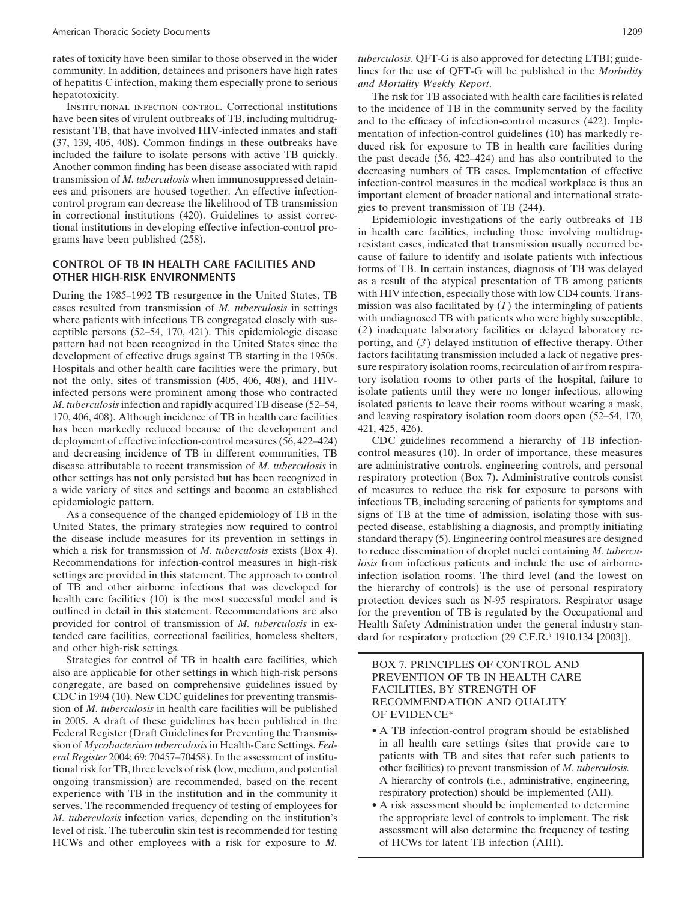rates of toxicity have been similar to those observed in the wider community. In addition, detainees and prisoners have high rates of hepatitis C infection, making them especially prone to serious hepatotoxicity.

INSTITUTIONAL INFECTION CONTROL. Correctional institutions have been sites of virulent outbreaks of TB, including multidrug-resistant TB, that have involved HIV-infected inmates and staff (37, 139, 405, 408). Common findings in these outbreaks have included the failure to isolate persons with active TB quickly. Another common finding has been disease associated with rapid transmission of *M. tuberculosis* when immunosuppressed detainees and prisoners are housed together. An effective infection-control program can decrease the likelihood of TB transmission in correctional institutions (420). Guidelines to assist correctional institutions in developing effective infection-control programs have been published (258).

## CONTROL OF TB IN HEALTH CARE FACILITIES AND OTHER HIGH-RISK ENVIRONMENTS

During the 1985–1992 TB resurgence in the United States, TB cases resulted from transmission of *M. tuberculosis* in settings where patients with infectious TB congregated closely with susceptible persons (52–54, 170, 421). This epidemiologic disease pattern had not been recognized in the United States since the development of effective drugs against TB starting in the 1950s. Hospitals and other health care facilities were the primary, but not the only, sites of transmission (405, 406, 408), and HIV-infected persons were prominent among those who contracted *M. tuberculosis* infection and rapidly acquired TB disease (52–54, 170, 406, 408). Although incidence of TB in health care facilities has been markedly reduced because of the development and deployment of effective infection-control measures (56, 422–424) and decreasing incidence of TB in different communities, TB disease attributable to recent transmission of *M. tuberculosis* in other settings has not only persisted but has been recognized in a wide variety of sites and settings and become an established epidemiologic pattern.

As a consequence of the changed epidemiology of TB in the United States, the primary strategies now required to control the disease include measures for its prevention in settings in which a risk for transmission of *M. tuberculosis* exists (Box 4). Recommendations for infection-control measures in high-risk settings are provided in this statement. The approach to control of TB and other airborne infections that was developed for health care facilities (10) is the most successful model and is outlined in detail in this statement. Recommendations are also provided for control of transmission of *M. tuberculosis* in extended care facilities, correctional facilities, homeless shelters, and other high-risk settings.

Strategies for control of TB in health care facilities, which also are applicable for other settings in which high-risk persons congregate, are based on comprehensive guidelines issued by CDC in 1994 (10). New CDC guidelines for preventing transmission of *M. tuberculosis* in health care facilities will be published in 2005. A draft of these guidelines has been published in the Federal Register (Draft Guidelines for Preventing the Transmission of *Mycobacterium tuberculosis* in Health-Care Settings. *Federal Register* 2004; 69: 70457–70458). In the assessment of institutional risk for TB, three levels of risk (low, medium, and potential ongoing transmission) are recommended, based on the recent experience with TB in the institution and in the community it serves. The recommended frequency of testing of employees for *M. tuberculosis* infection varies, depending on the institution's level of risk. The tuberculin skin test is recommended for testing HCWs and other employees with a risk for exposure to *M. tuberculosis*. QFT-G is also approved for detecting LTBI; guidelines for the use of QFT-G will be published in the *Morbidity and Mortality Weekly Report*.

The risk for TB associated with health care facilities is related to the incidence of TB in the community served by the facility and to the efficacy of infection-control measures (422). Implementation of infection-control guidelines (10) has markedly reduced risk for exposure to TB in health care facilities during the past decade (56, 422–424) and has also contributed to the decreasing numbers of TB cases. Implementation of effective infection-control measures in the medical workplace is thus an important element of broader national and international strategies to prevent transmission of TB (244).

Epidemiologic investigations of the early outbreaks of TB in health care facilities, including those involving multidrug-resistant cases, indicated that transmission usually occurred because of failure to identify and isolate patients with infectious forms of TB. In certain instances, diagnosis of TB was delayed as a result of the atypical presentation of TB among patients with HIV infection, especially those with low CD4 counts. Transmission was also facilitated by (*1*) the intermingling of patients with undiagnosed TB with patients who were highly susceptible, (*2*) inadequate laboratory facilities or delayed laboratory reporting, and (*3*) delayed institution of effective therapy. Other factors facilitating transmission included a lack of negative pressure respiratory isolation rooms, recirculation of air from respiratory isolation rooms to other parts of the hospital, failure to isolate patients until they were no longer infectious, allowing isolated patients to leave their rooms without wearing a mask, and leaving respiratory isolation room doors open (52–54, 170, 421, 425, 426).

CDC guidelines recommend a hierarchy of TB infection-control measures (10). In order of importance, these measures are administrative controls, engineering controls, and personal respiratory protection (Box 7). Administrative controls consist of measures to reduce the risk for exposure to persons with infectious TB, including screening of patients for symptoms and signs of TB at the time of admission, isolating those with suspected disease, establishing a diagnosis, and promptly initiating standard therapy (5). Engineering control measures are designed to reduce dissemination of droplet nuclei containing *M. tuberculosis* from infectious patients and include the use of airborne-infection isolation rooms. The third level (and the lowest on the hierarchy of controls) is the use of personal respiratory protection devices such as N-95 respirators. Respirator usage for the prevention of TB is regulated by the Occupational and Health Safety Administration under the general industry standard for respiratory protection (29 C.F.R.§ 1910.134 [2003]).

**BOX 7. PRINCIPLES OF CONTROL AND PREVENTION OF TB IN HEALTH CARE FACILITIES, BY STRENGTH OF RECOMMENDATION AND QUALITY OF EVIDENCE***

- A TB infection-control program should be established in all health care settings (sites that provide care to patients with TB and sites that refer such patients to other facilities) to prevent transmission of *M. tuberculosis.* A hierarchy of controls (i.e., administrative, engineering, respiratory protection) should be implemented (AII).
- A risk assessment should be implemented to determine the appropriate level of controls to implement. The risk assessment will also determine the frequency of testing of HCWs for latent TB infection (AIII).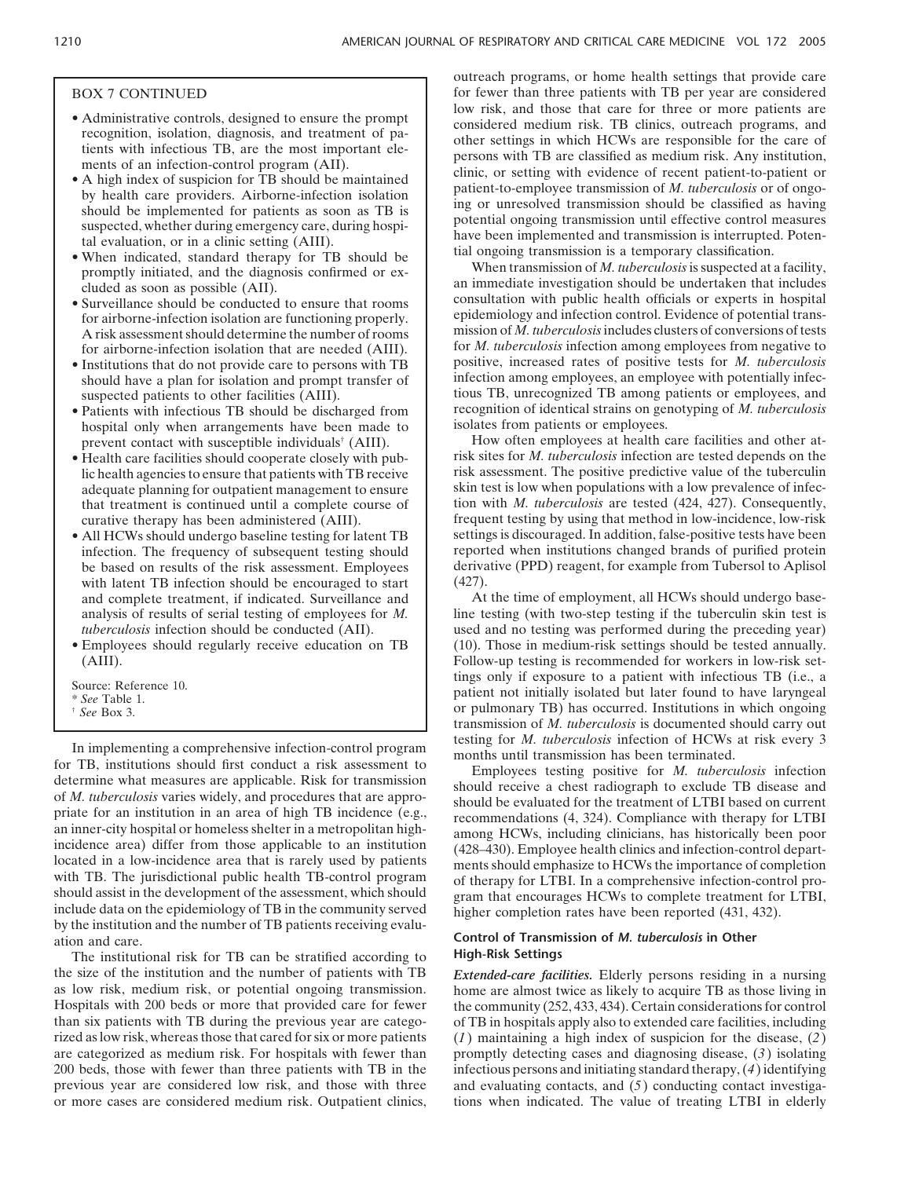BOX 7 CONTINUED

- Administrative controls, designed to ensure the prompt recognition, isolation, diagnosis, and treatment of patients with infectious TB, are the most important elements of an infection-control program (AII).
- A high index of suspicion for TB should be maintained by health care providers. Airborne-infection isolation should be implemented for patients as soon as TB is suspected, whether during emergency care, during hospital evaluation, or in a clinic setting (AIII).
- When indicated, standard therapy for TB should be promptly initiated, and the diagnosis confirmed or excluded as soon as possible (AII).
- Surveillance should be conducted to ensure that rooms for airborne-infection isolation are functioning properly. A risk assessment should determine the number of rooms for airborne-infection isolation that are needed (AIII).
- Institutions that do not provide care to persons with TB should have a plan for isolation and prompt transfer of suspected patients to other facilities (AIII).
- Patients with infectious TB should be discharged from hospital only when arrangements have been made to prevent contact with susceptible individuals[†] (AIII).
- Health care facilities should cooperate closely with public health agencies to ensure that patients with TB receive adequate planning for outpatient management to ensure that treatment is continued until a complete course of curative therapy has been administered (AIII).
- All HCWs should undergo baseline testing for latent TB infection. The frequency of subsequent testing should be based on results of the risk assessment. Employees with latent TB infection should be encouraged to start and complete treatment, if indicated. Surveillance and analysis of results of serial testing of employees for *M. tuberculosis* infection should be conducted (AII).
- Employees should regularly receive education on TB (AIII).

Source: Reference 10.
\* *See* Table 1.
[†] *See* Box 3.

In implementing a comprehensive infection-control program for TB, institutions should first conduct a risk assessment to determine what measures are applicable. Risk for transmission of *M. tuberculosis* varies widely, and procedures that are appropriate for an institution in an area of high TB incidence (e.g., an inner-city hospital or homeless shelter in a metropolitan high-incidence area) differ from those applicable to an institution located in a low-incidence area that is rarely used by patients with TB. The jurisdictional public health TB-control program should assist in the development of the assessment, which should include data on the epidemiology of TB in the community served by the institution and the number of TB patients receiving evaluation and care.

The institutional risk for TB can be stratified according to the size of the institution and the number of patients with TB as low risk, medium risk, or potential ongoing transmission. Hospitals with 200 beds or more that provided care for fewer than six patients with TB during the previous year are categorized as low risk, whereas those that cared for six or more patients are categorized as medium risk. For hospitals with fewer than 200 beds, those with fewer than three patients with TB in the previous year are considered low risk, and those with three or more cases are considered medium risk. Outpatient clinics, outreach programs, or home health settings that provide care for fewer than three patients with TB per year are considered low risk, and those that care for three or more patients are considered medium risk. TB clinics, outreach programs, and other settings in which HCWs are responsible for the care of persons with TB are classified as medium risk. Any institution, clinic, or setting with evidence of recent patient-to-patient or patient-to-employee transmission of *M. tuberculosis* or of ongoing or unresolved transmission should be classified as having potential ongoing transmission until effective control measures have been implemented and transmission is interrupted. Potential ongoing transmission is a temporary classification.

When transmission of *M. tuberculosis* is suspected at a facility, an immediate investigation should be undertaken that includes consultation with public health officials or experts in hospital epidemiology and infection control. Evidence of potential transmission of *M. tuberculosis* includes clusters of conversions of tests for *M. tuberculosis* infection among employees from negative to positive, increased rates of positive tests for *M. tuberculosis* infection among employees, an employee with potentially infectious TB, unrecognized TB among patients or employees, and recognition of identical strains on genotyping of *M. tuberculosis* isolates from patients or employees.

How often employees at health care facilities and other at-risk sites for *M. tuberculosis* infection are tested depends on the risk assessment. The positive predictive value of the tuberculin skin test is low when populations with a low prevalence of infection with *M. tuberculosis* are tested (424, 427). Consequently, frequent testing by using that method in low-incidence, low-risk settings is discouraged. In addition, false-positive tests have been reported when institutions changed brands of purified protein derivative (PPD) reagent, for example from Tubersol to Aplisol (427).

At the time of employment, all HCWs should undergo baseline testing (with two-step testing if the tuberculin skin test is used and no testing was performed during the preceding year) (10). Those in medium-risk settings should be tested annually. Follow-up testing is recommended for workers in low-risk settings only if exposure to a patient with infectious TB (i.e., a patient not initially isolated but later found to have laryngeal or pulmonary TB) has occurred. Institutions in which ongoing transmission of *M. tuberculosis* is documented should carry out testing for *M. tuberculosis* infection of HCWs at risk every 3 months until transmission has been terminated.

Employees testing positive for *M. tuberculosis* infection should receive a chest radiograph to exclude TB disease and should be evaluated for the treatment of LTBI based on current recommendations (4, 324). Compliance with therapy for LTBI among HCWs, including clinicians, has historically been poor (428–430). Employee health clinics and infection-control departments should emphasize to HCWs the importance of completion of therapy for LTBI. In a comprehensive infection-control program that encourages HCWs to complete treatment for LTBI, higher completion rates have been reported (431, 432).

### Control of Transmission of *M. tuberculosis* in Other High-Risk Settings

***Extended-care facilities.*** Elderly persons residing in a nursing home are almost twice as likely to acquire TB as those living in the community (252, 433, 434). Certain considerations for control of TB in hospitals apply also to extended care facilities, including (*1*) maintaining a high index of suspicion for the disease, (*2*) promptly detecting cases and diagnosing disease, (*3*) isolating infectious persons and initiating standard therapy, (*4*) identifying and evaluating contacts, and (*5*) conducting contact investigations when indicated. The value of treating LTBI in elderly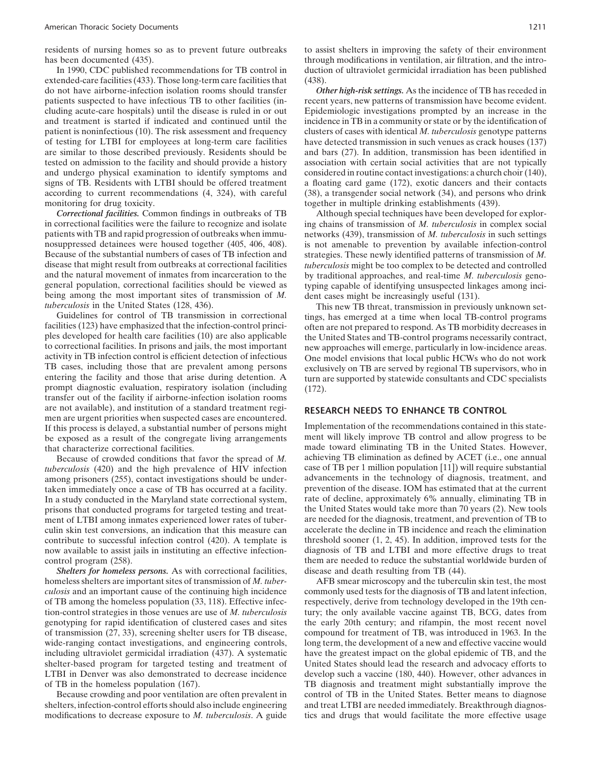residents of nursing homes so as to prevent future outbreaks has been documented (435).

In 1990, CDC published recommendations for TB control in extended-care facilities (433). Those long-term care facilities that do not have airborne-infection isolation rooms should transfer patients suspected to have infectious TB to other facilities (including acute-care hospitals) until the disease is ruled in or out and treatment is started if indicated and continued until the patient is noninfectious (10). The risk assessment and frequency of testing for LTBI for employees at long-term care facilities are similar to those described previously. Residents should be tested on admission to the facility and should provide a history and undergo physical examination to identify symptoms and signs of TB. Residents with LTBI should be offered treatment according to current recommendations (4, 324), with careful monitoring for drug toxicity.

***Correctional facilities.*** Common findings in outbreaks of TB in correctional facilities were the failure to recognize and isolate patients with TB and rapid progression of outbreaks when immunosuppressed detainees were housed together (405, 406, 408). Because of the substantial numbers of cases of TB infection and disease that might result from outbreaks at correctional facilities and the natural movement of inmates from incarceration to the general population, correctional facilities should be viewed as being among the most important sites of transmission of *M. tuberculosis* in the United States (128, 436).

Guidelines for control of TB transmission in correctional facilities (123) have emphasized that the infection-control principles developed for health care facilities (10) are also applicable to correctional facilities. In prisons and jails, the most important activity in TB infection control is efficient detection of infectious TB cases, including those that are prevalent among persons entering the facility and those that arise during detention. A prompt diagnostic evaluation, respiratory isolation (including transfer out of the facility if airborne-infection isolation rooms are not available), and institution of a standard treatment regimen are urgent priorities when suspected cases are encountered. If this process is delayed, a substantial number of persons might be exposed as a result of the congregate living arrangements that characterize correctional facilities.

Because of crowded conditions that favor the spread of *M. tuberculosis* (420) and the high prevalence of HIV infection among prisoners (255), contact investigations should be undertaken immediately once a case of TB has occurred at a facility. In a study conducted in the Maryland state correctional system, prisons that conducted programs for targeted testing and treatment of LTBI among inmates experienced lower rates of tuberculin skin test conversions, an indication that this measure can contribute to successful infection control (420). A template is now available to assist jails in instituting an effective infection-control program (258).

***Shelters for homeless persons.*** As with correctional facilities, homeless shelters are important sites of transmission of *M. tuberculosis* and an important cause of the continuing high incidence of TB among the homeless population (33, 118). Effective infection-control strategies in those venues are use of *M. tuberculosis* genotyping for rapid identification of clustered cases and sites of transmission (27, 33), screening shelter users for TB disease, wide-ranging contact investigations, and engineering controls, including ultraviolet germicidal irradiation (437). A systematic shelter-based program for targeted testing and treatment of LTBI in Denver was also demonstrated to decrease incidence of TB in the homeless population (167).

Because crowding and poor ventilation are often prevalent in shelters, infection-control efforts should also include engineering modifications to decrease exposure to *M. tuberculosis*. A guide to assist shelters in improving the safety of their environment through modifications in ventilation, air filtration, and the introduction of ultraviolet germicidal irradiation has been published (438).

***Other high-risk settings.*** As the incidence of TB has receded in recent years, new patterns of transmission have become evident. Epidemiologic investigations prompted by an increase in the incidence in TB in a community or state or by the identification of clusters of cases with identical *M. tuberculosis* genotype patterns have detected transmission in such venues as crack houses (137) and bars (27). In addition, transmission has been identified in association with certain social activities that are not typically considered in routine contact investigations: a church choir (140), a floating card game (172), exotic dancers and their contacts (38), a transgender social network (34), and persons who drink together in multiple drinking establishments (439).

Although special techniques have been developed for exploring chains of transmission of *M. tuberculosis* in complex social networks (439), transmission of *M. tuberculosis* in such settings is not amenable to prevention by available infection-control strategies. These newly identified patterns of transmission of *M. tuberculosis* might be too complex to be detected and controlled by traditional approaches, and real-time *M. tuberculosis* genotyping capable of identifying unsuspected linkages among incident cases might be increasingly useful (131).

This new TB threat, transmission in previously unknown settings, has emerged at a time when local TB-control programs often are not prepared to respond. As TB morbidity decreases in the United States and TB-control programs necessarily contract, new approaches will emerge, particularly in low-incidence areas. One model envisions that local public HCWs who do not work exclusively on TB are served by regional TB supervisors, who in turn are supported by statewide consultants and CDC specialists (172).

## RESEARCH NEEDS TO ENHANCE TB CONTROL

Implementation of the recommendations contained in this statement will likely improve TB control and allow progress to be made toward eliminating TB in the United States. However, achieving TB elimination as defined by ACET (i.e., one annual case of TB per 1 million population [11]) will require substantial advancements in the technology of diagnosis, treatment, and prevention of the disease. IOM has estimated that at the current rate of decline, approximately 6% annually, eliminating TB in the United States would take more than 70 years (2). New tools are needed for the diagnosis, treatment, and prevention of TB to accelerate the decline in TB incidence and reach the elimination threshold sooner (1, 2, 45). In addition, improved tests for the diagnosis of TB and LTBI and more effective drugs to treat them are needed to reduce the substantial worldwide burden of disease and death resulting from TB (44).

AFB smear microscopy and the tuberculin skin test, the most commonly used tests for the diagnosis of TB and latent infection, respectively, derive from technology developed in the 19th century; the only available vaccine against TB, BCG, dates from the early 20th century; and rifampin, the most recent novel compound for treatment of TB, was introduced in 1963. In the long term, the development of a new and effective vaccine would have the greatest impact on the global epidemic of TB, and the United States should lead the research and advocacy efforts to develop such a vaccine (180, 440). However, other advances in TB diagnosis and treatment might substantially improve the control of TB in the United States. Better means to diagnose and treat LTBI are needed immediately. Breakthrough diagnostics and drugs that would facilitate the more effective usage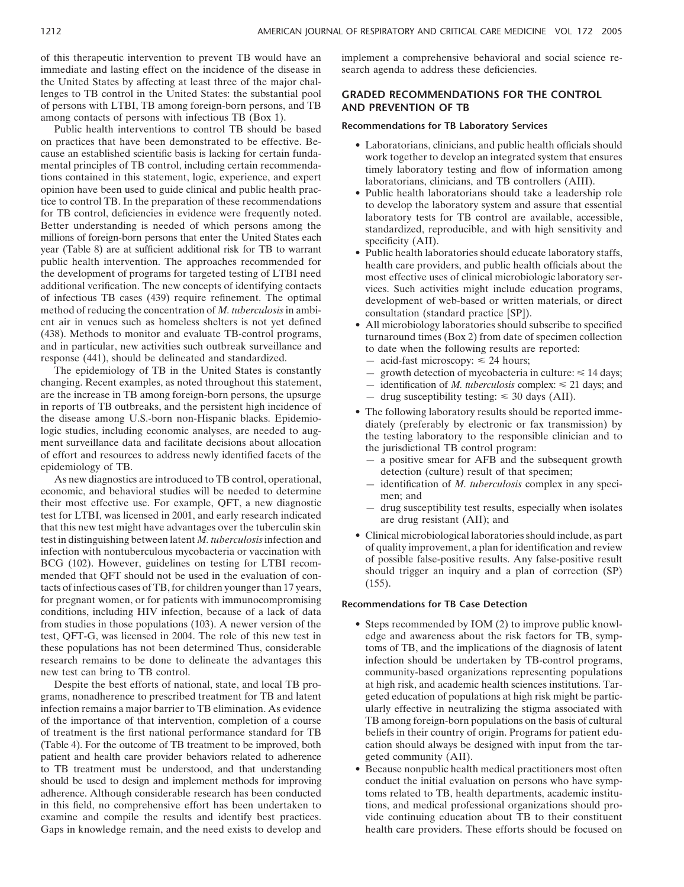of this therapeutic intervention to prevent TB would have an immediate and lasting effect on the incidence of the disease in the United States by affecting at least three of the major challenges to TB control in the United States: the substantial pool of persons with LTBI, TB among foreign-born persons, and TB among contacts of persons with infectious TB (Box 1).

Public health interventions to control TB should be based on practices that have been demonstrated to be effective. Because an established scientific basis is lacking for certain fundamental principles of TB control, including certain recommendations contained in this statement, logic, experience, and expert opinion have been used to guide clinical and public health practice to control TB. In the preparation of these recommendations for TB control, deficiencies in evidence were frequently noted. Better understanding is needed of which persons among the millions of foreign-born persons that enter the United States each year (Table 8) are at sufficient additional risk for TB to warrant public health intervention. The approaches recommended for the development of programs for targeted testing of LTBI need additional verification. The new concepts of identifying contacts of infectious TB cases (439) require refinement. The optimal method of reducing the concentration of *M. tuberculosis* in ambient air in venues such as homeless shelters is not yet defined (438). Methods to monitor and evaluate TB-control programs, and in particular, new activities such outbreak surveillance and response (441), should be delineated and standardized.

The epidemiology of TB in the United States is constantly changing. Recent examples, as noted throughout this statement, are the increase in TB among foreign-born persons, the upsurge in reports of TB outbreaks, and the persistent high incidence of the disease among U.S.-born non-Hispanic blacks. Epidemiologic studies, including economic analyses, are needed to augment surveillance data and facilitate decisions about allocation of effort and resources to address newly identified facets of the epidemiology of TB.

As new diagnostics are introduced to TB control, operational, economic, and behavioral studies will be needed to determine their most effective use. For example, QFT, a new diagnostic test for LTBI, was licensed in 2001, and early research indicated that this new test might have advantages over the tuberculin skin test in distinguishing between latent *M. tuberculosis* infection and infection with nontuberculous mycobacteria or vaccination with BCG (102). However, guidelines on testing for LTBI recommended that QFT should not be used in the evaluation of contacts of infectious cases of TB, for children younger than 17 years, for pregnant women, or for patients with immunocompromising conditions, including HIV infection, because of a lack of data from studies in those populations (103). A newer version of the test, QFT-G, was licensed in 2004. The role of this new test in these populations has not been determined Thus, considerable research remains to be done to delineate the advantages this new test can bring to TB control.

Despite the best efforts of national, state, and local TB programs, nonadherence to prescribed treatment for TB and latent infection remains a major barrier to TB elimination. As evidence of the importance of that intervention, completion of a course of treatment is the first national performance standard for TB (Table 4). For the outcome of TB treatment to be improved, both patient and health care provider behaviors related to adherence to TB treatment must be understood, and that understanding should be used to design and implement methods for improving adherence. Although considerable research has been conducted in this field, no comprehensive effort has been undertaken to examine and compile the results and identify best practices. Gaps in knowledge remain, and the need exists to develop and implement a comprehensive behavioral and social science research agenda to address these deficiencies.

## GRADED RECOMMENDATIONS FOR THE CONTROL AND PREVENTION OF TB

### Recommendations for TB Laboratory Services

- Laboratorians, clinicians, and public health officials should work together to develop an integrated system that ensures timely laboratory testing and flow of information among laboratorians, clinicians, and TB controllers (AIII).
- Public health laboratorians should take a leadership role to develop the laboratory system and assure that essential laboratory tests for TB control are available, accessible, standardized, reproducible, and with high sensitivity and specificity (AII).
- Public health laboratories should educate laboratory staffs, health care providers, and public health officials about the most effective uses of clinical microbiologic laboratory services. Such activities might include education programs, development of web-based or written materials, or direct consultation (standard practice [SP]).
- All microbiology laboratories should subscribe to specified turnaround times (Box 2) from date of specimen collection to date when the following results are reported:
  - acid-fast microscopy: ≤ 24 hours;
  - growth detection of mycobacteria in culture: ≤ 14 days;
  - identification of *M. tuberculosis* complex: ≤ 21 days; and
  - drug susceptibility testing: ≤ 30 days (AII).
- The following laboratory results should be reported immediately (preferably by electronic or fax transmission) by the testing laboratory to the responsible clinician and to the jurisdictional TB control program:
  - a positive smear for AFB and the subsequent growth detection (culture) result of that specimen;
  - identification of *M. tuberculosis* complex in any specimen; and
  - drug susceptibility test results, especially when isolates are drug resistant (AII); and
- Clinical microbiological laboratories should include, as part of quality improvement, a plan for identification and review of possible false-positive results. Any false-positive result should trigger an inquiry and a plan of correction (SP) (155).

### Recommendations for TB Case Detection

- Steps recommended by IOM (2) to improve public knowledge and awareness about the risk factors for TB, symptoms of TB, and the implications of the diagnosis of latent infection should be undertaken by TB-control programs, community-based organizations representing populations at high risk, and academic health sciences institutions. Targeted education of populations at high risk might be particularly effective in neutralizing the stigma associated with TB among foreign-born populations on the basis of cultural beliefs in their country of origin. Programs for patient education should always be designed with input from the targeted community (AII).
- Because nonpublic health medical practitioners most often conduct the initial evaluation on persons who have symptoms related to TB, health departments, academic institutions, and medical professional organizations should provide continuing education about TB to their constituent health care providers. These efforts should be focused on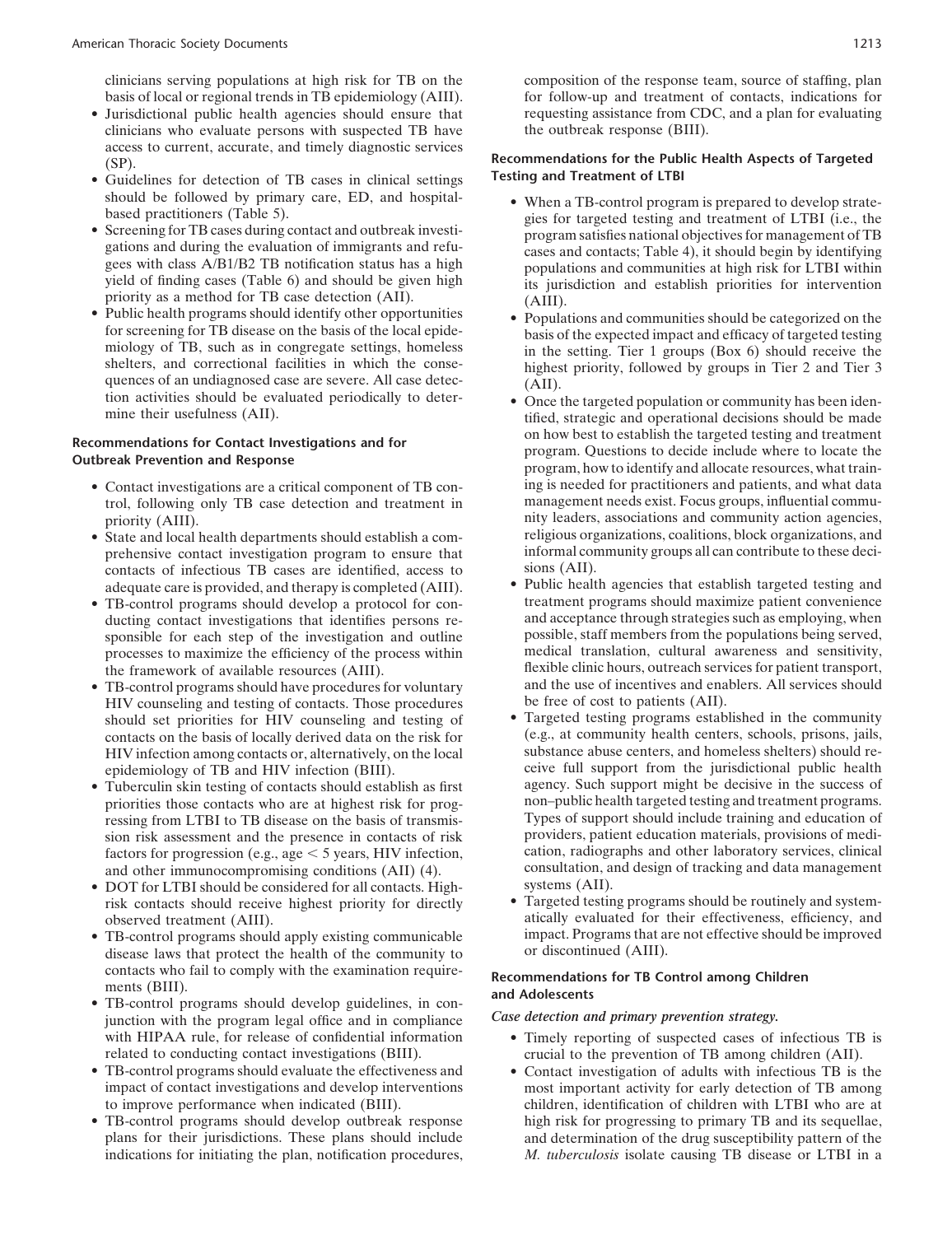clinicians serving populations at high risk for TB on the basis of local or regional trends in TB epidemiology (AIII).

- Jurisdictional public health agencies should ensure that clinicians who evaluate persons with suspected TB have access to current, accurate, and timely diagnostic services (SP).
- Guidelines for detection of TB cases in clinical settings should be followed by primary care, ED, and hospital-based practitioners (Table 5).
- Screening for TB cases during contact and outbreak investigations and during the evaluation of immigrants and refugees with class A/B1/B2 TB notification status has a high yield of finding cases (Table 6) and should be given high priority as a method for TB case detection (AII).
- Public health programs should identify other opportunities for screening for TB disease on the basis of the local epidemiology of TB, such as in congregate settings, homeless shelters, and correctional facilities in which the consequences of an undiagnosed case are severe. All case detection activities should be evaluated periodically to determine their usefulness (AII).

### Recommendations for Contact Investigations and for Outbreak Prevention and Response

- Contact investigations are a critical component of TB control, following only TB case detection and treatment in priority (AIII).
- State and local health departments should establish a comprehensive contact investigation program to ensure that contacts of infectious TB cases are identified, access to adequate care is provided, and therapy is completed (AIII).
- TB-control programs should develop a protocol for conducting contact investigations that identifies persons responsible for each step of the investigation and outline processes to maximize the efficiency of the process within the framework of available resources (AIII).
- TB-control programs should have procedures for voluntary HIV counseling and testing of contacts. Those procedures should set priorities for HIV counseling and testing of contacts on the basis of locally derived data on the risk for HIV infection among contacts or, alternatively, on the local epidemiology of TB and HIV infection (BIII).
- Tuberculin skin testing of contacts should establish as first priorities those contacts who are at highest risk for progressing from LTBI to TB disease on the basis of transmission risk assessment and the presence in contacts of risk factors for progression (e.g., age < 5 years, HIV infection, and other immunocompromising conditions (AII) (4).
- DOT for LTBI should be considered for all contacts. High-risk contacts should receive highest priority for directly observed treatment (AIII).
- TB-control programs should apply existing communicable disease laws that protect the health of the community to contacts who fail to comply with the examination requirements (BIII).
- TB-control programs should develop guidelines, in conjunction with the program legal office and in compliance with HIPAA rule, for release of confidential information related to conducting contact investigations (BIII).
- TB-control programs should evaluate the effectiveness and impact of contact investigations and develop interventions to improve performance when indicated (BIII).
- TB-control programs should develop outbreak response plans for their jurisdictions. These plans should include indications for initiating the plan, notification procedures, composition of the response team, source of staffing, plan for follow-up and treatment of contacts, indications for requesting assistance from CDC, and a plan for evaluating the outbreak response (BIII).

### Recommendations for the Public Health Aspects of Targeted Testing and Treatment of LTBI

- When a TB-control program is prepared to develop strategies for targeted testing and treatment of LTBI (i.e., the program satisfies national objectives for management of TB cases and contacts; Table 4), it should begin by identifying populations and communities at high risk for LTBI within its jurisdiction and establish priorities for intervention (AIII).
- Populations and communities should be categorized on the basis of the expected impact and efficacy of targeted testing in the setting. Tier 1 groups (Box 6) should receive the highest priority, followed by groups in Tier 2 and Tier 3 (AII).
- Once the targeted population or community has been identified, strategic and operational decisions should be made on how best to establish the targeted testing and treatment program. Questions to decide include where to locate the program, how to identify and allocate resources, what training is needed for practitioners and patients, and what data management needs exist. Focus groups, influential community leaders, associations and community action agencies, religious organizations, coalitions, block organizations, and informal community groups all can contribute to these decisions (AII).
- Public health agencies that establish targeted testing and treatment programs should maximize patient convenience and acceptance through strategies such as employing, when possible, staff members from the populations being served, medical translation, cultural awareness and sensitivity, flexible clinic hours, outreach services for patient transport, and the use of incentives and enablers. All services should be free of cost to patients (AII).
- Targeted testing programs established in the community (e.g., at community health centers, schools, prisons, jails, substance abuse centers, and homeless shelters) should receive full support from the jurisdictional public health agency. Such support might be decisive in the success of non–public health targeted testing and treatment programs. Types of support should include training and education of providers, patient education materials, provisions of medication, radiographs and other laboratory services, clinical consultation, and design of tracking and data management systems (AII).
- Targeted testing programs should be routinely and systematically evaluated for their effectiveness, efficiency, and impact. Programs that are not effective should be improved or discontinued (AIII).

### Recommendations for TB Control among Children and Adolescents

#### *Case detection and primary prevention strategy.*

- Timely reporting of suspected cases of infectious TB is crucial to the prevention of TB among children (AII).
- Contact investigation of adults with infectious TB is the most important activity for early detection of TB among children, identification of children with LTBI who are at high risk for progressing to primary TB and its sequellae, and determination of the drug susceptibility pattern of the *M. tuberculosis* isolate causing TB disease or LTBI in a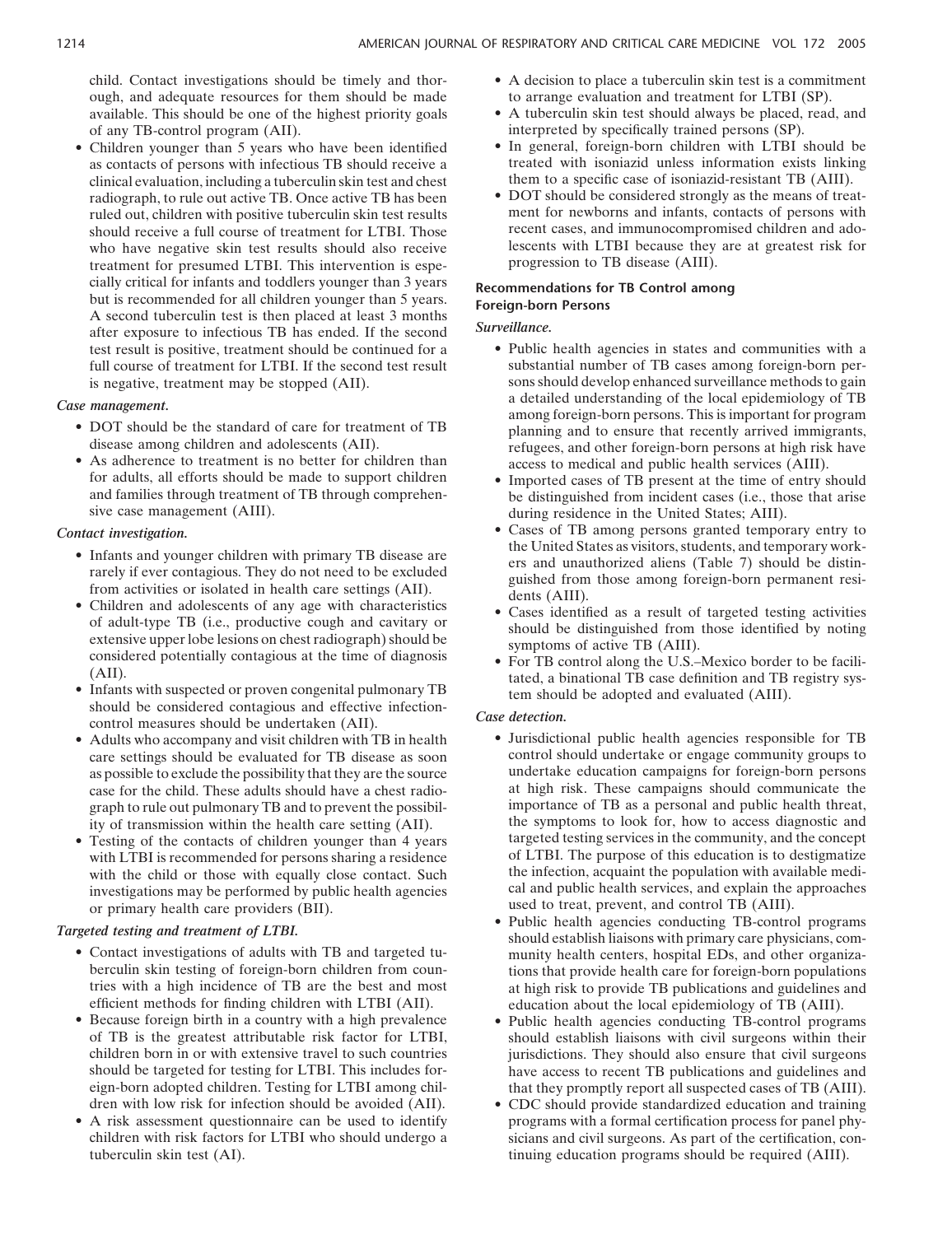child. Contact investigations should be timely and thorough, and adequate resources for them should be made available. This should be one of the highest priority goals of any TB-control program (AII).

- Children younger than 5 years who have been identified as contacts of persons with infectious TB should receive a clinical evaluation, including a tuberculin skin test and chest radiograph, to rule out active TB. Once active TB has been ruled out, children with positive tuberculin skin test results should receive a full course of treatment for LTBI. Those who have negative skin test results should also receive treatment for presumed LTBI. This intervention is especially critical for infants and toddlers younger than 3 years but is recommended for all children younger than 5 years. A second tuberculin test is then placed at least 3 months after exposure to infectious TB has ended. If the second test result is positive, treatment should be continued for a full course of treatment for LTBI. If the second test result is negative, treatment may be stopped (AII).

*Case management.*

- DOT should be the standard of care for treatment of TB disease among children and adolescents (AII).
- As adherence to treatment is no better for children than for adults, all efforts should be made to support children and families through treatment of TB through comprehensive case management (AIII).

*Contact investigation.*

- Infants and younger children with primary TB disease are rarely if ever contagious. They do not need to be excluded from activities or isolated in health care settings (AII).
- Children and adolescents of any age with characteristics of adult-type TB (i.e., productive cough and cavitary or extensive upper lobe lesions on chest radiograph) should be considered potentially contagious at the time of diagnosis (AII).
- Infants with suspected or proven congenital pulmonary TB should be considered contagious and effective infection-control measures should be undertaken (AII).
- Adults who accompany and visit children with TB in health care settings should be evaluated for TB disease as soon as possible to exclude the possibility that they are the source case for the child. These adults should have a chest radiograph to rule out pulmonary TB and to prevent the possibility of transmission within the health care setting (AII).
- Testing of the contacts of children younger than 4 years with LTBI is recommended for persons sharing a residence with the child or those with equally close contact. Such investigations may be performed by public health agencies or primary health care providers (BII).

*Targeted testing and treatment of LTBI.*

- Contact investigations of adults with TB and targeted tuberculin skin testing of foreign-born children from countries with a high incidence of TB are the best and most efficient methods for finding children with LTBI (AII).
- Because foreign birth in a country with a high prevalence of TB is the greatest attributable risk factor for LTBI, children born in or with extensive travel to such countries should be targeted for testing for LTBI. This includes foreign-born adopted children. Testing for LTBI among children with low risk for infection should be avoided (AII).
- A risk assessment questionnaire can be used to identify children with risk factors for LTBI who should undergo a tuberculin skin test (AI).
- A decision to place a tuberculin skin test is a commitment to arrange evaluation and treatment for LTBI (SP).
- A tuberculin skin test should always be placed, read, and interpreted by specifically trained persons (SP).
- In general, foreign-born children with LTBI should be treated with isoniazid unless information exists linking them to a specific case of isoniazid-resistant TB (AIII).
- DOT should be considered strongly as the means of treatment for newborns and infants, contacts of persons with recent cases, and immunocompromised children and adolescents with LTBI because they are at greatest risk for progression to TB disease (AIII).

### Recommendations for TB Control among Foreign-born Persons

*Surveillance.*

- Public health agencies in states and communities with a substantial number of TB cases among foreign-born persons should develop enhanced surveillance methods to gain a detailed understanding of the local epidemiology of TB among foreign-born persons. This is important for program planning and to ensure that recently arrived immigrants, refugees, and other foreign-born persons at high risk have access to medical and public health services (AIII).
- Imported cases of TB present at the time of entry should be distinguished from incident cases (i.e., those that arise during residence in the United States; AIII).
- Cases of TB among persons granted temporary entry to the United States as visitors, students, and temporary workers and unauthorized aliens (Table 7) should be distinguished from those among foreign-born permanent residents (AIII).
- Cases identified as a result of targeted testing activities should be distinguished from those identified by noting symptoms of active TB (AIII).
- For TB control along the U.S.–Mexico border to be facilitated, a binational TB case definition and TB registry system should be adopted and evaluated (AIII).

*Case detection.*

- Jurisdictional public health agencies responsible for TB control should undertake or engage community groups to undertake education campaigns for foreign-born persons at high risk. These campaigns should communicate the importance of TB as a personal and public health threat, the symptoms to look for, how to access diagnostic and targeted testing services in the community, and the concept of LTBI. The purpose of this education is to destigmatize the infection, acquaint the population with available medical and public health services, and explain the approaches used to treat, prevent, and control TB (AIII).
- Public health agencies conducting TB-control programs should establish liaisons with primary care physicians, community health centers, hospital EDs, and other organizations that provide health care for foreign-born populations at high risk to provide TB publications and guidelines and education about the local epidemiology of TB (AIII).
- Public health agencies conducting TB-control programs should establish liaisons with civil surgeons within their jurisdictions. They should also ensure that civil surgeons have access to recent TB publications and guidelines and that they promptly report all suspected cases of TB (AIII).
- CDC should provide standardized education and training programs with a formal certification process for panel physicians and civil surgeons. As part of the certification, continuing education programs should be required (AIII).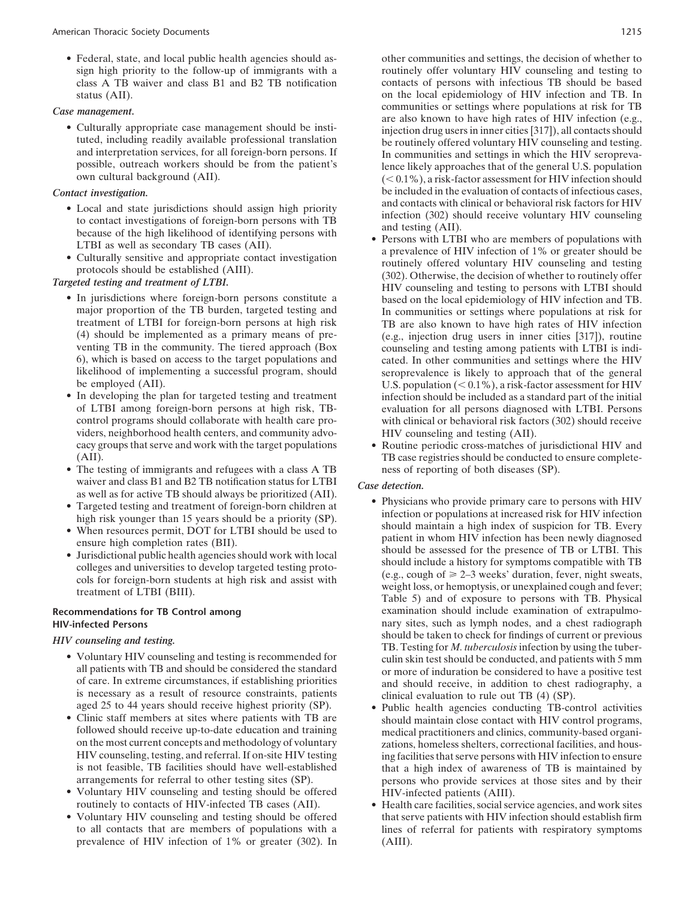- Federal, state, and local public health agencies should assign high priority to the follow-up of immigrants with a class A TB waiver and class B1 and B2 TB notification status (AII).

*Case management.*

- Culturally appropriate case management should be instituted, including readily available professional translation and interpretation services, for all foreign-born persons. If possible, outreach workers should be from the patient's own cultural background (AII).

*Contact investigation.*

- Local and state jurisdictions should assign high priority to contact investigations of foreign-born persons with TB because of the high likelihood of identifying persons with LTBI as well as secondary TB cases (AII).
- Culturally sensitive and appropriate contact investigation protocols should be established (AIII).

*Targeted testing and treatment of LTBI.*

- In jurisdictions where foreign-born persons constitute a major proportion of the TB burden, targeted testing and treatment of LTBI for foreign-born persons at high risk (4) should be implemented as a primary means of preventing TB in the community. The tiered approach (Box 6), which is based on access to the target populations and likelihood of implementing a successful program, should be employed (AII).
- In developing the plan for targeted testing and treatment of LTBI among foreign-born persons at high risk, TB-control programs should collaborate with health care providers, neighborhood health centers, and community advocacy groups that serve and work with the target populations (AII).
- The testing of immigrants and refugees with a class A TB waiver and class B1 and B2 TB notification status for LTBI as well as for active TB should always be prioritized (AII).
- Targeted testing and treatment of foreign-born children at high risk younger than 15 years should be a priority (SP).
- When resources permit, DOT for LTBI should be used to ensure high completion rates (BII).
- Jurisdictional public health agencies should work with local colleges and universities to develop targeted testing protocols for foreign-born students at high risk and assist with treatment of LTBI (BIII).

### Recommendations for TB Control among HIV-infected Persons

*HIV counseling and testing.*

- Voluntary HIV counseling and testing is recommended for all patients with TB and should be considered the standard of care. In extreme circumstances, if establishing priorities is necessary as a result of resource constraints, patients aged 25 to 44 years should receive highest priority (SP).
- Clinic staff members at sites where patients with TB are followed should receive up-to-date education and training on the most current concepts and methodology of voluntary HIV counseling, testing, and referral. If on-site HIV testing is not feasible, TB facilities should have well-established arrangements for referral to other testing sites (SP).
- Voluntary HIV counseling and testing should be offered routinely to contacts of HIV-infected TB cases (AII).
- Voluntary HIV counseling and testing should be offered to all contacts that are members of populations with a prevalence of HIV infection of 1% or greater (302). In other communities and settings, the decision of whether to routinely offer voluntary HIV counseling and testing to contacts of persons with infectious TB should be based on the local epidemiology of HIV infection and TB. In communities or settings where populations at risk for TB are also known to have high rates of HIV infection (e.g., injection drug users in inner cities [317]), all contacts should be routinely offered voluntary HIV counseling and testing. In communities and settings in which the HIV seroprevalence likely approaches that of the general U.S. population (< 0.1%), a risk-factor assessment for HIV infection should be included in the evaluation of contacts of infectious cases, and contacts with clinical or behavioral risk factors for HIV infection (302) should receive voluntary HIV counseling and testing (AII).
- Persons with LTBI who are members of populations with a prevalence of HIV infection of 1% or greater should be routinely offered voluntary HIV counseling and testing (302). Otherwise, the decision of whether to routinely offer HIV counseling and testing to persons with LTBI should based on the local epidemiology of HIV infection and TB. In communities or settings where populations at risk for TB are also known to have high rates of HIV infection (e.g., injection drug users in inner cities [317]), routine counseling and testing among patients with LTBI is indicated. In other communities and settings where the HIV seroprevalence is likely to approach that of the general U.S. population (< 0.1%), a risk-factor assessment for HIV infection should be included as a standard part of the initial evaluation for all persons diagnosed with LTBI. Persons with clinical or behavioral risk factors (302) should receive HIV counseling and testing (AII).
- Routine periodic cross-matches of jurisdictional HIV and TB case registries should be conducted to ensure completeness of reporting of both diseases (SP).

*Case detection.*

- Physicians who provide primary care to persons with HIV infection or populations at increased risk for HIV infection should maintain a high index of suspicion for TB. Every patient in whom HIV infection has been newly diagnosed should be assessed for the presence of TB or LTBI. This should include a history for symptoms compatible with TB (e.g., cough of ≥ 2–3 weeks' duration, fever, night sweats, weight loss, or hemoptysis, or unexplained cough and fever; Table 5) and of exposure to persons with TB. Physical examination should include examination of extrapulmonary sites, such as lymph nodes, and a chest radiograph should be taken to check for findings of current or previous TB. Testing for *M. tuberculosis* infection by using the tuberculin skin test should be conducted, and patients with 5 mm or more of induration be considered to have a positive test and should receive, in addition to chest radiography, a clinical evaluation to rule out TB (4) (SP).
- Public health agencies conducting TB-control activities should maintain close contact with HIV control programs, medical practitioners and clinics, community-based organizations, homeless shelters, correctional facilities, and housing facilities that serve persons with HIV infection to ensure that a high index of awareness of TB is maintained by persons who provide services at those sites and by their HIV-infected patients (AIII).
- Health care facilities, social service agencies, and work sites that serve patients with HIV infection should establish firm lines of referral for patients with respiratory symptoms (AIII).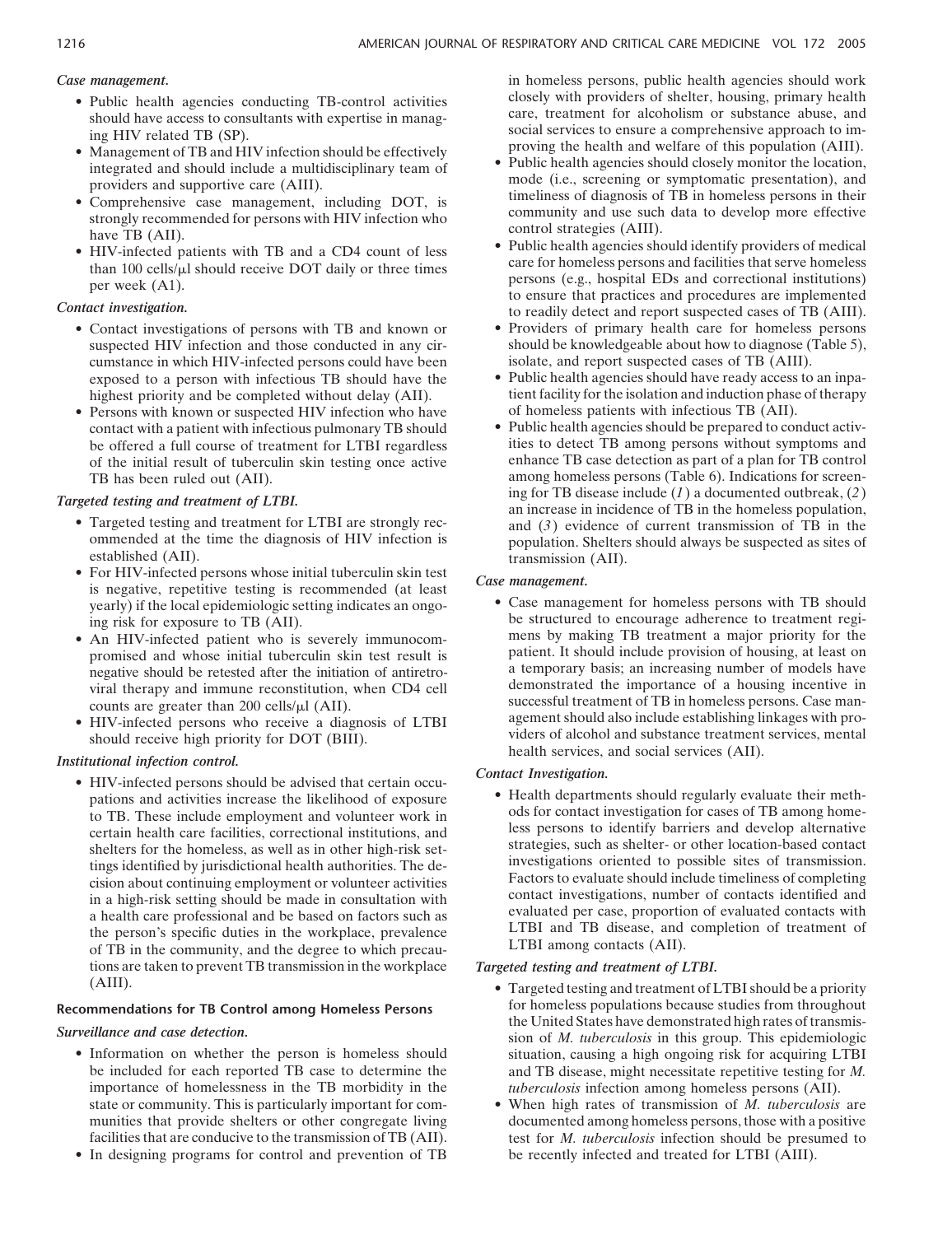*Case management.*

- Public health agencies conducting TB-control activities should have access to consultants with expertise in managing HIV related TB (SP).
- Management of TB and HIV infection should be effectively integrated and should include a multidisciplinary team of providers and supportive care (AIII).
- Comprehensive case management, including DOT, is strongly recommended for persons with HIV infection who have TB (AII).
- HIV-infected patients with TB and a CD4 count of less than 100 cells/μl should receive DOT daily or three times per week (A1).

*Contact investigation.*

- Contact investigations of persons with TB and known or suspected HIV infection and those conducted in any circumstance in which HIV-infected persons could have been exposed to a person with infectious TB should have the highest priority and be completed without delay (AII).
- Persons with known or suspected HIV infection who have contact with a patient with infectious pulmonary TB should be offered a full course of treatment for LTBI regardless of the initial result of tuberculin skin testing once active TB has been ruled out (AII).

*Targeted testing and treatment of LTBI.*

- Targeted testing and treatment for LTBI are strongly recommended at the time the diagnosis of HIV infection is established (AII).
- For HIV-infected persons whose initial tuberculin skin test is negative, repetitive testing is recommended (at least yearly) if the local epidemiologic setting indicates an ongoing risk for exposure to TB (AII).
- An HIV-infected patient who is severely immunocompromised and whose initial tuberculin skin test result is negative should be retested after the initiation of antiretroviral therapy and immune reconstitution, when CD4 cell counts are greater than 200 cells/μl (AII).
- HIV-infected persons who receive a diagnosis of LTBI should receive high priority for DOT (BIII).

*Institutional infection control.*

- HIV-infected persons should be advised that certain occupations and activities increase the likelihood of exposure to TB. These include employment and volunteer work in certain health care facilities, correctional institutions, and shelters for the homeless, as well as in other high-risk settings identified by jurisdictional health authorities. The decision about continuing employment or volunteer activities in a high-risk setting should be made in consultation with a health care professional and be based on factors such as the person's specific duties in the workplace, prevalence of TB in the community, and the degree to which precautions are taken to prevent TB transmission in the workplace (AIII).

**Recommendations for TB Control among Homeless Persons**

*Surveillance and case detection.*

- Information on whether the person is homeless should be included for each reported TB case to determine the importance of homelessness in the TB morbidity in the state or community. This is particularly important for communities that provide shelters or other congregate living facilities that are conducive to the transmission of TB (AII).
- In designing programs for control and prevention of TB in homeless persons, public health agencies should work closely with providers of shelter, housing, primary health care, treatment for alcoholism or substance abuse, and social services to ensure a comprehensive approach to improving the health and welfare of this population (AIII).
- Public health agencies should closely monitor the location, mode (i.e., screening or symptomatic presentation), and timeliness of diagnosis of TB in homeless persons in their community and use such data to develop more effective control strategies (AIII).
- Public health agencies should identify providers of medical care for homeless persons and facilities that serve homeless persons (e.g., hospital EDs and correctional institutions) to ensure that practices and procedures are implemented to readily detect and report suspected cases of TB (AIII).
- Providers of primary health care for homeless persons should be knowledgeable about how to diagnose (Table 5), isolate, and report suspected cases of TB (AIII).
- Public health agencies should have ready access to an inpatient facility for the isolation and induction phase of therapy of homeless patients with infectious TB (AII).
- Public health agencies should be prepared to conduct activities to detect TB among persons without symptoms and enhance TB case detection as part of a plan for TB control among homeless persons (Table 6). Indications for screening for TB disease include (*1*) a documented outbreak, (*2*) an increase in incidence of TB in the homeless population, and (*3*) evidence of current transmission of TB in the population. Shelters should always be suspected as sites of transmission (AII).

*Case management.*

- Case management for homeless persons with TB should be structured to encourage adherence to treatment regimens by making TB treatment a major priority for the patient. It should include provision of housing, at least on a temporary basis; an increasing number of models have demonstrated the importance of a housing incentive in successful treatment of TB in homeless persons. Case management should also include establishing linkages with providers of alcohol and substance treatment services, mental health services, and social services (AII).

*Contact Investigation.*

- Health departments should regularly evaluate their methods for contact investigation for cases of TB among homeless persons to identify barriers and develop alternative strategies, such as shelter- or other location-based contact investigations oriented to possible sites of transmission. Factors to evaluate should include timeliness of completing contact investigations, number of contacts identified and evaluated per case, proportion of evaluated contacts with LTBI and TB disease, and completion of treatment of LTBI among contacts (AII).

*Targeted testing and treatment of LTBI.*

- Targeted testing and treatment of LTBI should be a priority for homeless populations because studies from throughout the United States have demonstrated high rates of transmission of *M. tuberculosis* in this group. This epidemiologic situation, causing a high ongoing risk for acquiring LTBI and TB disease, might necessitate repetitive testing for *M. tuberculosis* infection among homeless persons (AII).
- When high rates of transmission of *M. tuberculosis* are documented among homeless persons, those with a positive test for *M. tuberculosis* infection should be presumed to be recently infected and treated for LTBI (AIII).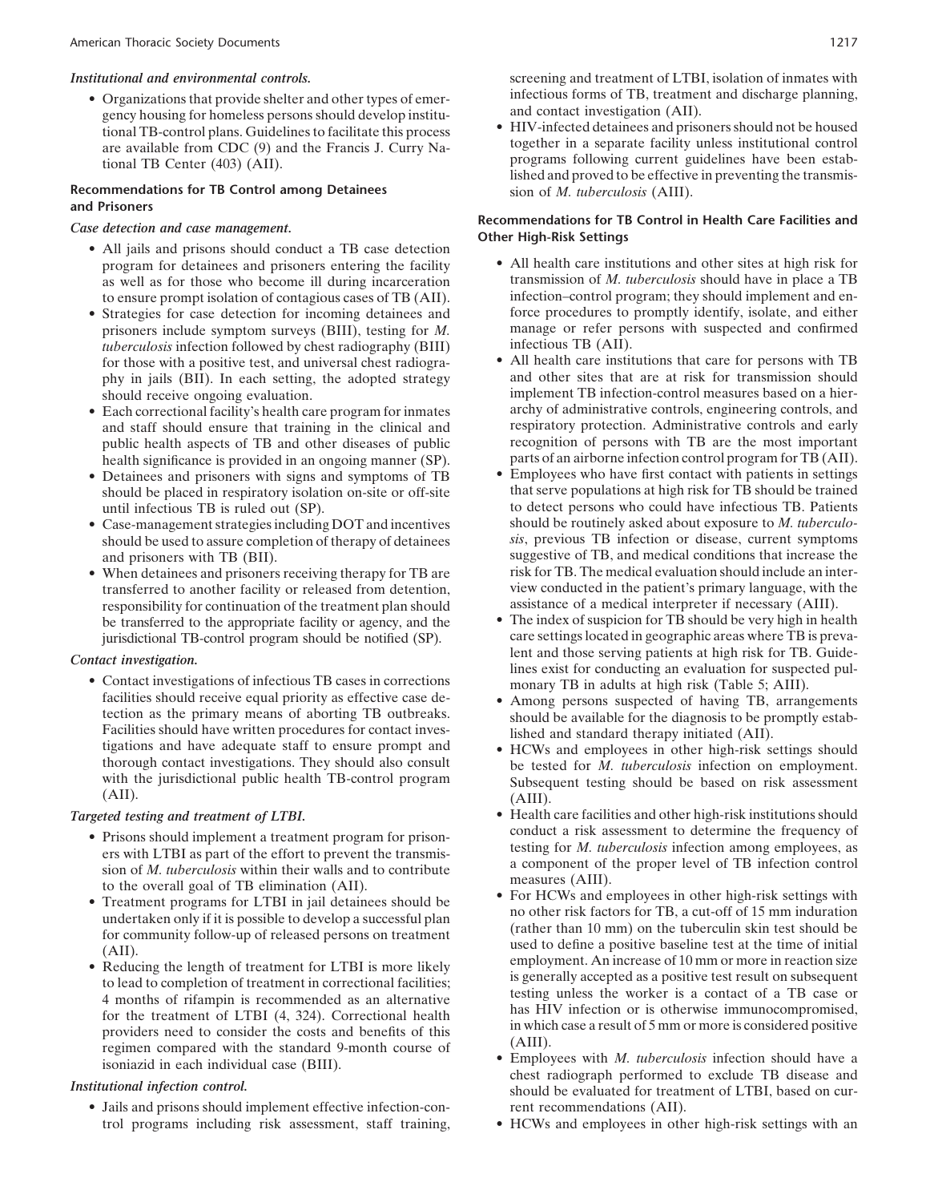*Institutional and environmental controls.*

- Organizations that provide shelter and other types of emergency housing for homeless persons should develop institutional TB-control plans. Guidelines to facilitate this process are available from CDC (9) and the Francis J. Curry National TB Center (403) (AII).

### Recommendations for TB Control among Detainees and Prisoners

*Case detection and case management.*

- All jails and prisons should conduct a TB case detection program for detainees and prisoners entering the facility as well as for those who become ill during incarceration to ensure prompt isolation of contagious cases of TB (AII).
- Strategies for case detection for incoming detainees and prisoners include symptom surveys (BIII), testing for *M. tuberculosis* infection followed by chest radiography (BIII) for those with a positive test, and universal chest radiography in jails (BII). In each setting, the adopted strategy should receive ongoing evaluation.
- Each correctional facility's health care program for inmates and staff should ensure that training in the clinical and public health aspects of TB and other diseases of public health significance is provided in an ongoing manner (SP).
- Detainees and prisoners with signs and symptoms of TB should be placed in respiratory isolation on-site or off-site until infectious TB is ruled out (SP).
- Case-management strategies including DOT and incentives should be used to assure completion of therapy of detainees and prisoners with TB (BII).
- When detainees and prisoners receiving therapy for TB are transferred to another facility or released from detention, responsibility for continuation of the treatment plan should be transferred to the appropriate facility or agency, and the jurisdictional TB-control program should be notified (SP).

*Contact investigation.*

- Contact investigations of infectious TB cases in corrections facilities should receive equal priority as effective case detection as the primary means of aborting TB outbreaks. Facilities should have written procedures for contact investigations and have adequate staff to ensure prompt and thorough contact investigations. They should also consult with the jurisdictional public health TB-control program (AII).

*Targeted testing and treatment of LTBI.*

- Prisons should implement a treatment program for prisoners with LTBI as part of the effort to prevent the transmission of *M. tuberculosis* within their walls and to contribute to the overall goal of TB elimination (AII).
- Treatment programs for LTBI in jail detainees should be undertaken only if it is possible to develop a successful plan for community follow-up of released persons on treatment (AII).
- Reducing the length of treatment for LTBI is more likely to lead to completion of treatment in correctional facilities; 4 months of rifampin is recommended as an alternative for the treatment of LTBI (4, 324). Correctional health providers need to consider the costs and benefits of this regimen compared with the standard 9-month course of isoniazid in each individual case (BIII).

*Institutional infection control.*

- Jails and prisons should implement effective infection-control programs including risk assessment, staff training, screening and treatment of LTBI, isolation of inmates with infectious forms of TB, treatment and discharge planning, and contact investigation (AII).
- HIV-infected detainees and prisoners should not be housed together in a separate facility unless institutional control programs following current guidelines have been established and proved to be effective in preventing the transmission of *M. tuberculosis* (AIII).

### Recommendations for TB Control in Health Care Facilities and Other High-Risk Settings

- All health care institutions and other sites at high risk for transmission of *M. tuberculosis* should have in place a TB infection–control program; they should implement and enforce procedures to promptly identify, isolate, and either manage or refer persons with suspected and confirmed infectious TB (AII).
- All health care institutions that care for persons with TB and other sites that are at risk for transmission should implement TB infection-control measures based on a hierarchy of administrative controls, engineering controls, and respiratory protection. Administrative controls and early recognition of persons with TB are the most important parts of an airborne infection control program for TB (AII).
- Employees who have first contact with patients in settings that serve populations at high risk for TB should be trained to detect persons who could have infectious TB. Patients should be routinely asked about exposure to *M. tuberculosis*, previous TB infection or disease, current symptoms suggestive of TB, and medical conditions that increase the risk for TB. The medical evaluation should include an interview conducted in the patient's primary language, with the assistance of a medical interpreter if necessary (AIII).
- The index of suspicion for TB should be very high in health care settings located in geographic areas where TB is prevalent and those serving patients at high risk for TB. Guidelines exist for conducting an evaluation for suspected pulmonary TB in adults at high risk (Table 5; AIII).
- Among persons suspected of having TB, arrangements should be available for the diagnosis to be promptly established and standard therapy initiated (AII).
- HCWs and employees in other high-risk settings should be tested for *M. tuberculosis* infection on employment. Subsequent testing should be based on risk assessment (AIII).
- Health care facilities and other high-risk institutions should conduct a risk assessment to determine the frequency of testing for *M. tuberculosis* infection among employees, as a component of the proper level of TB infection control measures (AIII).
- For HCWs and employees in other high-risk settings with no other risk factors for TB, a cut-off of 15 mm induration (rather than 10 mm) on the tuberculin skin test should be used to define a positive baseline test at the time of initial employment. An increase of 10 mm or more in reaction size is generally accepted as a positive test result on subsequent testing unless the worker is a contact of a TB case or has HIV infection or is otherwise immunocompromised, in which case a result of 5 mm or more is considered positive (AIII).
- Employees with *M. tuberculosis* infection should have a chest radiograph performed to exclude TB disease and should be evaluated for treatment of LTBI, based on current recommendations (AII).
- HCWs and employees in other high-risk settings with an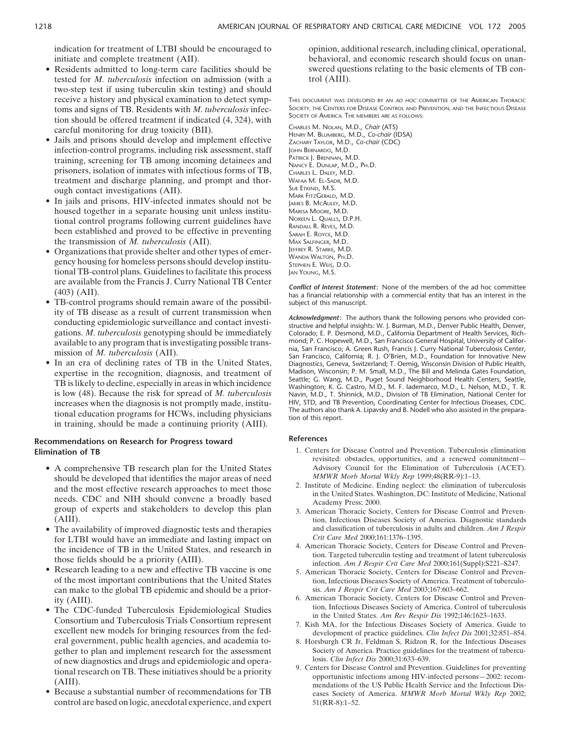indication for treatment of LTBI should be encouraged to initiate and complete treatment (AII).

- Residents admitted to long-term care facilities should be tested for *M. tuberculosis* infection on admission (with a two-step test if using tuberculin skin testing) and should receive a history and physical examination to detect symptoms and signs of TB. Residents with *M. tuberculosis* infection should be offered treatment if indicated (4, 324), with careful monitoring for drug toxicity (BII).
- Jails and prisons should develop and implement effective infection-control programs, including risk assessment, staff training, screening for TB among incoming detainees and prisoners, isolation of inmates with infectious forms of TB, treatment and discharge planning, and prompt and thorough contact investigations (AII).
- In jails and prisons, HIV-infected inmates should not be housed together in a separate housing unit unless institutional control programs following current guidelines have been established and proved to be effective in preventing the transmission of *M. tuberculosis* (AII).
- Organizations that provide shelter and other types of emergency housing for homeless persons should develop institutional TB-control plans. Guidelines to facilitate this process are available from the Francis J. Curry National TB Center (403) (AII).
- TB-control programs should remain aware of the possibility of TB disease as a result of current transmission when conducting epidemiologic surveillance and contact investigations. *M. tuberculosis* genotyping should be immediately available to any program that is investigating possible transmission of *M. tuberculosis* (AII).
- In an era of declining rates of TB in the United States, expertise in the recognition, diagnosis, and treatment of TB is likely to decline, especially in areas in which incidence is low (48). Because the risk for spread of *M. tuberculosis* increases when the diagnosis is not promptly made, institutional education programs for HCWs, including physicians in training, should be made a continuing priority (AIII).

## Recommendations on Research for Progress toward Elimination of TB

- A comprehensive TB research plan for the United States should be developed that identifies the major areas of need and the most effective research approaches to meet those needs. CDC and NIH should convene a broadly based group of experts and stakeholders to develop this plan (AIII).
- The availability of improved diagnostic tests and therapies for LTBI would have an immediate and lasting impact on the incidence of TB in the United States, and research in those fields should be a priority (AIII).
- Research leading to a new and effective TB vaccine is one of the most important contributions that the United States can make to the global TB epidemic and should be a priority (AIII).
- The CDC-funded Tuberculosis Epidemiological Studies Consortium and Tuberculosis Trials Consortium represent excellent new models for bringing resources from the federal government, public health agencies, and academia together to plan and implement research for the assessment of new diagnostics and drugs and epidemiologic and operational research on TB. These initiatives should be a priority (AIII).
- Because a substantial number of recommendations for TB control are based on logic, anecdotal experience, and expert opinion, additional research, including clinical, operational, behavioral, and economic research should focus on unanswered questions relating to the basic elements of TB control (AIII).

THIS DOCUMENT WAS DEVELOPED BY AN *AD HOC* COMMITTEE OF THE AMERICAN THORACIC SOCIETY, THE CENTERS FOR DISEASE CONTROL AND PREVENTION, AND THE INFECTIOUS DISEASE SOCIETY OF AMERICA. THE MEMBERS ARE AS FOLLOWS:

CHARLES M. NOLAN, M.D., *Chair* (ATS)
HENRY M. BLUMBERG, M.D., *Co-chair* (IDSA)
ZACHARY TAYLOR, M.D., *Co-chair* (CDC)
JOHN BERNARDO, M.D.
PATRICK J. BRENNAN, M.D.
NANCY E. DUNLAP, M.D., PH.D.
CHARLES L. DALEY, M.D.
WAFAA M. EL-SADR, M.D.
SUE ETKIND, M.S.
MARK FITZGERALD, M.D.
JAMES B. MCAULEY, M.D.
MARISA MOORE, M.D.
NOREEN L. QUALLS, D.P.H.
RANDALL R. REVES, M.D.
SARAH E. ROYCE, M.D.
MAX SALFINGER, M.D.
JEFFREY R. STARKE, M.D.
WANDA WALTON, PH.D.
STEPHEN E. WEIS, D.O.
JAN YOUNG, M.S.

***Conflict of Interest Statement*:** None of the members of the ad hoc committee has a financial relationship with a commercial entity that has an interest in the subject of this manuscript.

***Acknowledgment*:** The authors thank the following persons who provided constructive and helpful insights: W. J. Burman, M.D., Denver Public Health, Denver, Colorado; E. P. Desmond, M.D., California Department of Health Services, Richmond; P. C. Hopewell, M.D., San Francisco General Hospital, University of California, San Francisco; A. Green Rush, Francis J. Curry National Tuberculosis Center, San Francisco, California; R. J. O'Brien, M.D., Foundation for Innovative New Diagnostics, Geneva, Switzerland; T. Oemig, Wisconsin Division of Public Health, Madison, Wisconsin; P. M. Small, M.D., The Bill and Melinda Gates Foundation, Seattle; G. Wang, M.D., Puget Sound Neighborhood Health Centers, Seattle, Washington; K. G. Castro, M.D., M. F. Iademarco, M.D., L. Nelson, M.D., T. R. Navin, M.D., T. Shinnick, M.D., Division of TB Elimination, National Center for HIV, STD, and TB Prevention, Coordinating Center for Infectious Diseases, CDC. The authors also thank A. Lipavsky and B. Nodell who also assisted in the preparation of this report.

## References

1. Centers for Disease Control and Prevention. Tuberculosis elimination revisited: obstacles, opportunities, and a renewed commitment—Advisory Council for the Elimination of Tuberculosis (ACET). *MMWR Morb Mortal Wkly Rep* 1999;48(RR-9):1–13.
2. Institute of Medicine. Ending neglect: the elimination of tuberculosis in the United States. Washington, DC: Institute of Medicine, National Academy Press; 2000.
3. American Thoracic Society, Centers for Disease Control and Prevention, Infectious Diseases Society of America. Diagnostic standards and classification of tuberculosis in adults and children. *Am J Respir Crit Care Med* 2000;161:1376–1395.
4. American Thoracic Society, Centers for Disease Control and Prevention. Targeted tuberculin testing and treatment of latent tuberculosis infection. *Am J Respir Crit Care Med* 2000;161(Suppl):S221–S247.
5. American Thoracic Society, Centers for Disease Control and Prevention, Infectious Diseases Society of America. Treatment of tuberculosis. *Am J Respir Crit Care Med* 2003;167:603–662.
6. American Thoracic Society, Centers for Disease Control and Prevention, Infectious Diseases Society of America. Control of tuberculosis in the United States. *Am Rev Respir Dis* 1992;146:1623–1633.
7. Kish MA, for the Infectious Diseases Society of America. Guide to development of practice guidelines. *Clin Infect Dis* 2001;32:851–854.
8. Horsburgh CR Jr, Feldman S, Ridzon R, for the Infectious Diseases Society of America. Practice guidelines for the treatment of tuberculosis. *Clin Infect Dis* 2000;31:633–639.
9. Centers for Disease Control and Prevention. Guidelines for preventing opportunistic infections among HIV-infected persons—2002: recommendations of the US Public Health Service and the Infectious Diseases Society of America. *MMWR Morb Mortal Wkly Rep* 2002; 51(RR-8):1–52.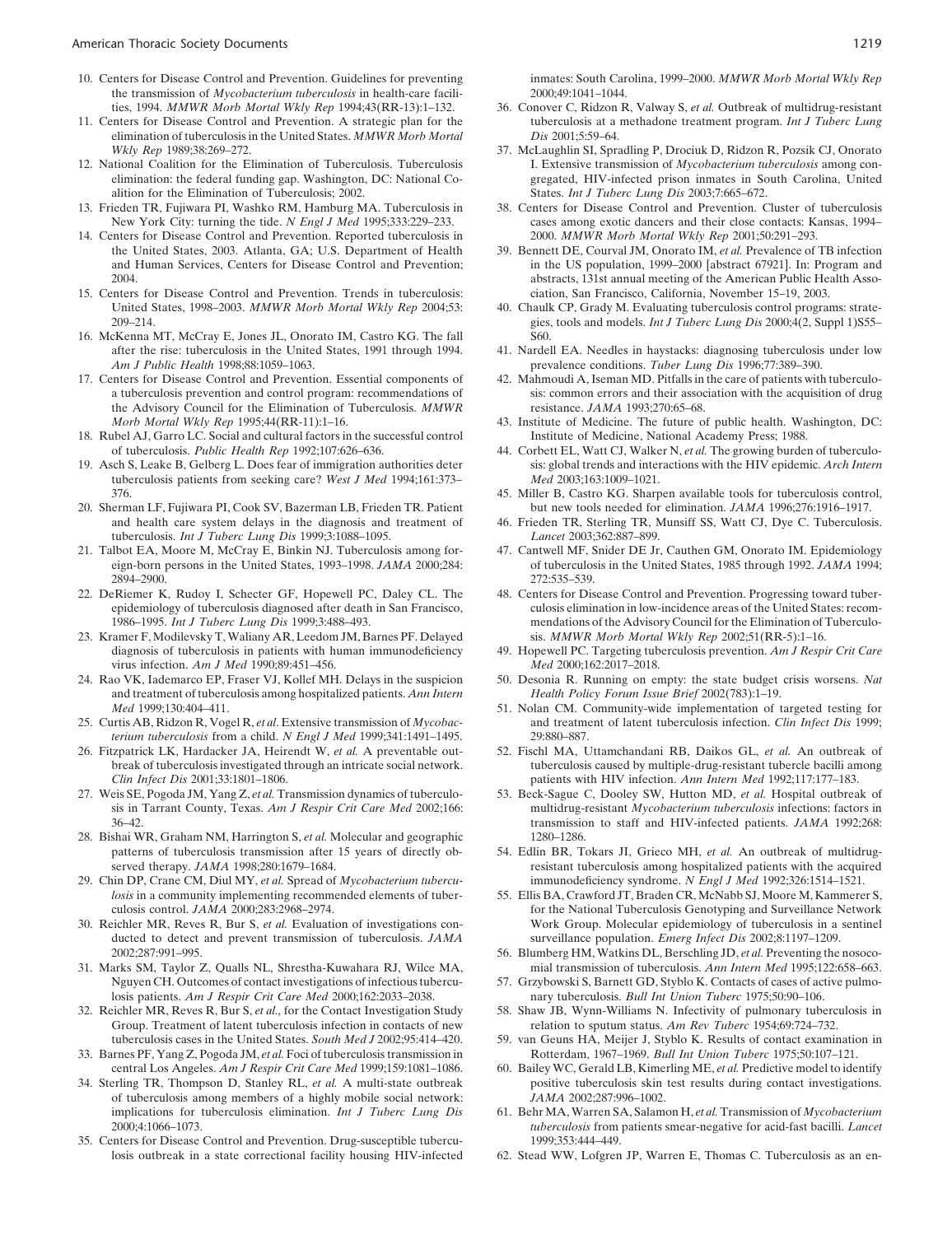10. Centers for Disease Control and Prevention. Guidelines for preventing the transmission of *Mycobacterium tuberculosis* in health-care facilities, 1994. *MMWR Morb Mortal Wkly Rep* 1994;43(RR-13):1–132.
11. Centers for Disease Control and Prevention. A strategic plan for the elimination of tuberculosis in the United States. *MMWR Morb Mortal Wkly Rep* 1989;38:269–272.
12. National Coalition for the Elimination of Tuberculosis. Tuberculosis elimination: the federal funding gap. Washington, DC: National Coalition for the Elimination of Tuberculosis; 2002.
13. Frieden TR, Fujiwara PI, Washko RM, Hamburg MA. Tuberculosis in New York City: turning the tide. *N Engl J Med* 1995;333:229–233.
14. Centers for Disease Control and Prevention. Reported tuberculosis in the United States, 2003. Atlanta, GA; U.S. Department of Health and Human Services, Centers for Disease Control and Prevention; 2004.
15. Centers for Disease Control and Prevention. Trends in tuberculosis: United States, 1998–2003. *MMWR Morb Mortal Wkly Rep* 2004;53: 209–214.
16. McKenna MT, McCray E, Jones JL, Onorato IM, Castro KG. The fall after the rise: tuberculosis in the United States, 1991 through 1994. *Am J Public Health* 1998;88:1059–1063.
17. Centers for Disease Control and Prevention. Essential components of a tuberculosis prevention and control program: recommendations of the Advisory Council for the Elimination of Tuberculosis. *MMWR Morb Mortal Wkly Rep* 1995;44(RR-11):1–16.
18. Rubel AJ, Garro LC. Social and cultural factors in the successful control of tuberculosis. *Public Health Rep* 1992;107:626–636.
19. Asch S, Leake B, Gelberg L. Does fear of immigration authorities deter tuberculosis patients from seeking care? *West J Med* 1994;161:373–376.
20. Sherman LF, Fujiwara PI, Cook SV, Bazerman LB, Frieden TR. Patient and health care system delays in the diagnosis and treatment of tuberculosis. *Int J Tuberc Lung Dis* 1999;3:1088–1095.
21. Talbot EA, Moore M, McCray E, Binkin NJ. Tuberculosis among foreign-born persons in the United States, 1993–1998. *JAMA* 2000;284: 2894–2900.
22. DeRiemer K, Rudoy I, Schecter GF, Hopewell PC, Daley CL. The epidemiology of tuberculosis diagnosed after death in San Francisco, 1986–1995. *Int J Tuberc Lung Dis* 1999;3:488–493.
23. Kramer F, Modilevsky T, Waliany AR, Leedom JM, Barnes PF. Delayed diagnosis of tuberculosis in patients with human immunodeficiency virus infection. *Am J Med* 1990;89:451–456.
24. Rao VK, Iademarco EP, Fraser VJ, Kollef MH. Delays in the suspicion and treatment of tuberculosis among hospitalized patients. *Ann Intern Med* 1999;130:404–411.
25. Curtis AB, Ridzon R, Vogel R, *et al*. Extensive transmission of *Mycobacterium tuberculosis* from a child. *N Engl J Med* 1999;341:1491–1495.
26. Fitzpatrick LK, Hardacker JA, Heirendt W, *et al.* A preventable outbreak of tuberculosis investigated through an intricate social network. *Clin Infect Dis* 2001;33:1801–1806.
27. Weis SE, Pogoda JM, Yang Z, *et al.* Transmission dynamics of tuberculosis in Tarrant County, Texas. *Am J Respir Crit Care Med* 2002;166: 36–42.
28. Bishai WR, Graham NM, Harrington S, *et al.* Molecular and geographic patterns of tuberculosis transmission after 15 years of directly observed therapy. *JAMA* 1998;280:1679–1684.
29. Chin DP, Crane CM, Diul MY, *et al.* Spread of *Mycobacterium tuberculosis* in a community implementing recommended elements of tuberculosis control. *JAMA* 2000;283:2968–2974.
30. Reichler MR, Reves R, Bur S, *et al.* Evaluation of investigations conducted to detect and prevent transmission of tuberculosis. *JAMA* 2002;287:991–995.
31. Marks SM, Taylor Z, Qualls NL, Shrestha-Kuwahara RJ, Wilce MA, Nguyen CH. Outcomes of contact investigations of infectious tuberculosis patients. *Am J Respir Crit Care Med* 2000;162:2033–2038.
32. Reichler MR, Reves R, Bur S, *et al.,* for the Contact Investigation Study Group. Treatment of latent tuberculosis infection in contacts of new tuberculosis cases in the United States. *South Med J* 2002;95:414–420.
33. Barnes PF, Yang Z, Pogoda JM, *et al.* Foci of tuberculosis transmission in central Los Angeles. *Am J Respir Crit Care Med* 1999;159:1081–1086.
34. Sterling TR, Thompson D, Stanley RL, *et al.* A multi-state outbreak of tuberculosis among members of a highly mobile social network: implications for tuberculosis elimination. *Int J Tuberc Lung Dis* 2000;4:1066–1073.
35. Centers for Disease Control and Prevention. Drug-susceptible tuberculosis outbreak in a state correctional facility housing HIV-infected inmates: South Carolina, 1999–2000. *MMWR Morb Mortal Wkly Rep* 2000;49:1041–1044.
36. Conover C, Ridzon R, Valway S, *et al.* Outbreak of multidrug-resistant tuberculosis at a methadone treatment program. *Int J Tuberc Lung Dis* 2001;5:59–64.
37. McLaughlin SI, Spradling P, Drociuk D, Ridzon R, Pozsik CJ, Onorato I. Extensive transmission of *Mycobacterium tuberculosis* among congregated, HIV-infected prison inmates in South Carolina, United States. *Int J Tuberc Lung Dis* 2003;7:665–672.
38. Centers for Disease Control and Prevention. Cluster of tuberculosis cases among exotic dancers and their close contacts: Kansas, 1994–2000. *MMWR Morb Mortal Wkly Rep* 2001;50:291–293.
39. Bennett DE, Courval JM, Onorato IM, *et al.* Prevalence of TB infection in the US population, 1999–2000 [abstract 67921]. In: Program and abstracts, 131st annual meeting of the American Public Health Association, San Francisco, California, November 15–19, 2003.
40. Chaulk CP, Grady M. Evaluating tuberculosis control programs: strategies, tools and models. *Int J Tuberc Lung Dis* 2000;4(2, Suppl 1)S55–S60.
41. Nardell EA. Needles in haystacks: diagnosing tuberculosis under low prevalence conditions. *Tuber Lung Dis* 1996;77:389–390.
42. Mahmoudi A, Iseman MD. Pitfalls in the care of patients with tuberculosis: common errors and their association with the acquisition of drug resistance. *JAMA* 1993;270:65–68.
43. Institute of Medicine. The future of public health. Washington, DC: Institute of Medicine, National Academy Press; 1988.
44. Corbett EL, Watt CJ, Walker N, *et al.* The growing burden of tuberculosis: global trends and interactions with the HIV epidemic. *Arch Intern Med* 2003;163:1009–1021.
45. Miller B, Castro KG. Sharpen available tools for tuberculosis control, but new tools needed for elimination. *JAMA* 1996;276:1916–1917.
46. Frieden TR, Sterling TR, Munsiff SS, Watt CJ, Dye C. Tuberculosis. *Lancet* 2003;362:887–899.
47. Cantwell MF, Snider DE Jr, Cauthen GM, Onorato IM. Epidemiology of tuberculosis in the United States, 1985 through 1992. *JAMA* 1994; 272:535–539.
48. Centers for Disease Control and Prevention. Progressing toward tuberculosis elimination in low-incidence areas of the United States: recommendations of the Advisory Council for the Elimination of Tuberculosis. *MMWR Morb Mortal Wkly Rep* 2002;51(RR-5):1–16.
49. Hopewell PC. Targeting tuberculosis prevention. *Am J Respir Crit Care Med* 2000;162:2017–2018.
50. Desonia R. Running on empty: the state budget crisis worsens. *Nat Health Policy Forum Issue Brief* 2002(783):1–19.
51. Nolan CM. Community-wide implementation of targeted testing for and treatment of latent tuberculosis infection. *Clin Infect Dis* 1999; 29:880–887.
52. Fischl MA, Uttamchandani RB, Daikos GL, *et al.* An outbreak of tuberculosis caused by multiple-drug-resistant tubercle bacilli among patients with HIV infection. *Ann Intern Med* 1992;117:177–183.
53. Beck-Sague C, Dooley SW, Hutton MD, *et al.* Hospital outbreak of multidrug-resistant *Mycobacterium tuberculosis* infections: factors in transmission to staff and HIV-infected patients. *JAMA* 1992;268: 1280–1286.
54. Edlin BR, Tokars JI, Grieco MH, *et al.* An outbreak of multidrug-resistant tuberculosis among hospitalized patients with the acquired immunodeficiency syndrome. *N Engl J Med* 1992;326:1514–1521.
55. Ellis BA, Crawford JT, Braden CR, McNabb SJ, Moore M, Kammerer S, for the National Tuberculosis Genotyping and Surveillance Network Work Group. Molecular epidemiology of tuberculosis in a sentinel surveillance population. *Emerg Infect Dis* 2002;8:1197–1209.
56. Blumberg HM, Watkins DL, Berschling JD, *et al.* Preventing the nosocomial transmission of tuberculosis. *Ann Intern Med* 1995;122:658–663.
57. Grzybowski S, Barnett GD, Styblo K. Contacts of cases of active pulmonary tuberculosis. *Bull Int Union Tuberc* 1975;50:90–106.
58. Shaw JB, Wynn-Williams N. Infectivity of pulmonary tuberculosis in relation to sputum status. *Am Rev Tuberc* 1954;69:724–732.
59. van Geuns HA, Meijer J, Styblo K. Results of contact examination in Rotterdam, 1967–1969. *Bull Int Union Tuberc* 1975;50:107–121.
60. Bailey WC, Gerald LB, Kimerling ME, *et al.* Predictive model to identify positive tuberculosis skin test results during contact investigations. *JAMA* 2002;287:996–1002.
61. Behr MA, Warren SA, Salamon H, *et al.* Transmission of *Mycobacterium tuberculosis* from patients smear-negative for acid-fast bacilli. *Lancet* 1999;353:444–449.
62. Stead WW, Lofgren JP, Warren E, Thomas C. Tuberculosis as an en-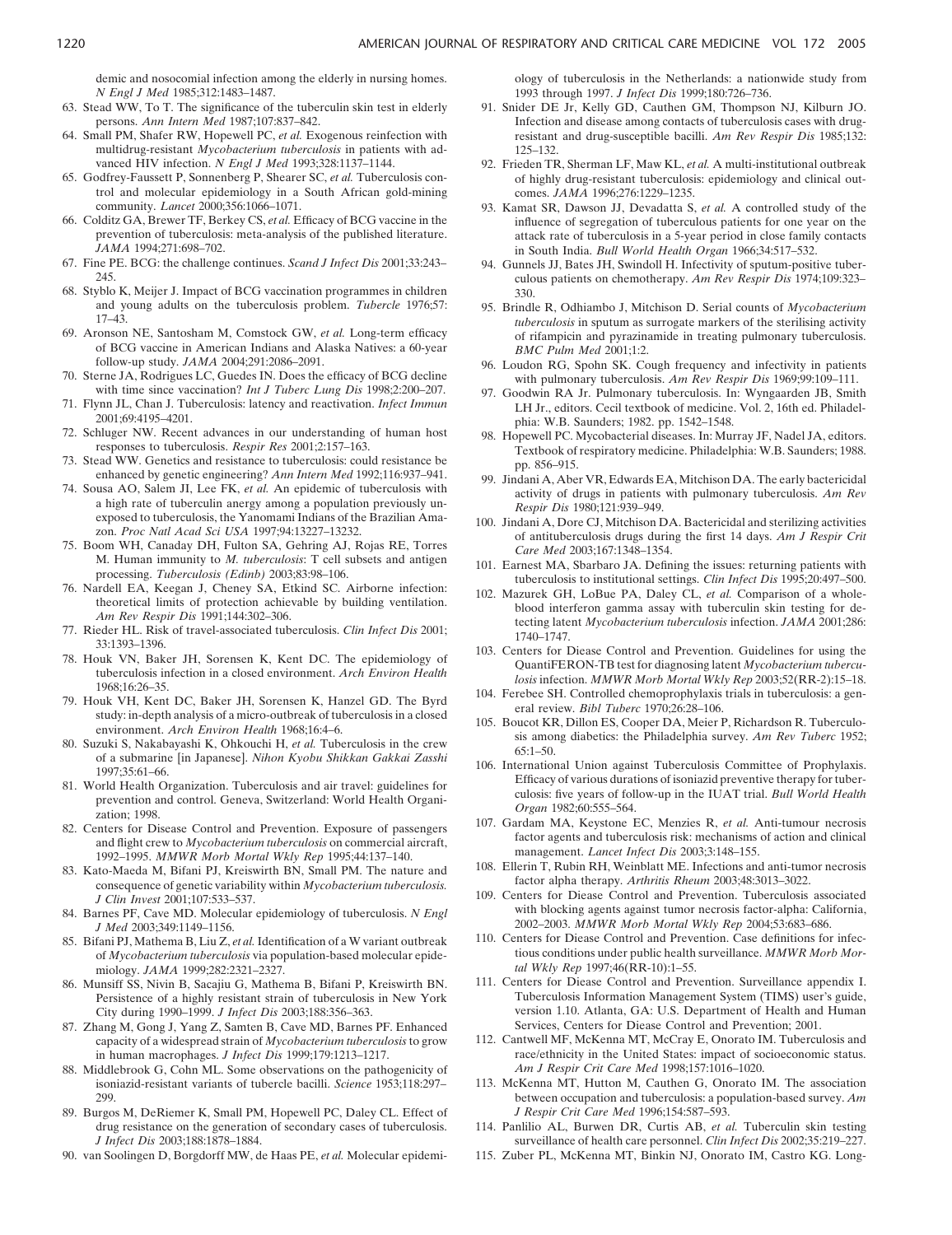demic and nosocomial infection among the elderly in nursing homes. *N Engl J Med* 1985;312:1483–1487.

63. Stead WW, To T. The significance of the tuberculin skin test in elderly persons. *Ann Intern Med* 1987;107:837–842.
64. Small PM, Shafer RW, Hopewell PC, *et al.* Exogenous reinfection with multidrug-resistant *Mycobacterium tuberculosis* in patients with advanced HIV infection. *N Engl J Med* 1993;328:1137–1144.
65. Godfrey-Faussett P, Sonnenberg P, Shearer SC, *et al.* Tuberculosis control and molecular epidemiology in a South African gold-mining community. *Lancet* 2000;356:1066–1071.
66. Colditz GA, Brewer TF, Berkey CS, *et al.* Efficacy of BCG vaccine in the prevention of tuberculosis: meta-analysis of the published literature. *JAMA* 1994;271:698–702.
67. Fine PE. BCG: the challenge continues. *Scand J Infect Dis* 2001;33:243–245.
68. Styblo K, Meijer J. Impact of BCG vaccination programmes in children and young adults on the tuberculosis problem. *Tubercle* 1976;57:17–43.
69. Aronson NE, Santosham M, Comstock GW, *et al.* Long-term efficacy of BCG vaccine in American Indians and Alaska Natives: a 60-year follow-up study. *JAMA* 2004;291:2086–2091.
70. Sterne JA, Rodrigues LC, Guedes IN. Does the efficacy of BCG decline with time since vaccination? *Int J Tuberc Lung Dis* 1998;2:200–207.
71. Flynn JL, Chan J. Tuberculosis: latency and reactivation. *Infect Immun* 2001;69:4195–4201.
72. Schluger NW. Recent advances in our understanding of human host responses to tuberculosis. *Respir Res* 2001;2:157–163.
73. Stead WW. Genetics and resistance to tuberculosis: could resistance be enhanced by genetic engineering? *Ann Intern Med* 1992;116:937–941.
74. Sousa AO, Salem JI, Lee FK, *et al.* An epidemic of tuberculosis with a high rate of tuberculin anergy among a population previously unexposed to tuberculosis, the Yanomami Indians of the Brazilian Amazon. *Proc Natl Acad Sci USA* 1997;94:13227–13232.
75. Boom WH, Canaday DH, Fulton SA, Gehring AJ, Rojas RE, Torres M. Human immunity to *M. tuberculosis*: T cell subsets and antigen processing. *Tuberculosis (Edinb)* 2003;83:98–106.
76. Nardell EA, Keegan J, Cheney SA, Etkind SC. Airborne infection: theoretical limits of protection achievable by building ventilation. *Am Rev Respir Dis* 1991;144:302–306.
77. Rieder HL. Risk of travel-associated tuberculosis. *Clin Infect Dis* 2001;33:1393–1396.
78. Houk VN, Baker JH, Sorensen K, Kent DC. The epidemiology of tuberculosis infection in a closed environment. *Arch Environ Health* 1968;16:26–35.
79. Houk VH, Kent DC, Baker JH, Sorensen K, Hanzel GD. The Byrd study: in-depth analysis of a micro-outbreak of tuberculosis in a closed environment. *Arch Environ Health* 1968;16:4–6.
80. Suzuki S, Nakabayashi K, Ohkouchi H, *et al.* Tuberculosis in the crew of a submarine [in Japanese]. *Nihon Kyobu Shikkan Gakkai Zasshi* 1997;35:61–66.
81. World Health Organization. Tuberculosis and air travel: guidelines for prevention and control. Geneva, Switzerland: World Health Organization; 1998.
82. Centers for Disease Control and Prevention. Exposure of passengers and flight crew to *Mycobacterium tuberculosis* on commercial aircraft, 1992–1995. *MMWR Morb Mortal Wkly Rep* 1995;44:137–140.
83. Kato-Maeda M, Bifani PJ, Kreiswirth BN, Small PM. The nature and consequence of genetic variability within *Mycobacterium tuberculosis.* *J Clin Invest* 2001;107:533–537.
84. Barnes PF, Cave MD. Molecular epidemiology of tuberculosis. *N Engl J Med* 2003;349:1149–1156.
85. Bifani PJ, Mathema B, Liu Z, *et al.* Identification of a W variant outbreak of *Mycobacterium tuberculosis* via population-based molecular epidemiology. *JAMA* 1999;282:2321–2327.
86. Munsiff SS, Nivin B, Sacajiu G, Mathema B, Bifani P, Kreiswirth BN. Persistence of a highly resistant strain of tuberculosis in New York City during 1990–1999. *J Infect Dis* 2003;188:356–363.
87. Zhang M, Gong J, Yang Z, Samten B, Cave MD, Barnes PF. Enhanced capacity of a widespread strain of *Mycobacterium tuberculosis* to grow in human macrophages. *J Infect Dis* 1999;179:1213–1217.
88. Middlebrook G, Cohn ML. Some observations on the pathogenicity of isoniazid-resistant variants of tubercle bacilli. *Science* 1953;118:297–299.
89. Burgos M, DeRiemer K, Small PM, Hopewell PC, Daley CL. Effect of drug resistance on the generation of secondary cases of tuberculosis. *J Infect Dis* 2003;188:1878–1884.
90. van Soolingen D, Borgdorff MW, de Haas PE, *et al.* Molecular epidemiology of tuberculosis in the Netherlands: a nationwide study from 1993 through 1997. *J Infect Dis* 1999;180:726–736.
91. Snider DE Jr, Kelly GD, Cauthen GM, Thompson NJ, Kilburn JO. Infection and disease among contacts of tuberculosis cases with drug-resistant and drug-susceptible bacilli. *Am Rev Respir Dis* 1985;132:125–132.
92. Frieden TR, Sherman LF, Maw KL, *et al.* A multi-institutional outbreak of highly drug-resistant tuberculosis: epidemiology and clinical outcomes. *JAMA* 1996;276:1229–1235.
93. Kamat SR, Dawson JJ, Devadatta S, *et al.* A controlled study of the influence of segregation of tuberculous patients for one year on the attack rate of tuberculosis in a 5-year period in close family contacts in South India. *Bull World Health Organ* 1966;34:517–532.
94. Gunnels JJ, Bates JH, Swindoll H. Infectivity of sputum-positive tuberculous patients on chemotherapy. *Am Rev Respir Dis* 1974;109:323–330.
95. Brindle R, Odhiambo J, Mitchison D. Serial counts of *Mycobacterium tuberculosis* in sputum as surrogate markers of the sterilising activity of rifampicin and pyrazinamide in treating pulmonary tuberculosis. *BMC Pulm Med* 2001;1:2.
96. Loudon RG, Spohn SK. Cough frequency and infectivity in patients with pulmonary tuberculosis. *Am Rev Respir Dis* 1969;99:109–111.
97. Goodwin RA Jr. Pulmonary tuberculosis. In: Wyngaarden JB, Smith LH Jr., editors. Cecil textbook of medicine. Vol. 2, 16th ed. Philadelphia: W.B. Saunders; 1982. pp. 1542–1548.
98. Hopewell PC. Mycobacterial diseases. In: Murray JF, Nadel JA, editors. Textbook of respiratory medicine. Philadelphia: W.B. Saunders; 1988. pp. 856–915.
99. Jindani A, Aber VR, Edwards EA, Mitchison DA. The early bactericidal activity of drugs in patients with pulmonary tuberculosis. *Am Rev Respir Dis* 1980;121:939–949.
100. Jindani A, Dore CJ, Mitchison DA. Bactericidal and sterilizing activities of antituberculosis drugs during the first 14 days. *Am J Respir Crit Care Med* 2003;167:1348–1354.
101. Earnest MA, Sbarbaro JA. Defining the issues: returning patients with tuberculosis to institutional settings. *Clin Infect Dis* 1995;20:497–500.
102. Mazurek GH, LoBue PA, Daley CL, *et al.* Comparison of a whole-blood interferon gamma assay with tuberculin skin testing for detecting latent *Mycobacterium tuberculosis* infection. *JAMA* 2001;286:1740–1747.
103. Centers for Diease Control and Prevention. Guidelines for using the QuantiFERON-TB test for diagnosing latent *Mycobacterium tuberculosis* infection. *MMWR Morb Mortal Wkly Rep* 2003;52(RR-2):15–18.
104. Ferebee SH. Controlled chemoprophylaxis trials in tuberculosis: a general review. *Bibl Tuberc* 1970;26:28–106.
105. Boucot KR, Dillon ES, Cooper DA, Meier P, Richardson R. Tuberculosis among diabetics: the Philadelphia survey. *Am Rev Tuberc* 1952;65:1–50.
106. International Union against Tuberculosis Committee of Prophylaxis. Efficacy of various durations of isoniazid preventive therapy for tuberculosis: five years of follow-up in the IUAT trial. *Bull World Health Organ* 1982;60:555–564.
107. Gardam MA, Keystone EC, Menzies R, *et al.* Anti-tumour necrosis factor agents and tuberculosis risk: mechanisms of action and clinical management. *Lancet Infect Dis* 2003;3:148–155.
108. Ellerin T, Rubin RH, Weinblatt ME. Infections and anti-tumor necrosis factor alpha therapy. *Arthritis Rheum* 2003;48:3013–3022.
109. Centers for Diease Control and Prevention. Tuberculosis associated with blocking agents against tumor necrosis factor-alpha: California, 2002–2003. *MMWR Morb Mortal Wkly Rep* 2004;53:683–686.
110. Centers for Diease Control and Prevention. Case definitions for infectious conditions under public health surveillance. *MMWR Morb Mortal Wkly Rep* 1997;46(RR-10):1–55.
111. Centers for Diease Control and Prevention. Surveillance appendix I. Tuberculosis Information Management System (TIMS) user's guide, version 1.10. Atlanta, GA: U.S. Department of Health and Human Services, Centers for Diease Control and Prevention; 2001.
112. Cantwell MF, McKenna MT, McCray E, Onorato IM. Tuberculosis and race/ethnicity in the United States: impact of socioeconomic status. *Am J Respir Crit Care Med* 1998;157:1016–1020.
113. McKenna MT, Hutton M, Cauthen G, Onorato IM. The association between occupation and tuberculosis: a population-based survey. *Am J Respir Crit Care Med* 1996;154:587–593.
114. Panlilio AL, Burwen DR, Curtis AB, *et al.* Tuberculin skin testing surveillance of health care personnel. *Clin Infect Dis* 2002;35:219–227.
115. Zuber PL, McKenna MT, Binkin NJ, Onorato IM, Castro KG. Long-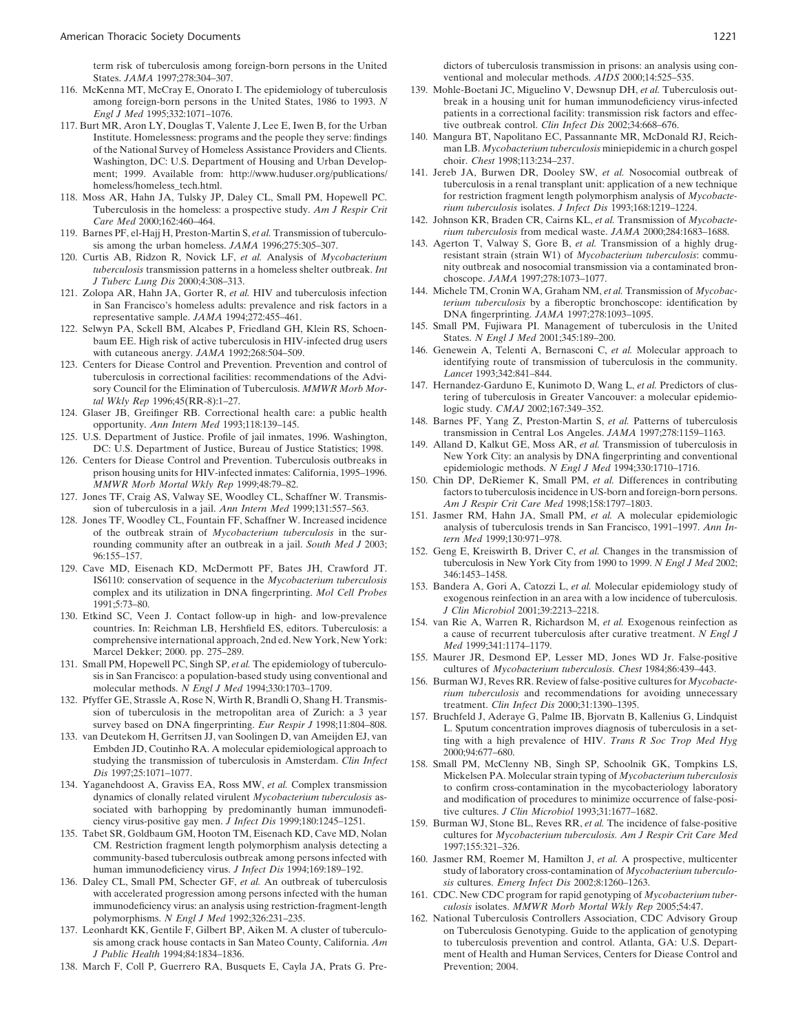term risk of tuberculosis among foreign-born persons in the United States. *JAMA* 1997;278:304–307.

116. McKenna MT, McCray E, Onorato I. The epidemiology of tuberculosis among foreign-born persons in the United States, 1986 to 1993. *N Engl J Med* 1995;332:1071–1076.
117. Burt MR, Aron LY, Douglas T, Valente J, Lee E, Iwen B, for the Urban Institute. Homelessness: programs and the people they serve: findings of the National Survey of Homeless Assistance Providers and Clients. Washington, DC: U.S. Department of Housing and Urban Development; 1999. Available from: http://www.huduser.org/publications/homeless/homeless_tech.html.
118. Moss AR, Hahn JA, Tulsky JP, Daley CL, Small PM, Hopewell PC. Tuberculosis in the homeless: a prospective study. *Am J Respir Crit Care Med* 2000;162:460–464.
119. Barnes PF, el-Hajj H, Preston-Martin S, *et al.* Transmission of tuberculosis among the urban homeless. *JAMA* 1996;275:305–307.
120. Curtis AB, Ridzon R, Novick LF, *et al.* Analysis of *Mycobacterium tuberculosis* transmission patterns in a homeless shelter outbreak. *Int J Tuberc Lung Dis* 2000;4:308–313.
121. Zolopa AR, Hahn JA, Gorter R, *et al.* HIV and tuberculosis infection in San Francisco's homeless adults: prevalence and risk factors in a representative sample. *JAMA* 1994;272:455–461.
122. Selwyn PA, Sckell BM, Alcabes P, Friedland GH, Klein RS, Schoenbaum EE. High risk of active tuberculosis in HIV-infected drug users with cutaneous anergy. *JAMA* 1992;268:504–509.
123. Centers for Diease Control and Prevention. Prevention and control of tuberculosis in correctional facilities: recommendations of the Advisory Council for the Elimination of Tuberculosis. *MMWR Morb Mortal Wkly Rep* 1996;45(RR-8):1–27.
124. Glaser JB, Greifinger RB. Correctional health care: a public health opportunity. *Ann Intern Med* 1993;118:139–145.
125. U.S. Department of Justice. Profile of jail inmates, 1996. Washington, DC: U.S. Department of Justice, Bureau of Justice Statistics; 1998.
126. Centers for Diease Control and Prevention. Tuberculosis outbreaks in prison housing units for HIV-infected inmates: California, 1995–1996. *MMWR Morb Mortal Wkly Rep* 1999;48:79–82.
127. Jones TF, Craig AS, Valway SE, Woodley CL, Schaffner W. Transmission of tuberculosis in a jail. *Ann Intern Med* 1999;131:557–563.
128. Jones TF, Woodley CL, Fountain FF, Schaffner W. Increased incidence of the outbreak strain of *Mycobacterium tuberculosis* in the surrounding community after an outbreak in a jail. *South Med J* 2003; 96:155–157.
129. Cave MD, Eisenach KD, McDermott PF, Bates JH, Crawford JT. IS6110: conservation of sequence in the *Mycobacterium tuberculosis* complex and its utilization in DNA fingerprinting. *Mol Cell Probes* 1991;5:73–80.
130. Etkind SC, Veen J. Contact follow-up in high- and low-prevalence countries. In: Reichman LB, Hershfield ES, editors. Tuberculosis: a comprehensive international approach, 2nd ed. New York, New York: Marcel Dekker; 2000. pp. 275–289.
131. Small PM, Hopewell PC, Singh SP, *et al.* The epidemiology of tuberculosis in San Francisco: a population-based study using conventional and molecular methods. *N Engl J Med* 1994;330:1703–1709.
132. Pfyffer GE, Strassle A, Rose N, Wirth R, Brandli O, Shang H. Transmission of tuberculosis in the metropolitan area of Zurich: a 3 year survey based on DNA fingerprinting. *Eur Respir J* 1998;11:804–808.
133. van Deutekom H, Gerritsen JJ, van Soolingen D, van Ameijden EJ, van Embden JD, Coutinho RA. A molecular epidemiological approach to studying the transmission of tuberculosis in Amsterdam. *Clin Infect Dis* 1997;25:1071–1077.
134. Yaganehdoost A, Graviss EA, Ross MW, *et al.* Complex transmission dynamics of clonally related virulent *Mycobacterium tuberculosis* associated with barhopping by predominantly human immunodeficiency virus-positive gay men. *J Infect Dis* 1999;180:1245–1251.
135. Tabet SR, Goldbaum GM, Hooton TM, Eisenach KD, Cave MD, Nolan CM. Restriction fragment length polymorphism analysis detecting a community-based tuberculosis outbreak among persons infected with human immunodeficiency virus. *J Infect Dis* 1994;169:189–192.
136. Daley CL, Small PM, Schecter GF, *et al.* An outbreak of tuberculosis with accelerated progression among persons infected with the human immunodeficiency virus: an analysis using restriction-fragment-length polymorphisms. *N Engl J Med* 1992;326:231–235.
137. Leonhardt KK, Gentile F, Gilbert BP, Aiken M. A cluster of tuberculosis among crack house contacts in San Mateo County, California. *Am J Public Health* 1994;84:1834–1836.
138. March F, Coll P, Guerrero RA, Busquets E, Cayla JA, Prats G. Predictors of tuberculosis transmission in prisons: an analysis using conventional and molecular methods. *AIDS* 2000;14:525–535.
139. Mohle-Boetani JC, Miguelino V, Dewsnup DH, *et al.* Tuberculosis outbreak in a housing unit for human immunodeficiency virus-infected patients in a correctional facility: transmission risk factors and effective outbreak control. *Clin Infect Dis* 2002;34:668–676.
140. Mangura BT, Napolitano EC, Passannante MR, McDonald RJ, Reichman LB. *Mycobacterium tuberculosis* miniepidemic in a church gospel choir. *Chest* 1998;113:234–237.
141. Jereb JA, Burwen DR, Dooley SW, *et al.* Nosocomial outbreak of tuberculosis in a renal transplant unit: application of a new technique for restriction fragment length polymorphism analysis of *Mycobacterium tuberculosis* isolates. *J Infect Dis* 1993;168:1219–1224.
142. Johnson KR, Braden CR, Cairns KL, *et al.* Transmission of *Mycobacterium tuberculosis* from medical waste. *JAMA* 2000;284:1683–1688.
143. Agerton T, Valway S, Gore B, *et al.* Transmission of a highly drug-resistant strain (strain W1) of *Mycobacterium tuberculosis*: community outbreak and nosocomial transmission via a contaminated bronchoscope. *JAMA* 1997;278:1073–1077.
144. Michele TM, Cronin WA, Graham NM, *et al.* Transmission of *Mycobacterium tuberculosis* by a fiberoptic bronchoscope: identification by DNA fingerprinting. *JAMA* 1997;278:1093–1095.
145. Small PM, Fujiwara PI. Management of tuberculosis in the United States. *N Engl J Med* 2001;345:189–200.
146. Genewein A, Telenti A, Bernasconi C, *et al.* Molecular approach to identifying route of transmission of tuberculosis in the community. *Lancet* 1993;342:841–844.
147. Hernandez-Garduno E, Kunimoto D, Wang L, *et al.* Predictors of clustering of tuberculosis in Greater Vancouver: a molecular epidemiologic study. *CMAJ* 2002;167:349–352.
148. Barnes PF, Yang Z, Preston-Martin S, *et al.* Patterns of tuberculosis transmission in Central Los Angeles. *JAMA* 1997;278:1159–1163.
149. Alland D, Kalkut GE, Moss AR, *et al.* Transmission of tuberculosis in New York City: an analysis by DNA fingerprinting and conventional epidemiologic methods. *N Engl J Med* 1994;330:1710–1716.
150. Chin DP, DeRiemer K, Small PM, *et al.* Differences in contributing factors to tuberculosis incidence in US-born and foreign-born persons. *Am J Respir Crit Care Med* 1998;158:1797–1803.
151. Jasmer RM, Hahn JA, Small PM, *et al.* A molecular epidemiologic analysis of tuberculosis trends in San Francisco, 1991–1997. *Ann Intern Med* 1999;130:971–978.
152. Geng E, Kreiswirth B, Driver C, *et al.* Changes in the transmission of tuberculosis in New York City from 1990 to 1999. *N Engl J Med* 2002; 346:1453–1458.
153. Bandera A, Gori A, Catozzi L, *et al.* Molecular epidemiology study of exogenous reinfection in an area with a low incidence of tuberculosis. *J Clin Microbiol* 2001;39:2213–2218.
154. van Rie A, Warren R, Richardson M, *et al.* Exogenous reinfection as a cause of recurrent tuberculosis after curative treatment. *N Engl J Med* 1999;341:1174–1179.
155. Maurer JR, Desmond EP, Lesser MD, Jones WD Jr. False-positive cultures of *Mycobacterium tuberculosis*. *Chest* 1984;86:439–443.
156. Burman WJ, Reves RR. Review of false-positive cultures for *Mycobacterium tuberculosis* and recommendations for avoiding unnecessary treatment. *Clin Infect Dis* 2000;31:1390–1395.
157. Bruchfeld J, Aderaye G, Palme IB, Bjorvatn B, Kallenius G, Lindquist L. Sputum concentration improves diagnosis of tuberculosis in a setting with a high prevalence of HIV. *Trans R Soc Trop Med Hyg* 2000;94:677–680.
158. Small PM, McClenny NB, Singh SP, Schoolnik GK, Tompkins LS, Mickelsen PA. Molecular strain typing of *Mycobacterium tuberculosis* to confirm cross-contamination in the mycobacteriology laboratory and modification of procedures to minimize occurrence of false-positive cultures. *J Clin Microbiol* 1993;31:1677–1682.
159. Burman WJ, Stone BL, Reves RR, *et al.* The incidence of false-positive cultures for *Mycobacterium tuberculosis*. *Am J Respir Crit Care Med* 1997;155:321–326.
160. Jasmer RM, Roemer M, Hamilton J, *et al.* A prospective, multicenter study of laboratory cross-contamination of *Mycobacterium tuberculosis* cultures. *Emerg Infect Dis* 2002;8:1260–1263.
161. CDC. New CDC program for rapid genotyping of *Mycobacterium tuberculosis* isolates. *MMWR Morb Mortal Wkly Rep* 2005;54:47.
162. National Tuberculosis Controllers Association, CDC Advisory Group on Tuberculosis Genotyping. Guide to the application of genotyping to tuberculosis prevention and control. Atlanta, GA: U.S. Department of Health and Human Services, Centers for Diease Control and Prevention; 2004.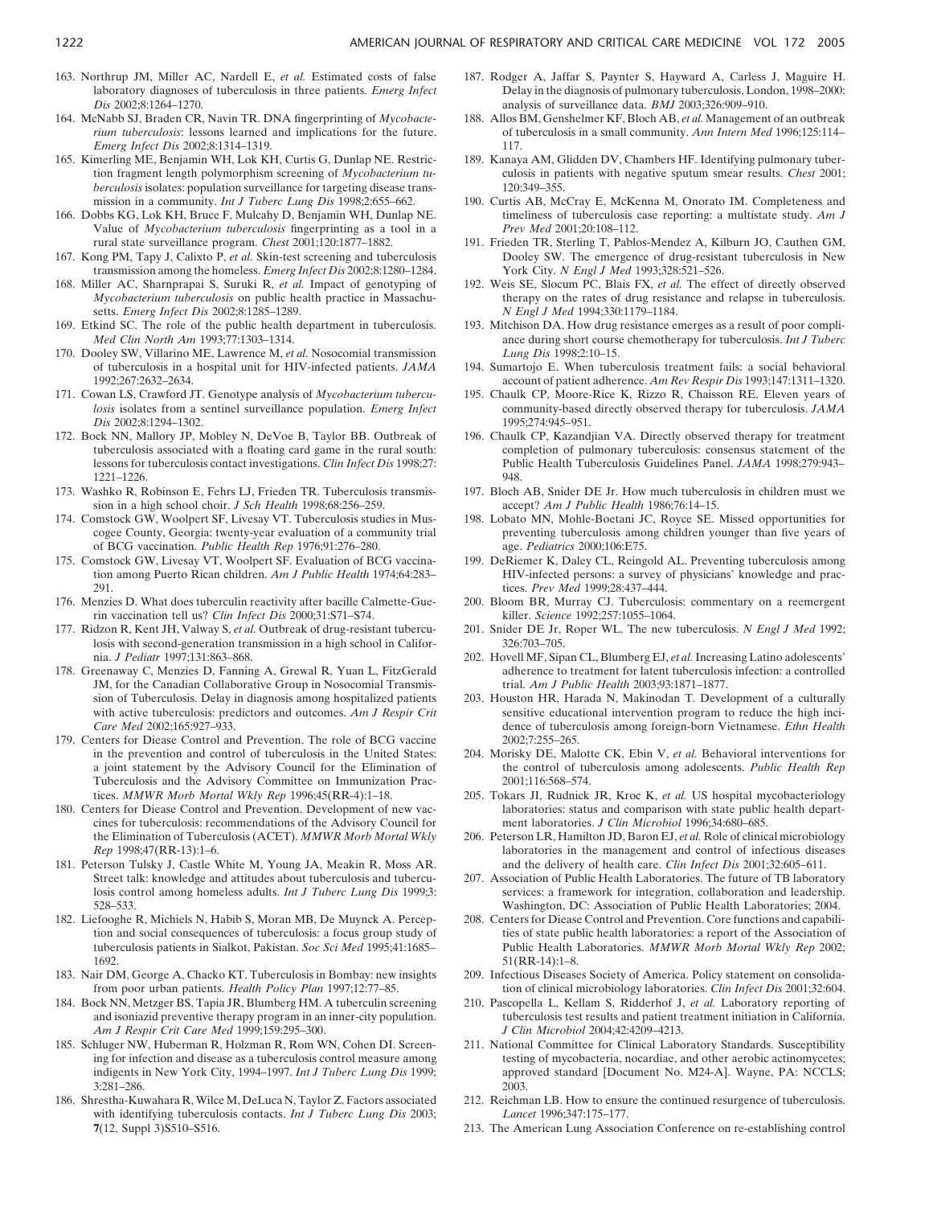163. Northrup JM, Miller AC, Nardell E, *et al.* Estimated costs of false laboratory diagnoses of tuberculosis in three patients. *Emerg Infect Dis* 2002;8:1264–1270.
164. McNabb SJ, Braden CR, Navin TR. DNA fingerprinting of *Mycobacterium tuberculosis*: lessons learned and implications for the future. *Emerg Infect Dis* 2002;8:1314–1319.
165. Kimerling ME, Benjamin WH, Lok KH, Curtis G, Dunlap NE. Restriction fragment length polymorphism screening of *Mycobacterium tuberculosis* isolates: population surveillance for targeting disease transmission in a community. *Int J Tuberc Lung Dis* 1998;2:655–662.
166. Dobbs KG, Lok KH, Bruce F, Mulcahy D, Benjamin WH, Dunlap NE. Value of *Mycobacterium tuberculosis* fingerprinting as a tool in a rural state surveillance program. *Chest* 2001;120:1877–1882.
167. Kong PM, Tapy J, Calixto P, *et al.* Skin-test screening and tuberculosis transmission among the homeless. *Emerg Infect Dis* 2002;8:1280–1284.
168. Miller AC, Sharnprapai S, Suruki R, *et al.* Impact of genotyping of *Mycobacterium tuberculosis* on public health practice in Massachusetts. *Emerg Infect Dis* 2002;8:1285–1289.
169. Etkind SC. The role of the public health department in tuberculosis. *Med Clin North Am* 1993;77:1303–1314.
170. Dooley SW, Villarino ME, Lawrence M, *et al.* Nosocomial transmission of tuberculosis in a hospital unit for HIV-infected patients. *JAMA* 1992;267:2632–2634.
171. Cowan LS, Crawford JT. Genotype analysis of *Mycobacterium tuberculosis* isolates from a sentinel surveillance population. *Emerg Infect Dis* 2002;8:1294–1302.
172. Bock NN, Mallory JP, Mobley N, DeVoe B, Taylor BB. Outbreak of tuberculosis associated with a floating card game in the rural south: lessons for tuberculosis contact investigations. *Clin Infect Dis* 1998;27:1221–1226.
173. Washko R, Robinson E, Fehrs LJ, Frieden TR. Tuberculosis transmission in a high school choir. *J Sch Health* 1998;68:256–259.
174. Comstock GW, Woolpert SF, Livesay VT. Tuberculosis studies in Muscogee County, Georgia: twenty-year evaluation of a community trial of BCG vaccination. *Public Health Rep* 1976;91:276–280.
175. Comstock GW, Livesay VT, Woolpert SF. Evaluation of BCG vaccination among Puerto Rican children. *Am J Public Health* 1974;64:283–291.
176. Menzies D. What does tuberculin reactivity after bacille Calmette-Guerin vaccination tell us? *Clin Infect Dis* 2000;31:S71–S74.
177. Ridzon R, Kent JH, Valway S, *et al.* Outbreak of drug-resistant tuberculosis with second-generation transmission in a high school in California. *J Pediatr* 1997;131:863–868.
178. Greenaway C, Menzies D, Fanning A, Grewal R, Yuan L, FitzGerald JM, for the Canadian Collaborative Group in Nosocomial Transmission of Tuberculosis. Delay in diagnosis among hospitalized patients with active tuberculosis: predictors and outcomes. *Am J Respir Crit Care Med* 2002;165:927–933.
179. Centers for Diease Control and Prevention. The role of BCG vaccine in the prevention and control of tuberculosis in the United States: a joint statement by the Advisory Council for the Elimination of Tuberculosis and the Advisory Committee on Immunization Practices. *MMWR Morb Mortal Wkly Rep* 1996;45(RR-4):1–18.
180. Centers for Diease Control and Prevention. Development of new vaccines for tuberculosis: recommendations of the Advisory Council for the Elimination of Tuberculosis (ACET). *MMWR Morb Mortal Wkly Rep* 1998;47(RR-13):1–6.
181. Peterson Tulsky J, Castle White M, Young JA, Meakin R, Moss AR. Street talk: knowledge and attitudes about tuberculosis and tuberculosis control among homeless adults. *Int J Tuberc Lung Dis* 1999;3:528–533.
182. Liefooghe R, Michiels N, Habib S, Moran MB, De Muynck A. Perception and social consequences of tuberculosis: a focus group study of tuberculosis patients in Sialkot, Pakistan. *Soc Sci Med* 1995;41:1685–1692.
183. Nair DM, George A, Chacko KT. Tuberculosis in Bombay: new insights from poor urban patients. *Health Policy Plan* 1997;12:77–85.
184. Bock NN, Metzger BS, Tapia JR, Blumberg HM. A tuberculin screening and isoniazid preventive therapy program in an inner-city population. *Am J Respir Crit Care Med* 1999;159:295–300.
185. Schluger NW, Huberman R, Holzman R, Rom WN, Cohen DI. Screening for infection and disease as a tuberculosis control measure among indigents in New York City, 1994–1997. *Int J Tuberc Lung Dis* 1999;3:281–286.
186. Shrestha-Kuwahara R, Wilce M, DeLuca N, Taylor Z. Factors associated with identifying tuberculosis contacts. *Int J Tuberc Lung Dis* 2003;**7**(12, Suppl 3)S510–S516.
187. Rodger A, Jaffar S, Paynter S, Hayward A, Carless J, Maguire H. Delay in the diagnosis of pulmonary tuberculosis, London, 1998–2000: analysis of surveillance data. *BMJ* 2003;326:909–910.
188. Allos BM, Genshelmer KF, Bloch AB, *et al.* Management of an outbreak of tuberculosis in a small community. *Ann Intern Med* 1996;125:114–117.
189. Kanaya AM, Glidden DV, Chambers HF. Identifying pulmonary tuberculosis in patients with negative sputum smear results. *Chest* 2001;120:349–355.
190. Curtis AB, McCray E, McKenna M, Onorato IM. Completeness and timeliness of tuberculosis case reporting: a multistate study. *Am J Prev Med* 2001;20:108–112.
191. Frieden TR, Sterling T, Pablos-Mendez A, Kilburn JO, Cauthen GM, Dooley SW. The emergence of drug-resistant tuberculosis in New York City. *N Engl J Med* 1993;328:521–526.
192. Weis SE, Slocum PC, Blais FX, *et al.* The effect of directly observed therapy on the rates of drug resistance and relapse in tuberculosis. *N Engl J Med* 1994;330:1179–1184.
193. Mitchison DA. How drug resistance emerges as a result of poor compliance during short course chemotherapy for tuberculosis. *Int J Tuberc Lung Dis* 1998;2:10–15.
194. Sumartojo E. When tuberculosis treatment fails: a social behavioral account of patient adherence. *Am Rev Respir Dis* 1993;147:1311–1320.
195. Chaulk CP, Moore-Rice K, Rizzo R, Chaisson RE. Eleven years of community-based directly observed therapy for tuberculosis. *JAMA* 1995;274:945–951.
196. Chaulk CP, Kazandjian VA. Directly observed therapy for treatment completion of pulmonary tuberculosis: consensus statement of the Public Health Tuberculosis Guidelines Panel. *JAMA* 1998;279:943–948.
197. Bloch AB, Snider DE Jr. How much tuberculosis in children must we accept? *Am J Public Health* 1986;76:14–15.
198. Lobato MN, Mohle-Boetani JC, Royce SE. Missed opportunities for preventing tuberculosis among children younger than five years of age. *Pediatrics* 2000;106:E75.
199. DeRiemer K, Daley CL, Reingold AL. Preventing tuberculosis among HIV-infected persons: a survey of physicians' knowledge and practices. *Prev Med* 1999;28:437–444.
200. Bloom BR, Murray CJ. Tuberculosis: commentary on a reemergent killer. *Science* 1992;257:1055–1064.
201. Snider DE Jr, Roper WL. The new tuberculosis. *N Engl J Med* 1992;326:703–705.
202. Hovell MF, Sipan CL, Blumberg EJ, *et al.* Increasing Latino adolescents' adherence to treatment for latent tuberculosis infection: a controlled trial. *Am J Public Health* 2003;93:1871–1877.
203. Houston HR, Harada N, Makinodan T. Development of a culturally sensitive educational intervention program to reduce the high incidence of tuberculosis among foreign-born Vietnamese. *Ethn Health* 2002;7:255–265.
204. Morisky DE, Malotte CK, Ebin V, *et al.* Behavioral interventions for the control of tuberculosis among adolescents. *Public Health Rep* 2001;116:568–574.
205. Tokars JI, Rudnick JR, Kroc K, *et al.* US hospital mycobacteriology laboratories: status and comparison with state public health department laboratories. *J Clin Microbiol* 1996;34:680–685.
206. Peterson LR, Hamilton JD, Baron EJ, *et al.* Role of clinical microbiology laboratories in the management and control of infectious diseases and the delivery of health care. *Clin Infect Dis* 2001;32:605–611.
207. Association of Public Health Laboratories. The future of TB laboratory services: a framework for integration, collaboration and leadership. Washington, DC: Association of Public Health Laboratories; 2004.
208. Centers for Diease Control and Prevention. Core functions and capabilities of state public health laboratories: a report of the Association of Public Health Laboratories. *MMWR Morb Mortal Wkly Rep* 2002;51(RR-14):1–8.
209. Infectious Diseases Society of America. Policy statement on consolidation of clinical microbiology laboratories. *Clin Infect Dis* 2001;32:604.
210. Pascopella L, Kellam S, Ridderhof J, *et al.* Laboratory reporting of tuberculosis test results and patient treatment initiation in California. *J Clin Microbiol* 2004;42:4209–4213.
211. National Committee for Clinical Laboratory Standards. Susceptibility testing of mycobacteria, nocardiae, and other aerobic actinomycetes; approved standard [Document No. M24-A]. Wayne, PA: NCCLS; 2003.
212. Reichman LB. How to ensure the continued resurgence of tuberculosis. *Lancet* 1996;347:175–177.
213. The American Lung Association Conference on re-establishing control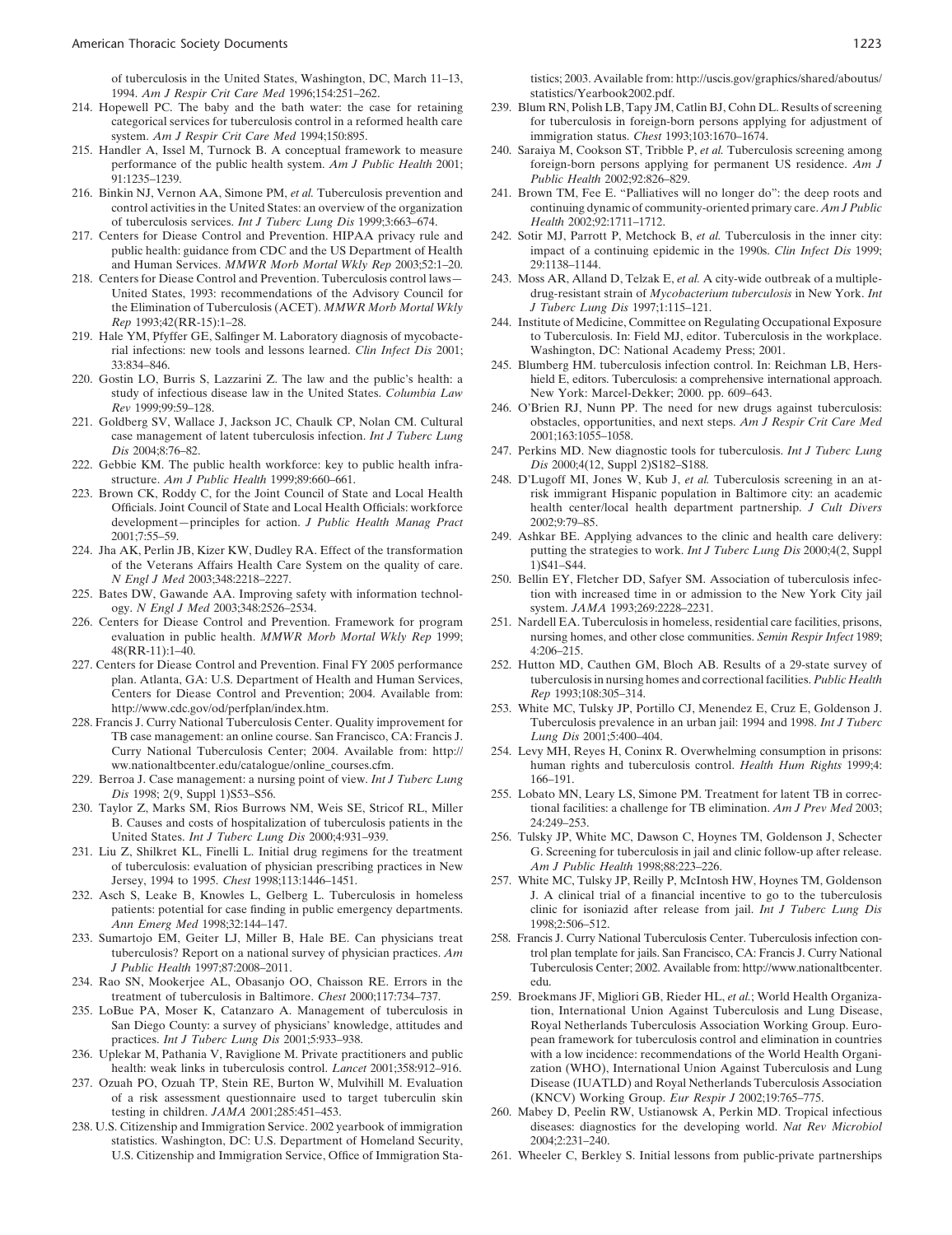of tuberculosis in the United States, Washington, DC, March 11–13, 1994. *Am J Respir Crit Care Med* 1996;154:251–262.

214. Hopewell PC. The baby and the bath water: the case for retaining categorical services for tuberculosis control in a reformed health care system. *Am J Respir Crit Care Med* 1994;150:895.
215. Handler A, Issel M, Turnock B. A conceptual framework to measure performance of the public health system. *Am J Public Health* 2001; 91:1235–1239.
216. Binkin NJ, Vernon AA, Simone PM, *et al.* Tuberculosis prevention and control activities in the United States: an overview of the organization of tuberculosis services. *Int J Tuberc Lung Dis* 1999;3:663–674.
217. Centers for Diease Control and Prevention. HIPAA privacy rule and public health: guidance from CDC and the US Department of Health and Human Services. *MMWR Morb Mortal Wkly Rep* 2003;52:1–20.
218. Centers for Diease Control and Prevention. Tuberculosis control laws—United States, 1993: recommendations of the Advisory Council for the Elimination of Tuberculosis (ACET). *MMWR Morb Mortal Wkly Rep* 1993;42(RR-15):1–28.
219. Hale YM, Pfyffer GE, Salfinger M. Laboratory diagnosis of mycobacterial infections: new tools and lessons learned. *Clin Infect Dis* 2001; 33:834–846.
220. Gostin LO, Burris S, Lazzarini Z. The law and the public's health: a study of infectious disease law in the United States. *Columbia Law Rev* 1999;99:59–128.
221. Goldberg SV, Wallace J, Jackson JC, Chaulk CP, Nolan CM. Cultural case management of latent tuberculosis infection. *Int J Tuberc Lung Dis* 2004;8:76–82.
222. Gebbie KM. The public health workforce: key to public health infrastructure. *Am J Public Health* 1999;89:660–661.
223. Brown CK, Roddy C, for the Joint Council of State and Local Health Officials. Joint Council of State and Local Health Officials: workforce development—principles for action. *J Public Health Manag Pract* 2001;7:55–59.
224. Jha AK, Perlin JB, Kizer KW, Dudley RA. Effect of the transformation of the Veterans Affairs Health Care System on the quality of care. *N Engl J Med* 2003;348:2218–2227.
225. Bates DW, Gawande AA. Improving safety with information technology. *N Engl J Med* 2003;348:2526–2534.
226. Centers for Diease Control and Prevention. Framework for program evaluation in public health. *MMWR Morb Mortal Wkly Rep* 1999; 48(RR-11):1–40.
227. Centers for Diease Control and Prevention. Final FY 2005 performance plan. Atlanta, GA: U.S. Department of Health and Human Services, Centers for Diease Control and Prevention; 2004. Available from: http://www.cdc.gov/od/perfplan/index.htm.
228. Francis J. Curry National Tuberculosis Center. Quality improvement for TB case management: an online course. San Francisco, CA: Francis J. Curry National Tuberculosis Center; 2004. Available from: http://ww.nationaltbcenter.edu/catalogue/online_courses.cfm.
229. Berroa J. Case management: a nursing point of view. *Int J Tuberc Lung Dis* 1998; 2(9, Suppl 1)S53–S56.
230. Taylor Z, Marks SM, Rios Burrows NM, Weis SE, Stricof RL, Miller B. Causes and costs of hospitalization of tuberculosis patients in the United States. *Int J Tuberc Lung Dis* 2000;4:931–939.
231. Liu Z, Shilkret KL, Finelli L. Initial drug regimens for the treatment of tuberculosis: evaluation of physician prescribing practices in New Jersey, 1994 to 1995. *Chest* 1998;113:1446–1451.
232. Asch S, Leake B, Knowles L, Gelberg L. Tuberculosis in homeless patients: potential for case finding in public emergency departments. *Ann Emerg Med* 1998;32:144–147.
233. Sumartojo EM, Geiter LJ, Miller B, Hale BE. Can physicians treat tuberculosis? Report on a national survey of physician practices. *Am J Public Health* 1997;87:2008–2011.
234. Rao SN, Mookerjee AL, Obasanjo OO, Chaisson RE. Errors in the treatment of tuberculosis in Baltimore. *Chest* 2000;117:734–737.
235. LoBue PA, Moser K, Catanzaro A. Management of tuberculosis in San Diego County: a survey of physicians' knowledge, attitudes and practices. *Int J Tuberc Lung Dis* 2001;5:933–938.
236. Uplekar M, Pathania V, Raviglione M. Private practitioners and public health: weak links in tuberculosis control. *Lancet* 2001;358:912–916.
237. Ozuah PO, Ozuah TP, Stein RE, Burton W, Mulvihill M. Evaluation of a risk assessment questionnaire used to target tuberculin skin testing in children. *JAMA* 2001;285:451–453.
238. U.S. Citizenship and Immigration Service. 2002 yearbook of immigration statistics. Washington, DC: U.S. Department of Homeland Security, U.S. Citizenship and Immigration Service, Office of Immigration Statistics; 2003. Available from: http://uscis.gov/graphics/shared/aboutus/statistics/Yearbook2002.pdf.
239. Blum RN, Polish LB, Tapy JM, Catlin BJ, Cohn DL. Results of screening for tuberculosis in foreign-born persons applying for adjustment of immigration status. *Chest* 1993;103:1670–1674.
240. Saraiya M, Cookson ST, Tribble P, *et al.* Tuberculosis screening among foreign-born persons applying for permanent US residence. *Am J Public Health* 2002;92:826–829.
241. Brown TM, Fee E. "Palliatives will no longer do": the deep roots and continuing dynamic of community-oriented primary care. *Am J Public Health* 2002;92:1711–1712.
242. Sotir MJ, Parrott P, Metchock B, *et al.* Tuberculosis in the inner city: impact of a continuing epidemic in the 1990s. *Clin Infect Dis* 1999; 29:1138–1144.
243. Moss AR, Alland D, Telzak E, *et al.* A city-wide outbreak of a multiple-drug-resistant strain of *Mycobacterium tuberculosis* in New York. *Int J Tuberc Lung Dis* 1997;1:115–121.
244. Institute of Medicine, Committee on Regulating Occupational Exposure to Tuberculosis. In: Field MJ, editor. Tuberculosis in the workplace. Washington, DC: National Academy Press; 2001.
245. Blumberg HM. tuberculosis infection control. In: Reichman LB, Hershield E, editors. Tuberculosis: a comprehensive international approach. New York: Marcel-Dekker; 2000. pp. 609–643.
246. O'Brien RJ, Nunn PP. The need for new drugs against tuberculosis: obstacles, opportunities, and next steps. *Am J Respir Crit Care Med* 2001;163:1055–1058.
247. Perkins MD. New diagnostic tools for tuberculosis. *Int J Tuberc Lung Dis* 2000;4(12, Suppl 2)S182–S188.
248. D'Lugoff MI, Jones W, Kub J, *et al.* Tuberculosis screening in an at-risk immigrant Hispanic population in Baltimore city: an academic health center/local health department partnership. *J Cult Divers* 2002;9:79–85.
249. Ashkar BE. Applying advances to the clinic and health care delivery: putting the strategies to work. *Int J Tuberc Lung Dis* 2000;4(2, Suppl 1)S41–S44.
250. Bellin EY, Fletcher DD, Safyer SM. Association of tuberculosis infection with increased time in or admission to the New York City jail system. *JAMA* 1993;269:2228–2231.
251. Nardell EA. Tuberculosis in homeless, residential care facilities, prisons, nursing homes, and other close communities. *Semin Respir Infect* 1989; 4:206–215.
252. Hutton MD, Cauthen GM, Bloch AB. Results of a 29-state survey of tuberculosis in nursing homes and correctional facilities. *Public Health Rep* 1993;108:305–314.
253. White MC, Tulsky JP, Portillo CJ, Menendez E, Cruz E, Goldenson J. Tuberculosis prevalence in an urban jail: 1994 and 1998. *Int J Tuberc Lung Dis* 2001;5:400–404.
254. Levy MH, Reyes H, Coninx R. Overwhelming consumption in prisons: human rights and tuberculosis control. *Health Hum Rights* 1999;4: 166–191.
255. Lobato MN, Leary LS, Simone PM. Treatment for latent TB in correctional facilities: a challenge for TB elimination. *Am J Prev Med* 2003; 24:249–253.
256. Tulsky JP, White MC, Dawson C, Hoynes TM, Goldenson J, Schecter G. Screening for tuberculosis in jail and clinic follow-up after release. *Am J Public Health* 1998;88:223–226.
257. White MC, Tulsky JP, Reilly P, McIntosh HW, Hoynes TM, Goldenson J. A clinical trial of a financial incentive to go to the tuberculosis clinic for isoniazid after release from jail. *Int J Tuberc Lung Dis* 1998;2:506–512.
258. Francis J. Curry National Tuberculosis Center. Tuberculosis infection control plan template for jails. San Francisco, CA: Francis J. Curry National Tuberculosis Center; 2002. Available from: http://www.nationaltbcenter.edu.
259. Broekmans JF, Migliori GB, Rieder HL, *et al.*; World Health Organization, International Union Against Tuberculosis and Lung Disease, Royal Netherlands Tuberculosis Association Working Group. European framework for tuberculosis control and elimination in countries with a low incidence: recommendations of the World Health Organization (WHO), International Union Against Tuberculosis and Lung Disease (IUATLD) and Royal Netherlands Tuberculosis Association (KNCV) Working Group. *Eur Respir J* 2002;19:765–775.
260. Mabey D, Peelin RW, Ustianowsk A, Perkin MD. Tropical infectious diseases: diagnostics for the developing world. *Nat Rev Microbiol* 2004;2:231–240.
261. Wheeler C, Berkley S. Initial lessons from public-private partnerships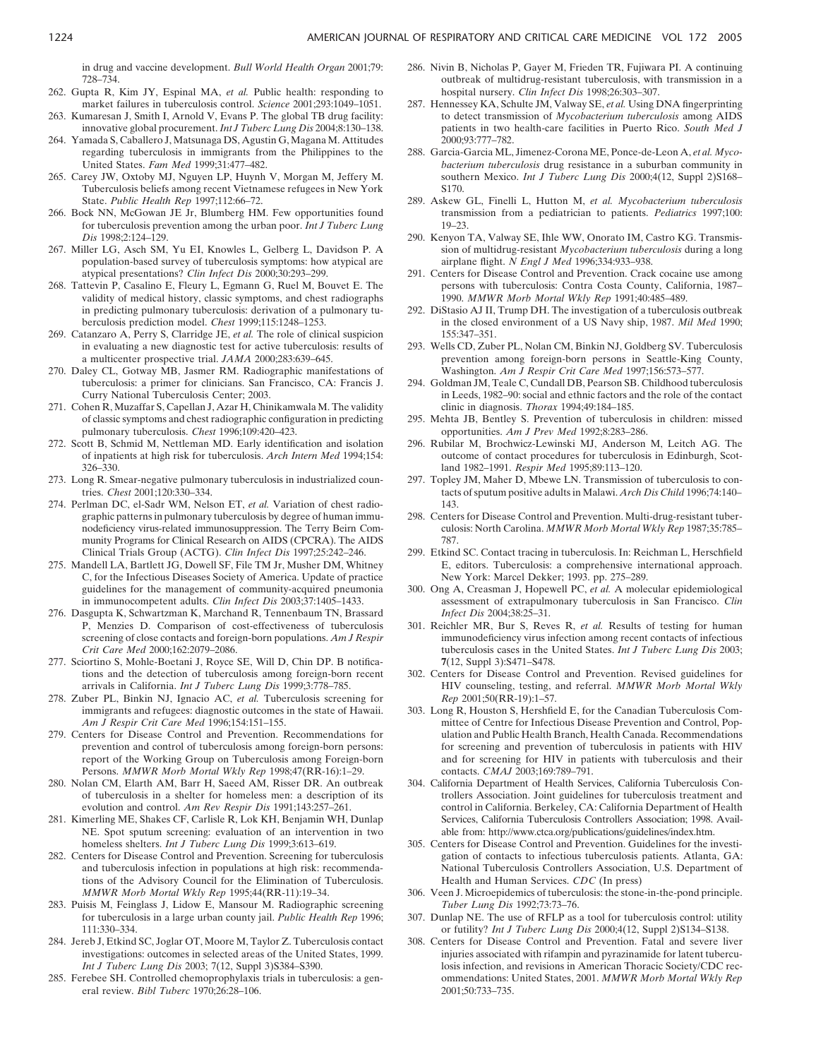in drug and vaccine development. *Bull World Health Organ* 2001;79: 728–734.

262. Gupta R, Kim JY, Espinal MA, *et al.* Public health: responding to market failures in tuberculosis control. *Science* 2001;293:1049–1051.
263. Kumaresan J, Smith I, Arnold V, Evans P. The global TB drug facility: innovative global procurement. *Int J Tuberc Lung Dis* 2004;8:130–138.
264. Yamada S, Caballero J, Matsunaga DS, Agustin G, Magana M. Attitudes regarding tuberculosis in immigrants from the Philippines to the United States. *Fam Med* 1999;31:477–482.
265. Carey JW, Oxtoby MJ, Nguyen LP, Huynh V, Morgan M, Jeffery M. Tuberculosis beliefs among recent Vietnamese refugees in New York State. *Public Health Rep* 1997;112:66–72.
266. Bock NN, McGowan JE Jr, Blumberg HM. Few opportunities found for tuberculosis prevention among the urban poor. *Int J Tuberc Lung Dis* 1998;2:124–129.
267. Miller LG, Asch SM, Yu EI, Knowles L, Gelberg L, Davidson P. A population-based survey of tuberculosis symptoms: how atypical are atypical presentations? *Clin Infect Dis* 2000;30:293–299.
268. Tattevin P, Casalino E, Fleury L, Egmann G, Ruel M, Bouvet E. The validity of medical history, classic symptoms, and chest radiographs in predicting pulmonary tuberculosis: derivation of a pulmonary tuberculosis prediction model. *Chest* 1999;115:1248–1253.
269. Catanzaro A, Perry S, Clarridge JE, *et al.* The role of clinical suspicion in evaluating a new diagnostic test for active tuberculosis: results of a multicenter prospective trial. *JAMA* 2000;283:639–645.
270. Daley CL, Gotway MB, Jasmer RM. Radiographic manifestations of tuberculosis: a primer for clinicians. San Francisco, CA: Francis J. Curry National Tuberculosis Center; 2003.
271. Cohen R, Muzaffar S, Capellan J, Azar H, Chinikamwala M. The validity of classic symptoms and chest radiographic configuration in predicting pulmonary tuberculosis. *Chest* 1996;109:420–423.
272. Scott B, Schmid M, Nettleman MD. Early identification and isolation of inpatients at high risk for tuberculosis. *Arch Intern Med* 1994;154: 326–330.
273. Long R. Smear-negative pulmonary tuberculosis in industrialized countries. *Chest* 2001;120:330–334.
274. Perlman DC, el-Sadr WM, Nelson ET, *et al.* Variation of chest radiographic patterns in pulmonary tuberculosis by degree of human immunodeficiency virus-related immunosuppression. The Terry Beirn Community Programs for Clinical Research on AIDS (CPCRA). The AIDS Clinical Trials Group (ACTG). *Clin Infect Dis* 1997;25:242–246.
275. Mandell LA, Bartlett JG, Dowell SF, File TM Jr, Musher DM, Whitney C, for the Infectious Diseases Society of America. Update of practice guidelines for the management of community-acquired pneumonia in immunocompetent adults. *Clin Infect Dis* 2003;37:1405–1433.
276. Dasgupta K, Schwartzman K, Marchand R, Tennenbaum TN, Brassard P, Menzies D. Comparison of cost-effectiveness of tuberculosis screening of close contacts and foreign-born populations. *Am J Respir Crit Care Med* 2000;162:2079–2086.
277. Sciortino S, Mohle-Boetani J, Royce SE, Will D, Chin DP. B notifications and the detection of tuberculosis among foreign-born recent arrivals in California. *Int J Tuberc Lung Dis* 1999;3:778–785.
278. Zuber PL, Binkin NJ, Ignacio AC, *et al.* Tuberculosis screening for immigrants and refugees: diagnostic outcomes in the state of Hawaii. *Am J Respir Crit Care Med* 1996;154:151–155.
279. Centers for Disease Control and Prevention. Recommendations for prevention and control of tuberculosis among foreign-born persons: report of the Working Group on Tuberculosis among Foreign-born Persons. *MMWR Morb Mortal Wkly Rep* 1998;47(RR-16):1–29.
280. Nolan CM, Elarth AM, Barr H, Saeed AM, Risser DR. An outbreak of tuberculosis in a shelter for homeless men: a description of its evolution and control. *Am Rev Respir Dis* 1991;143:257–261.
281. Kimerling ME, Shakes CF, Carlisle R, Lok KH, Benjamin WH, Dunlap NE. Spot sputum screening: evaluation of an intervention in two homeless shelters. *Int J Tuberc Lung Dis* 1999;3:613–619.
282. Centers for Disease Control and Prevention. Screening for tuberculosis and tuberculosis infection in populations at high risk: recommendations of the Advisory Council for the Elimination of Tuberculosis. *MMWR Morb Mortal Wkly Rep* 1995;44(RR-11):19–34.
283. Puisis M, Feinglass J, Lidow E, Mansour M. Radiographic screening for tuberculosis in a large urban county jail. *Public Health Rep* 1996; 111:330–334.
284. Jereb J, Etkind SC, Joglar OT, Moore M, Taylor Z. Tuberculosis contact investigations: outcomes in selected areas of the United States, 1999. *Int J Tuberc Lung Dis* 2003; 7(12, Suppl 3)S384–S390.
285. Ferebee SH. Controlled chemoprophylaxis trials in tuberculosis: a general review. *Bibl Tuberc* 1970;26:28–106.
286. Nivin B, Nicholas P, Gayer M, Frieden TR, Fujiwara PI. A continuing outbreak of multidrug-resistant tuberculosis, with transmission in a hospital nursery. *Clin Infect Dis* 1998;26:303–307.
287. Hennessey KA, Schulte JM, Valway SE, *et al.* Using DNA fingerprinting to detect transmission of *Mycobacterium tuberculosis* among AIDS patients in two health-care facilities in Puerto Rico. *South Med J* 2000;93:777–782.
288. Garcia-Garcia ML, Jimenez-Corona ME, Ponce-de-Leon A, *et al. Mycobacterium tuberculosis* drug resistance in a suburban community in southern Mexico. *Int J Tuberc Lung Dis* 2000;4(12, Suppl 2)S168–S170.
289. Askew GL, Finelli L, Hutton M, *et al. Mycobacterium tuberculosis* transmission from a pediatrician to patients. *Pediatrics* 1997;100: 19–23.
290. Kenyon TA, Valway SE, Ihle WW, Onorato IM, Castro KG. Transmission of multidrug-resistant *Mycobacterium tuberculosis* during a long airplane flight. *N Engl J Med* 1996;334:933–938.
291. Centers for Disease Control and Prevention. Crack cocaine use among persons with tuberculosis: Contra Costa County, California, 1987–1990. *MMWR Morb Mortal Wkly Rep* 1991;40:485–489.
292. DiStasio AJ II, Trump DH. The investigation of a tuberculosis outbreak in the closed environment of a US Navy ship, 1987. *Mil Med* 1990; 155:347–351.
293. Wells CD, Zuber PL, Nolan CM, Binkin NJ, Goldberg SV. Tuberculosis prevention among foreign-born persons in Seattle-King County, Washington. *Am J Respir Crit Care Med* 1997;156:573–577.
294. Goldman JM, Teale C, Cundall DB, Pearson SB. Childhood tuberculosis in Leeds, 1982–90: social and ethnic factors and the role of the contact clinic in diagnosis. *Thorax* 1994;49:184–185.
295. Mehta JB, Bentley S. Prevention of tuberculosis in children: missed opportunities. *Am J Prev Med* 1992;8:283–286.
296. Rubilar M, Brochwicz-Lewinski MJ, Anderson M, Leitch AG. The outcome of contact procedures for tuberculosis in Edinburgh, Scotland 1982–1991. *Respir Med* 1995;89:113–120.
297. Topley JM, Maher D, Mbewe LN. Transmission of tuberculosis to contacts of sputum positive adults in Malawi. *Arch Dis Child* 1996;74:140–143.
298. Centers for Disease Control and Prevention. Multi-drug-resistant tuberculosis: North Carolina. *MMWR Morb Mortal Wkly Rep* 1987;35:785–787.
299. Etkind SC. Contact tracing in tuberculosis. In: Reichman L, Herschfield E, editors. Tuberculosis: a comprehensive international approach. New York: Marcel Dekker; 1993. pp. 275–289.
300. Ong A, Creasman J, Hopewell PC, *et al.* A molecular epidemiological assessment of extrapulmonary tuberculosis in San Francisco. *Clin Infect Dis* 2004;38:25–31.
301. Reichler MR, Bur S, Reves R, *et al.* Results of testing for human immunodeficiency virus infection among recent contacts of infectious tuberculosis cases in the United States. *Int J Tuberc Lung Dis* 2003; **7**(12, Suppl 3):S471–S478.
302. Centers for Disease Control and Prevention. Revised guidelines for HIV counseling, testing, and referral. *MMWR Morb Mortal Wkly Rep* 2001;50(RR-19):1–57.
303. Long R, Houston S, Hershfield E, for the Canadian Tuberculosis Committee of Centre for Infectious Disease Prevention and Control, Population and Public Health Branch, Health Canada. Recommendations for screening and prevention of tuberculosis in patients with HIV and for screening for HIV in patients with tuberculosis and their contacts. *CMAJ* 2003;169:789–791.
304. California Department of Health Services, California Tuberculosis Controllers Association. Joint guidelines for tuberculosis treatment and control in California. Berkeley, CA: California Department of Health Services, California Tuberculosis Controllers Association; 1998. Available from: http://www.ctca.org/publications/guidelines/index.htm.
305. Centers for Disease Control and Prevention. Guidelines for the investigation of contacts to infectious tuberculosis patients. Atlanta, GA: National Tuberculosis Controllers Association, U.S. Department of Health and Human Services. *CDC* (In press)
306. Veen J. Microepidemics of tuberculosis: the stone-in-the-pond principle. *Tuber Lung Dis* 1992;73:73–76.
307. Dunlap NE. The use of RFLP as a tool for tuberculosis control: utility or futility? *Int J Tuberc Lung Dis* 2000;4(12, Suppl 2)S134–S138.
308. Centers for Disease Control and Prevention. Fatal and severe liver injuries associated with rifampin and pyrazinamide for latent tuberculosis infection, and revisions in American Thoracic Society/CDC recommendations: United States, 2001. *MMWR Morb Mortal Wkly Rep* 2001;50:733–735.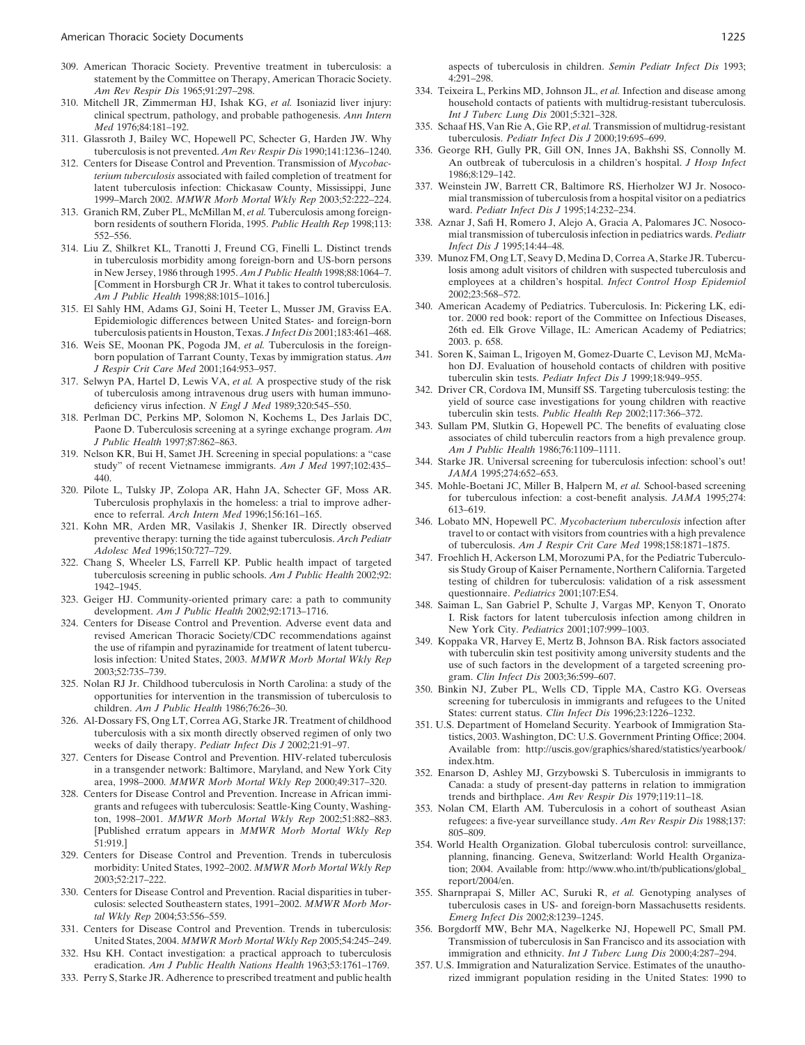309. American Thoracic Society. Preventive treatment in tuberculosis: a statement by the Committee on Therapy, American Thoracic Society. *Am Rev Respir Dis* 1965;91:297–298.
310. Mitchell JR, Zimmerman HJ, Ishak KG, *et al.* Isoniazid liver injury: clinical spectrum, pathology, and probable pathogenesis. *Ann Intern Med* 1976;84:181–192.
311. Glassroth J, Bailey WC, Hopewell PC, Schecter G, Harden JW. Why tuberculosis is not prevented. *Am Rev Respir Dis* 1990;141:1236–1240.
312. Centers for Disease Control and Prevention. Transmission of *Mycobacterium tuberculosis* associated with failed completion of treatment for latent tuberculosis infection: Chickasaw County, Mississippi, June 1999–March 2002. *MMWR Morb Mortal Wkly Rep* 2003;52:222–224.
313. Granich RM, Zuber PL, McMillan M, *et al.* Tuberculosis among foreign-born residents of southern Florida, 1995. *Public Health Rep* 1998;113: 552–556.
314. Liu Z, Shilkret KL, Tranotti J, Freund CG, Finelli L. Distinct trends in tuberculosis morbidity among foreign-born and US-born persons in New Jersey, 1986 through 1995. *Am J Public Health* 1998;88:1064–7. [Comment in Horsburgh CR Jr. What it takes to control tuberculosis. *Am J Public Health* 1998;88:1015–1016.]
315. El Sahly HM, Adams GJ, Soini H, Teeter L, Musser JM, Graviss EA. Epidemiologic differences between United States- and foreign-born tuberculosis patients in Houston, Texas. *J Infect Dis* 2001;183:461–468.
316. Weis SE, Moonan PK, Pogoda JM, *et al.* Tuberculosis in the foreign-born population of Tarrant County, Texas by immigration status. *Am J Respir Crit Care Med* 2001;164:953–957.
317. Selwyn PA, Hartel D, Lewis VA, *et al.* A prospective study of the risk of tuberculosis among intravenous drug users with human immunodeficiency virus infection. *N Engl J Med* 1989;320:545–550.
318. Perlman DC, Perkins MP, Solomon N, Kochems L, Des Jarlais DC, Paone D. Tuberculosis screening at a syringe exchange program. *Am J Public Health* 1997;87:862–863.
319. Nelson KR, Bui H, Samet JH. Screening in special populations: a "case study" of recent Vietnamese immigrants. *Am J Med* 1997;102:435–440.
320. Pilote L, Tulsky JP, Zolopa AR, Hahn JA, Schecter GF, Moss AR. Tuberculosis prophylaxis in the homeless: a trial to improve adherence to referral. *Arch Intern Med* 1996;156:161–165.
321. Kohn MR, Arden MR, Vasilakis J, Shenker IR. Directly observed preventive therapy: turning the tide against tuberculosis. *Arch Pediatr Adolesc Med* 1996;150:727–729.
322. Chang S, Wheeler LS, Farrell KP. Public health impact of targeted tuberculosis screening in public schools. *Am J Public Health* 2002;92: 1942–1945.
323. Geiger HJ. Community-oriented primary care: a path to community development. *Am J Public Health* 2002;92:1713–1716.
324. Centers for Disease Control and Prevention. Adverse event data and revised American Thoracic Society/CDC recommendations against the use of rifampin and pyrazinamide for treatment of latent tuberculosis infection: United States, 2003. *MMWR Morb Mortal Wkly Rep* 2003;52:735–739.
325. Nolan RJ Jr. Childhood tuberculosis in North Carolina: a study of the opportunities for intervention in the transmission of tuberculosis to children. *Am J Public Health* 1986;76:26–30.
326. Al-Dossary FS, Ong LT, Correa AG, Starke JR. Treatment of childhood tuberculosis with a six month directly observed regimen of only two weeks of daily therapy. *Pediatr Infect Dis J* 2002;21:91–97.
327. Centers for Disease Control and Prevention. HIV-related tuberculosis in a transgender network: Baltimore, Maryland, and New York City area, 1998–2000. *MMWR Morb Mortal Wkly Rep* 2000;49:317–320.
328. Centers for Disease Control and Prevention. Increase in African immigrants and refugees with tuberculosis: Seattle-King County, Washington, 1998–2001. *MMWR Morb Mortal Wkly Rep* 2002;51:882–883. [Published erratum appears in *MMWR Morb Mortal Wkly Rep* 51:919.]
329. Centers for Disease Control and Prevention. Trends in tuberculosis morbidity: United States, 1992–2002. *MMWR Morb Mortal Wkly Rep* 2003;52:217–222.
330. Centers for Disease Control and Prevention. Racial disparities in tuberculosis: selected Southeastern states, 1991–2002. *MMWR Morb Mortal Wkly Rep* 2004;53:556–559.
331. Centers for Disease Control and Prevention. Trends in tuberculosis: United States, 2004. *MMWR Morb Mortal Wkly Rep* 2005;54:245–249.
332. Hsu KH. Contact investigation: a practical approach to tuberculosis eradication. *Am J Public Health Nations Health* 1963;53:1761–1769.
333. Perry S, Starke JR. Adherence to prescribed treatment and public health aspects of tuberculosis in children. *Semin Pediatr Infect Dis* 1993; 4:291–298.
334. Teixeira L, Perkins MD, Johnson JL, *et al.* Infection and disease among household contacts of patients with multidrug-resistant tuberculosis. *Int J Tuberc Lung Dis* 2001;5:321–328.
335. Schaaf HS, Van Rie A, Gie RP, *et al.* Transmission of multidrug-resistant tuberculosis. *Pediatr Infect Dis J* 2000;19:695–699.
336. George RH, Gully PR, Gill ON, Innes JA, Bakhshi SS, Connolly M. An outbreak of tuberculosis in a children's hospital. *J Hosp Infect* 1986;8:129–142.
337. Weinstein JW, Barrett CR, Baltimore RS, Hierholzer WJ Jr. Nosocomial transmission of tuberculosis from a hospital visitor on a pediatrics ward. *Pediatr Infect Dis J* 1995;14:232–234.
338. Aznar J, Safi H, Romero J, Alejo A, Gracia A, Palomares JC. Nosocomial transmission of tuberculosis infection in pediatrics wards. *Pediatr Infect Dis J* 1995;14:44–48.
339. Munoz FM, Ong LT, Seavy D, Medina D, Correa A, Starke JR. Tuberculosis among adult visitors of children with suspected tuberculosis and employees at a children's hospital. *Infect Control Hosp Epidemiol* 2002;23:568–572.
340. American Academy of Pediatrics. Tuberculosis. In: Pickering LK, editor. 2000 red book: report of the Committee on Infectious Diseases, 26th ed. Elk Grove Village, IL: American Academy of Pediatrics; 2003. p. 658.
341. Soren K, Saiman L, Irigoyen M, Gomez-Duarte C, Levison MJ, McMahon DJ. Evaluation of household contacts of children with positive tuberculin skin tests. *Pediatr Infect Dis J* 1999;18:949–955.
342. Driver CR, Cordova IM, Munsiff SS. Targeting tuberculosis testing: the yield of source case investigations for young children with reactive tuberculin skin tests. *Public Health Rep* 2002;117:366–372.
343. Sullam PM, Slutkin G, Hopewell PC. The benefits of evaluating close associates of child tuberculin reactors from a high prevalence group. *Am J Public Health* 1986;76:1109–1111.
344. Starke JR. Universal screening for tuberculosis infection: school's out! *JAMA* 1995;274:652–653.
345. Mohle-Boetani JC, Miller B, Halpern M, *et al.* School-based screening for tuberculous infection: a cost-benefit analysis. *JAMA* 1995;274: 613–619.
346. Lobato MN, Hopewell PC. *Mycobacterium tuberculosis* infection after travel to or contact with visitors from countries with a high prevalence of tuberculosis. *Am J Respir Crit Care Med* 1998;158:1871–1875.
347. Froehlich H, Ackerson LM, Morozumi PA, for the Pediatric Tuberculosis Study Group of Kaiser Pernamente, Northern California. Targeted testing of children for tuberculosis: validation of a risk assessment questionnaire. *Pediatrics* 2001;107:E54.
348. Saiman L, San Gabriel P, Schulte J, Vargas MP, Kenyon T, Onorato I. Risk factors for latent tuberculosis infection among children in New York City. *Pediatrics* 2001;107:999–1003.
349. Koppaka VR, Harvey E, Mertz B, Johnson BA. Risk factors associated with tuberculin skin test positivity among university students and the use of such factors in the development of a targeted screening program. *Clin Infect Dis* 2003;36:599–607.
350. Binkin NJ, Zuber PL, Wells CD, Tipple MA, Castro KG. Overseas screening for tuberculosis in immigrants and refugees to the United States: current status. *Clin Infect Dis* 1996;23:1226–1232.
351. U.S. Department of Homeland Security. Yearbook of Immigration Statistics, 2003. Washington, DC: U.S. Government Printing Office; 2004. Available from: http://uscis.gov/graphics/shared/statistics/yearbook/index.htm.
352. Enarson D, Ashley MJ, Grzybowski S. Tuberculosis in immigrants to Canada: a study of present-day patterns in relation to immigration trends and birthplace. *Am Rev Respir Dis* 1979;119:11–18.
353. Nolan CM, Elarth AM. Tuberculosis in a cohort of southeast Asian refugees: a five-year surveillance study. *Am Rev Respir Dis* 1988;137: 805–809.
354. World Health Organization. Global tuberculosis control: surveillance, planning, financing. Geneva, Switzerland: World Health Organization; 2004. Available from: http://www.who.int/tb/publications/global_report/2004/en.
355. Sharnprapai S, Miller AC, Suruki R, *et al.* Genotyping analyses of tuberculosis cases in US- and foreign-born Massachusetts residents. *Emerg Infect Dis* 2002;8:1239–1245.
356. Borgdorff MW, Behr MA, Nagelkerke NJ, Hopewell PC, Small PM. Transmission of tuberculosis in San Francisco and its association with immigration and ethnicity. *Int J Tuberc Lung Dis* 2000;4:287–294.
357. U.S. Immigration and Naturalization Service. Estimates of the unauthorized immigrant population residing in the United States: 1990 to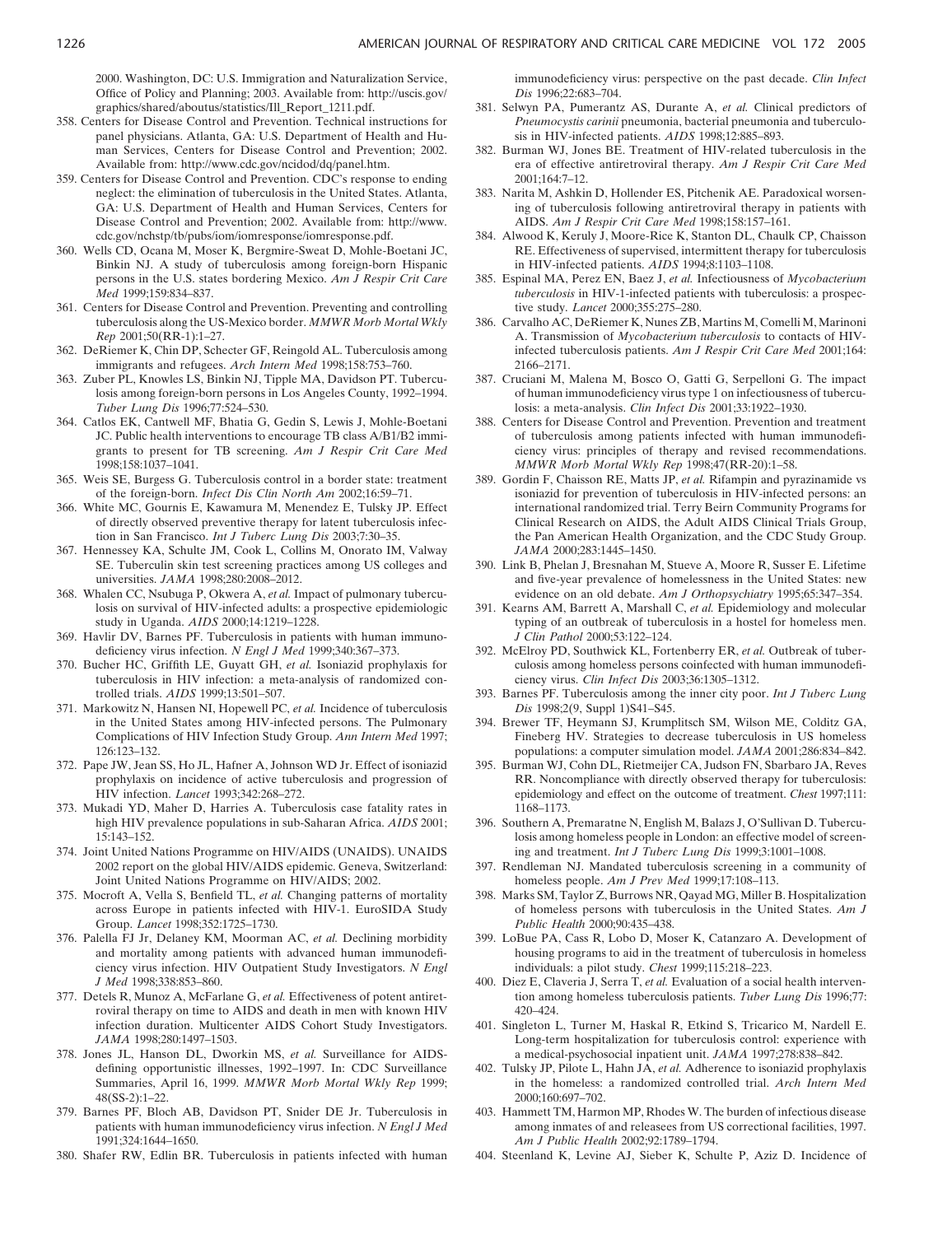2000. Washington, DC: U.S. Immigration and Naturalization Service, Office of Policy and Planning; 2003. Available from: http://uscis.gov/graphics/shared/aboutus/statistics/Ill_Report_1211.pdf.

358. Centers for Disease Control and Prevention. Technical instructions for panel physicians. Atlanta, GA: U.S. Department of Health and Human Services, Centers for Disease Control and Prevention; 2002. Available from: http://www.cdc.gov/ncidod/dq/panel.htm.

359. Centers for Disease Control and Prevention. CDC's response to ending neglect: the elimination of tuberculosis in the United States. Atlanta, GA: U.S. Department of Health and Human Services, Centers for Disease Control and Prevention; 2002. Available from: http://www.cdc.gov/nchstp/tb/pubs/iom/iomresponse/iomresponse.pdf.

360. Wells CD, Ocana M, Moser K, Bergmire-Sweat D, Mohle-Boetani JC, Binkin NJ. A study of tuberculosis among foreign-born Hispanic persons in the U.S. states bordering Mexico. *Am J Respir Crit Care Med* 1999;159:834–837.

361. Centers for Disease Control and Prevention. Preventing and controlling tuberculosis along the US-Mexico border. *MMWR Morb Mortal Wkly Rep* 2001;50(RR-1):1–27.

362. DeRiemer K, Chin DP, Schecter GF, Reingold AL. Tuberculosis among immigrants and refugees. *Arch Intern Med* 1998;158:753–760.

363. Zuber PL, Knowles LS, Binkin NJ, Tipple MA, Davidson PT. Tuberculosis among foreign-born persons in Los Angeles County, 1992–1994. *Tuber Lung Dis* 1996;77:524–530.

364. Catlos EK, Cantwell MF, Bhatia G, Gedin S, Lewis J, Mohle-Boetani JC. Public health interventions to encourage TB class A/B1/B2 immigrants to present for TB screening. *Am J Respir Crit Care Med* 1998;158:1037–1041.

365. Weis SE, Burgess G. Tuberculosis control in a border state: treatment of the foreign-born. *Infect Dis Clin North Am* 2002;16:59–71.

366. White MC, Gournis E, Kawamura M, Menendez E, Tulsky JP. Effect of directly observed preventive therapy for latent tuberculosis infection in San Francisco. *Int J Tuberc Lung Dis* 2003;7:30–35.

367. Hennessey KA, Schulte JM, Cook L, Collins M, Onorato IM, Valway SE. Tuberculin skin test screening practices among US colleges and universities. *JAMA* 1998;280:2008–2012.

368. Whalen CC, Nsubuga P, Okwera A, *et al.* Impact of pulmonary tuberculosis on survival of HIV-infected adults: a prospective epidemiologic study in Uganda. *AIDS* 2000;14:1219–1228.

369. Havlir DV, Barnes PF. Tuberculosis in patients with human immunodeficiency virus infection. *N Engl J Med* 1999;340:367–373.

370. Bucher HC, Griffith LE, Guyatt GH, *et al.* Isoniazid prophylaxis for tuberculosis in HIV infection: a meta-analysis of randomized controlled trials. *AIDS* 1999;13:501–507.

371. Markowitz N, Hansen NI, Hopewell PC, *et al.* Incidence of tuberculosis in the United States among HIV-infected persons. The Pulmonary Complications of HIV Infection Study Group. *Ann Intern Med* 1997; 126:123–132.

372. Pape JW, Jean SS, Ho JL, Hafner A, Johnson WD Jr. Effect of isoniazid prophylaxis on incidence of active tuberculosis and progression of HIV infection. *Lancet* 1993;342:268–272.

373. Mukadi YD, Maher D, Harries A. Tuberculosis case fatality rates in high HIV prevalence populations in sub-Saharan Africa. *AIDS* 2001; 15:143–152.

374. Joint United Nations Programme on HIV/AIDS (UNAIDS). UNAIDS 2002 report on the global HIV/AIDS epidemic. Geneva, Switzerland: Joint United Nations Programme on HIV/AIDS; 2002.

375. Mocroft A, Vella S, Benfield TL, *et al.* Changing patterns of mortality across Europe in patients infected with HIV-1. EuroSIDA Study Group. *Lancet* 1998;352:1725–1730.

376. Palella FJ Jr, Delaney KM, Moorman AC, *et al.* Declining morbidity and mortality among patients with advanced human immunodeficiency virus infection. HIV Outpatient Study Investigators. *N Engl J Med* 1998;338:853–860.

377. Detels R, Munoz A, McFarlane G, *et al.* Effectiveness of potent antiretroviral therapy on time to AIDS and death in men with known HIV infection duration. Multicenter AIDS Cohort Study Investigators. *JAMA* 1998;280:1497–1503.

378. Jones JL, Hanson DL, Dworkin MS, *et al.* Surveillance for AIDS-defining opportunistic illnesses, 1992–1997. In: CDC Surveillance Summaries, April 16, 1999. *MMWR Morb Mortal Wkly Rep* 1999; 48(SS-2):1–22.

379. Barnes PF, Bloch AB, Davidson PT, Snider DE Jr. Tuberculosis in patients with human immunodeficiency virus infection. *N Engl J Med* 1991;324:1644–1650.

380. Shafer RW, Edlin BR. Tuberculosis in patients infected with human immunodeficiency virus: perspective on the past decade. *Clin Infect Dis* 1996;22:683–704.

381. Selwyn PA, Pumerantz AS, Durante A, *et al.* Clinical predictors of *Pneumocystis carinii* pneumonia, bacterial pneumonia and tuberculosis in HIV-infected patients. *AIDS* 1998;12:885–893.

382. Burman WJ, Jones BE. Treatment of HIV-related tuberculosis in the era of effective antiretroviral therapy. *Am J Respir Crit Care Med* 2001;164:7–12.

383. Narita M, Ashkin D, Hollender ES, Pitchenik AE. Paradoxical worsening of tuberculosis following antiretroviral therapy in patients with AIDS. *Am J Respir Crit Care Med* 1998;158:157–161.

384. Alwood K, Keruly J, Moore-Rice K, Stanton DL, Chaulk CP, Chaisson RE. Effectiveness of supervised, intermittent therapy for tuberculosis in HIV-infected patients. *AIDS* 1994;8:1103–1108.

385. Espinal MA, Perez EN, Baez J, *et al.* Infectiousness of *Mycobacterium tuberculosis* in HIV-1-infected patients with tuberculosis: a prospective study. *Lancet* 2000;355:275–280.

386. Carvalho AC, DeRiemer K, Nunes ZB, Martins M, Comelli M, Marinoni A. Transmission of *Mycobacterium tuberculosis* to contacts of HIV-infected tuberculosis patients. *Am J Respir Crit Care Med* 2001;164: 2166–2171.

387. Cruciani M, Malena M, Bosco O, Gatti G, Serpelloni G. The impact of human immunodeficiency virus type 1 on infectiousness of tuberculosis: a meta-analysis. *Clin Infect Dis* 2001;33:1922–1930.

388. Centers for Disease Control and Prevention. Prevention and treatment of tuberculosis among patients infected with human immunodeficiency virus: principles of therapy and revised recommendations. *MMWR Morb Mortal Wkly Rep* 1998;47(RR-20):1–58.

389. Gordin F, Chaisson RE, Matts JP, *et al.* Rifampin and pyrazinamide vs isoniazid for prevention of tuberculosis in HIV-infected persons: an international randomized trial. Terry Beirn Community Programs for Clinical Research on AIDS, the Adult AIDS Clinical Trials Group, the Pan American Health Organization, and the CDC Study Group. *JAMA* 2000;283:1445–1450.

390. Link B, Phelan J, Bresnahan M, Stueve A, Moore R, Susser E. Lifetime and five-year prevalence of homelessness in the United States: new evidence on an old debate. *Am J Orthopsychiatry* 1995;65:347–354.

391. Kearns AM, Barrett A, Marshall C, *et al.* Epidemiology and molecular typing of an outbreak of tuberculosis in a hostel for homeless men. *J Clin Pathol* 2000;53:122–124.

392. McElroy PD, Southwick KL, Fortenberry ER, *et al.* Outbreak of tuberculosis among homeless persons coinfected with human immunodeficiency virus. *Clin Infect Dis* 2003;36:1305–1312.

393. Barnes PF. Tuberculosis among the inner city poor. *Int J Tuberc Lung Dis* 1998;2(9, Suppl 1)S41–S45.

394. Brewer TF, Heymann SJ, Krumplitsch SM, Wilson ME, Colditz GA, Fineberg HV. Strategies to decrease tuberculosis in US homeless populations: a computer simulation model. *JAMA* 2001;286:834–842.

395. Burman WJ, Cohn DL, Rietmeijer CA, Judson FN, Sbarbaro JA, Reves RR. Noncompliance with directly observed therapy for tuberculosis: epidemiology and effect on the outcome of treatment. *Chest* 1997;111: 1168–1173.

396. Southern A, Premaratne N, English M, Balazs J, O'Sullivan D. Tuberculosis among homeless people in London: an effective model of screening and treatment. *Int J Tuberc Lung Dis* 1999;3:1001–1008.

397. Rendleman NJ. Mandated tuberculosis screening in a community of homeless people. *Am J Prev Med* 1999;17:108–113.

398. Marks SM, Taylor Z, Burrows NR, Qayad MG, Miller B. Hospitalization of homeless persons with tuberculosis in the United States. *Am J Public Health* 2000;90:435–438.

399. LoBue PA, Cass R, Lobo D, Moser K, Catanzaro A. Development of housing programs to aid in the treatment of tuberculosis in homeless individuals: a pilot study. *Chest* 1999;115:218–223.

400. Diez E, Claveria J, Serra T, *et al.* Evaluation of a social health intervention among homeless tuberculosis patients. *Tuber Lung Dis* 1996;77: 420–424.

401. Singleton L, Turner M, Haskal R, Etkind S, Tricarico M, Nardell E. Long-term hospitalization for tuberculosis control: experience with a medical-psychosocial inpatient unit. *JAMA* 1997;278:838–842.

402. Tulsky JP, Pilote L, Hahn JA, *et al.* Adherence to isoniazid prophylaxis in the homeless: a randomized controlled trial. *Arch Intern Med* 2000;160:697–702.

403. Hammett TM, Harmon MP, Rhodes W. The burden of infectious disease among inmates of and releasees from US correctional facilities, 1997. *Am J Public Health* 2002;92:1789–1794.

404. Steenland K, Levine AJ, Sieber K, Schulte P, Aziz D. Incidence of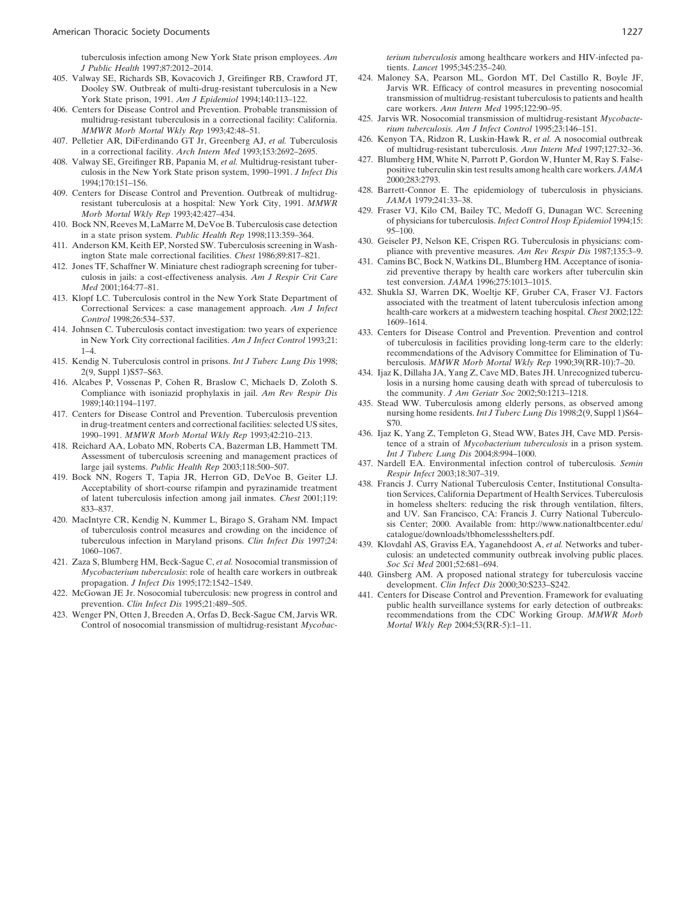tuberculosis infection among New York State prison employees. *Am J Public Health* 1997;87:2012–2014.

405. Valway SE, Richards SB, Kovacovich J, Greifinger RB, Crawford JT, Dooley SW. Outbreak of multi-drug-resistant tuberculosis in a New York State prison, 1991. *Am J Epidemiol* 1994;140:113–122.
406. Centers for Disease Control and Prevention. Probable transmission of multidrug-resistant tuberculosis in a correctional facility: California. *MMWR Morb Mortal Wkly Rep* 1993;42:48–51.
407. Pelletier AR, DiFerdinando GT Jr, Greenberg AJ, *et al.* Tuberculosis in a correctional facility. *Arch Intern Med* 1993;153:2692–2695.
408. Valway SE, Greifinger RB, Papania M, *et al.* Multidrug-resistant tuberculosis in the New York State prison system, 1990–1991. *J Infect Dis* 1994;170:151–156.
409. Centers for Disease Control and Prevention. Outbreak of multidrug-resistant tuberculosis at a hospital: New York City, 1991. *MMWR Morb Mortal Wkly Rep* 1993;42:427–434.
410. Bock NN, Reeves M, LaMarre M, DeVoe B. Tuberculosis case detection in a state prison system. *Public Health Rep* 1998;113:359–364.
411. Anderson KM, Keith EP, Norsted SW. Tuberculosis screening in Washington State male correctional facilities. *Chest* 1986;89:817–821.
412. Jones TF, Schaffner W. Miniature chest radiograph screening for tuberculosis in jails: a cost-effectiveness analysis. *Am J Respir Crit Care Med* 2001;164:77–81.
413. Klopf LC. Tuberculosis control in the New York State Department of Correctional Services: a case management approach. *Am J Infect Control* 1998;26:534–537.
414. Johnsen C. Tuberculosis contact investigation: two years of experience in New York City correctional facilities. *Am J Infect Control* 1993;21:1–4.
415. Kendig N. Tuberculosis control in prisons. *Int J Tuberc Lung Dis* 1998; 2(9, Suppl 1)S57–S63.
416. Alcabes P, Vossenas P, Cohen R, Braslow C, Michaels D, Zoloth S. Compliance with isoniazid prophylaxis in jail. *Am Rev Respir Dis* 1989;140:1194–1197.
417. Centers for Disease Control and Prevention. Tuberculosis prevention in drug-treatment centers and correctional facilities: selected US sites, 1990–1991. *MMWR Morb Mortal Wkly Rep* 1993;42:210–213.
418. Reichard AA, Lobato MN, Roberts CA, Bazerman LB, Hammett TM. Assessment of tuberculosis screening and management practices of large jail systems. *Public Health Rep* 2003;118:500–507.
419. Bock NN, Rogers T, Tapia JR, Herron GD, DeVoe B, Geiter LJ. Acceptability of short-course rifampin and pyrazinamide treatment of latent tuberculosis infection among jail inmates. *Chest* 2001;119: 833–837.
420. MacIntyre CR, Kendig N, Kummer L, Birago S, Graham NM. Impact of tuberculosis control measures and crowding on the incidence of tuberculous infection in Maryland prisons. *Clin Infect Dis* 1997;24: 1060–1067.
421. Zaza S, Blumberg HM, Beck-Sague C, *et al.* Nosocomial transmission of *Mycobacterium tuberculosis*: role of health care workers in outbreak propagation. *J Infect Dis* 1995;172:1542–1549.
422. McGowan JE Jr. Nosocomial tuberculosis: new progress in control and prevention. *Clin Infect Dis* 1995;21:489–505.
423. Wenger PN, Otten J, Breeden A, Orfas D, Beck-Sague CM, Jarvis WR. Control of nosocomial transmission of multidrug-resistant *Mycobacterium tuberculosis* among healthcare workers and HIV-infected patients. *Lancet* 1995;345:235–240.
424. Maloney SA, Pearson ML, Gordon MT, Del Castillo R, Boyle JF, Jarvis WR. Efficacy of control measures in preventing nosocomial transmission of multidrug-resistant tuberculosis to patients and health care workers. *Ann Intern Med* 1995;122:90–95.
425. Jarvis WR. Nosocomial transmission of multidrug-resistant *Mycobacterium tuberculosis. Am J Infect Control* 1995;23:146–151.
426. Kenyon TA, Ridzon R, Luskin-Hawk R, *et al.* A nosocomial outbreak of multidrug-resistant tuberculosis. *Ann Intern Med* 1997;127:32–36.
427. Blumberg HM, White N, Parrott P, Gordon W, Hunter M, Ray S. False-positive tuberculin skin test results among health care workers. *JAMA* 2000;283:2793.
428. Barrett-Connor E. The epidemiology of tuberculosis in physicians. *JAMA* 1979;241:33–38.
429. Fraser VJ, Kilo CM, Bailey TC, Medoff G, Dunagan WC. Screening of physicians for tuberculosis. *Infect Control Hosp Epidemiol* 1994;15: 95–100.
430. Geiseler PJ, Nelson KE, Crispen RG. Tuberculosis in physicians: compliance with preventive measures. *Am Rev Respir Dis* 1987;135:3–9.
431. Camins BC, Bock N, Watkins DL, Blumberg HM. Acceptance of isoniazid preventive therapy by health care workers after tuberculin skin test conversion. *JAMA* 1996;275:1013–1015.
432. Shukla SJ, Warren DK, Woeltje KF, Gruber CA, Fraser VJ. Factors associated with the treatment of latent tuberculosis infection among health-care workers at a midwestern teaching hospital. *Chest* 2002;122: 1609–1614.
433. Centers for Disease Control and Prevention. Prevention and control of tuberculosis in facilities providing long-term care to the elderly: recommendations of the Advisory Committee for Elimination of Tuberculosis. *MMWR Morb Mortal Wkly Rep* 1990;39(RR-10):7–20.
434. Ijaz K, Dillaha JA, Yang Z, Cave MD, Bates JH. Unrecognized tuberculosis in a nursing home causing death with spread of tuberculosis to the community. *J Am Geriatr Soc* 2002;50:1213–1218.
435. Stead WW. Tuberculosis among elderly persons, as observed among nursing home residents. *Int J Tuberc Lung Dis* 1998;2(9, Suppl 1)S64–S70.
436. Ijaz K, Yang Z, Templeton G, Stead WW, Bates JH, Cave MD. Persistence of a strain of *Mycobacterium tuberculosis* in a prison system. *Int J Tuberc Lung Dis* 2004;8:994–1000.
437. Nardell EA. Environmental infection control of tuberculosis. *Semin Respir Infect* 2003;18:307–319.
438. Francis J. Curry National Tuberculosis Center, Institutional Consultation Services, California Department of Health Services. Tuberculosis in homeless shelters: reducing the risk through ventilation, filters, and UV. San Francisco, CA: Francis J. Curry National Tuberculosis Center; 2000. Available from: http://www.nationaltbcenter.edu/catalogue/downloads/tbhomelessshelters.pdf.
439. Klovdahl AS, Graviss EA, Yaganehdoost A, *et al.* Networks and tuberculosis: an undetected community outbreak involving public places. *Soc Sci Med* 2001;52:681–694.
440. Ginsberg AM. A proposed national strategy for tuberculosis vaccine development. *Clin Infect Dis* 2000;30:S233–S242.
441. Centers for Disease Control and Prevention. Framework for evaluating public health surveillance systems for early detection of outbreaks: recommendations from the CDC Working Group. *MMWR Morb Mortal Wkly Rep* 2004;53(RR-5):1–11.